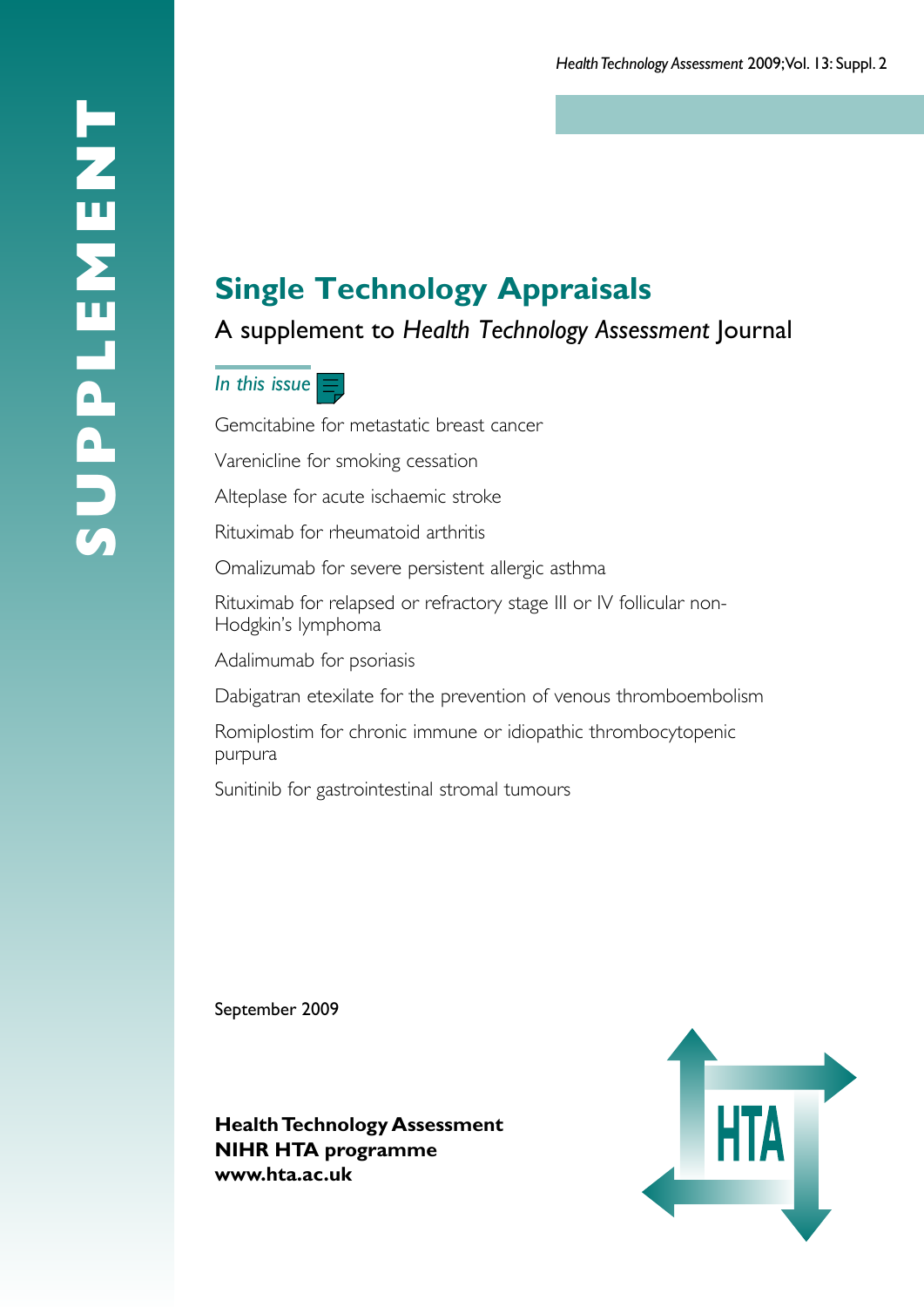SUPPLEMENT

Health Technology Assessment 2009; Vol. 13: Suppl. 2

# Single Technology Appraisals

## A supplement to *Health Technology Assessment* Journal

*In this issue*

Gemcitabine for metastatic breast cancer

Varenicline for smoking cessation

Alteplase for acute ischaemic stroke

Rituximab for rheumatoid arthritis

Omalizumab for severe persistent allergic asthma

Rituximab for relapsed or refractory stage III or IV follicular non-Hodgkin's lymphoma

Adalimumab for psoriasis

Dabigatran etexilate for the prevention of venous thromboembolism

Romiplostim for chronic immune or idiopathic thrombocytopenic purpura

Sunitinib for gastrointestinal stromal tumours

September 2009

**Health Technology Assessment**
**NIHR HTA programme**
**www.hta.ac.uk**

HTA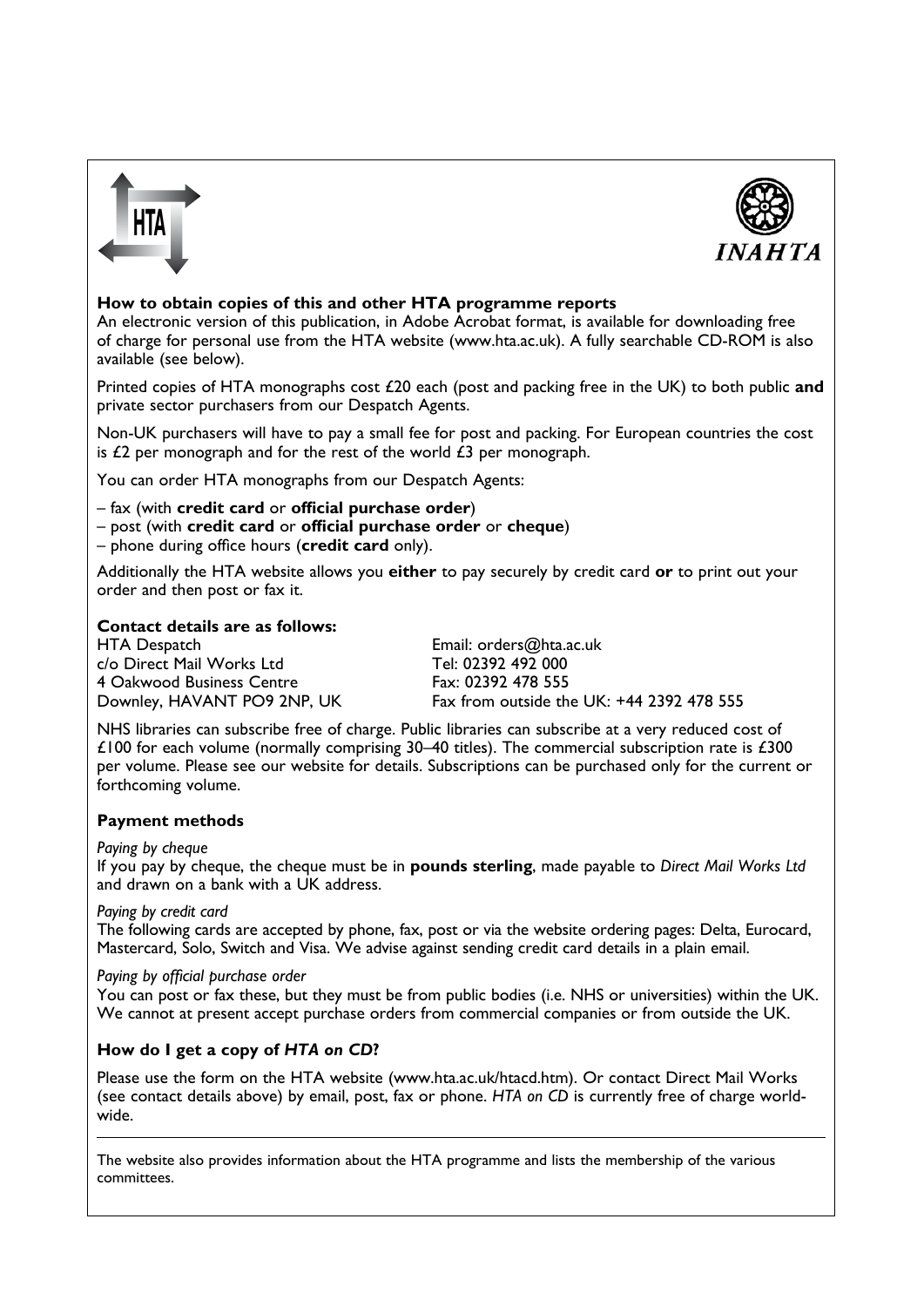### How to obtain copies of this and other HTA programme reports

An electronic version of this publication, in Adobe Acrobat format, is available for downloading free of charge for personal use from the HTA website (www.hta.ac.uk). A fully searchable CD-ROM is also available (see below).

Printed copies of HTA monographs cost £20 each (post and packing free in the UK) to both public **and** private sector purchasers from our Despatch Agents.

Non-UK purchasers will have to pay a small fee for post and packing. For European countries the cost is £2 per monograph and for the rest of the world £3 per monograph.

You can order HTA monographs from our Despatch Agents:

- fax (with **credit card** or **official purchase order**)
- post (with **credit card** or **official purchase order** or **cheque**)
- phone during office hours (**credit card** only).

Additionally the HTA website allows you **either** to pay securely by credit card **or** to print out your order and then post or fax it.

**Contact details are as follows:**

HTA Despatch
c/o Direct Mail Works Ltd
4 Oakwood Business Centre
Downley, HAVANT PO9 2NP, UK

Email: orders@hta.ac.uk
Tel: 02392 492 000
Fax: 02392 478 555
Fax from outside the UK: +44 2392 478 555

NHS libraries can subscribe free of charge. Public libraries can subscribe at a very reduced cost of £100 for each volume (normally comprising 30–40 titles). The commercial subscription rate is £300 per volume. Please see our website for details. Subscriptions can be purchased only for the current or forthcoming volume.

### Payment methods

*Paying by cheque*
If you pay by cheque, the cheque must be in **pounds sterling**, made payable to *Direct Mail Works Ltd* and drawn on a bank with a UK address.

*Paying by credit card*
The following cards are accepted by phone, fax, post or via the website ordering pages: Delta, Eurocard, Mastercard, Solo, Switch and Visa. We advise against sending credit card details in a plain email.

*Paying by official purchase order*
You can post or fax these, but they must be from public bodies (i.e. NHS or universities) within the UK. We cannot at present accept purchase orders from commercial companies or from outside the UK.

### How do I get a copy of *HTA on CD*?

Please use the form on the HTA website (www.hta.ac.uk/htacd.htm). Or contact Direct Mail Works (see contact details above) by email, post, fax or phone. *HTA on CD* is currently free of charge worldwide.

---

The website also provides information about the HTA programme and lists the membership of the various committees.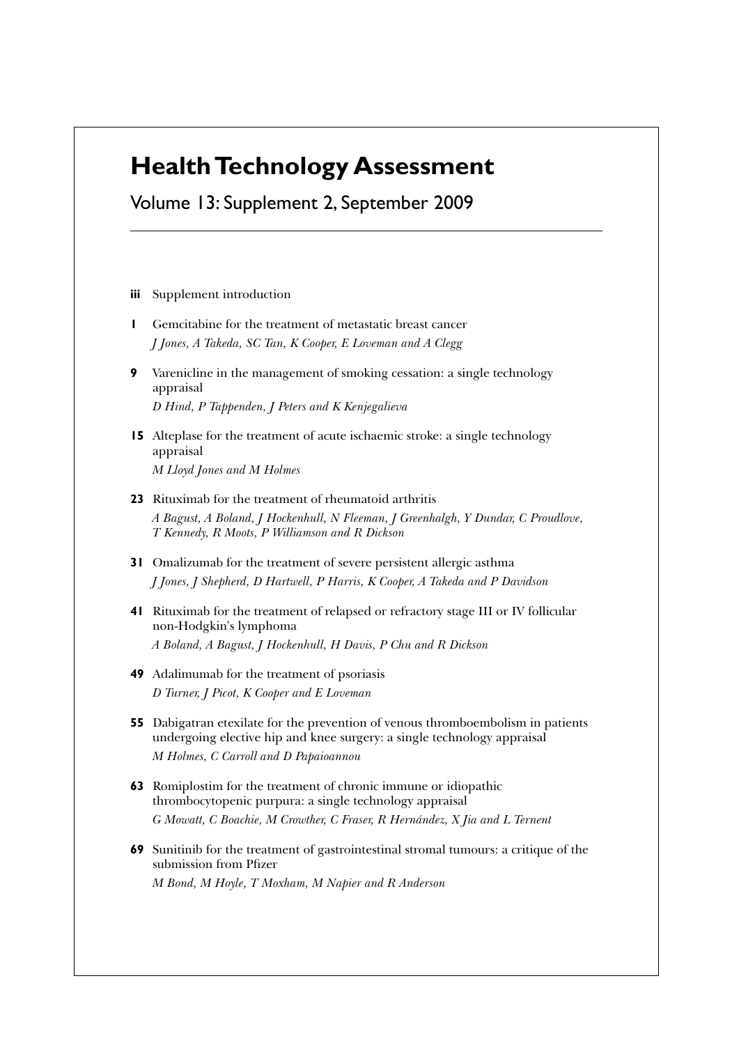# Health Technology Assessment

## Volume 13: Supplement 2, September 2009

**iii** Supplement introduction

**1** Gemcitabine for the treatment of metastatic breast cancer
*J Jones, A Takeda, SC Tan, K Cooper, E Loveman and A Clegg*

**9** Varenicline in the management of smoking cessation: a single technology appraisal
*D Hind, P Tappenden, J Peters and K Kenjegalieva*

**15** Alteplase for the treatment of acute ischaemic stroke: a single technology appraisal
*M Lloyd Jones and M Holmes*

**23** Rituximab for the treatment of rheumatoid arthritis
*A Bagust, A Boland, J Hockenhull, N Fleeman, J Greenhalgh, Y Dundar, C Proudlove, T Kennedy, R Moots, P Williamson and R Dickson*

**31** Omalizumab for the treatment of severe persistent allergic asthma
*J Jones, J Shepherd, D Hartwell, P Harris, K Cooper, A Takeda and P Davidson*

**41** Rituximab for the treatment of relapsed or refractory stage III or IV follicular non-Hodgkin's lymphoma
*A Boland, A Bagust, J Hockenhull, H Davis, P Chu and R Dickson*

**49** Adalimumab for the treatment of psoriasis
*D Turner, J Picot, K Cooper and E Loveman*

**55** Dabigatran etexilate for the prevention of venous thromboembolism in patients undergoing elective hip and knee surgery: a single technology appraisal
*M Holmes, C Carroll and D Papaioannou*

**63** Romiplostim for the treatment of chronic immune or idiopathic thrombocytopenic purpura: a single technology appraisal
*G Mowatt, C Boachie, M Crowther, C Fraser, R Hernández, X Jia and L Ternent*

**69** Sunitinib for the treatment of gastrointestinal stromal tumours: a critique of the submission from Pfizer
*M Bond, M Hoyle, T Moxham, M Napier and R Anderson*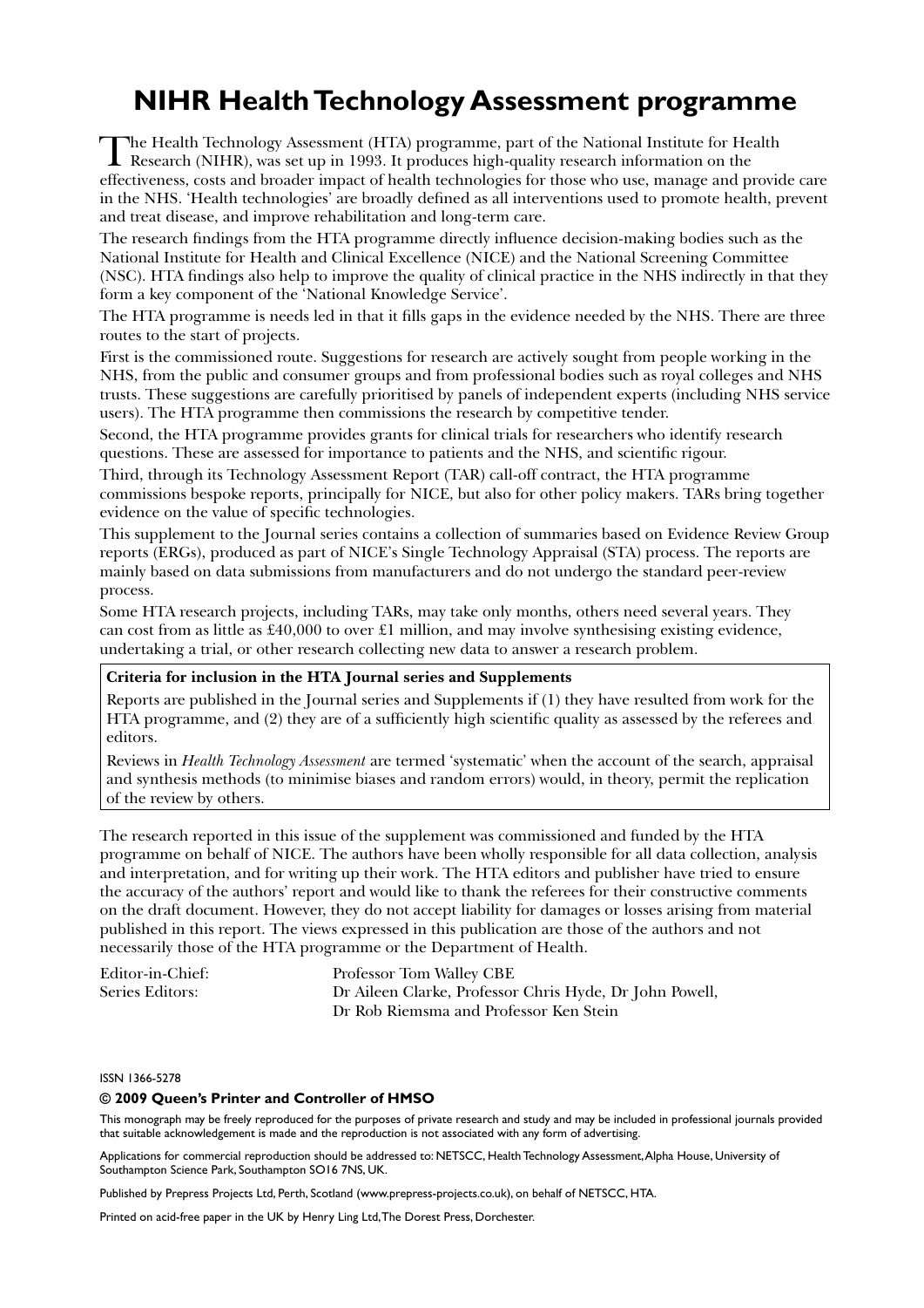# NIHR Health Technology Assessment programme

The Health Technology Assessment (HTA) programme, part of the National Institute for Health Research (NIHR), was set up in 1993. It produces high-quality research information on the effectiveness, costs and broader impact of health technologies for those who use, manage and provide care in the NHS. 'Health technologies' are broadly defined as all interventions used to promote health, prevent and treat disease, and improve rehabilitation and long-term care.

The research findings from the HTA programme directly influence decision-making bodies such as the National Institute for Health and Clinical Excellence (NICE) and the National Screening Committee (NSC). HTA findings also help to improve the quality of clinical practice in the NHS indirectly in that they form a key component of the 'National Knowledge Service'.

The HTA programme is needs led in that it fills gaps in the evidence needed by the NHS. There are three routes to the start of projects.

First is the commissioned route. Suggestions for research are actively sought from people working in the NHS, from the public and consumer groups and from professional bodies such as royal colleges and NHS trusts. These suggestions are carefully prioritised by panels of independent experts (including NHS service users). The HTA programme then commissions the research by competitive tender.

Second, the HTA programme provides grants for clinical trials for researchers who identify research questions. These are assessed for importance to patients and the NHS, and scientific rigour.

Third, through its Technology Assessment Report (TAR) call-off contract, the HTA programme commissions bespoke reports, principally for NICE, but also for other policy makers. TARs bring together evidence on the value of specific technologies.

This supplement to the Journal series contains a collection of summaries based on Evidence Review Group reports (ERGs), produced as part of NICE's Single Technology Appraisal (STA) process. The reports are mainly based on data submissions from manufacturers and do not undergo the standard peer-review process.

Some HTA research projects, including TARs, may take only months, others need several years. They can cost from as little as £40,000 to over £1 million, and may involve synthesising existing evidence, undertaking a trial, or other research collecting new data to answer a research problem.

**Criteria for inclusion in the HTA Journal series and Supplements**

Reports are published in the Journal series and Supplements if (1) they have resulted from work for the HTA programme, and (2) they are of a sufficiently high scientific quality as assessed by the referees and editors.

Reviews in *Health Technology Assessment* are termed 'systematic' when the account of the search, appraisal and synthesis methods (to minimise biases and random errors) would, in theory, permit the replication of the review by others.

The research reported in this issue of the supplement was commissioned and funded by the HTA programme on behalf of NICE. The authors have been wholly responsible for all data collection, analysis and interpretation, and for writing up their work. The HTA editors and publisher have tried to ensure the accuracy of the authors' report and would like to thank the referees for their constructive comments on the draft document. However, they do not accept liability for damages or losses arising from material published in this report. The views expressed in this publication are those of the authors and not necessarily those of the HTA programme or the Department of Health.

Editor-in-Chief: Professor Tom Walley CBE
Series Editors: Dr Aileen Clarke, Professor Chris Hyde, Dr John Powell, Dr Rob Riemsma and Professor Ken Stein

ISSN 1366-5278

**© 2009 Queen's Printer and Controller of HMSO**

This monograph may be freely reproduced for the purposes of private research and study and may be included in professional journals provided that suitable acknowledgement is made and the reproduction is not associated with any form of advertising.

Applications for commercial reproduction should be addressed to: NETSCC, Health Technology Assessment, Alpha House, University of Southampton Science Park, Southampton SO16 7NS, UK.

Published by Prepress Projects Ltd, Perth, Scotland (www.prepress-projects.co.uk), on behalf of NETSCC, HTA.

Printed on acid-free paper in the UK by Henry Ling Ltd, The Dorest Press, Dorchester.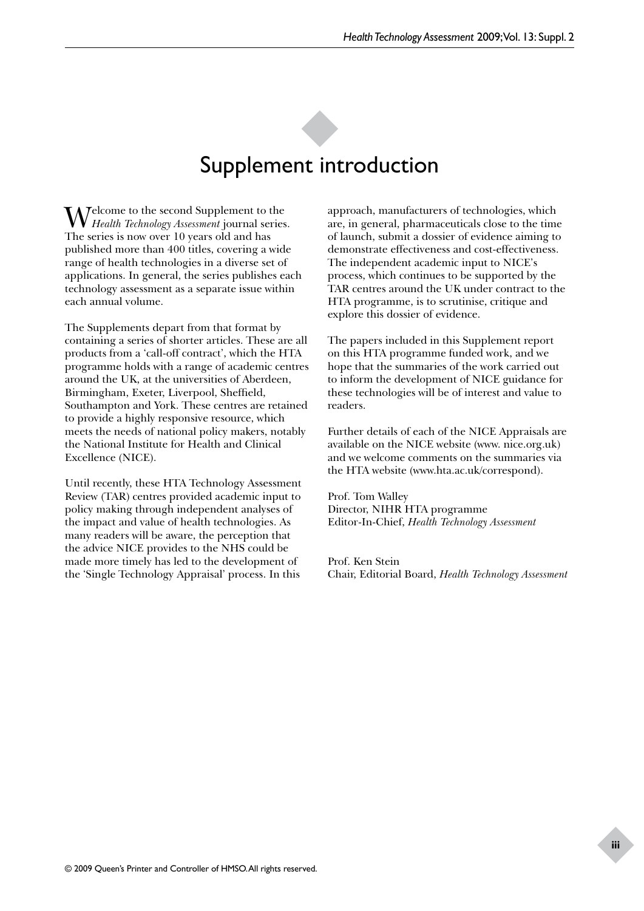# Supplement introduction

Welcome to the second Supplement to the *Health Technology Assessment* journal series. The series is now over 10 years old and has published more than 400 titles, covering a wide range of health technologies in a diverse set of applications. In general, the series publishes each technology assessment as a separate issue within each annual volume.

The Supplements depart from that format by containing a series of shorter articles. These are all products from a 'call-off contract', which the HTA programme holds with a range of academic centres around the UK, at the universities of Aberdeen, Birmingham, Exeter, Liverpool, Sheffield, Southampton and York. These centres are retained to provide a highly responsive resource, which meets the needs of national policy makers, notably the National Institute for Health and Clinical Excellence (NICE).

Until recently, these HTA Technology Assessment Review (TAR) centres provided academic input to policy making through independent analyses of the impact and value of health technologies. As many readers will be aware, the perception that the advice NICE provides to the NHS could be made more timely has led to the development of the 'Single Technology Appraisal' process. In this approach, manufacturers of technologies, which are, in general, pharmaceuticals close to the time of launch, submit a dossier of evidence aiming to demonstrate effectiveness and cost-effectiveness. The independent academic input to NICE's process, which continues to be supported by the TAR centres around the UK under contract to the HTA programme, is to scrutinise, critique and explore this dossier of evidence.

The papers included in this Supplement report on this HTA programme funded work, and we hope that the summaries of the work carried out to inform the development of NICE guidance for these technologies will be of interest and value to readers.

Further details of each of the NICE Appraisals are available on the NICE website (www. nice.org.uk) and we welcome comments on the summaries via the HTA website (www.hta.ac.uk/correspond).

Prof. Tom Walley
Director, NIHR HTA programme
Editor-In-Chief, *Health Technology Assessment*

Prof. Ken Stein
Chair, Editorial Board, *Health Technology Assessment*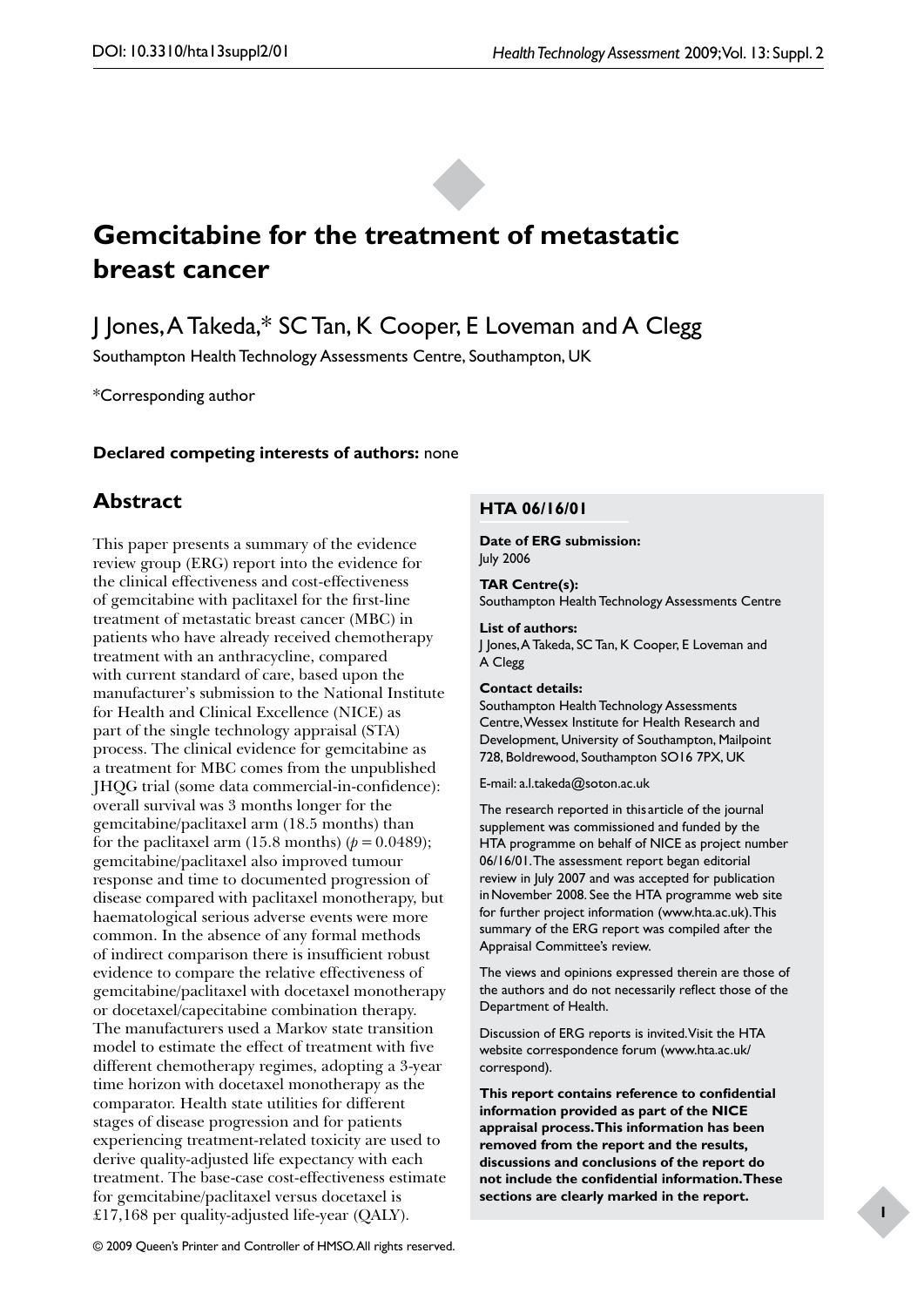# Gemcitabine for the treatment of metastatic breast cancer

J Jones, A Takeda,* SC Tan, K Cooper, E Loveman and A Clegg

Southampton Health Technology Assessments Centre, Southampton, UK

*Corresponding author

**Declared competing interests of authors:** none

## Abstract

This paper presents a summary of the evidence review group (ERG) report into the evidence for the clinical effectiveness and cost-effectiveness of gemcitabine with paclitaxel for the first-line treatment of metastatic breast cancer (MBC) in patients who have already received chemotherapy treatment with an anthracycline, compared with current standard of care, based upon the manufacturer's submission to the National Institute for Health and Clinical Excellence (NICE) as part of the single technology appraisal (STA) process. The clinical evidence for gemcitabine as a treatment for MBC comes from the unpublished JHQG trial (some data commercial-in-confidence): overall survival was 3 months longer for the gemcitabine/paclitaxel arm (18.5 months) than for the paclitaxel arm (15.8 months) ($p = 0.0489$); gemcitabine/paclitaxel also improved tumour response and time to documented progression of disease compared with paclitaxel monotherapy, but haematological serious adverse events were more common. In the absence of any formal methods of indirect comparison there is insufficient robust evidence to compare the relative effectiveness of gemcitabine/paclitaxel with docetaxel monotherapy or docetaxel/capecitabine combination therapy. The manufacturers used a Markov state transition model to estimate the effect of treatment with five different chemotherapy regimes, adopting a 3-year time horizon with docetaxel monotherapy as the comparator. Health state utilities for different stages of disease progression and for patients experiencing treatment-related toxicity are used to derive quality-adjusted life expectancy with each treatment. The base-case cost-effectiveness estimate for gemcitabine/paclitaxel versus docetaxel is £17,168 per quality-adjusted life-year (QALY).

### HTA 06/16/01

**Date of ERG submission:**
July 2006

**TAR Centre(s):**
Southampton Health Technology Assessments Centre

**List of authors:**
J Jones, A Takeda, SC Tan, K Cooper, E Loveman and A Clegg

**Contact details:**
Southampton Health Technology Assessments Centre, Wessex Institute for Health Research and Development, University of Southampton, Mailpoint 728, Boldrewood, Southampton SO16 7PX, UK

E-mail: a.l.takeda@soton.ac.uk

The research reported in this article of the journal supplement was commissioned and funded by the HTA programme on behalf of NICE as project number 06/16/01. The assessment report began editorial review in July 2007 and was accepted for publication in November 2008. See the HTA programme web site for further project information (www.hta.ac.uk). This summary of the ERG report was compiled after the Appraisal Committee's review.

The views and opinions expressed therein are those of the authors and do not necessarily reflect those of the Department of Health.

Discussion of ERG reports is invited. Visit the HTA website correspondence forum (www.hta.ac.uk/correspond).

**This report contains reference to confidential information provided as part of the NICE appraisal process. This information has been removed from the report and the results, discussions and conclusions of the report do not include the confidential information. These sections are clearly marked in the report.**

© 2009 Queen's Printer and Controller of HMSO. All rights reserved.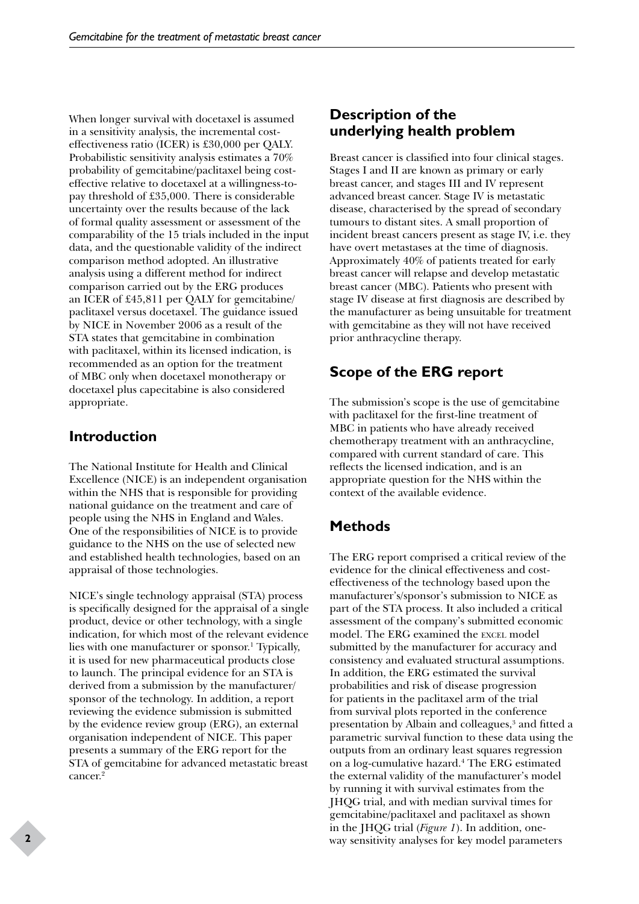When longer survival with docetaxel is assumed in a sensitivity analysis, the incremental cost-effectiveness ratio (ICER) is £30,000 per QALY. Probabilistic sensitivity analysis estimates a 70% probability of gemcitabine/paclitaxel being cost-effective relative to docetaxel at a willingness-to-pay threshold of £35,000. There is considerable uncertainty over the results because of the lack of formal quality assessment or assessment of the comparability of the 15 trials included in the input data, and the questionable validity of the indirect comparison method adopted. An illustrative analysis using a different method for indirect comparison carried out by the ERG produces an ICER of £45,811 per QALY for gemcitabine/paclitaxel versus docetaxel. The guidance issued by NICE in November 2006 as a result of the STA states that gemcitabine in combination with paclitaxel, within its licensed indication, is recommended as an option for the treatment of MBC only when docetaxel monotherapy or docetaxel plus capecitabine is also considered appropriate.

## Introduction

The National Institute for Health and Clinical Excellence (NICE) is an independent organisation within the NHS that is responsible for providing national guidance on the treatment and care of people using the NHS in England and Wales. One of the responsibilities of NICE is to provide guidance to the NHS on the use of selected new and established health technologies, based on an appraisal of those technologies.

NICE's single technology appraisal (STA) process is specifically designed for the appraisal of a single product, device or other technology, with a single indication, for which most of the relevant evidence lies with one manufacturer or sponsor.[1] Typically, it is used for new pharmaceutical products close to launch. The principal evidence for an STA is derived from a submission by the manufacturer/sponsor of the technology. In addition, a report reviewing the evidence submission is submitted by the evidence review group (ERG), an external organisation independent of NICE. This paper presents a summary of the ERG report for the STA of gemcitabine for advanced metastatic breast cancer.[2]

## Description of the underlying health problem

Breast cancer is classified into four clinical stages. Stages I and II are known as primary or early breast cancer, and stages III and IV represent advanced breast cancer. Stage IV is metastatic disease, characterised by the spread of secondary tumours to distant sites. A small proportion of incident breast cancers present as stage IV, i.e. they have overt metastases at the time of diagnosis. Approximately 40% of patients treated for early breast cancer will relapse and develop metastatic breast cancer (MBC). Patients who present with stage IV disease at first diagnosis are described by the manufacturer as being unsuitable for treatment with gemcitabine as they will not have received prior anthracycline therapy.

## Scope of the ERG report

The submission's scope is the use of gemcitabine with paclitaxel for the first-line treatment of MBC in patients who have already received chemotherapy treatment with an anthracycline, compared with current standard of care. This reflects the licensed indication, and is an appropriate question for the NHS within the context of the available evidence.

## Methods

The ERG report comprised a critical review of the evidence for the clinical effectiveness and cost-effectiveness of the technology based upon the manufacturer's/sponsor's submission to NICE as part of the STA process. It also included a critical assessment of the company's submitted economic model. The ERG examined the EXCEL model submitted by the manufacturer for accuracy and consistency and evaluated structural assumptions. In addition, the ERG estimated the survival probabilities and risk of disease progression for patients in the paclitaxel arm of the trial from survival plots reported in the conference presentation by Albain and colleagues,[3] and fitted a parametric survival function to these data using the outputs from an ordinary least squares regression on a log-cumulative hazard.[4] The ERG estimated the external validity of the manufacturer's model by running it with survival estimates from the JHQG trial, and with median survival times for gemcitabine/paclitaxel and paclitaxel as shown in the JHQG trial (*Figure 1*). In addition, one-way sensitivity analyses for key model parameters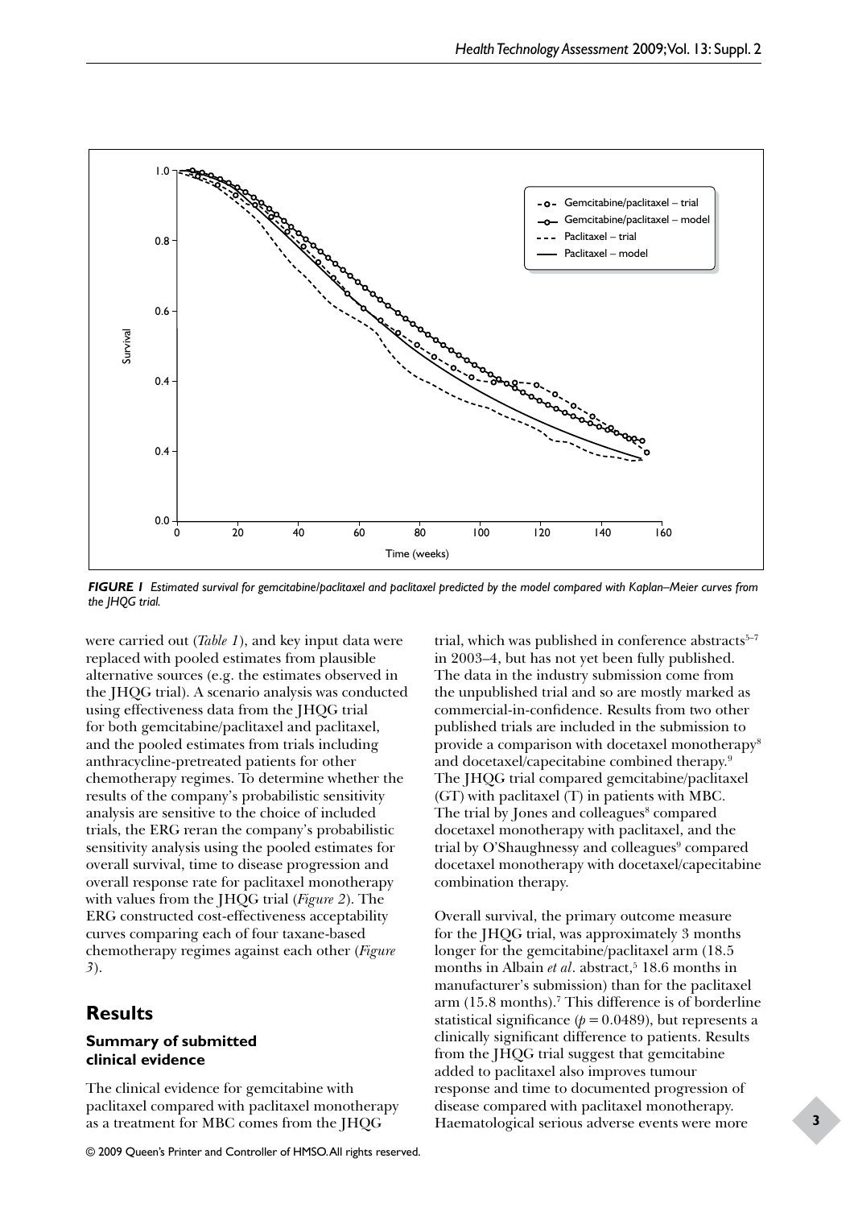FIGURE 1 *Estimated survival for gemcitabine/paclitaxel and paclitaxel predicted by the model compared with Kaplan–Meier curves from the JHQG trial.*

were carried out (*Table 1*), and key input data were replaced with pooled estimates from plausible alternative sources (e.g. the estimates observed in the JHQG trial). A scenario analysis was conducted using effectiveness data from the JHQG trial for both gemcitabine/paclitaxel and paclitaxel, and the pooled estimates from trials including anthracycline-pretreated patients for other chemotherapy regimes. To determine whether the results of the company's probabilistic sensitivity analysis are sensitive to the choice of included trials, the ERG reran the company's probabilistic sensitivity analysis using the pooled estimates for overall survival, time to disease progression and overall response rate for paclitaxel monotherapy with values from the JHQG trial (*Figure 2*). The ERG constructed cost-effectiveness acceptability curves comparing each of four taxane-based chemotherapy regimes against each other (*Figure 3*).

## Results

### Summary of submitted clinical evidence

The clinical evidence for gemcitabine with paclitaxel compared with paclitaxel monotherapy as a treatment for MBC comes from the JHQG trial, which was published in conference abstracts[5–7] in 2003–4, but has not yet been fully published. The data in the industry submission come from the unpublished trial and so are mostly marked as commercial-in-confidence. Results from two other published trials are included in the submission to provide a comparison with docetaxel monotherapy[8] and docetaxel/capecitabine combined therapy.[9] The JHQG trial compared gemcitabine/paclitaxel (GT) with paclitaxel (T) in patients with MBC. The trial by Jones and colleagues[8] compared docetaxel monotherapy with paclitaxel, and the trial by O'Shaughnessy and colleagues[9] compared docetaxel monotherapy with docetaxel/capecitabine combination therapy.

Overall survival, the primary outcome measure for the JHQG trial, was approximately 3 months longer for the gemcitabine/paclitaxel arm (18.5 months in Albain *et al*. abstract,[5] 18.6 months in manufacturer's submission) than for the paclitaxel arm (15.8 months).[7] This difference is of borderline statistical significance ($p = 0.0489$), but represents a clinically significant difference to patients. Results from the JHQG trial suggest that gemcitabine added to paclitaxel also improves tumour response and time to documented progression of disease compared with paclitaxel monotherapy. Haematological serious adverse events were more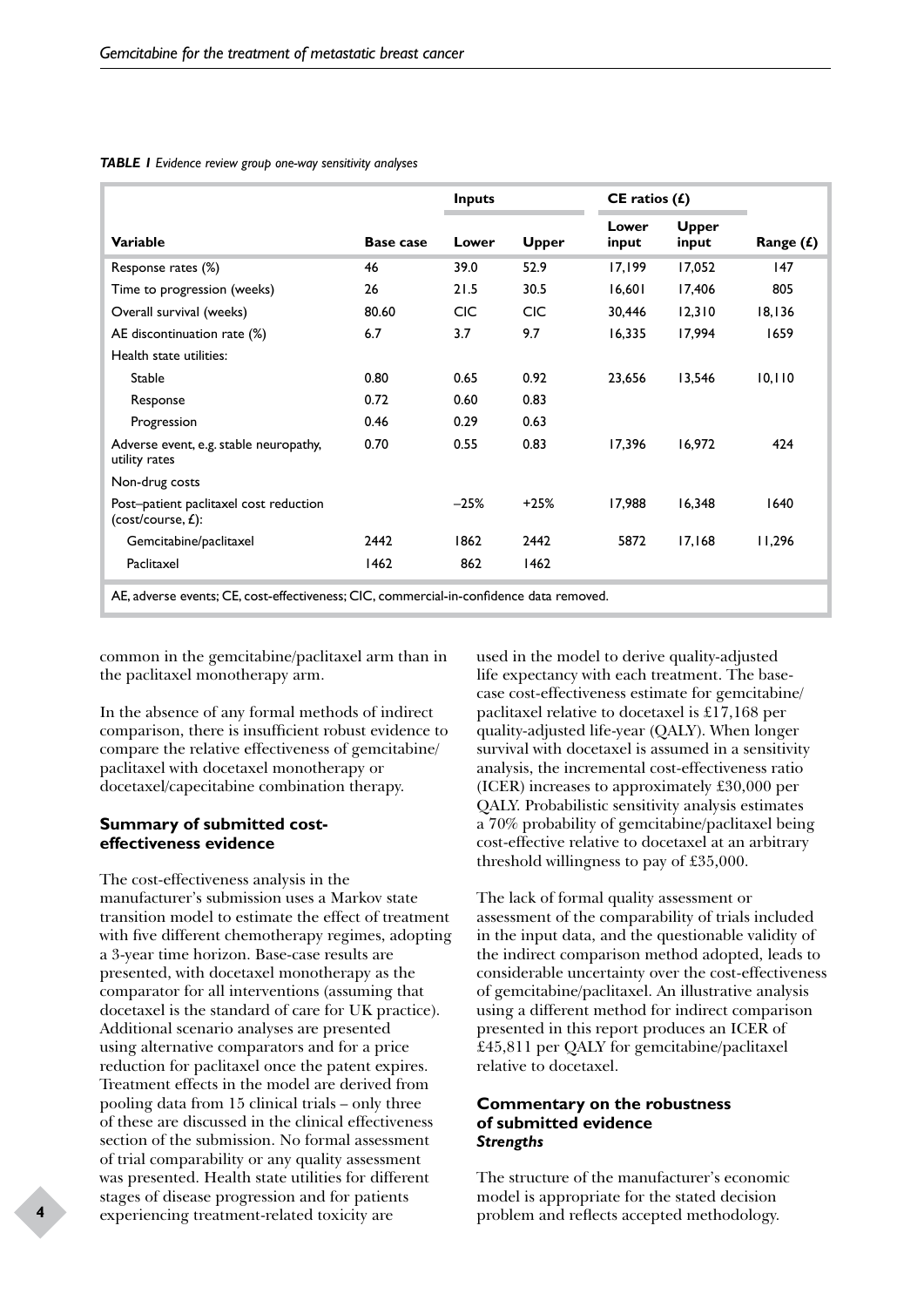*TABLE 1 Evidence review group one-way sensitivity analyses*

| | | Inputs | | CE ratios (£) | | |
|---|---|---|---|---|---|---|
| **Variable** | **Base case** | **Lower** | **Upper** | **Lower input** | **Upper input** | **Range (£)** |
| Response rates (%) | 46 | 39.0 | 52.9 | 17,199 | 17,052 | 147 |
| Time to progression (weeks) | 26 | 21.5 | 30.5 | 16,601 | 17,406 | 805 |
| Overall survival (weeks) | 80.60 | CIC | CIC | 30,446 | 12,310 | 18,136 |
| AE discontinuation rate (%) | 6.7 | 3.7 | 9.7 | 16,335 | 17,994 | 1659 |
| Health state utilities: | | | | | | |
| Stable | 0.80 | 0.65 | 0.92 | 23,656 | 13,546 | 10,110 |
| Response | 0.72 | 0.60 | 0.83 | | | |
| Progression | 0.46 | 0.29 | 0.63 | | | |
| Adverse event, e.g. stable neuropathy, utility rates | 0.70 | 0.55 | 0.83 | 17,396 | 16,972 | 424 |
| Non-drug costs | | | | | | |
| Post–patient paclitaxel cost reduction (cost/course, £): | | –25% | +25% | 17,988 | 16,348 | 1640 |
| Gemcitabine/paclitaxel | 2442 | 1862 | 2442 | 5872 | 17,168 | 11,296 |
| Paclitaxel | 1462 | 862 | 1462 | | | |

AE, adverse events; CE, cost-effectiveness; CIC, commercial-in-confidence data removed.

common in the gemcitabine/paclitaxel arm than in the paclitaxel monotherapy arm.

In the absence of any formal methods of indirect comparison, there is insufficient robust evidence to compare the relative effectiveness of gemcitabine/paclitaxel with docetaxel monotherapy or docetaxel/capecitabine combination therapy.

## Summary of submitted cost-effectiveness evidence

The cost-effectiveness analysis in the manufacturer's submission uses a Markov state transition model to estimate the effect of treatment with five different chemotherapy regimes, adopting a 3-year time horizon. Base-case results are presented, with docetaxel monotherapy as the comparator for all interventions (assuming that docetaxel is the standard of care for UK practice). Additional scenario analyses are presented using alternative comparators and for a price reduction for paclitaxel once the patent expires. Treatment effects in the model are derived from pooling data from 15 clinical trials – only three of these are discussed in the clinical effectiveness section of the submission. No formal assessment of trial comparability or any quality assessment was presented. Health state utilities for different stages of disease progression and for patients experiencing treatment-related toxicity are used in the model to derive quality-adjusted life expectancy with each treatment. The base-case cost-effectiveness estimate for gemcitabine/paclitaxel relative to docetaxel is £17,168 per quality-adjusted life-year (QALY). When longer survival with docetaxel is assumed in a sensitivity analysis, the incremental cost-effectiveness ratio (ICER) increases to approximately £30,000 per QALY. Probabilistic sensitivity analysis estimates a 70% probability of gemcitabine/paclitaxel being cost-effective relative to docetaxel at an arbitrary threshold willingness to pay of £35,000.

The lack of formal quality assessment or assessment of the comparability of trials included in the input data, and the questionable validity of the indirect comparison method adopted, leads to considerable uncertainty over the cost-effectiveness of gemcitabine/paclitaxel. An illustrative analysis using a different method for indirect comparison presented in this report produces an ICER of £45,811 per QALY for gemcitabine/paclitaxel relative to docetaxel.

## Commentary on the robustness of submitted evidence

### *Strengths*

The structure of the manufacturer's economic model is appropriate for the stated decision problem and reflects accepted methodology.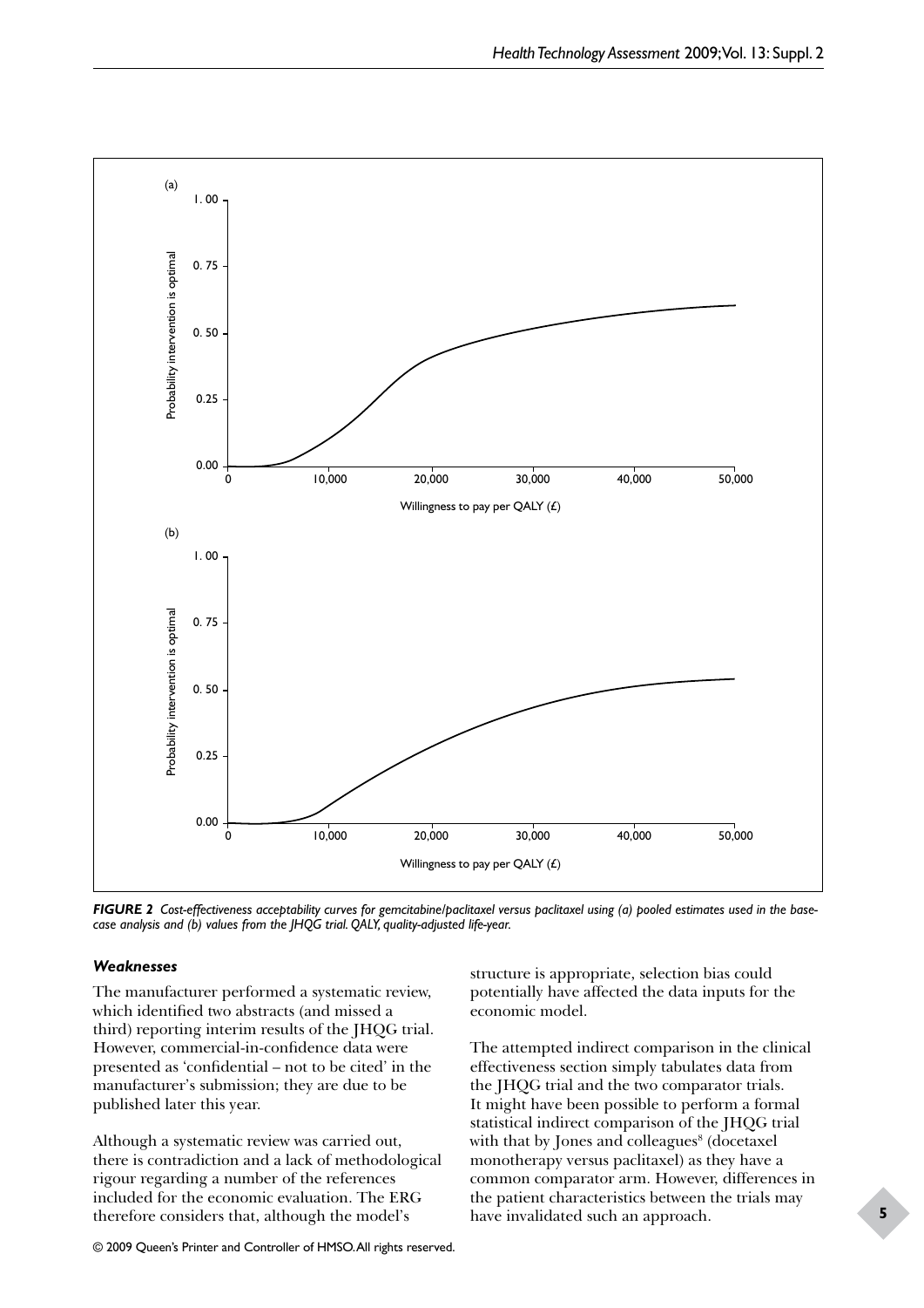FIGURE 2 Cost-effectiveness acceptability curves for gemcitabine/paclitaxel versus paclitaxel using (a) pooled estimates used in the base-case analysis and (b) values from the JHQG trial. QALY, quality-adjusted life-year.

### Weaknesses

The manufacturer performed a systematic review, which identified two abstracts (and missed a third) reporting interim results of the JHQG trial. However, commercial-in-confidence data were presented as 'confidential – not to be cited' in the manufacturer's submission; they are due to be published later this year.

Although a systematic review was carried out, there is contradiction and a lack of methodological rigour regarding a number of the references included for the economic evaluation. The ERG therefore considers that, although the model's structure is appropriate, selection bias could potentially have affected the data inputs for the economic model.

The attempted indirect comparison in the clinical effectiveness section simply tabulates data from the JHQG trial and the two comparator trials. It might have been possible to perform a formal statistical indirect comparison of the JHQG trial with that by Jones and colleagues[8] (docetaxel monotherapy versus paclitaxel) as they have a common comparator arm. However, differences in the patient characteristics between the trials may have invalidated such an approach.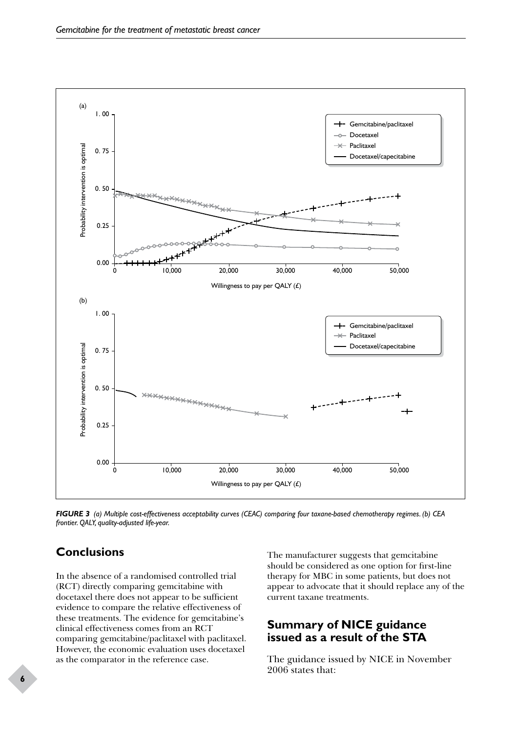*FIGURE 3 (a) Multiple cost-effectiveness acceptability curves (CEAC) comparing four taxane-based chemotherapy regimes. (b) CEA frontier. QALY, quality-adjusted life-year.*

## Conclusions

In the absence of a randomised controlled trial (RCT) directly comparing gemcitabine with docetaxel there does not appear to be sufficient evidence to compare the relative effectiveness of these treatments. The evidence for gemcitabine's clinical effectiveness comes from an RCT comparing gemcitabine/paclitaxel with paclitaxel. However, the economic evaluation uses docetaxel as the comparator in the reference case.

The manufacturer suggests that gemcitabine should be considered as one option for first-line therapy for MBC in some patients, but does not appear to advocate that it should replace any of the current taxane treatments.

## Summary of NICE guidance issued as a result of the STA

The guidance issued by NICE in November 2006 states that: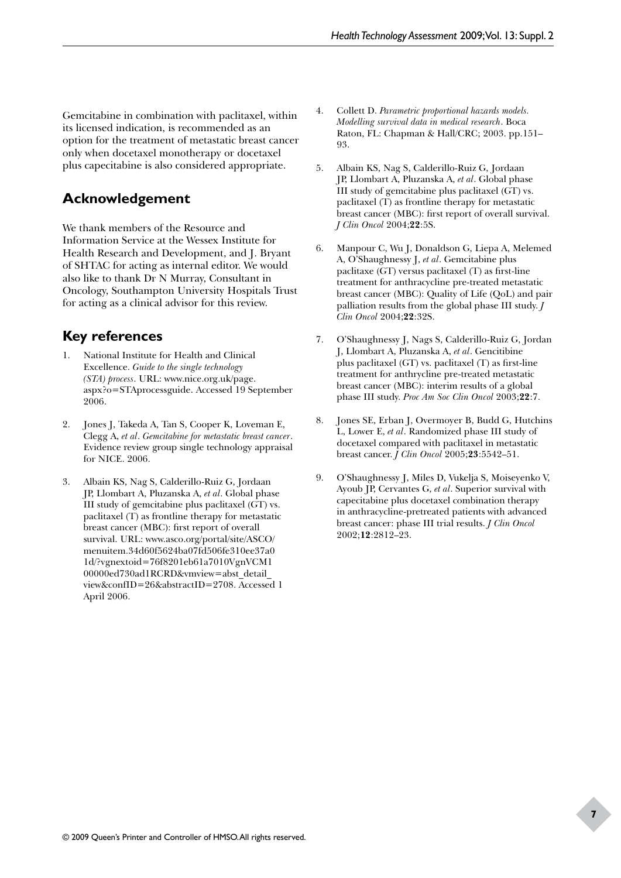Gemcitabine in combination with paclitaxel, within its licensed indication, is recommended as an option for the treatment of metastatic breast cancer only when docetaxel monotherapy or docetaxel plus capecitabine is also considered appropriate.

## Acknowledgement

We thank members of the Resource and Information Service at the Wessex Institute for Health Research and Development, and J. Bryant of SHTAC for acting as internal editor. We would also like to thank Dr N Murray, Consultant in Oncology, Southampton University Hospitals Trust for acting as a clinical advisor for this review.

## Key references

1. National Institute for Health and Clinical Excellence. *Guide to the single technology (STA) process*. URL: www.nice.org.uk/page.aspx?o=STAprocessguide. Accessed 19 September 2006.
2. Jones J, Takeda A, Tan S, Cooper K, Loveman E, Clegg A, *et al*. *Gemcitabine for metastatic breast cancer*. Evidence review group single technology appraisal for NICE. 2006.
3. Albain KS, Nag S, Calderillo-Ruiz G, Jordaan JP, Llombart A, Pluzanska A, *et al*. Global phase III study of gemcitabine plus paclitaxel (GT) vs. paclitaxel (T) as frontline therapy for metastatic breast cancer (MBC): first report of overall survival. URL: www.asco.org/portal/site/ASCO/menuitem.34d60f5624ba07fd506fe310ee37a01d/?vgnextoid=76f8201eb61a7010VgnVCM100000ed730ad1RCRD&vmview=abst_detail_view&confID=26&abstractID=2708. Accessed 1 April 2006.
4. Collett D. *Parametric proportional hazards models. Modelling survival data in medical research*. Boca Raton, FL: Chapman & Hall/CRC; 2003. pp.151–93.
5. Albain KS, Nag S, Calderillo-Ruiz G, Jordaan JP, Llombart A, Pluzanska A, *et al*. Global phase III study of gemcitabine plus paclitaxel (GT) vs. paclitaxel (T) as frontline therapy for metastatic breast cancer (MBC): first report of overall survival. *J Clin Oncol* 2004;**22**:5S.
6. Manpour C, Wu J, Donaldson G, Liepa A, Melemed A, O'Shaughnessy J, *et al*. Gemcitabine plus paclitaxe (GT) versus paclitaxel (T) as first-line treatment for anthracycline pre-treated metastatic breast cancer (MBC): Quality of Life (QoL) and pair palliation results from the global phase III study. *J Clin Oncol* 2004;**22**:32S.
7. O'Shaughnessy J, Nags S, Calderillo-Ruiz G, Jordan J, Llombart A, Pluzanska A, *et al*. Gencitibine plus paclitaxel (GT) vs. paclitaxel (T) as first-line treatment for anthrycline pre-treated metastatic breast cancer (MBC): interim results of a global phase III study. *Proc Am Soc Clin Oncol* 2003;**22**:7.
8. Jones SE, Erban J, Overmoyer B, Budd G, Hutchins L, Lower E, *et al*. Randomized phase III study of docetaxel compared with paclitaxel in metastatic breast cancer. *J Clin Oncol* 2005;**23**:5542–51.
9. O'Shaughnessy J, Miles D, Vukelja S, Moiseyenko V, Ayoub JP, Cervantes G, *et al*. Superior survival with capecitabine plus docetaxel combination therapy in anthracycline-pretreated patients with advanced breast cancer: phase III trial results. *J Clin Oncol* 2002;**12**:2812–23.

© 2009 Queen's Printer and Controller of HMSO. All rights reserved.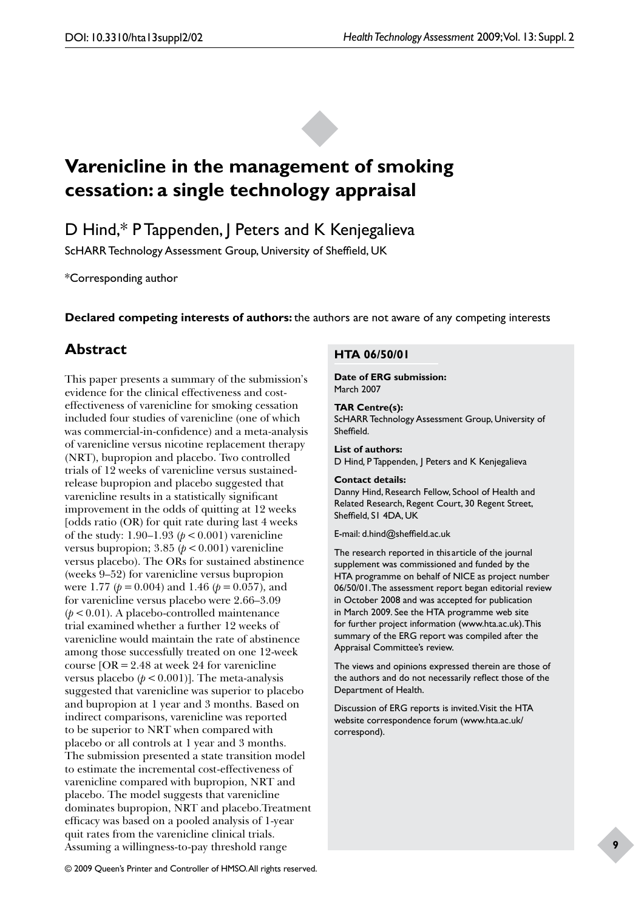# Varenicline in the management of smoking cessation: a single technology appraisal

D Hind,* P Tappenden, J Peters and K Kenjegalieva

ScHARR Technology Assessment Group, University of Sheffield, UK

*Corresponding author

**Declared competing interests of authors:** the authors are not aware of any competing interests

## Abstract

This paper presents a summary of the submission's evidence for the clinical effectiveness and cost-effectiveness of varenicline for smoking cessation included four studies of varenicline (one of which was commercial-in-confidence) and a meta-analysis of varenicline versus nicotine replacement therapy (NRT), bupropion and placebo. Two controlled trials of 12 weeks of varenicline versus sustained-release bupropion and placebo suggested that varenicline results in a statistically significant improvement in the odds of quitting at 12 weeks [odds ratio (OR) for quit rate during last 4 weeks of the study: 1.90–1.93 ($p < 0.001$) varenicline versus bupropion; 3.85 ($p < 0.001$) varenicline versus placebo). The ORs for sustained abstinence (weeks 9–52) for varenicline versus bupropion were 1.77 ($p = 0.004$) and 1.46 ($p = 0.057$), and for varenicline versus placebo were 2.66–3.09 ($p < 0.01$). A placebo-controlled maintenance trial examined whether a further 12 weeks of varenicline would maintain the rate of abstinence among those successfully treated on one 12-week course [OR = 2.48 at week 24 for varenicline versus placebo ($p < 0.001$)]. The meta-analysis suggested that varenicline was superior to placebo and bupropion at 1 year and 3 months. Based on indirect comparisons, varenicline was reported to be superior to NRT when compared with placebo or all controls at 1 year and 3 months. The submission presented a state transition model to estimate the incremental cost-effectiveness of varenicline compared with bupropion, NRT and placebo. The model suggests that varenicline dominates bupropion, NRT and placebo. Treatment efficacy was based on a pooled analysis of 1-year quit rates from the varenicline clinical trials. Assuming a willingness-to-pay threshold range

**HTA 06/50/01**

**Date of ERG submission:**
March 2007

**TAR Centre(s):**
ScHARR Technology Assessment Group, University of Sheffield.

**List of authors:**
D Hind, P Tappenden, J Peters and K Kenjegalieva

**Contact details:**
Danny Hind, Research Fellow, School of Health and Related Research, Regent Court, 30 Regent Street, Sheffield, S1 4DA, UK

E-mail: d.hind@sheffield.ac.uk

The research reported in this article of the journal supplement was commissioned and funded by the HTA programme on behalf of NICE as project number 06/50/01. The assessment report began editorial review in October 2008 and was accepted for publication in March 2009. See the HTA programme web site for further project information (www.hta.ac.uk). This summary of the ERG report was compiled after the Appraisal Committee's review.

The views and opinions expressed therein are those of the authors and do not necessarily reflect those of the Department of Health.

Discussion of ERG reports is invited. Visit the HTA website correspondence forum (www.hta.ac.uk/correspond).

© 2009 Queen's Printer and Controller of HMSO. All rights reserved.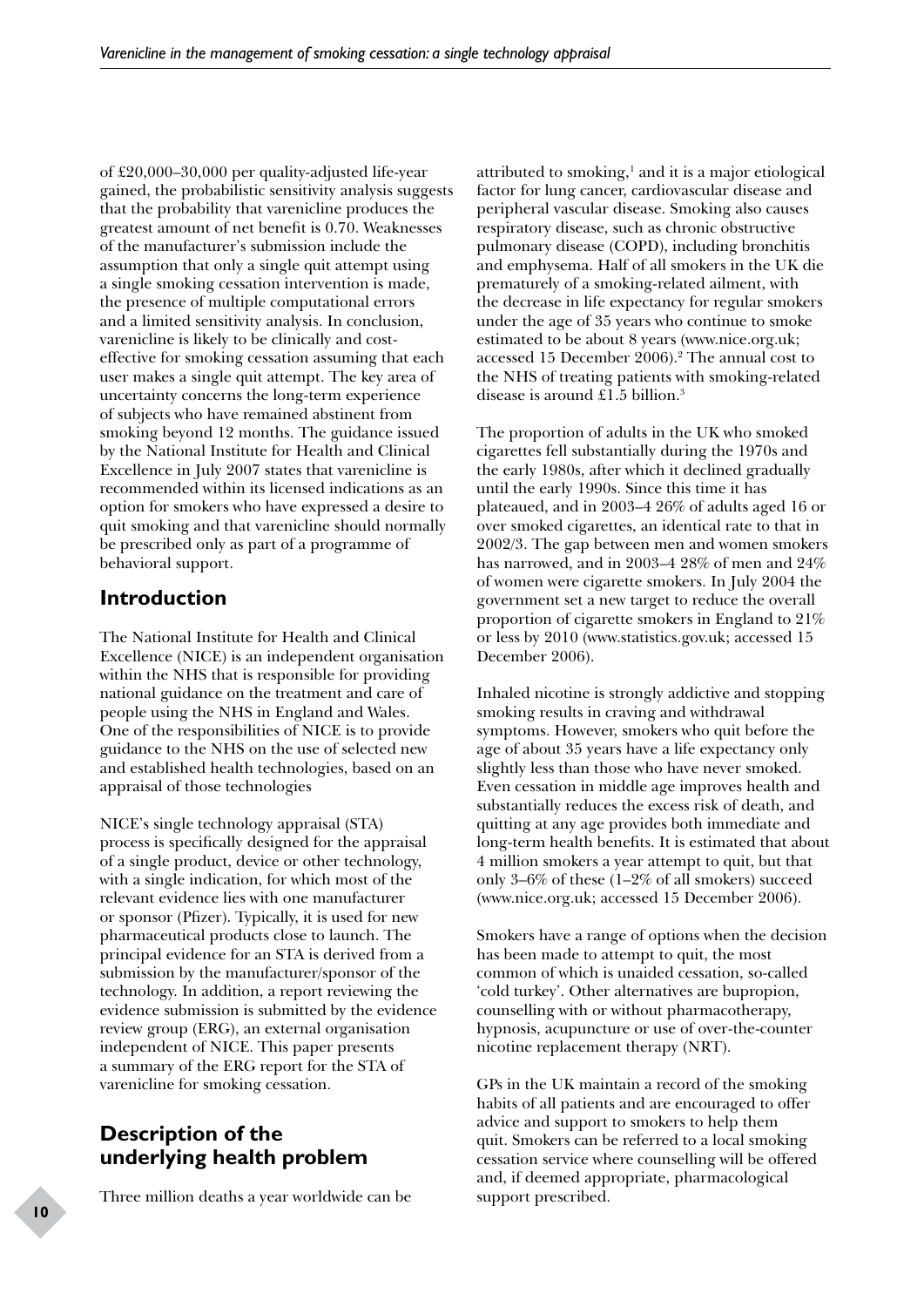of £20,000–30,000 per quality-adjusted life-year gained, the probabilistic sensitivity analysis suggests that the probability that varenicline produces the greatest amount of net benefit is 0.70. Weaknesses of the manufacturer's submission include the assumption that only a single quit attempt using a single smoking cessation intervention is made, the presence of multiple computational errors and a limited sensitivity analysis. In conclusion, varenicline is likely to be clinically and cost-effective for smoking cessation assuming that each user makes a single quit attempt. The key area of uncertainty concerns the long-term experience of subjects who have remained abstinent from smoking beyond 12 months. The guidance issued by the National Institute for Health and Clinical Excellence in July 2007 states that varenicline is recommended within its licensed indications as an option for smokers who have expressed a desire to quit smoking and that varenicline should normally be prescribed only as part of a programme of behavioral support.

## Introduction

The National Institute for Health and Clinical Excellence (NICE) is an independent organisation within the NHS that is responsible for providing national guidance on the treatment and care of people using the NHS in England and Wales. One of the responsibilities of NICE is to provide guidance to the NHS on the use of selected new and established health technologies, based on an appraisal of those technologies

NICE's single technology appraisal (STA) process is specifically designed for the appraisal of a single product, device or other technology, with a single indication, for which most of the relevant evidence lies with one manufacturer or sponsor (Pfizer). Typically, it is used for new pharmaceutical products close to launch. The principal evidence for an STA is derived from a submission by the manufacturer/sponsor of the technology. In addition, a report reviewing the evidence submission is submitted by the evidence review group (ERG), an external organisation independent of NICE. This paper presents a summary of the ERG report for the STA of varenicline for smoking cessation.

## Description of the underlying health problem

Three million deaths a year worldwide can be attributed to smoking,[1] and it is a major etiological factor for lung cancer, cardiovascular disease and peripheral vascular disease. Smoking also causes respiratory disease, such as chronic obstructive pulmonary disease (COPD), including bronchitis and emphysema. Half of all smokers in the UK die prematurely of a smoking-related ailment, with the decrease in life expectancy for regular smokers under the age of 35 years who continue to smoke estimated to be about 8 years (www.nice.org.uk; accessed 15 December 2006).[2] The annual cost to the NHS of treating patients with smoking-related disease is around £1.5 billion.[3]

The proportion of adults in the UK who smoked cigarettes fell substantially during the 1970s and the early 1980s, after which it declined gradually until the early 1990s. Since this time it has plateaued, and in 2003–4 26% of adults aged 16 or over smoked cigarettes, an identical rate to that in 2002/3. The gap between men and women smokers has narrowed, and in 2003–4 28% of men and 24% of women were cigarette smokers. In July 2004 the government set a new target to reduce the overall proportion of cigarette smokers in England to 21% or less by 2010 (www.statistics.gov.uk; accessed 15 December 2006).

Inhaled nicotine is strongly addictive and stopping smoking results in craving and withdrawal symptoms. However, smokers who quit before the age of about 35 years have a life expectancy only slightly less than those who have never smoked. Even cessation in middle age improves health and substantially reduces the excess risk of death, and quitting at any age provides both immediate and long-term health benefits. It is estimated that about 4 million smokers a year attempt to quit, but that only 3–6% of these (1–2% of all smokers) succeed (www.nice.org.uk; accessed 15 December 2006).

Smokers have a range of options when the decision has been made to attempt to quit, the most common of which is unaided cessation, so-called 'cold turkey'. Other alternatives are bupropion, counselling with or without pharmacotherapy, hypnosis, acupuncture or use of over-the-counter nicotine replacement therapy (NRT).

GPs in the UK maintain a record of the smoking habits of all patients and are encouraged to offer advice and support to smokers to help them quit. Smokers can be referred to a local smoking cessation service where counselling will be offered and, if deemed appropriate, pharmacological support prescribed.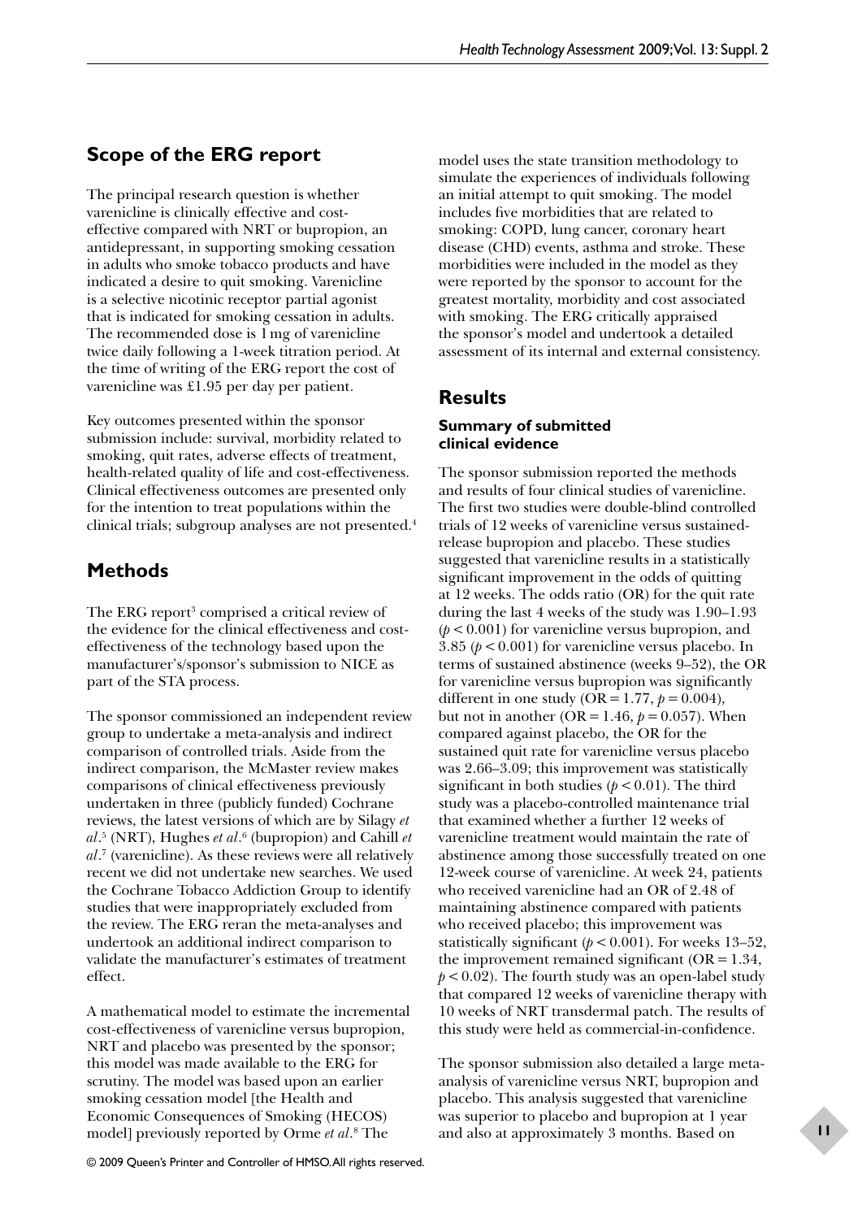## Scope of the ERG report

The principal research question is whether varenicline is clinically effective and cost-effective compared with NRT or bupropion, an antidepressant, in supporting smoking cessation in adults who smoke tobacco products and have indicated a desire to quit smoking. Varenicline is a selective nicotinic receptor partial agonist that is indicated for smoking cessation in adults. The recommended dose is 1 mg of varenicline twice daily following a 1-week titration period. At the time of writing of the ERG report the cost of varenicline was £1.95 per day per patient.

Key outcomes presented within the sponsor submission include: survival, morbidity related to smoking, quit rates, adverse effects of treatment, health-related quality of life and cost-effectiveness. Clinical effectiveness outcomes are presented only for the intention to treat populations within the clinical trials; subgroup analyses are not presented.[4]

## Methods

The ERG report[3] comprised a critical review of the evidence for the clinical effectiveness and cost-effectiveness of the technology based upon the manufacturer's/sponsor's submission to NICE as part of the STA process.

The sponsor commissioned an independent review group to undertake a meta-analysis and indirect comparison of controlled trials. Aside from the indirect comparison, the McMaster review makes comparisons of clinical effectiveness previously undertaken in three (publicly funded) Cochrane reviews, the latest versions of which are by Silagy *et al*.[5] (NRT), Hughes *et al*.[6] (bupropion) and Cahill *et al*.[7] (varenicline). As these reviews were all relatively recent we did not undertake new searches. We used the Cochrane Tobacco Addiction Group to identify studies that were inappropriately excluded from the review. The ERG reran the meta-analyses and undertook an additional indirect comparison to validate the manufacturer's estimates of treatment effect.

A mathematical model to estimate the incremental cost-effectiveness of varenicline versus bupropion, NRT and placebo was presented by the sponsor; this model was made available to the ERG for scrutiny. The model was based upon an earlier smoking cessation model [the Health and Economic Consequences of Smoking (HECOS) model] previously reported by Orme *et al*.[8] The model uses the state transition methodology to simulate the experiences of individuals following an initial attempt to quit smoking. The model includes five morbidities that are related to smoking: COPD, lung cancer, coronary heart disease (CHD) events, asthma and stroke. These morbidities were included in the model as they were reported by the sponsor to account for the greatest mortality, morbidity and cost associated with smoking. The ERG critically appraised the sponsor's model and undertook a detailed assessment of its internal and external consistency.

## Results

### Summary of submitted clinical evidence

The sponsor submission reported the methods and results of four clinical studies of varenicline. The first two studies were double-blind controlled trials of 12 weeks of varenicline versus sustained-release bupropion and placebo. These studies suggested that varenicline results in a statistically significant improvement in the odds of quitting at 12 weeks. The odds ratio (OR) for the quit rate during the last 4 weeks of the study was 1.90–1.93 ($p < 0.001$) for varenicline versus bupropion, and 3.85 ($p < 0.001$) for varenicline versus placebo. In terms of sustained abstinence (weeks 9–52), the OR for varenicline versus bupropion was significantly different in one study (OR = 1.77, $p = 0.004$), but not in another (OR = 1.46, $p = 0.057$). When compared against placebo, the OR for the sustained quit rate for varenicline versus placebo was 2.66–3.09; this improvement was statistically significant in both studies ($p < 0.01$). The third study was a placebo-controlled maintenance trial that examined whether a further 12 weeks of varenicline treatment would maintain the rate of abstinence among those successfully treated on one 12-week course of varenicline. At week 24, patients who received varenicline had an OR of 2.48 of maintaining abstinence compared with patients who received placebo; this improvement was statistically significant ($p < 0.001$). For weeks 13–52, the improvement remained significant (OR = 1.34, $p < 0.02$). The fourth study was an open-label study that compared 12 weeks of varenicline therapy with 10 weeks of NRT transdermal patch. The results of this study were held as commercial-in-confidence.

The sponsor submission also detailed a large meta-analysis of varenicline versus NRT, bupropion and placebo. This analysis suggested that varenicline was superior to placebo and bupropion at 1 year and also at approximately 3 months. Based on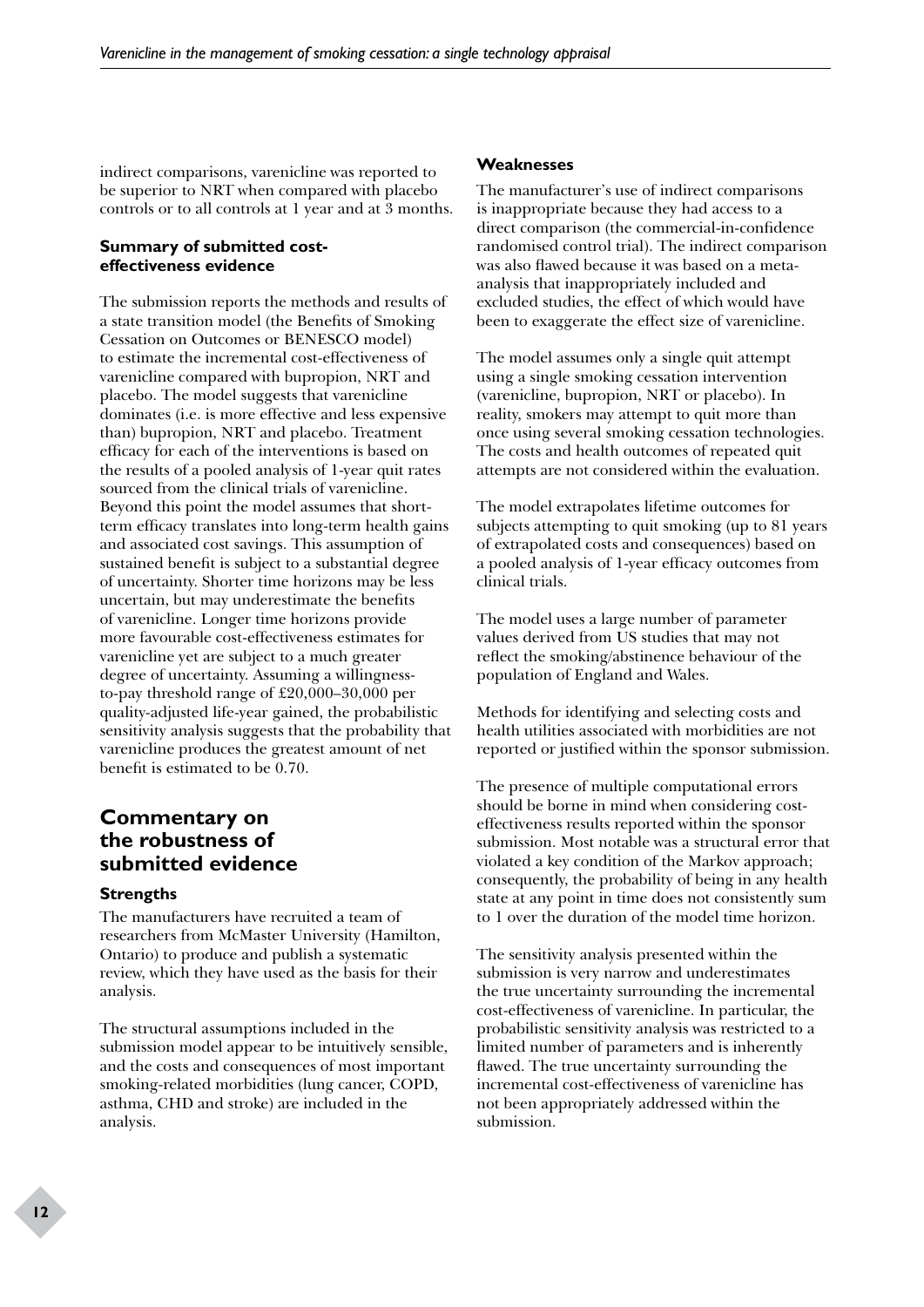indirect comparisons, varenicline was reported to be superior to NRT when compared with placebo controls or to all controls at 1 year and at 3 months.

### Summary of submitted cost-effectiveness evidence

The submission reports the methods and results of a state transition model (the Benefits of Smoking Cessation on Outcomes or BENESCO model) to estimate the incremental cost-effectiveness of varenicline compared with bupropion, NRT and placebo. The model suggests that varenicline dominates (i.e. is more effective and less expensive than) bupropion, NRT and placebo. Treatment efficacy for each of the interventions is based on the results of a pooled analysis of 1-year quit rates sourced from the clinical trials of varenicline. Beyond this point the model assumes that short-term efficacy translates into long-term health gains and associated cost savings. This assumption of sustained benefit is subject to a substantial degree of uncertainty. Shorter time horizons may be less uncertain, but may underestimate the benefits of varenicline. Longer time horizons provide more favourable cost-effectiveness estimates for varenicline yet are subject to a much greater degree of uncertainty. Assuming a willingness-to-pay threshold range of £20,000–30,000 per quality-adjusted life-year gained, the probabilistic sensitivity analysis suggests that the probability that varenicline produces the greatest amount of net benefit is estimated to be 0.70.

## Commentary on the robustness of submitted evidence

### Strengths

The manufacturers have recruited a team of researchers from McMaster University (Hamilton, Ontario) to produce and publish a systematic review, which they have used as the basis for their analysis.

The structural assumptions included in the submission model appear to be intuitively sensible, and the costs and consequences of most important smoking-related morbidities (lung cancer, COPD, asthma, CHD and stroke) are included in the analysis.

### Weaknesses

The manufacturer's use of indirect comparisons is inappropriate because they had access to a direct comparison (the commercial-in-confidence randomised control trial). The indirect comparison was also flawed because it was based on a meta-analysis that inappropriately included and excluded studies, the effect of which would have been to exaggerate the effect size of varenicline.

The model assumes only a single quit attempt using a single smoking cessation intervention (varenicline, bupropion, NRT or placebo). In reality, smokers may attempt to quit more than once using several smoking cessation technologies. The costs and health outcomes of repeated quit attempts are not considered within the evaluation.

The model extrapolates lifetime outcomes for subjects attempting to quit smoking (up to 81 years of extrapolated costs and consequences) based on a pooled analysis of 1-year efficacy outcomes from clinical trials.

The model uses a large number of parameter values derived from US studies that may not reflect the smoking/abstinence behaviour of the population of England and Wales.

Methods for identifying and selecting costs and health utilities associated with morbidities are not reported or justified within the sponsor submission.

The presence of multiple computational errors should be borne in mind when considering cost-effectiveness results reported within the sponsor submission. Most notable was a structural error that violated a key condition of the Markov approach; consequently, the probability of being in any health state at any point in time does not consistently sum to 1 over the duration of the model time horizon.

The sensitivity analysis presented within the submission is very narrow and underestimates the true uncertainty surrounding the incremental cost-effectiveness of varenicline. In particular, the probabilistic sensitivity analysis was restricted to a limited number of parameters and is inherently flawed. The true uncertainty surrounding the incremental cost-effectiveness of varenicline has not been appropriately addressed within the submission.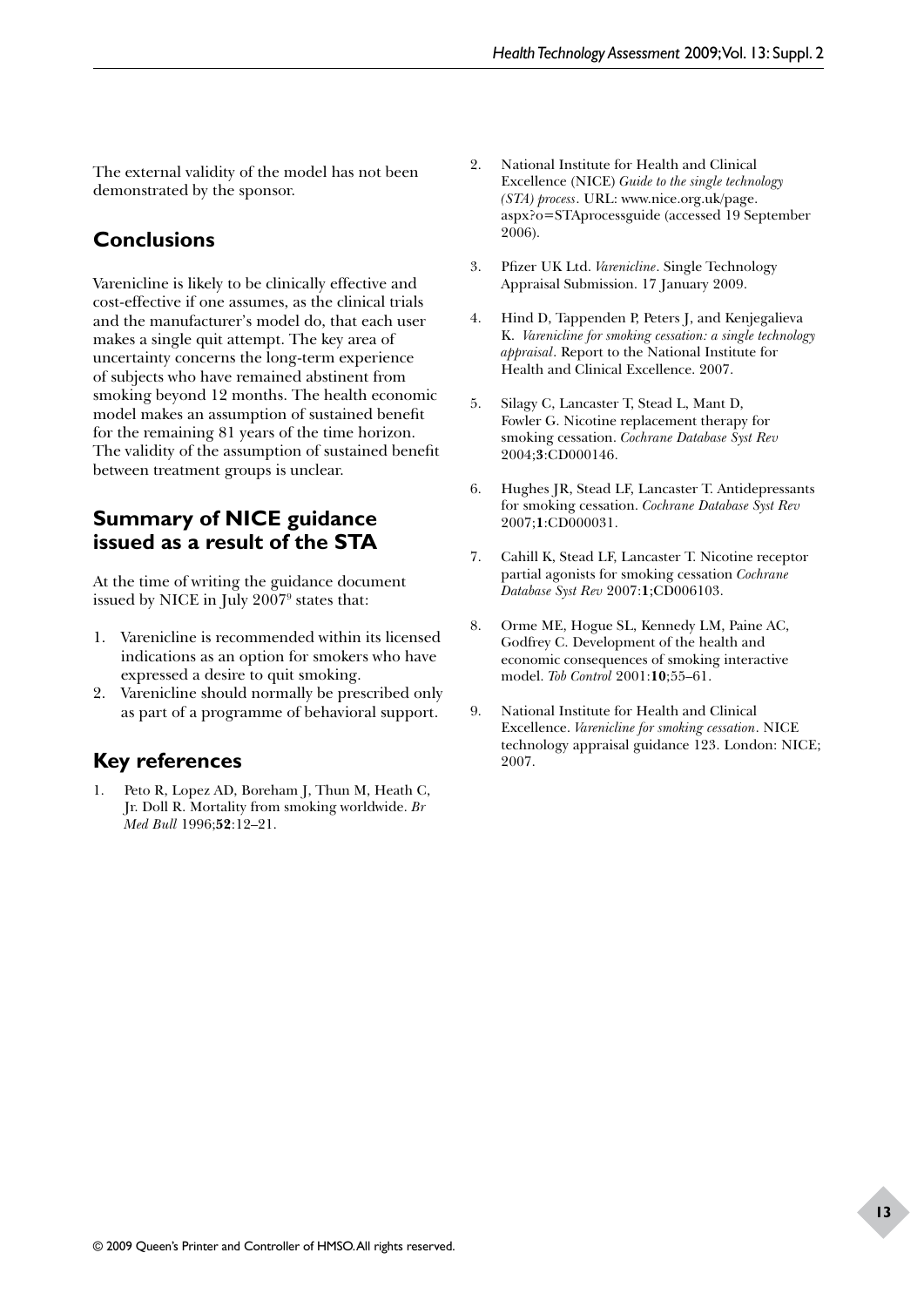The external validity of the model has not been demonstrated by the sponsor.

## Conclusions

Varenicline is likely to be clinically effective and cost-effective if one assumes, as the clinical trials and the manufacturer's model do, that each user makes a single quit attempt. The key area of uncertainty concerns the long-term experience of subjects who have remained abstinent from smoking beyond 12 months. The health economic model makes an assumption of sustained benefit for the remaining 81 years of the time horizon. The validity of the assumption of sustained benefit between treatment groups is unclear.

## Summary of NICE guidance issued as a result of the STA

At the time of writing the guidance document issued by NICE in July 2007[9] states that:

1. Varenicline is recommended within its licensed indications as an option for smokers who have expressed a desire to quit smoking.
2. Varenicline should normally be prescribed only as part of a programme of behavioral support.

## Key references

1. Peto R, Lopez AD, Boreham J, Thun M, Heath C, Jr. Doll R. Mortality from smoking worldwide. *Br Med Bull* 1996;**52**:12–21.
2. National Institute for Health and Clinical Excellence (NICE) *Guide to the single technology (STA) process*. URL: www.nice.org.uk/page.aspx?o=STAprocessguide (accessed 19 September 2006).
3. Pfizer UK Ltd. *Varenicline*. Single Technology Appraisal Submission. 17 January 2009.
4. Hind D, Tappenden P, Peters J, and Kenjegalieva K. *Varenicline for smoking cessation: a single technology appraisal*. Report to the National Institute for Health and Clinical Excellence. 2007.
5. Silagy C, Lancaster T, Stead L, Mant D, Fowler G. Nicotine replacement therapy for smoking cessation. *Cochrane Database Syst Rev* 2004;**3**:CD000146.
6. Hughes JR, Stead LF, Lancaster T. Antidepressants for smoking cessation. *Cochrane Database Syst Rev* 2007;**1**:CD000031.
7. Cahill K, Stead LF, Lancaster T. Nicotine receptor partial agonists for smoking cessation *Cochrane Database Syst Rev* 2007:**1**;CD006103.
8. Orme ME, Hogue SL, Kennedy LM, Paine AC, Godfrey C. Development of the health and economic consequences of smoking interactive model. *Tob Control* 2001:**10**;55–61.
9. National Institute for Health and Clinical Excellence. *Varenicline for smoking cessation*. NICE technology appraisal guidance 123. London: NICE; 2007.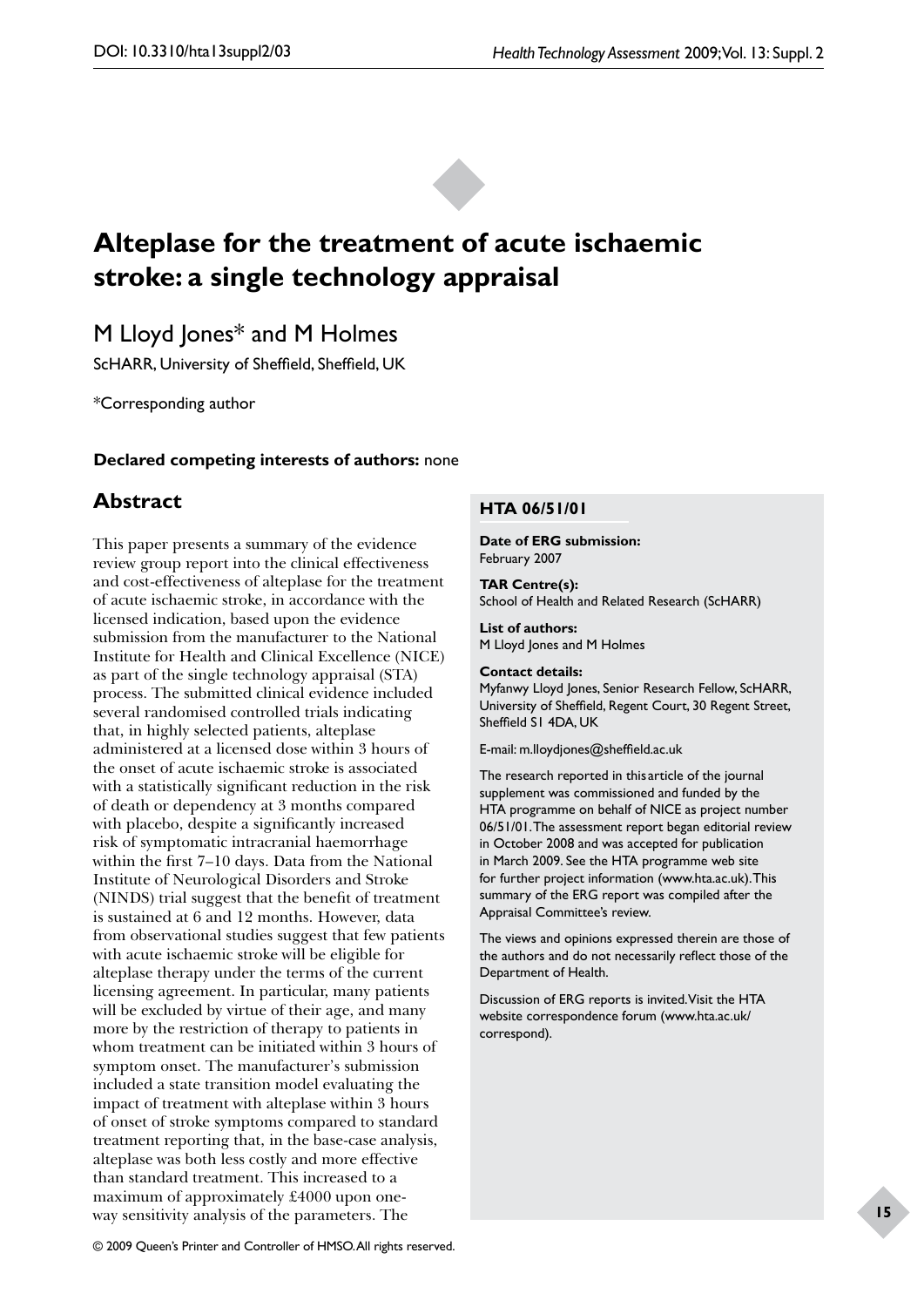# Alteplase for the treatment of acute ischaemic stroke: a single technology appraisal

M Lloyd Jones* and M Holmes

ScHARR, University of Sheffield, Sheffield, UK

*Corresponding author

**Declared competing interests of authors:** none

## Abstract

This paper presents a summary of the evidence review group report into the clinical effectiveness and cost-effectiveness of alteplase for the treatment of acute ischaemic stroke, in accordance with the licensed indication, based upon the evidence submission from the manufacturer to the National Institute for Health and Clinical Excellence (NICE) as part of the single technology appraisal (STA) process. The submitted clinical evidence included several randomised controlled trials indicating that, in highly selected patients, alteplase administered at a licensed dose within 3 hours of the onset of acute ischaemic stroke is associated with a statistically significant reduction in the risk of death or dependency at 3 months compared with placebo, despite a significantly increased risk of symptomatic intracranial haemorrhage within the first 7–10 days. Data from the National Institute of Neurological Disorders and Stroke (NINDS) trial suggest that the benefit of treatment is sustained at 6 and 12 months. However, data from observational studies suggest that few patients with acute ischaemic stroke will be eligible for alteplase therapy under the terms of the current licensing agreement. In particular, many patients will be excluded by virtue of their age, and many more by the restriction of therapy to patients in whom treatment can be initiated within 3 hours of symptom onset. The manufacturer's submission included a state transition model evaluating the impact of treatment with alteplase within 3 hours of onset of stroke symptoms compared to standard treatment reporting that, in the base-case analysis, alteplase was both less costly and more effective than standard treatment. This increased to a maximum of approximately £4000 upon one-way sensitivity analysis of the parameters. The

### HTA 06/51/01

**Date of ERG submission:**
February 2007

**TAR Centre(s):**
School of Health and Related Research (ScHARR)

**List of authors:**
M Lloyd Jones and M Holmes

**Contact details:**
Myfanwy Lloyd Jones, Senior Research Fellow, ScHARR, University of Sheffield, Regent Court, 30 Regent Street, Sheffield S1 4DA, UK

E-mail: m.lloydjones@sheffield.ac.uk

The research reported in this article of the journal supplement was commissioned and funded by the HTA programme on behalf of NICE as project number 06/51/01. The assessment report began editorial review in October 2008 and was accepted for publication in March 2009. See the HTA programme web site for further project information (www.hta.ac.uk). This summary of the ERG report was compiled after the Appraisal Committee's review.

The views and opinions expressed therein are those of the authors and do not necessarily reflect those of the Department of Health.

Discussion of ERG reports is invited. Visit the HTA website correspondence forum (www.hta.ac.uk/correspond).

© 2009 Queen's Printer and Controller of HMSO. All rights reserved.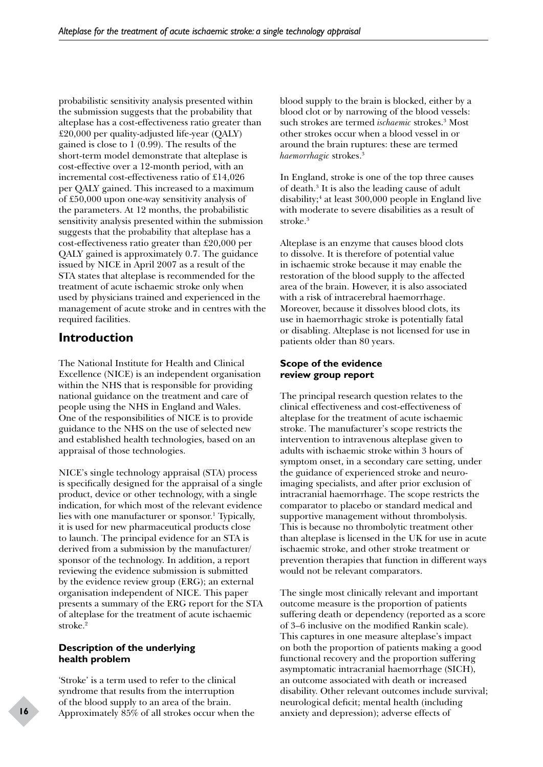probabilistic sensitivity analysis presented within the submission suggests that the probability that alteplase has a cost-effectiveness ratio greater than £20,000 per quality-adjusted life-year (QALY) gained is close to 1 (0.99). The results of the short-term model demonstrate that alteplase is cost-effective over a 12-month period, with an incremental cost-effectiveness ratio of £14,026 per QALY gained. This increased to a maximum of £50,000 upon one-way sensitivity analysis of the parameters. At 12 months, the probabilistic sensitivity analysis presented within the submission suggests that the probability that alteplase has a cost-effectiveness ratio greater than £20,000 per QALY gained is approximately 0.7. The guidance issued by NICE in April 2007 as a result of the STA states that alteplase is recommended for the treatment of acute ischaemic stroke only when used by physicians trained and experienced in the management of acute stroke and in centres with the required facilities.

## Introduction

The National Institute for Health and Clinical Excellence (NICE) is an independent organisation within the NHS that is responsible for providing national guidance on the treatment and care of people using the NHS in England and Wales. One of the responsibilities of NICE is to provide guidance to the NHS on the use of selected new and established health technologies, based on an appraisal of those technologies.

NICE's single technology appraisal (STA) process is specifically designed for the appraisal of a single product, device or other technology, with a single indication, for which most of the relevant evidence lies with one manufacturer or sponsor.[1] Typically, it is used for new pharmaceutical products close to launch. The principal evidence for an STA is derived from a submission by the manufacturer/sponsor of the technology. In addition, a report reviewing the evidence submission is submitted by the evidence review group (ERG); an external organisation independent of NICE. This paper presents a summary of the ERG report for the STA of alteplase for the treatment of acute ischaemic stroke.[2]

### Description of the underlying health problem

'Stroke' is a term used to refer to the clinical syndrome that results from the interruption of the blood supply to an area of the brain. Approximately 85% of all strokes occur when the blood supply to the brain is blocked, either by a blood clot or by narrowing of the blood vessels: such strokes are termed *ischaemic* strokes.[3] Most other strokes occur when a blood vessel in or around the brain ruptures: these are termed *haemorrhagic* strokes.[3]

In England, stroke is one of the top three causes of death.[3] It is also the leading cause of adult disability;[4] at least 300,000 people in England live with moderate to severe disabilities as a result of stroke.[3]

Alteplase is an enzyme that causes blood clots to dissolve. It is therefore of potential value in ischaemic stroke because it may enable the restoration of the blood supply to the affected area of the brain. However, it is also associated with a risk of intracerebral haemorrhage. Moreover, because it dissolves blood clots, its use in haemorrhagic stroke is potentially fatal or disabling. Alteplase is not licensed for use in patients older than 80 years.

### Scope of the evidence review group report

The principal research question relates to the clinical effectiveness and cost-effectiveness of alteplase for the treatment of acute ischaemic stroke. The manufacturer's scope restricts the intervention to intravenous alteplase given to adults with ischaemic stroke within 3 hours of symptom onset, in a secondary care setting, under the guidance of experienced stroke and neuro-imaging specialists, and after prior exclusion of intracranial haemorrhage. The scope restricts the comparator to placebo or standard medical and supportive management without thrombolysis. This is because no thrombolytic treatment other than alteplase is licensed in the UK for use in acute ischaemic stroke, and other stroke treatment or prevention therapies that function in different ways would not be relevant comparators.

The single most clinically relevant and important outcome measure is the proportion of patients suffering death or dependency (reported as a score of 3–6 inclusive on the modified Rankin scale). This captures in one measure alteplase's impact on both the proportion of patients making a good functional recovery and the proportion suffering asymptomatic intracranial haemorrhage (SICH), an outcome associated with death or increased disability. Other relevant outcomes include survival; neurological deficit; mental health (including anxiety and depression); adverse effects of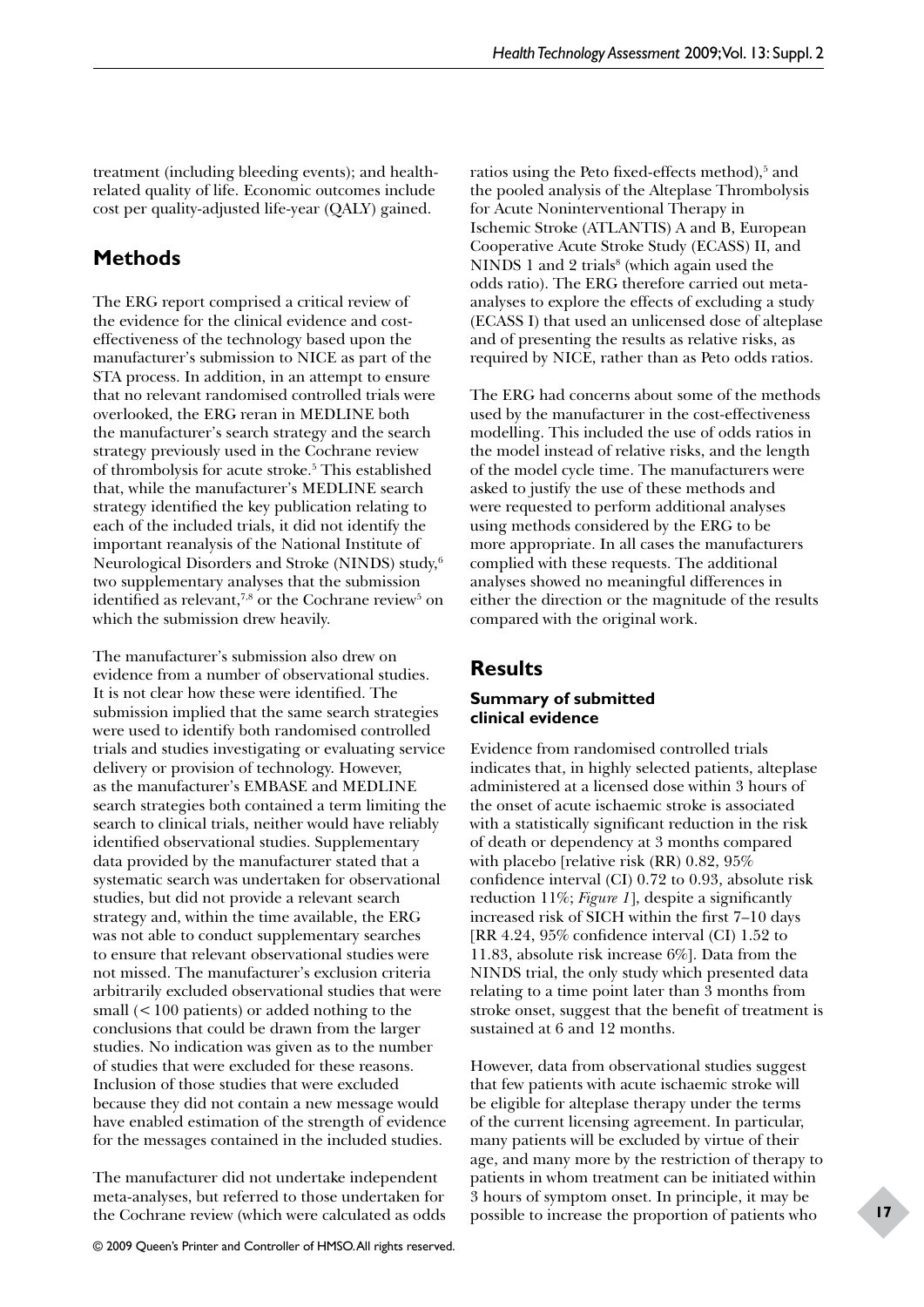treatment (including bleeding events); and health-related quality of life. Economic outcomes include cost per quality-adjusted life-year (QALY) gained.

## Methods

The ERG report comprised a critical review of the evidence for the clinical evidence and cost-effectiveness of the technology based upon the manufacturer's submission to NICE as part of the STA process. In addition, in an attempt to ensure that no relevant randomised controlled trials were overlooked, the ERG reran in MEDLINE both the manufacturer's search strategy and the search strategy previously used in the Cochrane review of thrombolysis for acute stroke.[5] This established that, while the manufacturer's MEDLINE search strategy identified the key publication relating to each of the included trials, it did not identify the important reanalysis of the National Institute of Neurological Disorders and Stroke (NINDS) study,[6] two supplementary analyses that the submission identified as relevant,[7,8] or the Cochrane review[5] on which the submission drew heavily.

The manufacturer's submission also drew on evidence from a number of observational studies. It is not clear how these were identified. The submission implied that the same search strategies were used to identify both randomised controlled trials and studies investigating or evaluating service delivery or provision of technology. However, as the manufacturer's EMBASE and MEDLINE search strategies both contained a term limiting the search to clinical trials, neither would have reliably identified observational studies. Supplementary data provided by the manufacturer stated that a systematic search was undertaken for observational studies, but did not provide a relevant search strategy and, within the time available, the ERG was not able to conduct supplementary searches to ensure that relevant observational studies were not missed. The manufacturer's exclusion criteria arbitrarily excluded observational studies that were small (< 100 patients) or added nothing to the conclusions that could be drawn from the larger studies. No indication was given as to the number of studies that were excluded for these reasons. Inclusion of those studies that were excluded because they did not contain a new message would have enabled estimation of the strength of evidence for the messages contained in the included studies.

The manufacturer did not undertake independent meta-analyses, but referred to those undertaken for the Cochrane review (which were calculated as odds ratios using the Peto fixed-effects method),[5] and the pooled analysis of the Alteplase Thrombolysis for Acute Noninterventional Therapy in Ischemic Stroke (ATLANTIS) A and B, European Cooperative Acute Stroke Study (ECASS) II, and NINDS 1 and 2 trials[8] (which again used the odds ratio). The ERG therefore carried out meta-analyses to explore the effects of excluding a study (ECASS I) that used an unlicensed dose of alteplase and of presenting the results as relative risks, as required by NICE, rather than as Peto odds ratios.

The ERG had concerns about some of the methods used by the manufacturer in the cost-effectiveness modelling. This included the use of odds ratios in the model instead of relative risks, and the length of the model cycle time. The manufacturers were asked to justify the use of these methods and were requested to perform additional analyses using methods considered by the ERG to be more appropriate. In all cases the manufacturers complied with these requests. The additional analyses showed no meaningful differences in either the direction or the magnitude of the results compared with the original work.

## Results

### Summary of submitted clinical evidence

Evidence from randomised controlled trials indicates that, in highly selected patients, alteplase administered at a licensed dose within 3 hours of the onset of acute ischaemic stroke is associated with a statistically significant reduction in the risk of death or dependency at 3 months compared with placebo [relative risk (RR) 0.82, 95% confidence interval (CI) 0.72 to 0.93, absolute risk reduction 11%; *Figure 1*], despite a significantly increased risk of SICH within the first 7–10 days [RR 4.24, 95% confidence interval (CI) 1.52 to 11.83, absolute risk increase 6%]. Data from the NINDS trial, the only study which presented data relating to a time point later than 3 months from stroke onset, suggest that the benefit of treatment is sustained at 6 and 12 months.

However, data from observational studies suggest that few patients with acute ischaemic stroke will be eligible for alteplase therapy under the terms of the current licensing agreement. In particular, many patients will be excluded by virtue of their age, and many more by the restriction of therapy to patients in whom treatment can be initiated within 3 hours of symptom onset. In principle, it may be possible to increase the proportion of patients who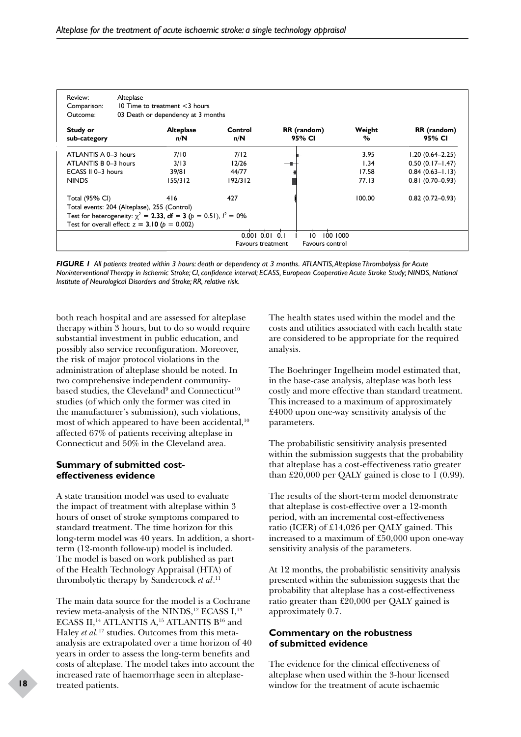| Review: | Alteplase | | | | |
|---|---|---|---|---|---|
| Comparison: | 10 Time to treatment <3 hours | | | | |
| Outcome: | 03 Death or dependency at 3 months | | | | |
| **Study or sub-category** | **Alteplase n/N** | **Control n/N** | **RR (random) 95% CI** | **Weight %** | **RR (random) 95% CI** |
| ATLANTIS A 0–3 hours | 7/10 | 7/12 | | 3.95 | 1.20 (0.64–2.25) |
| ATLANTIS B 0–3 hours | 3/13 | 12/26 | | 1.34 | 0.50 (0.17–1.47) |
| ECASS II 0–3 hours | 39/81 | 44/77 | | 17.58 | 0.84 (0.63–1.13) |
| NINDS | 155/312 | 192/312 | | 77.13 | 0.81 (0.70–0.93) |
| Total (95% CI) | 416 | 427 | | 100.00 | 0.82 (0.72–0.93) |
| Total events: 204 (Alteplase), 255 (Control) | | | | | |
| Test for heterogeneity: $\chi^2$ = **2.33, df = 3** ($p$ = 0.51), $I^2$ = 0% | | | | | |
| Test for overall effect: $z$ = **3.10** ($p$ = 0.002) | | | | | |
| | | | 0.001 0.01 0.1 1 10 100 1000 | | |
| | | | Favours treatment / Favours control | | |

*FIGURE 1 All patients treated within 3 hours: death or dependency at 3 months. ATLANTIS, Alteplase Thrombolysis for Acute Noninterventional Therapy in Ischemic Stroke; CI, confidence interval; ECASS, European Cooperative Acute Stroke Study; NINDS, National Institute of Neurological Disorders and Stroke; RR, relative risk.*

both reach hospital and are assessed for alteplase therapy within 3 hours, but to do so would require substantial investment in public education, and possibly also service reconfiguration. Moreover, the risk of major protocol violations in the administration of alteplase should be noted. In two comprehensive independent community-based studies, the Cleveland[9] and Connecticut[10] studies (of which only the former was cited in the manufacturer's submission), such violations, most of which appeared to have been accidental,[10] affected 67% of patients receiving alteplase in Connecticut and 50% in the Cleveland area.

### Summary of submitted cost-effectiveness evidence

A state transition model was used to evaluate the impact of treatment with alteplase within 3 hours of onset of stroke symptoms compared to standard treatment. The time horizon for this long-term model was 40 years. In addition, a short-term (12-month follow-up) model is included. The model is based on work published as part of the Health Technology Appraisal (HTA) of thrombolytic therapy by Sandercock *et al*.[11]

The main data source for the model is a Cochrane review meta-analysis of the NINDS,[12] ECASS I,[13] ECASS II,[14] ATLANTIS A,[15] ATLANTIS B[16] and Haley *et al.*[17] studies. Outcomes from this meta-analysis are extrapolated over a time horizon of 40 years in order to assess the long-term benefits and costs of alteplase. The model takes into account the increased rate of haemorrhage seen in alteplase-treated patients.

The health states used within the model and the costs and utilities associated with each health state are considered to be appropriate for the required analysis.

The Boehringer Ingelheim model estimated that, in the base-case analysis, alteplase was both less costly and more effective than standard treatment. This increased to a maximum of approximately £4000 upon one-way sensitivity analysis of the parameters.

The probabilistic sensitivity analysis presented within the submission suggests that the probability that alteplase has a cost-effectiveness ratio greater than £20,000 per QALY gained is close to 1 (0.99).

The results of the short-term model demonstrate that alteplase is cost-effective over a 12-month period, with an incremental cost-effectiveness ratio (ICER) of £14,026 per QALY gained. This increased to a maximum of £50,000 upon one-way sensitivity analysis of the parameters.

At 12 months, the probabilistic sensitivity analysis presented within the submission suggests that the probability that alteplase has a cost-effectiveness ratio greater than £20,000 per QALY gained is approximately 0.7.

### Commentary on the robustness of submitted evidence

The evidence for the clinical effectiveness of alteplase when used within the 3-hour licensed window for the treatment of acute ischaemic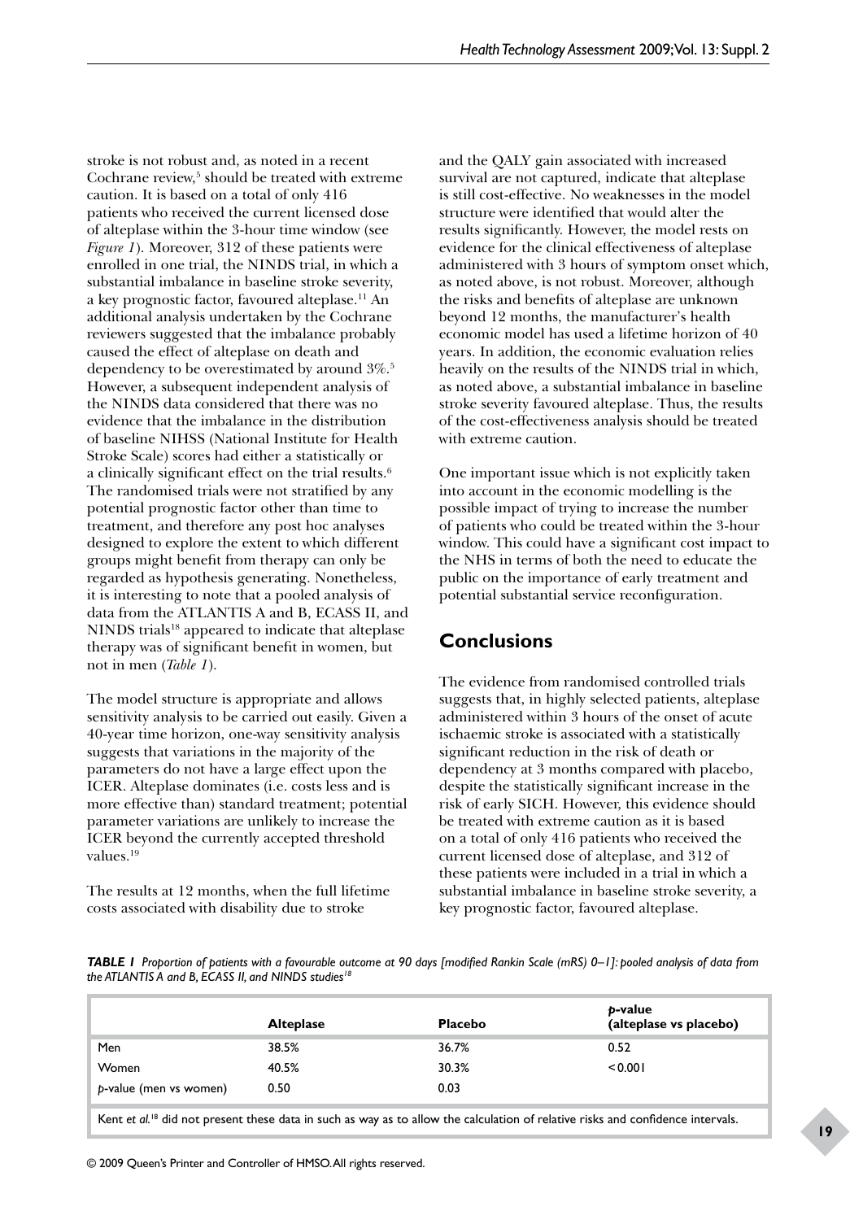stroke is not robust and, as noted in a recent Cochrane review,[5] should be treated with extreme caution. It is based on a total of only 416 patients who received the current licensed dose of alteplase within the 3-hour time window (see *Figure 1*). Moreover, 312 of these patients were enrolled in one trial, the NINDS trial, in which a substantial imbalance in baseline stroke severity, a key prognostic factor, favoured alteplase.[11] An additional analysis undertaken by the Cochrane reviewers suggested that the imbalance probably caused the effect of alteplase on death and dependency to be overestimated by around 3%.[5] However, a subsequent independent analysis of the NINDS data considered that there was no evidence that the imbalance in the distribution of baseline NIHSS (National Institute for Health Stroke Scale) scores had either a statistically or a clinically significant effect on the trial results.[6] The randomised trials were not stratified by any potential prognostic factor other than time to treatment, and therefore any post hoc analyses designed to explore the extent to which different groups might benefit from therapy can only be regarded as hypothesis generating. Nonetheless, it is interesting to note that a pooled analysis of data from the ATLANTIS A and B, ECASS II, and NINDS trials[18] appeared to indicate that alteplase therapy was of significant benefit in women, but not in men (*Table 1*).

The model structure is appropriate and allows sensitivity analysis to be carried out easily. Given a 40-year time horizon, one-way sensitivity analysis suggests that variations in the majority of the parameters do not have a large effect upon the ICER. Alteplase dominates (i.e. costs less and is more effective than) standard treatment; potential parameter variations are unlikely to increase the ICER beyond the currently accepted threshold values.[19]

The results at 12 months, when the full lifetime costs associated with disability due to stroke and the QALY gain associated with increased survival are not captured, indicate that alteplase is still cost-effective. No weaknesses in the model structure were identified that would alter the results significantly. However, the model rests on evidence for the clinical effectiveness of alteplase administered with 3 hours of symptom onset which, as noted above, is not robust. Moreover, although the risks and benefits of alteplase are unknown beyond 12 months, the manufacturer's health economic model has used a lifetime horizon of 40 years. In addition, the economic evaluation relies heavily on the results of the NINDS trial in which, as noted above, a substantial imbalance in baseline stroke severity favoured alteplase. Thus, the results of the cost-effectiveness analysis should be treated with extreme caution.

One important issue which is not explicitly taken into account in the economic modelling is the possible impact of trying to increase the number of patients who could be treated within the 3-hour window. This could have a significant cost impact to the NHS in terms of both the need to educate the public on the importance of early treatment and potential substantial service reconfiguration.

## Conclusions

The evidence from randomised controlled trials suggests that, in highly selected patients, alteplase administered within 3 hours of the onset of acute ischaemic stroke is associated with a statistically significant reduction in the risk of death or dependency at 3 months compared with placebo, despite the statistically significant increase in the risk of early SICH. However, this evidence should be treated with extreme caution as it is based on a total of only 416 patients who received the current licensed dose of alteplase, and 312 of these patients were included in a trial in which a substantial imbalance in baseline stroke severity, a key prognostic factor, favoured alteplase.

***TABLE 1*** *Proportion of patients with a favourable outcome at 90 days [modified Rankin Scale (mRS) 0–1]: pooled analysis of data from the ATLANTIS A and B, ECASS II, and NINDS studies[18]*

| | Alteplase | Placebo | *p*-value (alteplase vs placebo) |
|---|---|---|---|
| Men | 38.5% | 36.7% | 0.52 |
| Women | 40.5% | 30.3% | < 0.001 |
| *p*-value (men vs women) | 0.50 | 0.03 | |

Kent *et al.*[18] did not present these data in such as way as to allow the calculation of relative risks and confidence intervals.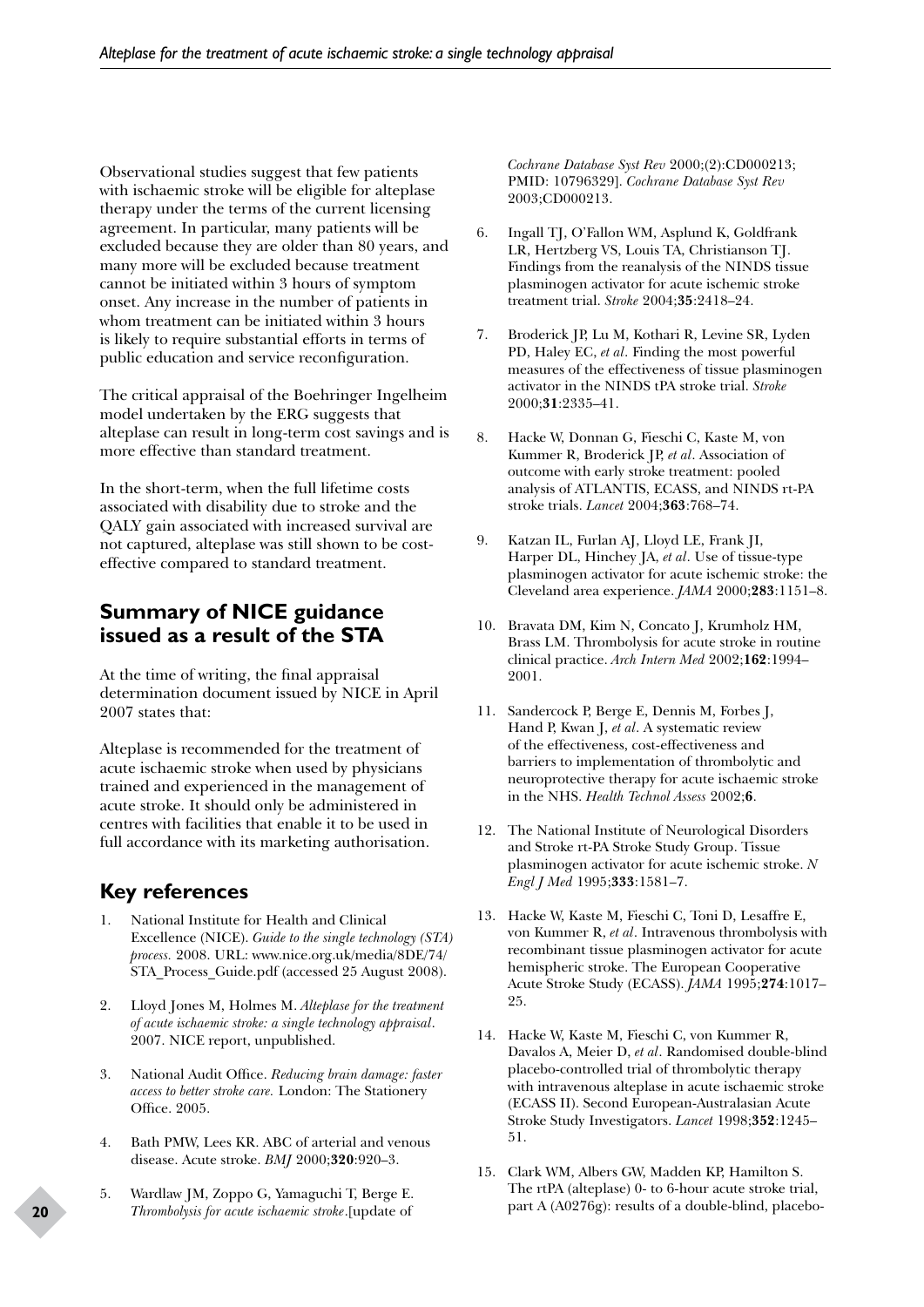Observational studies suggest that few patients with ischaemic stroke will be eligible for alteplase therapy under the terms of the current licensing agreement. In particular, many patients will be excluded because they are older than 80 years, and many more will be excluded because treatment cannot be initiated within 3 hours of symptom onset. Any increase in the number of patients in whom treatment can be initiated within 3 hours is likely to require substantial efforts in terms of public education and service reconfiguration.

The critical appraisal of the Boehringer Ingelheim model undertaken by the ERG suggests that alteplase can result in long-term cost savings and is more effective than standard treatment.

In the short-term, when the full lifetime costs associated with disability due to stroke and the QALY gain associated with increased survival are not captured, alteplase was still shown to be cost-effective compared to standard treatment.

## Summary of NICE guidance issued as a result of the STA

At the time of writing, the final appraisal determination document issued by NICE in April 2007 states that:

Alteplase is recommended for the treatment of acute ischaemic stroke when used by physicians trained and experienced in the management of acute stroke. It should only be administered in centres with facilities that enable it to be used in full accordance with its marketing authorisation.

## Key references

1. National Institute for Health and Clinical Excellence (NICE). *Guide to the single technology (STA) process.* 2008. URL: www.nice.org.uk/media/8DE/74/STA_Process_Guide.pdf (accessed 25 August 2008).
2. Lloyd Jones M, Holmes M. *Alteplase for the treatment of acute ischaemic stroke: a single technology appraisal*. 2007. NICE report, unpublished.
3. National Audit Office. *Reducing brain damage: faster access to better stroke care.* London: The Stationery Office. 2005.
4. Bath PMW, Lees KR. ABC of arterial and venous disease. Acute stroke. *BMJ* 2000;**320**:920–3.
5. Wardlaw JM, Zoppo G, Yamaguchi T, Berge E. *Thrombolysis for acute ischaemic stroke*.[update of *Cochrane Database Syst Rev* 2000;(2):CD000213; PMID: 10796329]. *Cochrane Database Syst Rev* 2003;CD000213.
6. Ingall TJ, O'Fallon WM, Asplund K, Goldfrank LR, Hertzberg VS, Louis TA, Christianson TJ. Findings from the reanalysis of the NINDS tissue plasminogen activator for acute ischemic stroke treatment trial. *Stroke* 2004;**35**:2418–24.
7. Broderick JP, Lu M, Kothari R, Levine SR, Lyden PD, Haley EC, *et al*. Finding the most powerful measures of the effectiveness of tissue plasminogen activator in the NINDS tPA stroke trial. *Stroke* 2000;**31**:2335–41.
8. Hacke W, Donnan G, Fieschi C, Kaste M, von Kummer R, Broderick JP, *et al*. Association of outcome with early stroke treatment: pooled analysis of ATLANTIS, ECASS, and NINDS rt-PA stroke trials. *Lancet* 2004;**363**:768–74.
9. Katzan IL, Furlan AJ, Lloyd LE, Frank JI, Harper DL, Hinchey JA, *et al*. Use of tissue-type plasminogen activator for acute ischemic stroke: the Cleveland area experience. *JAMA* 2000;**283**:1151–8.
10. Bravata DM, Kim N, Concato J, Krumholz HM, Brass LM. Thrombolysis for acute stroke in routine clinical practice. *Arch Intern Med* 2002;**162**:1994–2001.
11. Sandercock P, Berge E, Dennis M, Forbes J, Hand P, Kwan J, *et al*. A systematic review of the effectiveness, cost-effectiveness and barriers to implementation of thrombolytic and neuroprotective therapy for acute ischaemic stroke in the NHS. *Health Technol Assess* 2002;**6**.
12. The National Institute of Neurological Disorders and Stroke rt-PA Stroke Study Group. Tissue plasminogen activator for acute ischemic stroke. *N Engl J Med* 1995;**333**:1581–7.
13. Hacke W, Kaste M, Fieschi C, Toni D, Lesaffre E, von Kummer R, *et al*. Intravenous thrombolysis with recombinant tissue plasminogen activator for acute hemispheric stroke. The European Cooperative Acute Stroke Study (ECASS). *JAMA* 1995;**274**:1017–25.
14. Hacke W, Kaste M, Fieschi C, von Kummer R, Davalos A, Meier D, *et al*. Randomised double-blind placebo-controlled trial of thrombolytic therapy with intravenous alteplase in acute ischaemic stroke (ECASS II). Second European-Australasian Acute Stroke Study Investigators. *Lancet* 1998;**352**:1245–51.
15. Clark WM, Albers GW, Madden KP, Hamilton S. The rtPA (alteplase) 0- to 6-hour acute stroke trial, part A (A0276g): results of a double-blind, placebo-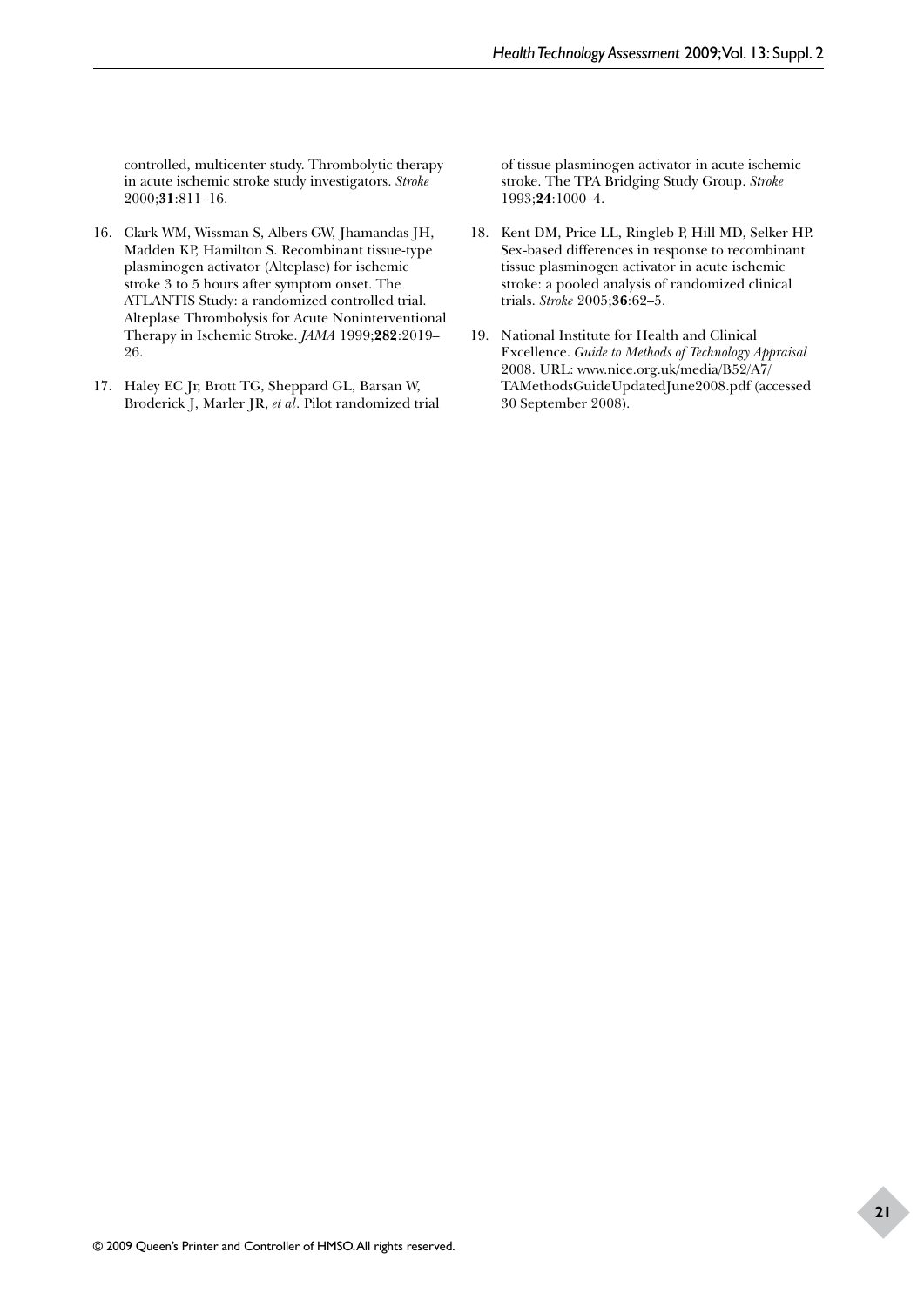controlled, multicenter study. Thrombolytic therapy in acute ischemic stroke study investigators. *Stroke* 2000;**31**:811–16.

16. Clark WM, Wissman S, Albers GW, Jhamandas JH, Madden KP, Hamilton S. Recombinant tissue-type plasminogen activator (Alteplase) for ischemic stroke 3 to 5 hours after symptom onset. The ATLANTIS Study: a randomized controlled trial. Alteplase Thrombolysis for Acute Noninterventional Therapy in Ischemic Stroke. *JAMA* 1999;**282**:2019–26.

17. Haley EC Jr, Brott TG, Sheppard GL, Barsan W, Broderick J, Marler JR, *et al*. Pilot randomized trial of tissue plasminogen activator in acute ischemic stroke. The TPA Bridging Study Group. *Stroke* 1993;**24**:1000–4.

18. Kent DM, Price LL, Ringleb P, Hill MD, Selker HP. Sex-based differences in response to recombinant tissue plasminogen activator in acute ischemic stroke: a pooled analysis of randomized clinical trials. *Stroke* 2005;**36**:62–5.

19. National Institute for Health and Clinical Excellence. *Guide to Methods of Technology Appraisal* 2008. URL: www.nice.org.uk/media/B52/A7/TAMethodsGuideUpdatedJune2008.pdf (accessed 30 September 2008).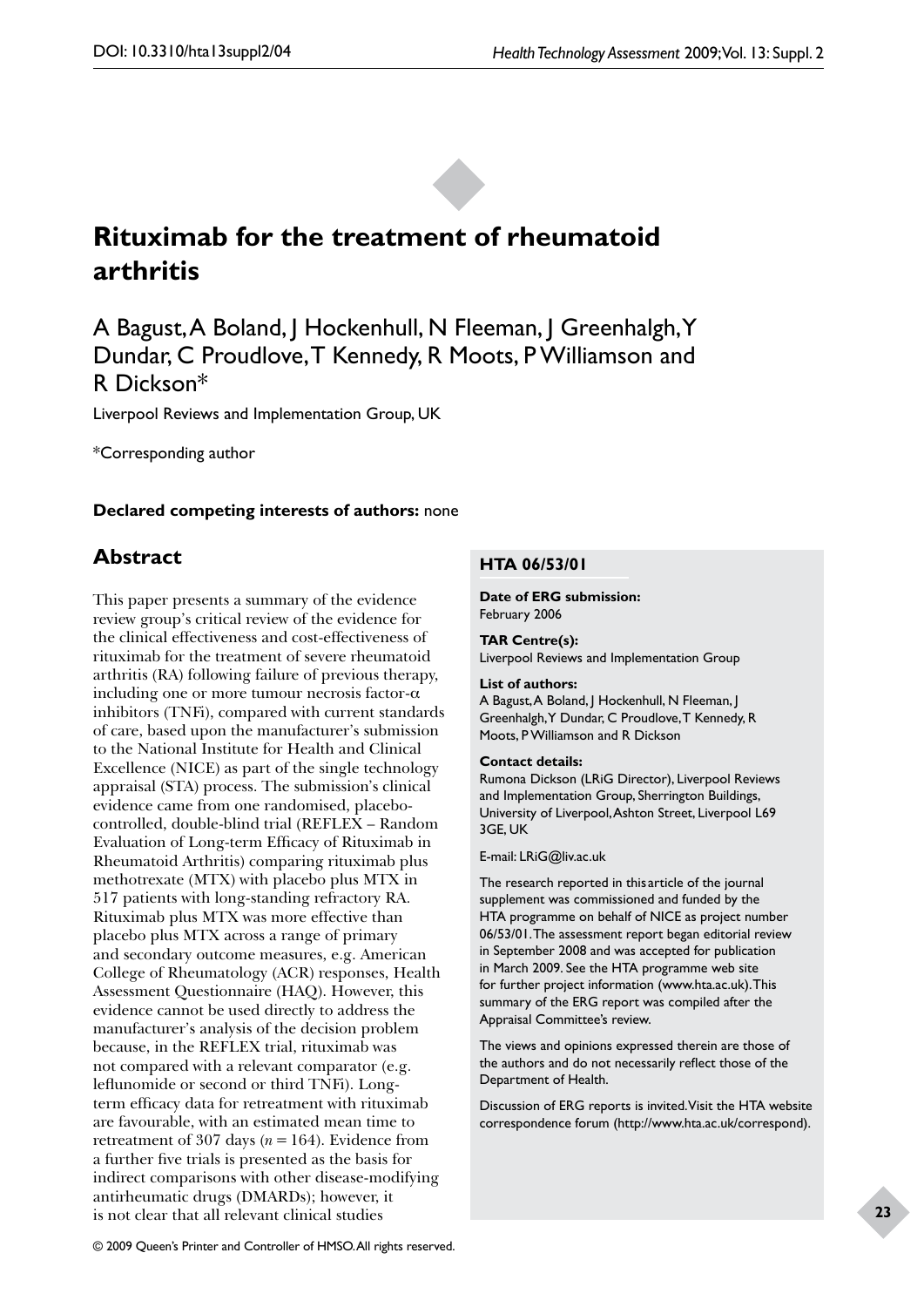# Rituximab for the treatment of rheumatoid arthritis

A Bagust, A Boland, J Hockenhull, N Fleeman, J Greenhalgh, Y Dundar, C Proudlove, T Kennedy, R Moots, P Williamson and R Dickson*

Liverpool Reviews and Implementation Group, UK

*Corresponding author

**Declared competing interests of authors:** none

## Abstract

This paper presents a summary of the evidence review group's critical review of the evidence for the clinical effectiveness and cost-effectiveness of rituximab for the treatment of severe rheumatoid arthritis (RA) following failure of previous therapy, including one or more tumour necrosis factor-α inhibitors (TNFi), compared with current standards of care, based upon the manufacturer's submission to the National Institute for Health and Clinical Excellence (NICE) as part of the single technology appraisal (STA) process. The submission's clinical evidence came from one randomised, placebo-controlled, double-blind trial (REFLEX – Random Evaluation of Long-term Efficacy of Rituximab in Rheumatoid Arthritis) comparing rituximab plus methotrexate (MTX) with placebo plus MTX in 517 patients with long-standing refractory RA. Rituximab plus MTX was more effective than placebo plus MTX across a range of primary and secondary outcome measures, e.g. American College of Rheumatology (ACR) responses, Health Assessment Questionnaire (HAQ). However, this evidence cannot be used directly to address the manufacturer's analysis of the decision problem because, in the REFLEX trial, rituximab was not compared with a relevant comparator (e.g. leflunomide or second or third TNFi). Long-term efficacy data for retreatment with rituximab are favourable, with an estimated mean time to retreatment of 307 days ($n = 164$). Evidence from a further five trials is presented as the basis for indirect comparisons with other disease-modifying antirheumatic drugs (DMARDs); however, it is not clear that all relevant clinical studies

**HTA 06/53/01**

**Date of ERG submission:**
February 2006

**TAR Centre(s):**
Liverpool Reviews and Implementation Group

**List of authors:**
A Bagust, A Boland, J Hockenhull, N Fleeman, J Greenhalgh, Y Dundar, C Proudlove, T Kennedy, R Moots, P Williamson and R Dickson

**Contact details:**
Rumona Dickson (LRiG Director), Liverpool Reviews and Implementation Group, Sherrington Buildings, University of Liverpool, Ashton Street, Liverpool L69 3GE, UK

E-mail: LRiG@liv.ac.uk

The research reported in this article of the journal supplement was commissioned and funded by the HTA programme on behalf of NICE as project number 06/53/01. The assessment report began editorial review in September 2008 and was accepted for publication in March 2009. See the HTA programme web site for further project information (www.hta.ac.uk). This summary of the ERG report was compiled after the Appraisal Committee's review.

The views and opinions expressed therein are those of the authors and do not necessarily reflect those of the Department of Health.

Discussion of ERG reports is invited. Visit the HTA website correspondence forum (http://www.hta.ac.uk/correspond).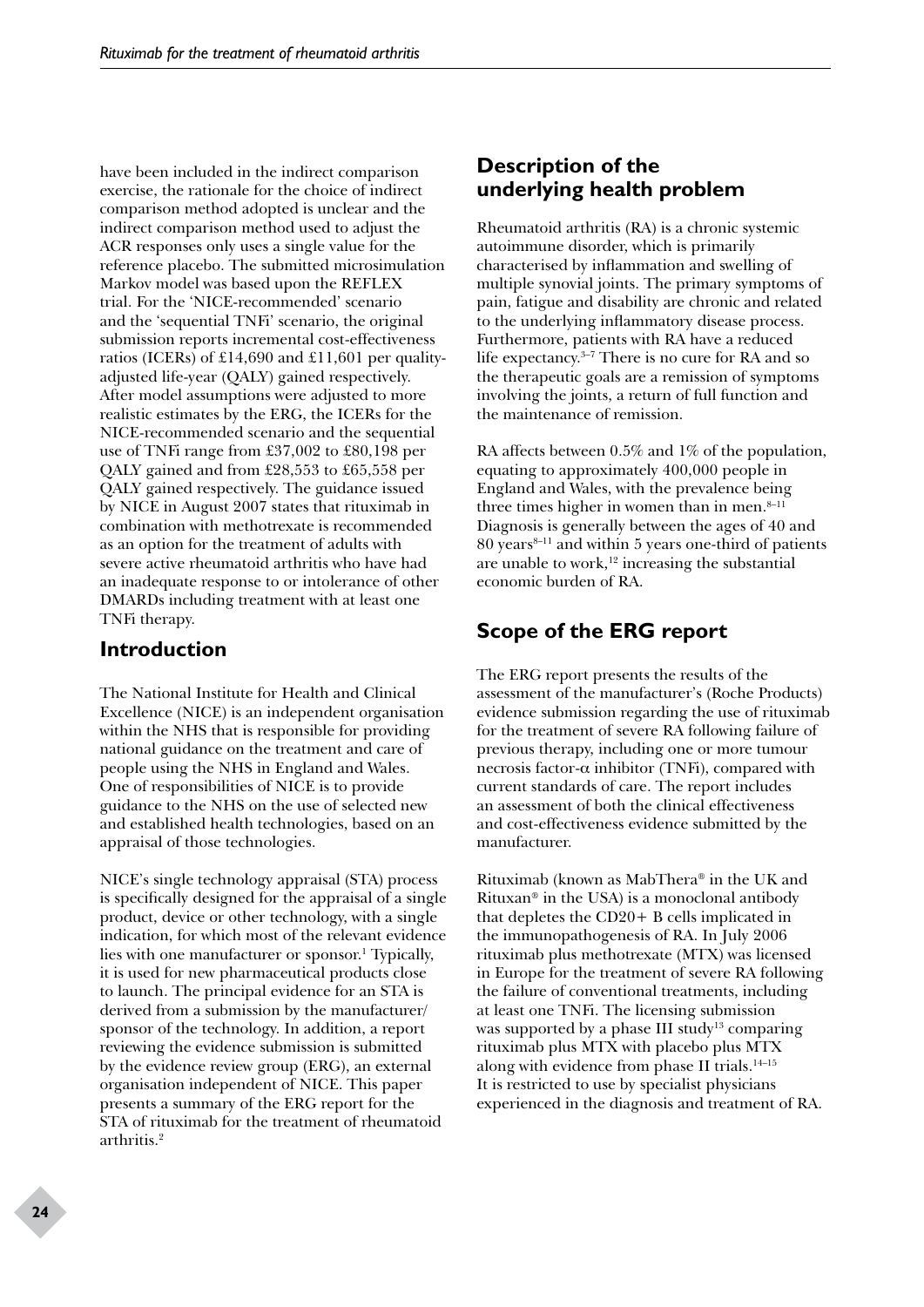have been included in the indirect comparison exercise, the rationale for the choice of indirect comparison method adopted is unclear and the indirect comparison method used to adjust the ACR responses only uses a single value for the reference placebo. The submitted microsimulation Markov model was based upon the REFLEX trial. For the 'NICE-recommended' scenario and the 'sequential TNFi' scenario, the original submission reports incremental cost-effectiveness ratios (ICERs) of £14,690 and £11,601 per quality-adjusted life-year (QALY) gained respectively. After model assumptions were adjusted to more realistic estimates by the ERG, the ICERs for the NICE-recommended scenario and the sequential use of TNFi range from £37,002 to £80,198 per QALY gained and from £28,553 to £65,558 per QALY gained respectively. The guidance issued by NICE in August 2007 states that rituximab in combination with methotrexate is recommended as an option for the treatment of adults with severe active rheumatoid arthritis who have had an inadequate response to or intolerance of other DMARDs including treatment with at least one TNFi therapy.

## Introduction

The National Institute for Health and Clinical Excellence (NICE) is an independent organisation within the NHS that is responsible for providing national guidance on the treatment and care of people using the NHS in England and Wales. One of responsibilities of NICE is to provide guidance to the NHS on the use of selected new and established health technologies, based on an appraisal of those technologies.

NICE's single technology appraisal (STA) process is specifically designed for the appraisal of a single product, device or other technology, with a single indication, for which most of the relevant evidence lies with one manufacturer or sponsor.[1] Typically, it is used for new pharmaceutical products close to launch. The principal evidence for an STA is derived from a submission by the manufacturer/sponsor of the technology. In addition, a report reviewing the evidence submission is submitted by the evidence review group (ERG), an external organisation independent of NICE. This paper presents a summary of the ERG report for the STA of rituximab for the treatment of rheumatoid arthritis.[2]

## Description of the underlying health problem

Rheumatoid arthritis (RA) is a chronic systemic autoimmune disorder, which is primarily characterised by inflammation and swelling of multiple synovial joints. The primary symptoms of pain, fatigue and disability are chronic and related to the underlying inflammatory disease process. Furthermore, patients with RA have a reduced life expectancy.[3–7] There is no cure for RA and so the therapeutic goals are a remission of symptoms involving the joints, a return of full function and the maintenance of remission.

RA affects between 0.5% and 1% of the population, equating to approximately 400,000 people in England and Wales, with the prevalence being three times higher in women than in men.[8–11] Diagnosis is generally between the ages of 40 and 80 years[8–11] and within 5 years one-third of patients are unable to work,[12] increasing the substantial economic burden of RA.

## Scope of the ERG report

The ERG report presents the results of the assessment of the manufacturer's (Roche Products) evidence submission regarding the use of rituximab for the treatment of severe RA following failure of previous therapy, including one or more tumour necrosis factor-α inhibitor (TNFi), compared with current standards of care. The report includes an assessment of both the clinical effectiveness and cost-effectiveness evidence submitted by the manufacturer.

Rituximab (known as MabThera® in the UK and Rituxan® in the USA) is a monoclonal antibody that depletes the CD20+ B cells implicated in the immunopathogenesis of RA. In July 2006 rituximab plus methotrexate (MTX) was licensed in Europe for the treatment of severe RA following the failure of conventional treatments, including at least one TNFi. The licensing submission was supported by a phase III study[13] comparing rituximab plus MTX with placebo plus MTX along with evidence from phase II trials.[14–15] It is restricted to use by specialist physicians experienced in the diagnosis and treatment of RA.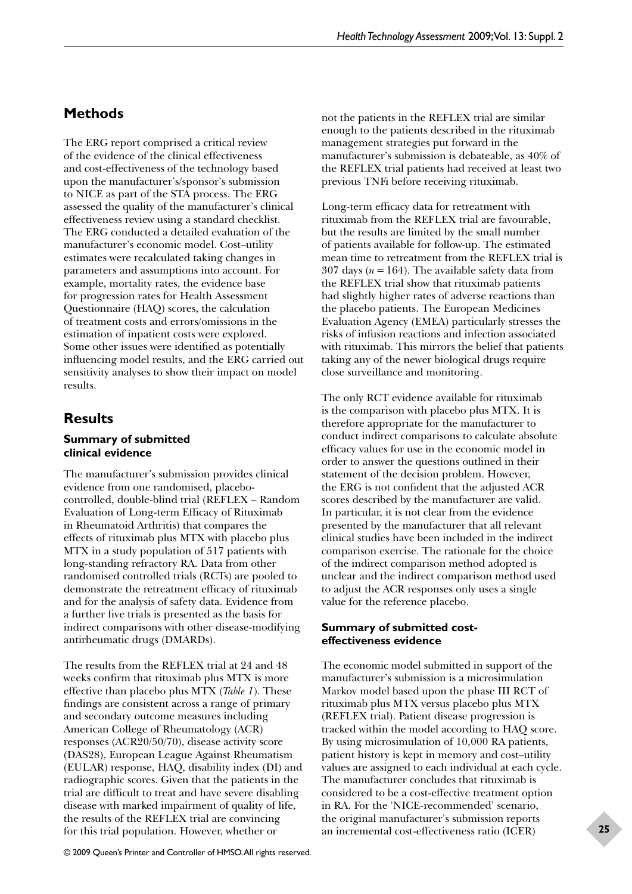## Methods

The ERG report comprised a critical review of the evidence of the clinical effectiveness and cost-effectiveness of the technology based upon the manufacturer's/sponsor's submission to NICE as part of the STA process. The ERG assessed the quality of the manufacturer's clinical effectiveness review using a standard checklist. The ERG conducted a detailed evaluation of the manufacturer's economic model. Cost–utility estimates were recalculated taking changes in parameters and assumptions into account. For example, mortality rates, the evidence base for progression rates for Health Assessment Questionnaire (HAQ) scores, the calculation of treatment costs and errors/omissions in the estimation of inpatient costs were explored. Some other issues were identified as potentially influencing model results, and the ERG carried out sensitivity analyses to show their impact on model results.

## Results

### Summary of submitted clinical evidence

The manufacturer's submission provides clinical evidence from one randomised, placebo-controlled, double-blind trial (REFLEX – Random Evaluation of Long-term Efficacy of Rituximab in Rheumatoid Arthritis) that compares the effects of rituximab plus MTX with placebo plus MTX in a study population of 517 patients with long-standing refractory RA. Data from other randomised controlled trials (RCTs) are pooled to demonstrate the retreatment efficacy of rituximab and for the analysis of safety data. Evidence from a further five trials is presented as the basis for indirect comparisons with other disease-modifying antirheumatic drugs (DMARDs).

The results from the REFLEX trial at 24 and 48 weeks confirm that rituximab plus MTX is more effective than placebo plus MTX (*Table 1*). These findings are consistent across a range of primary and secondary outcome measures including American College of Rheumatology (ACR) responses (ACR20/50/70), disease activity score (DAS28), European League Against Rheumatism (EULAR) response, HAQ, disability index (DI) and radiographic scores. Given that the patients in the trial are difficult to treat and have severe disabling disease with marked impairment of quality of life, the results of the REFLEX trial are convincing for this trial population. However, whether or not the patients in the REFLEX trial are similar enough to the patients described in the rituximab management strategies put forward in the manufacturer's submission is debateable, as 40% of the REFLEX trial patients had received at least two previous TNFi before receiving rituximab.

Long-term efficacy data for retreatment with rituximab from the REFLEX trial are favourable, but the results are limited by the small number of patients available for follow-up. The estimated mean time to retreatment from the REFLEX trial is 307 days ($n = 164$). The available safety data from the REFLEX trial show that rituximab patients had slightly higher rates of adverse reactions than the placebo patients. The European Medicines Evaluation Agency (EMEA) particularly stresses the risks of infusion reactions and infection associated with rituximab. This mirrors the belief that patients taking any of the newer biological drugs require close surveillance and monitoring.

The only RCT evidence available for rituximab is the comparison with placebo plus MTX. It is therefore appropriate for the manufacturer to conduct indirect comparisons to calculate absolute efficacy values for use in the economic model in order to answer the questions outlined in their statement of the decision problem. However, the ERG is not confident that the adjusted ACR scores described by the manufacturer are valid. In particular, it is not clear from the evidence presented by the manufacturer that all relevant clinical studies have been included in the indirect comparison exercise. The rationale for the choice of the indirect comparison method adopted is unclear and the indirect comparison method used to adjust the ACR responses only uses a single value for the reference placebo.

### Summary of submitted cost-effectiveness evidence

The economic model submitted in support of the manufacturer's submission is a microsimulation Markov model based upon the phase III RCT of rituximab plus MTX versus placebo plus MTX (REFLEX trial). Patient disease progression is tracked within the model according to HAQ score. By using microsimulation of 10,000 RA patients, patient history is kept in memory and cost–utility values are assigned to each individual at each cycle. The manufacturer concludes that rituximab is considered to be a cost-effective treatment option in RA. For the 'NICE-recommended' scenario, the original manufacturer's submission reports an incremental cost-effectiveness ratio (ICER)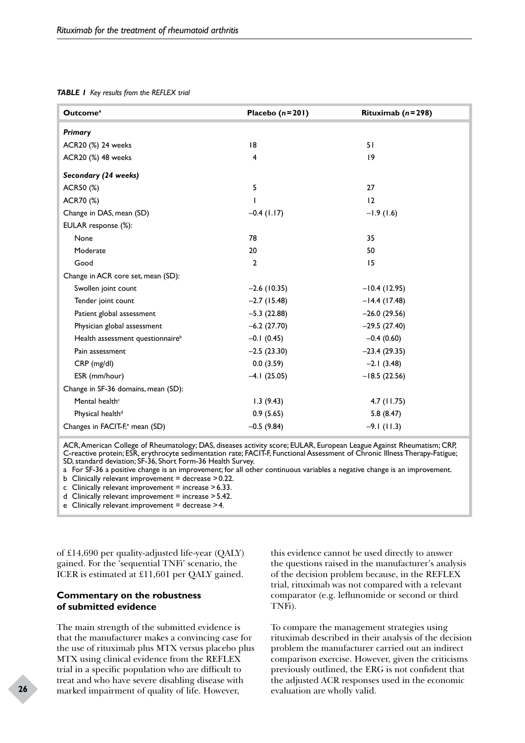***TABLE 1** Key results from the REFLEX trial*

| **Outcome**[a] | **Placebo (*n*=201)** | **Rituximab (*n*=298)** |
|---|---|---|
| ***Primary*** | | |
| ACR20 (%) 24 weeks | 18 | 51 |
| ACR20 (%) 48 weeks | 4 | 19 |
| ***Secondary (24 weeks)*** | | |
| ACR50 (%) | 5 | 27 |
| ACR70 (%) | 1 | 12 |
| Change in DAS, mean (SD) | –0.4 (1.17) | –1.9 (1.6) |
| EULAR response (%): | | |
| None | 78 | 35 |
| Moderate | 20 | 50 |
| Good | 2 | 15 |
| Change in ACR core set, mean (SD): | | |
| Swollen joint count | –2.6 (10.35) | –10.4 (12.95) |
| Tender joint count | –2.7 (15.48) | –14.4 (17.48) |
| Patient global assessment | –5.3 (22.88) | –26.0 (29.56) |
| Physician global assessment | –6.2 (27.70) | –29.5 (27.40) |
| Health assessment questionnaire[b] | –0.1 (0.45) | –0.4 (0.60) |
| Pain assessment | –2.5 (23.30) | –23.4 (29.35) |
| CRP (mg/dl) | 0.0 (3.59) | –2.1 (3.48) |
| ESR (mm/hour) | –4.1 (25.05) | –18.5 (22.56) |
| Change in SF-36 domains, mean (SD): | | |
| Mental health[c] | 1.3 (9.43) | 4.7 (11.75) |
| Physical health[d] | 0.9 (5.65) | 5.8 (8.47) |
| Changes in FACIT-F,[e] mean (SD) | –0.5 (9.84) | –9.1 (11.3) |

ACR, American College of Rheumatology; DAS, diseases activity score; EULAR, European League Against Rheumatism; CRP, C-reactive protein; ESR, erythrocyte sedimentation rate; FACIT-F, Functional Assessment of Chronic Illness Therapy-Fatigue; SD, standard deviation; SF-36, Short Form-36 Health Survey.

a For SF-36 a positive change is an improvement; for all other continuous variables a negative change is an improvement.

b Clinically relevant improvement = decrease >0.22.

c Clinically relevant improvement = increase >6.33.

d Clinically relevant improvement = increase >5.42.

e Clinically relevant improvement = decrease >4.

of £14,690 per quality-adjusted life-year (QALY) gained. For the 'sequential TNFi' scenario, the ICER is estimated at £11,601 per QALY gained.

### Commentary on the robustness of submitted evidence

The main strength of the submitted evidence is that the manufacturer makes a convincing case for the use of rituximab plus MTX versus placebo plus MTX using clinical evidence from the REFLEX trial in a specific population who are difficult to treat and who have severe disabling disease with marked impairment of quality of life. However, this evidence cannot be used directly to answer the questions raised in the manufacturer's analysis of the decision problem because, in the REFLEX trial, rituximab was not compared with a relevant comparator (e.g. leflunomide or second or third TNFi).

To compare the management strategies using rituximab described in their analysis of the decision problem the manufacturer carried out an indirect comparison exercise. However, given the criticisms previously outlined, the ERG is not confident that the adjusted ACR responses used in the economic evaluation are wholly valid.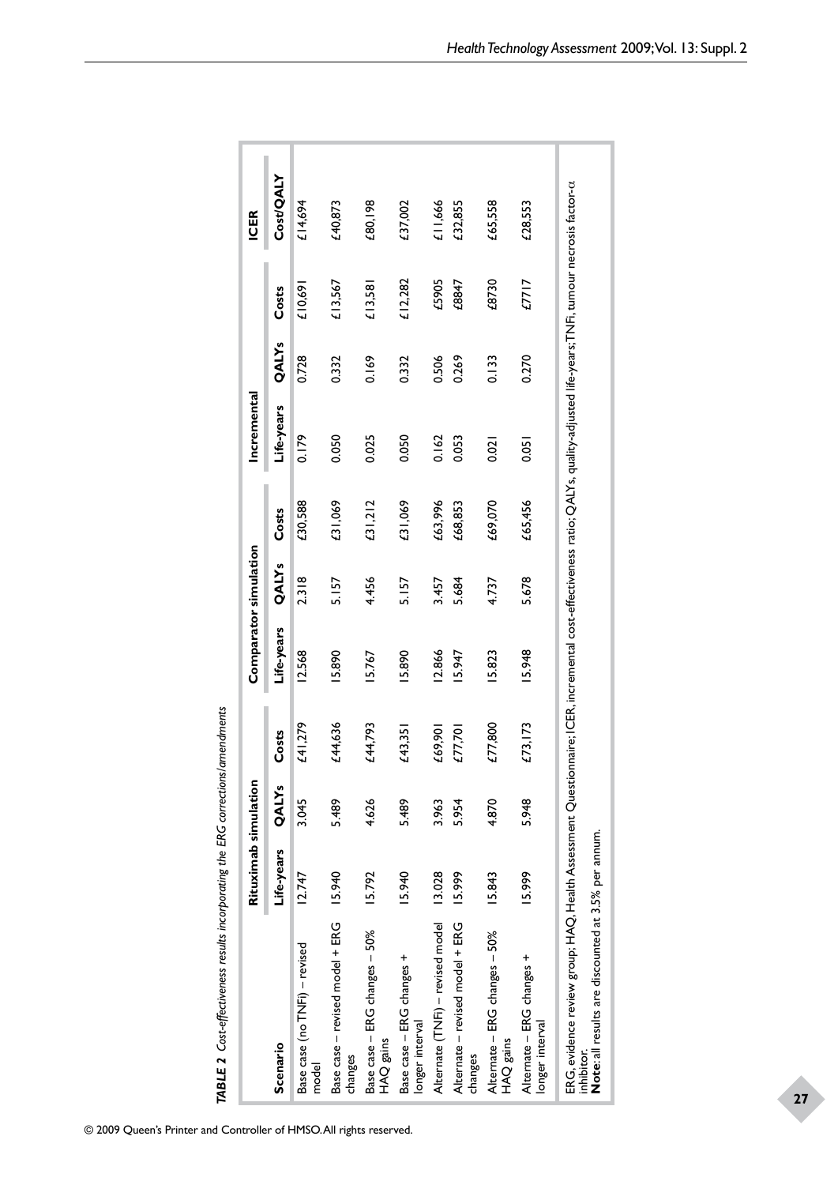**TABLE 2** *Cost-effectiveness results incorporating the ERG corrections/amendments*

| Scenario | Rituximab simulation | | | Comparator simulation | | | Incremental | | | ICER |
|---|---|---|---|---|---|---|---|---|---|---|
| | Life-years | QALYs | Costs | Life-years | QALYs | Costs | Life-years | QALYs | Costs | Cost/QALY |
| Base case (no TNFi) – revised model | 12.747 | 3.045 | £41,279 | 12.568 | 2.318 | £30,588 | 0.179 | 0.728 | £10,691 | £14,694 |
| Base case – revised model + ERG changes | 15.940 | 5.489 | £44,636 | 15.890 | 5.157 | £31,069 | 0.050 | 0.332 | £13,567 | £40,873 |
| Base case – ERG changes – 50% HAQ gains | 15.792 | 4.626 | £44,793 | 15.767 | 4.456 | £31,212 | 0.025 | 0.169 | £13,581 | £80,198 |
| Base case – ERG changes + longer interval | 15.940 | 5.489 | £43,351 | 15.890 | 5.157 | £31,069 | 0.050 | 0.332 | £12,282 | £37,002 |
| Alternate (TNFi) – revised model | 13.028 | 3.963 | £69,901 | 12.866 | 3.457 | £63,996 | 0.162 | 0.506 | £5905 | £11,666 |
| Alternate – revised model + ERG changes | 15.999 | 5.954 | £77,701 | 15.947 | 5.684 | £68,853 | 0.053 | 0.269 | £8847 | £32,855 |
| Alternate – ERG changes – 50% HAQ gains | 15.843 | 4.870 | £77,800 | 15.823 | 4.737 | £69,070 | 0.021 | 0.133 | £8730 | £65,558 |
| Alternate – ERG changes + longer interval | 15.999 | 5.948 | £73,173 | 15.948 | 5.678 | £65,456 | 0.051 | 0.270 | £7717 | £28,553 |

ERG, evidence review group; HAQ, Health Assessment Questionnaire; ICER, incremental cost-effectiveness ratio; QALYs, quality-adjusted life-years; TNFi, tumour necrosis factor-α inhibitor.
**Note**: all results are discounted at 3.5% per annum.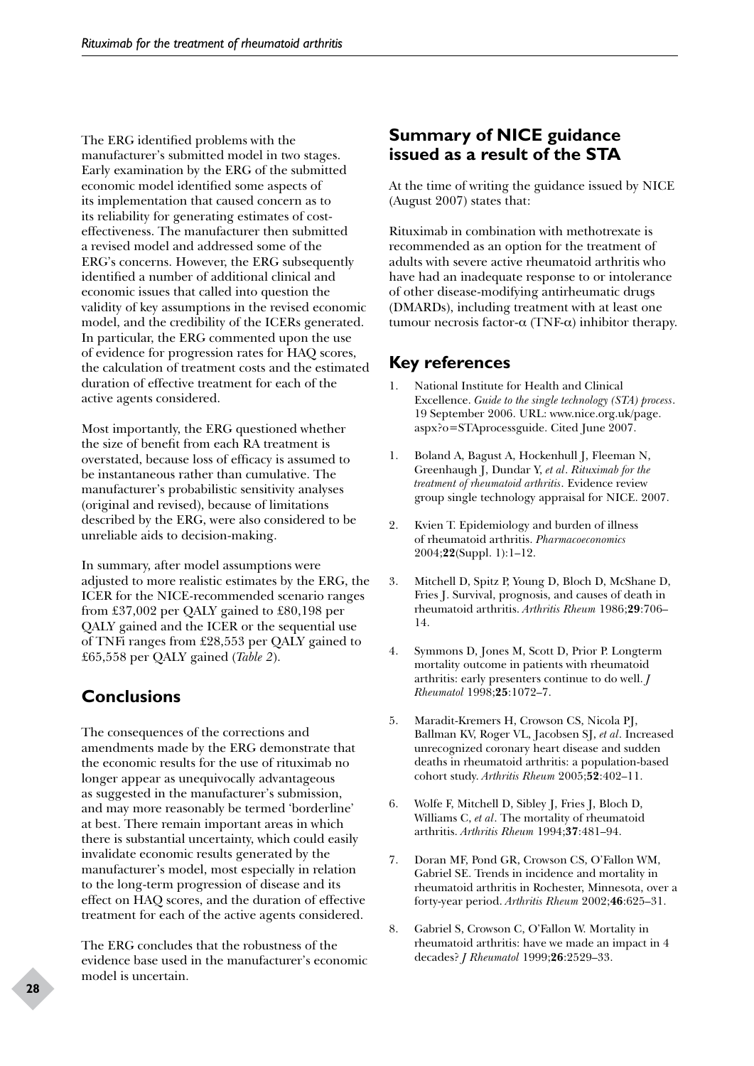The ERG identified problems with the manufacturer's submitted model in two stages. Early examination by the ERG of the submitted economic model identified some aspects of its implementation that caused concern as to its reliability for generating estimates of cost-effectiveness. The manufacturer then submitted a revised model and addressed some of the ERG's concerns. However, the ERG subsequently identified a number of additional clinical and economic issues that called into question the validity of key assumptions in the revised economic model, and the credibility of the ICERs generated. In particular, the ERG commented upon the use of evidence for progression rates for HAQ scores, the calculation of treatment costs and the estimated duration of effective treatment for each of the active agents considered.

Most importantly, the ERG questioned whether the size of benefit from each RA treatment is overstated, because loss of efficacy is assumed to be instantaneous rather than cumulative. The manufacturer's probabilistic sensitivity analyses (original and revised), because of limitations described by the ERG, were also considered to be unreliable aids to decision-making.

In summary, after model assumptions were adjusted to more realistic estimates by the ERG, the ICER for the NICE-recommended scenario ranges from £37,002 per QALY gained to £80,198 per QALY gained and the ICER or the sequential use of TNFi ranges from £28,553 per QALY gained to £65,558 per QALY gained (*Table 2*).

## Conclusions

The consequences of the corrections and amendments made by the ERG demonstrate that the economic results for the use of rituximab no longer appear as unequivocally advantageous as suggested in the manufacturer's submission, and may more reasonably be termed 'borderline' at best. There remain important areas in which there is substantial uncertainty, which could easily invalidate economic results generated by the manufacturer's model, most especially in relation to the long-term progression of disease and its effect on HAQ scores, and the duration of effective treatment for each of the active agents considered.

The ERG concludes that the robustness of the evidence base used in the manufacturer's economic model is uncertain.

## Summary of NICE guidance issued as a result of the STA

At the time of writing the guidance issued by NICE (August 2007) states that:

Rituximab in combination with methotrexate is recommended as an option for the treatment of adults with severe active rheumatoid arthritis who have had an inadequate response to or intolerance of other disease-modifying antirheumatic drugs (DMARDs), including treatment with at least one tumour necrosis factor-$\alpha$ (TNF-$\alpha$) inhibitor therapy.

## Key references

1. National Institute for Health and Clinical Excellence. *Guide to the single technology (STA) process*. 19 September 2006. URL: www.nice.org.uk/page.aspx?o=STAprocessguide. Cited June 2007.

1. Boland A, Bagust A, Hockenhull J, Fleeman N, Greenhaugh J, Dundar Y, *et al*. *Rituximab for the treatment of rheumatoid arthritis*. Evidence review group single technology appraisal for NICE. 2007.

2. Kvien T. Epidemiology and burden of illness of rheumatoid arthritis. *Pharmacoeconomics* 2004;**22**(Suppl. 1):1–12.

3. Mitchell D, Spitz P, Young D, Bloch D, McShane D, Fries J. Survival, prognosis, and causes of death in rheumatoid arthritis. *Arthritis Rheum* 1986;**29**:706–14.

4. Symmons D, Jones M, Scott D, Prior P. Longterm mortality outcome in patients with rheumatoid arthritis: early presenters continue to do well. *J Rheumatol* 1998;**25**:1072–7.

5. Maradit-Kremers H, Crowson CS, Nicola PJ, Ballman KV, Roger VL, Jacobsen SJ, *et al*. Increased unrecognized coronary heart disease and sudden deaths in rheumatoid arthritis: a population-based cohort study. *Arthritis Rheum* 2005;**52**:402–11.

6. Wolfe F, Mitchell D, Sibley J, Fries J, Bloch D, Williams C, *et al*. The mortality of rheumatoid arthritis. *Arthritis Rheum* 1994;**37**:481–94.

7. Doran MF, Pond GR, Crowson CS, O'Fallon WM, Gabriel SE. Trends in incidence and mortality in rheumatoid arthritis in Rochester, Minnesota, over a forty-year period. *Arthritis Rheum* 2002;**46**:625–31.

8. Gabriel S, Crowson C, O'Fallon W. Mortality in rheumatoid arthritis: have we made an impact in 4 decades? *J Rheumatol* 1999;**26**:2529–33.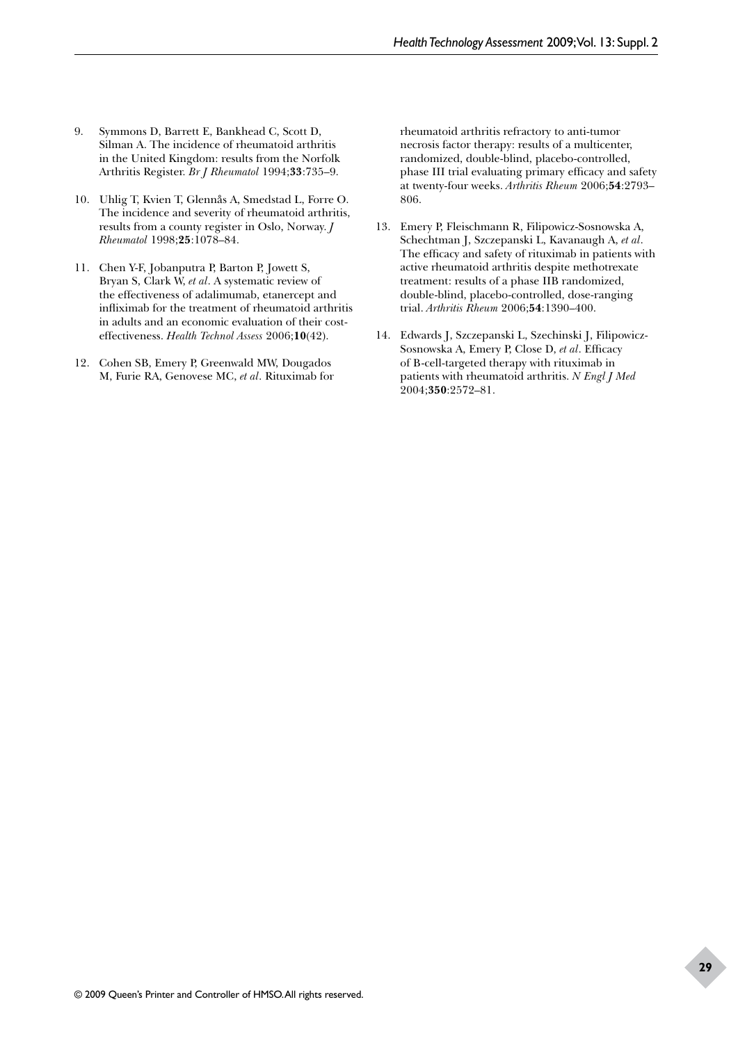9. Symmons D, Barrett E, Bankhead C, Scott D, Silman A. The incidence of rheumatoid arthritis in the United Kingdom: results from the Norfolk Arthritis Register. *Br J Rheumatol* 1994;**33**:735–9.

10. Uhlig T, Kvien T, Glennås A, Smedstad L, Forre O. The incidence and severity of rheumatoid arthritis, results from a county register in Oslo, Norway. *J Rheumatol* 1998;**25**:1078–84.

11. Chen Y-F, Jobanputra P, Barton P, Jowett S, Bryan S, Clark W, *et al*. A systematic review of the effectiveness of adalimumab, etanercept and infliximab for the treatment of rheumatoid arthritis in adults and an economic evaluation of their cost-effectiveness. *Health Technol Assess* 2006;**10**(42).

12. Cohen SB, Emery P, Greenwald MW, Dougados M, Furie RA, Genovese MC, *et al*. Rituximab for rheumatoid arthritis refractory to anti-tumor necrosis factor therapy: results of a multicenter, randomized, double-blind, placebo-controlled, phase III trial evaluating primary efficacy and safety at twenty-four weeks. *Arthritis Rheum* 2006;**54**:2793–806.

13. Emery P, Fleischmann R, Filipowicz-Sosnowska A, Schechtman J, Szczepanski L, Kavanaugh A, *et al*. The efficacy and safety of rituximab in patients with active rheumatoid arthritis despite methotrexate treatment: results of a phase IIB randomized, double-blind, placebo-controlled, dose-ranging trial. *Arthritis Rheum* 2006;**54**:1390–400.

14. Edwards J, Szczepanski L, Szechinski J, Filipowicz-Sosnowska A, Emery P, Close D, *et al*. Efficacy of B-cell-targeted therapy with rituximab in patients with rheumatoid arthritis. *N Engl J Med* 2004;**350**:2572–81.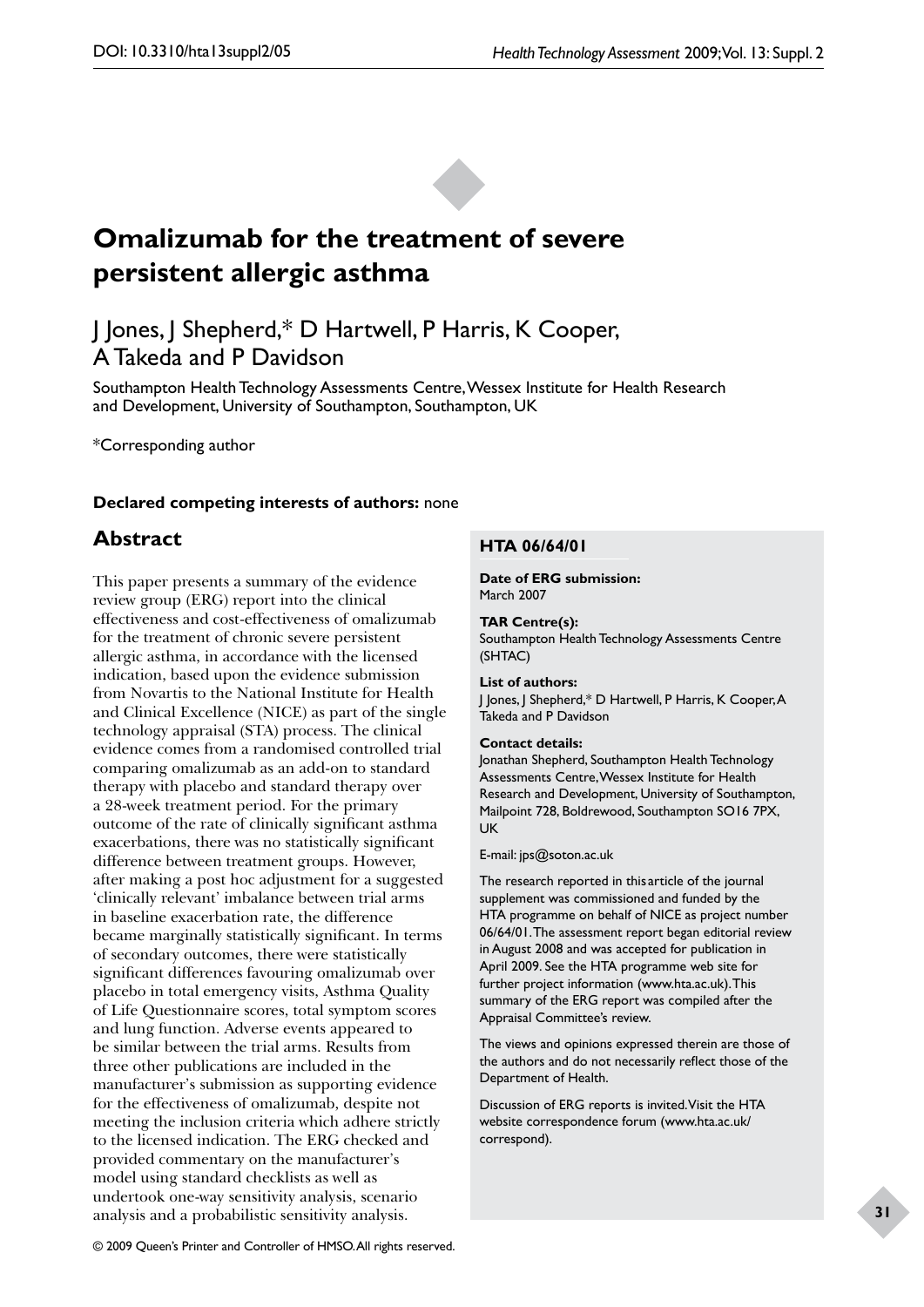# Omalizumab for the treatment of severe persistent allergic asthma

J Jones, J Shepherd,* D Hartwell, P Harris, K Cooper, A Takeda and P Davidson

Southampton Health Technology Assessments Centre, Wessex Institute for Health Research and Development, University of Southampton, Southampton, UK

*Corresponding author

**Declared competing interests of authors:** none

## Abstract

This paper presents a summary of the evidence review group (ERG) report into the clinical effectiveness and cost-effectiveness of omalizumab for the treatment of chronic severe persistent allergic asthma, in accordance with the licensed indication, based upon the evidence submission from Novartis to the National Institute for Health and Clinical Excellence (NICE) as part of the single technology appraisal (STA) process. The clinical evidence comes from a randomised controlled trial comparing omalizumab as an add-on to standard therapy with placebo and standard therapy over a 28-week treatment period. For the primary outcome of the rate of clinically significant asthma exacerbations, there was no statistically significant difference between treatment groups. However, after making a post hoc adjustment for a suggested 'clinically relevant' imbalance between trial arms in baseline exacerbation rate, the difference became marginally statistically significant. In terms of secondary outcomes, there were statistically significant differences favouring omalizumab over placebo in total emergency visits, Asthma Quality of Life Questionnaire scores, total symptom scores and lung function. Adverse events appeared to be similar between the trial arms. Results from three other publications are included in the manufacturer's submission as supporting evidence for the effectiveness of omalizumab, despite not meeting the inclusion criteria which adhere strictly to the licensed indication. The ERG checked and provided commentary on the manufacturer's model using standard checklists as well as undertook one-way sensitivity analysis, scenario analysis and a probabilistic sensitivity analysis.

**HTA 06/64/01**

**Date of ERG submission:**
March 2007

**TAR Centre(s):**
Southampton Health Technology Assessments Centre (SHTAC)

**List of authors:**
J Jones, J Shepherd,* D Hartwell, P Harris, K Cooper, A Takeda and P Davidson

**Contact details:**
Jonathan Shepherd, Southampton Health Technology Assessments Centre, Wessex Institute for Health Research and Development, University of Southampton, Mailpoint 728, Boldrewood, Southampton SO16 7PX, UK

E-mail: jps@soton.ac.uk

The research reported in this article of the journal supplement was commissioned and funded by the HTA programme on behalf of NICE as project number 06/64/01. The assessment report began editorial review in August 2008 and was accepted for publication in April 2009. See the HTA programme web site for further project information (www.hta.ac.uk). This summary of the ERG report was compiled after the Appraisal Committee's review.

The views and opinions expressed therein are those of the authors and do not necessarily reflect those of the Department of Health.

Discussion of ERG reports is invited. Visit the HTA website correspondence forum (www.hta.ac.uk/correspond).

© 2009 Queen's Printer and Controller of HMSO. All rights reserved.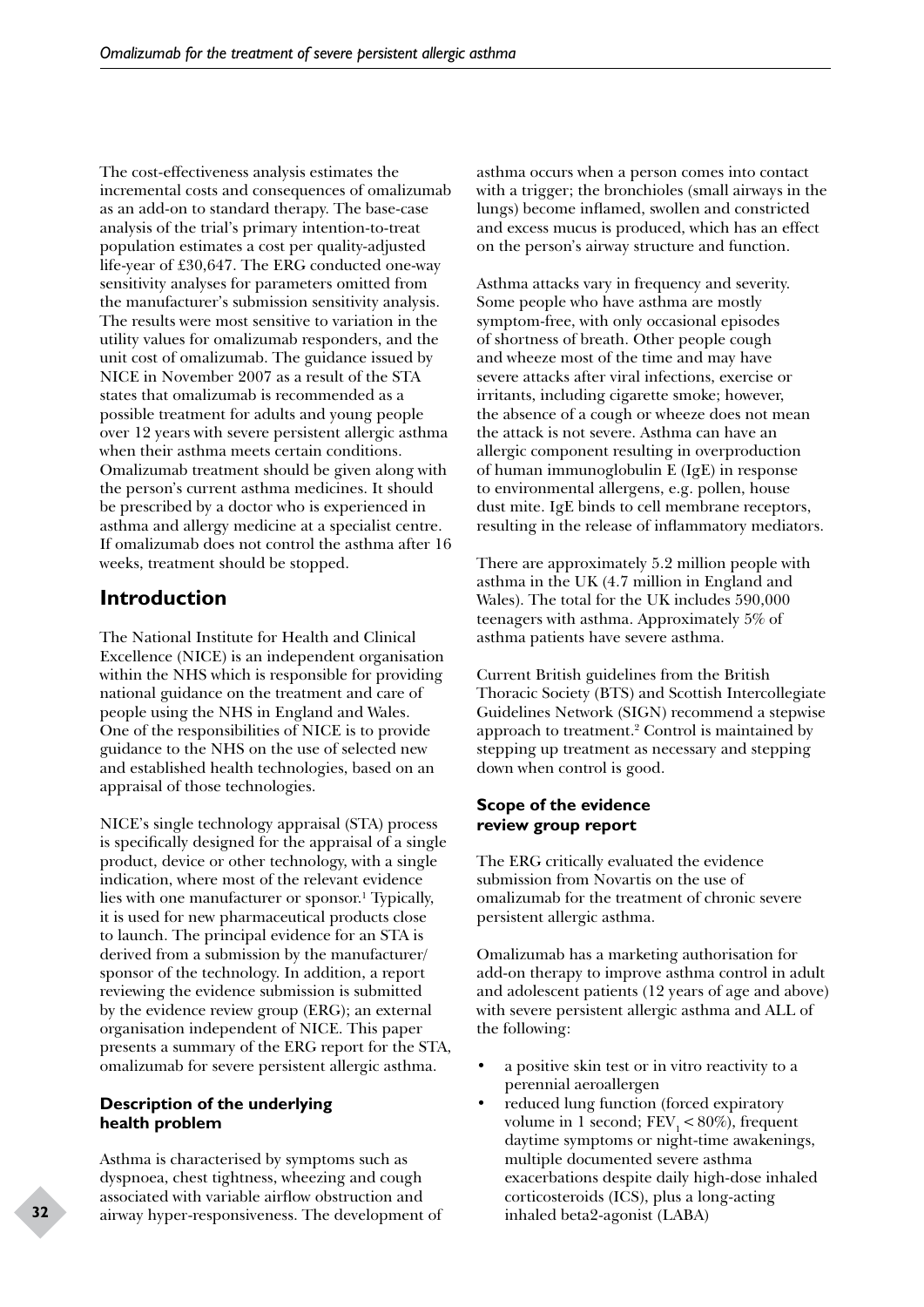The cost-effectiveness analysis estimates the incremental costs and consequences of omalizumab as an add-on to standard therapy. The base-case analysis of the trial's primary intention-to-treat population estimates a cost per quality-adjusted life-year of £30,647. The ERG conducted one-way sensitivity analyses for parameters omitted from the manufacturer's submission sensitivity analysis. The results were most sensitive to variation in the utility values for omalizumab responders, and the unit cost of omalizumab. The guidance issued by NICE in November 2007 as a result of the STA states that omalizumab is recommended as a possible treatment for adults and young people over 12 years with severe persistent allergic asthma when their asthma meets certain conditions. Omalizumab treatment should be given along with the person's current asthma medicines. It should be prescribed by a doctor who is experienced in asthma and allergy medicine at a specialist centre. If omalizumab does not control the asthma after 16 weeks, treatment should be stopped.

## Introduction

The National Institute for Health and Clinical Excellence (NICE) is an independent organisation within the NHS which is responsible for providing national guidance on the treatment and care of people using the NHS in England and Wales. One of the responsibilities of NICE is to provide guidance to the NHS on the use of selected new and established health technologies, based on an appraisal of those technologies.

NICE's single technology appraisal (STA) process is specifically designed for the appraisal of a single product, device or other technology, with a single indication, where most of the relevant evidence lies with one manufacturer or sponsor.[1] Typically, it is used for new pharmaceutical products close to launch. The principal evidence for an STA is derived from a submission by the manufacturer/sponsor of the technology. In addition, a report reviewing the evidence submission is submitted by the evidence review group (ERG); an external organisation independent of NICE. This paper presents a summary of the ERG report for the STA, omalizumab for severe persistent allergic asthma.

### Description of the underlying health problem

Asthma is characterised by symptoms such as dyspnoea, chest tightness, wheezing and cough associated with variable airflow obstruction and airway hyper-responsiveness. The development of asthma occurs when a person comes into contact with a trigger; the bronchioles (small airways in the lungs) become inflamed, swollen and constricted and excess mucus is produced, which has an effect on the person's airway structure and function.

Asthma attacks vary in frequency and severity. Some people who have asthma are mostly symptom-free, with only occasional episodes of shortness of breath. Other people cough and wheeze most of the time and may have severe attacks after viral infections, exercise or irritants, including cigarette smoke; however, the absence of a cough or wheeze does not mean the attack is not severe. Asthma can have an allergic component resulting in overproduction of human immunoglobulin E (IgE) in response to environmental allergens, e.g. pollen, house dust mite. IgE binds to cell membrane receptors, resulting in the release of inflammatory mediators.

There are approximately 5.2 million people with asthma in the UK (4.7 million in England and Wales). The total for the UK includes 590,000 teenagers with asthma. Approximately 5% of asthma patients have severe asthma.

Current British guidelines from the British Thoracic Society (BTS) and Scottish Intercollegiate Guidelines Network (SIGN) recommend a stepwise approach to treatment.[2] Control is maintained by stepping up treatment as necessary and stepping down when control is good.

### Scope of the evidence review group report

The ERG critically evaluated the evidence submission from Novartis on the use of omalizumab for the treatment of chronic severe persistent allergic asthma.

Omalizumab has a marketing authorisation for add-on therapy to improve asthma control in adult and adolescent patients (12 years of age and above) with severe persistent allergic asthma and ALL of the following:

- a positive skin test or in vitro reactivity to a perennial aeroallergen
- reduced lung function (forced expiratory volume in 1 second; $FEV_1 < 80\%$), frequent daytime symptoms or night-time awakenings, multiple documented severe asthma exacerbations despite daily high-dose inhaled corticosteroids (ICS), plus a long-acting inhaled beta2-agonist (LABA)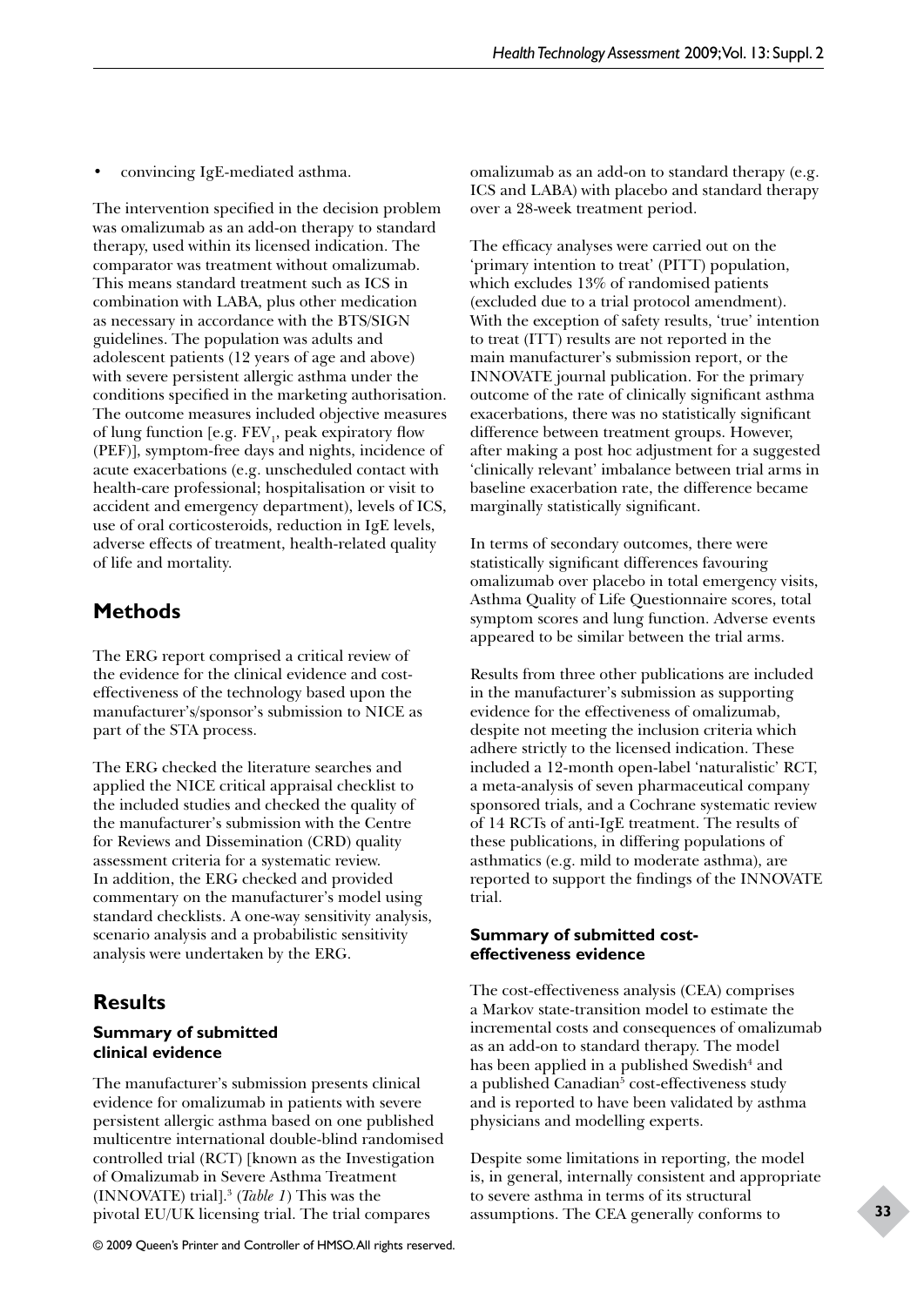- convincing IgE-mediated asthma.

The intervention specified in the decision problem was omalizumab as an add-on therapy to standard therapy, used within its licensed indication. The comparator was treatment without omalizumab. This means standard treatment such as ICS in combination with LABA, plus other medication as necessary in accordance with the BTS/SIGN guidelines. The population was adults and adolescent patients (12 years of age and above) with severe persistent allergic asthma under the conditions specified in the marketing authorisation. The outcome measures included objective measures of lung function [e.g. $FEV_1$, peak expiratory flow (PEF)], symptom-free days and nights, incidence of acute exacerbations (e.g. unscheduled contact with health-care professional; hospitalisation or visit to accident and emergency department), levels of ICS, use of oral corticosteroids, reduction in IgE levels, adverse effects of treatment, health-related quality of life and mortality.

## Methods

The ERG report comprised a critical review of the evidence for the clinical evidence and cost-effectiveness of the technology based upon the manufacturer's/sponsor's submission to NICE as part of the STA process.

The ERG checked the literature searches and applied the NICE critical appraisal checklist to the included studies and checked the quality of the manufacturer's submission with the Centre for Reviews and Dissemination (CRD) quality assessment criteria for a systematic review. In addition, the ERG checked and provided commentary on the manufacturer's model using standard checklists. A one-way sensitivity analysis, scenario analysis and a probabilistic sensitivity analysis were undertaken by the ERG.

## Results

### Summary of submitted clinical evidence

The manufacturer's submission presents clinical evidence for omalizumab in patients with severe persistent allergic asthma based on one published multicentre international double-blind randomised controlled trial (RCT) [known as the Investigation of Omalizumab in Severe Asthma Treatment (INNOVATE) trial].[3] (*Table 1*) This was the pivotal EU/UK licensing trial. The trial compares omalizumab as an add-on to standard therapy (e.g. ICS and LABA) with placebo and standard therapy over a 28-week treatment period.

The efficacy analyses were carried out on the 'primary intention to treat' (PITT) population, which excludes 13% of randomised patients (excluded due to a trial protocol amendment). With the exception of safety results, 'true' intention to treat (ITT) results are not reported in the main manufacturer's submission report, or the INNOVATE journal publication. For the primary outcome of the rate of clinically significant asthma exacerbations, there was no statistically significant difference between treatment groups. However, after making a post hoc adjustment for a suggested 'clinically relevant' imbalance between trial arms in baseline exacerbation rate, the difference became marginally statistically significant.

In terms of secondary outcomes, there were statistically significant differences favouring omalizumab over placebo in total emergency visits, Asthma Quality of Life Questionnaire scores, total symptom scores and lung function. Adverse events appeared to be similar between the trial arms.

Results from three other publications are included in the manufacturer's submission as supporting evidence for the effectiveness of omalizumab, despite not meeting the inclusion criteria which adhere strictly to the licensed indication. These included a 12-month open-label 'naturalistic' RCT, a meta-analysis of seven pharmaceutical company sponsored trials, and a Cochrane systematic review of 14 RCTs of anti-IgE treatment. The results of these publications, in differing populations of asthmatics (e.g. mild to moderate asthma), are reported to support the findings of the INNOVATE trial.

### Summary of submitted cost-effectiveness evidence

The cost-effectiveness analysis (CEA) comprises a Markov state-transition model to estimate the incremental costs and consequences of omalizumab as an add-on to standard therapy. The model has been applied in a published Swedish[4] and a published Canadian[5] cost-effectiveness study and is reported to have been validated by asthma physicians and modelling experts.

Despite some limitations in reporting, the model is, in general, internally consistent and appropriate to severe asthma in terms of its structural assumptions. The CEA generally conforms to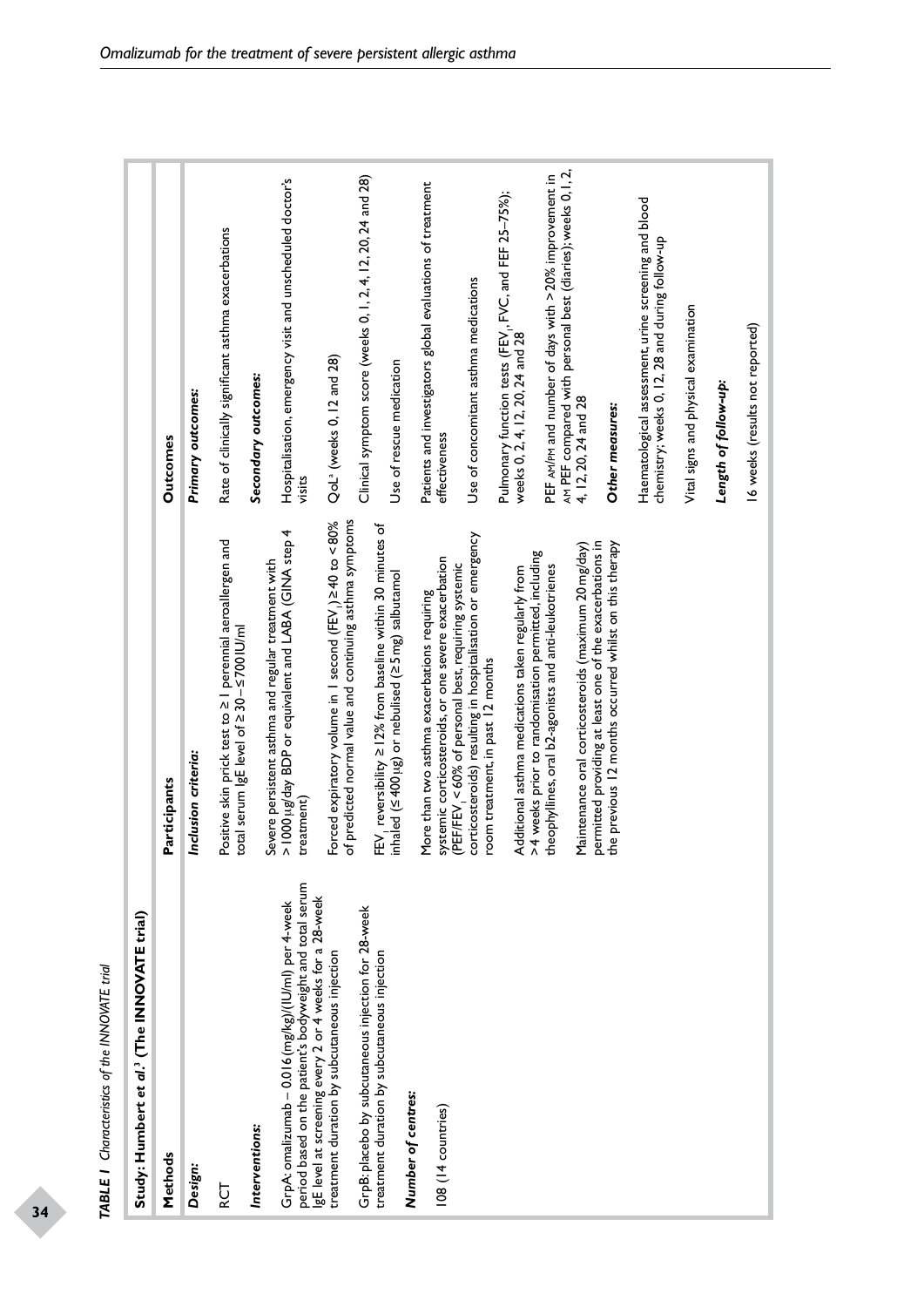**TABLE 1** *Characteristics of the INNOVATE trial*

| Study: Humbert et al.[3] (The INNOVATE trial) | | |
|---|---|---|
| **Methods** | **Participants** | **Outcomes** |
| ***Design:*** | ***Inclusion criteria:*** | ***Primary outcomes:*** |
| RCT | Positive skin prick test to ≥ 1 perennial aeroallergen and total serum IgE level of ≥ 30 – ≤ 700 IU/ml | Rate of clinically significant asthma exacerbations |
| ***Interventions:*** | Severe persistent asthma and regular treatment with > 1000 μg/day BDP or equivalent and LABA (GINA step 4 treatment) | ***Secondary outcomes:*** |
| GrpA: omalizumab – 0.016 (mg/kg)/(IU/ml) per 4-week period based on the patient's bodyweight and total serum IgE level at screening every 2 or 4 weeks for a 28-week treatment duration by subcutaneous injection | Forced expiratory volume in 1 second ($FEV_1$) ≥ 40 to < 80% of predicted normal value and continuing asthma symptoms | Hospitalisation, emergency visit and unscheduled doctor's visits |
| GrpB: placebo by subcutaneous injection for 28-week treatment duration by subcutaneous injection | $FEV_1$ reversibility ≥ 12% from baseline within 30 minutes of inhaled (≤ 400 μg) or nebulised (≥ 5 mg) salbutamol | QoL[a] (weeks 0, 12 and 28) |
| ***Number of centres:*** | More than two asthma exacerbations requiring systemic corticosteroids, or one severe exacerbation (PEF/$FEV_1$ < 60% of personal best, requiring systemic corticosteroids) resulting in hospitalisation or emergency room treatment, in past 12 months | Clinical symptom score (weeks 0, 1, 2, 4, 12, 20, 24 and 28) |
| 108 (14 countries) | Additional asthma medications taken regularly from > 4 weeks prior to randomisation permitted, including theophyllines, oral b2-agonists and anti-leukotrienes | Use of rescue medication |
| | Maintenance oral corticosteroids (maximum 20 mg/day) permitted providing at least one of the exacerbations in the previous 12 months occurred whilst on this therapy | Patients and investigators global evaluations of treatment effectiveness |
| | | Use of concomitant asthma medications |
| | | Pulmonary function tests ($FEV_1$, FVC, and FEF 25–75%); weeks 0, 2, 4, 12, 20, 24 and 28 |
| | | PEF AM/PM and number of days with > 20% improvement in AM PEF compared with personal best (diaries); weeks 0, 1, 2, 4, 12, 20, 24 and 28 |
| | | ***Other measures:*** |
| | | Haematological assessment, urine screening and blood chemistry; weeks 0, 12, 28 and during follow-up |
| | | Vital signs and physical examination |
| | | ***Length of follow-up:*** |
| | | 16 weeks (results not reported) |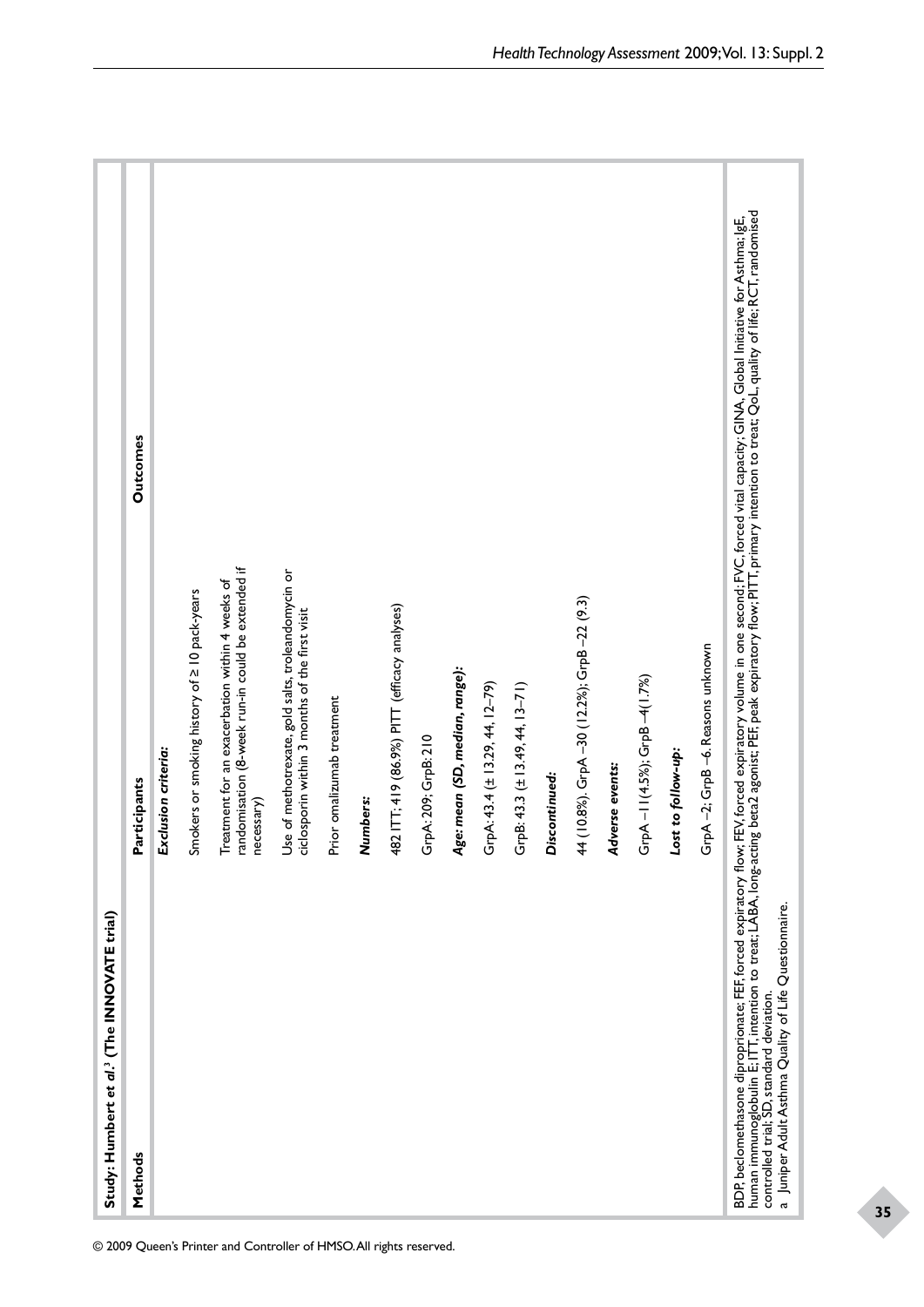**Study: Humbert et al.[3] (The INNOVATE trial)**

| Methods | Participants | Outcomes |
|---|---|---|
| | ***Exclusion criteria:*** | |
| | Smokers or smoking history of ≥ 10 pack-years | |
| | Treatment for an exacerbation within 4 weeks of randomisation (8-week run-in could be extended if necessary) | |
| | Use of methotrexate, gold salts, troleandomycin or ciclosporin within 3 months of the first visit | |
| | Prior omalizumab treatment | |
| | ***Numbers:*** | |
| | 482 ITT; 419 (86.9%) PITT (efficacy analyses) | |
| | GrpA: 209; GrpB: 210 | |
| | ***Age: mean (SD, median, range):*** | |
| | GrpA: 43.4 (± 13.29, 44, 12–79) | |
| | GrpB: 43.3 (± 13.49, 44, 13–71) | |
| | ***Discontinued:*** | |
| | 44 (10.8%). GrpA –30 (12.2%); GrpB –22 (9.3) | |
| | ***Adverse events:*** | |
| | GrpA –11(4.5%); GrpB –4(1.7%) | |
| | ***Lost to follow-up:*** | |
| | GrpA –2; GrpB –6. Reasons unknown | |

BDP, beclomethasone diproprionate; FEF, forced expiratory flow; FEV, forced expiratory volume in one second; FVC, forced vital capacity; GINA, Global Initiative for Asthma; IgE, human immunoglobulin E; ITT, intention to treat; LABA, long-acting beta2 agonist; PEF, peak expiratory flow; PITT, primary intention to treat; QoL, quality of life; RCT, randomised controlled trial; SD, standard deviation.

a Juniper Adult Asthma Quality of Life Questionnaire.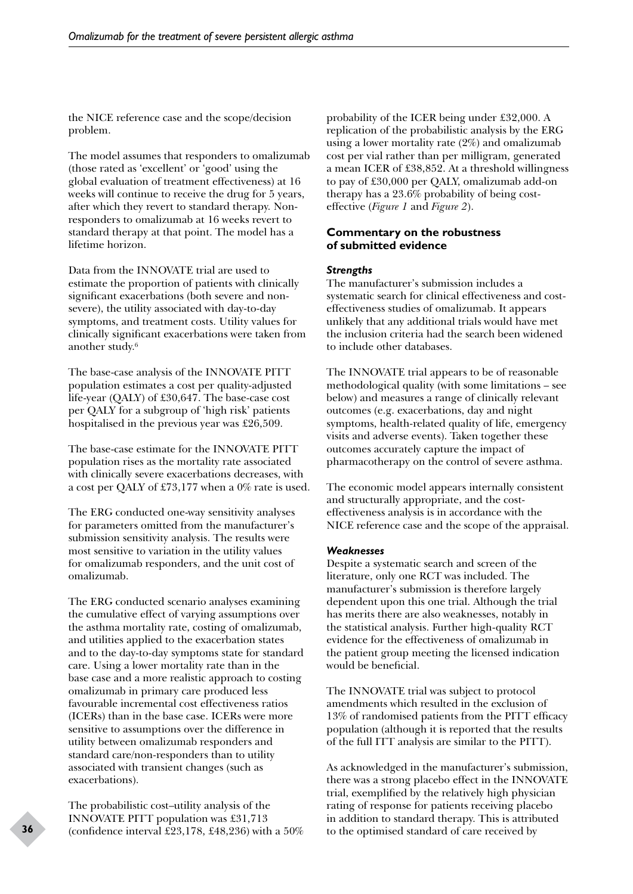the NICE reference case and the scope/decision problem.

The model assumes that responders to omalizumab (those rated as 'excellent' or 'good' using the global evaluation of treatment effectiveness) at 16 weeks will continue to receive the drug for 5 years, after which they revert to standard therapy. Non-responders to omalizumab at 16 weeks revert to standard therapy at that point. The model has a lifetime horizon.

Data from the INNOVATE trial are used to estimate the proportion of patients with clinically significant exacerbations (both severe and non-severe), the utility associated with day-to-day symptoms, and treatment costs. Utility values for clinically significant exacerbations were taken from another study.[6]

The base-case analysis of the INNOVATE PITT population estimates a cost per quality-adjusted life-year (QALY) of £30,647. The base-case cost per QALY for a subgroup of 'high risk' patients hospitalised in the previous year was £26,509.

The base-case estimate for the INNOVATE PITT population rises as the mortality rate associated with clinically severe exacerbations decreases, with a cost per QALY of £73,177 when a 0% rate is used.

The ERG conducted one-way sensitivity analyses for parameters omitted from the manufacturer's submission sensitivity analysis. The results were most sensitive to variation in the utility values for omalizumab responders, and the unit cost of omalizumab.

The ERG conducted scenario analyses examining the cumulative effect of varying assumptions over the asthma mortality rate, costing of omalizumab, and utilities applied to the exacerbation states and to the day-to-day symptoms state for standard care. Using a lower mortality rate than in the base case and a more realistic approach to costing omalizumab in primary care produced less favourable incremental cost effectiveness ratios (ICERs) than in the base case. ICERs were more sensitive to assumptions over the difference in utility between omalizumab responders and standard care/non-responders than to utility associated with transient changes (such as exacerbations).

The probabilistic cost–utility analysis of the INNOVATE PITT population was £31,713 (confidence interval £23,178, £48,236) with a 50% probability of the ICER being under £32,000. A replication of the probabilistic analysis by the ERG using a lower mortality rate (2%) and omalizumab cost per vial rather than per milligram, generated a mean ICER of £38,852. At a threshold willingness to pay of £30,000 per QALY, omalizumab add-on therapy has a 23.6% probability of being cost-effective (*Figure 1* and *Figure 2*).

### Commentary on the robustness of submitted evidence

#### *Strengths*

The manufacturer's submission includes a systematic search for clinical effectiveness and cost-effectiveness studies of omalizumab. It appears unlikely that any additional trials would have met the inclusion criteria had the search been widened to include other databases.

The INNOVATE trial appears to be of reasonable methodological quality (with some limitations – see below) and measures a range of clinically relevant outcomes (e.g. exacerbations, day and night symptoms, health-related quality of life, emergency visits and adverse events). Taken together these outcomes accurately capture the impact of pharmacotherapy on the control of severe asthma.

The economic model appears internally consistent and structurally appropriate, and the cost-effectiveness analysis is in accordance with the NICE reference case and the scope of the appraisal.

#### *Weaknesses*

Despite a systematic search and screen of the literature, only one RCT was included. The manufacturer's submission is therefore largely dependent upon this one trial. Although the trial has merits there are also weaknesses, notably in the statistical analysis. Further high-quality RCT evidence for the effectiveness of omalizumab in the patient group meeting the licensed indication would be beneficial.

The INNOVATE trial was subject to protocol amendments which resulted in the exclusion of 13% of randomised patients from the PITT efficacy population (although it is reported that the results of the full ITT analysis are similar to the PITT).

As acknowledged in the manufacturer's submission, there was a strong placebo effect in the INNOVATE trial, exemplified by the relatively high physician rating of response for patients receiving placebo in addition to standard therapy. This is attributed to the optimised standard of care received by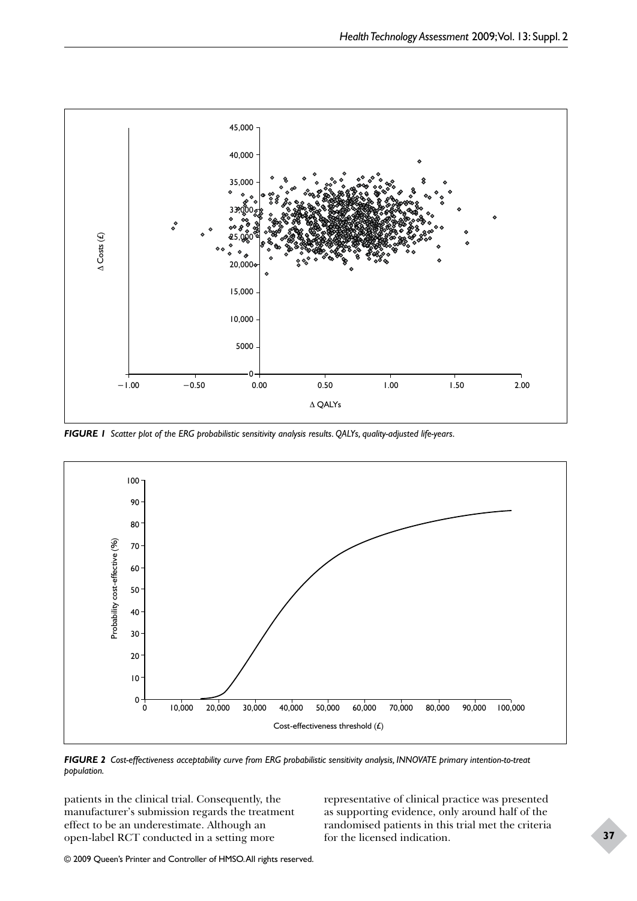*FIGURE 1 Scatter plot of the ERG probabilistic sensitivity analysis results. QALYs, quality-adjusted life-years.*

*FIGURE 2 Cost-effectiveness acceptability curve from ERG probabilistic sensitivity analysis, INNOVATE primary intention-to-treat population.*

patients in the clinical trial. Consequently, the manufacturer's submission regards the treatment effect to be an underestimate. Although an open-label RCT conducted in a setting more representative of clinical practice was presented as supporting evidence, only around half of the randomised patients in this trial met the criteria for the licensed indication.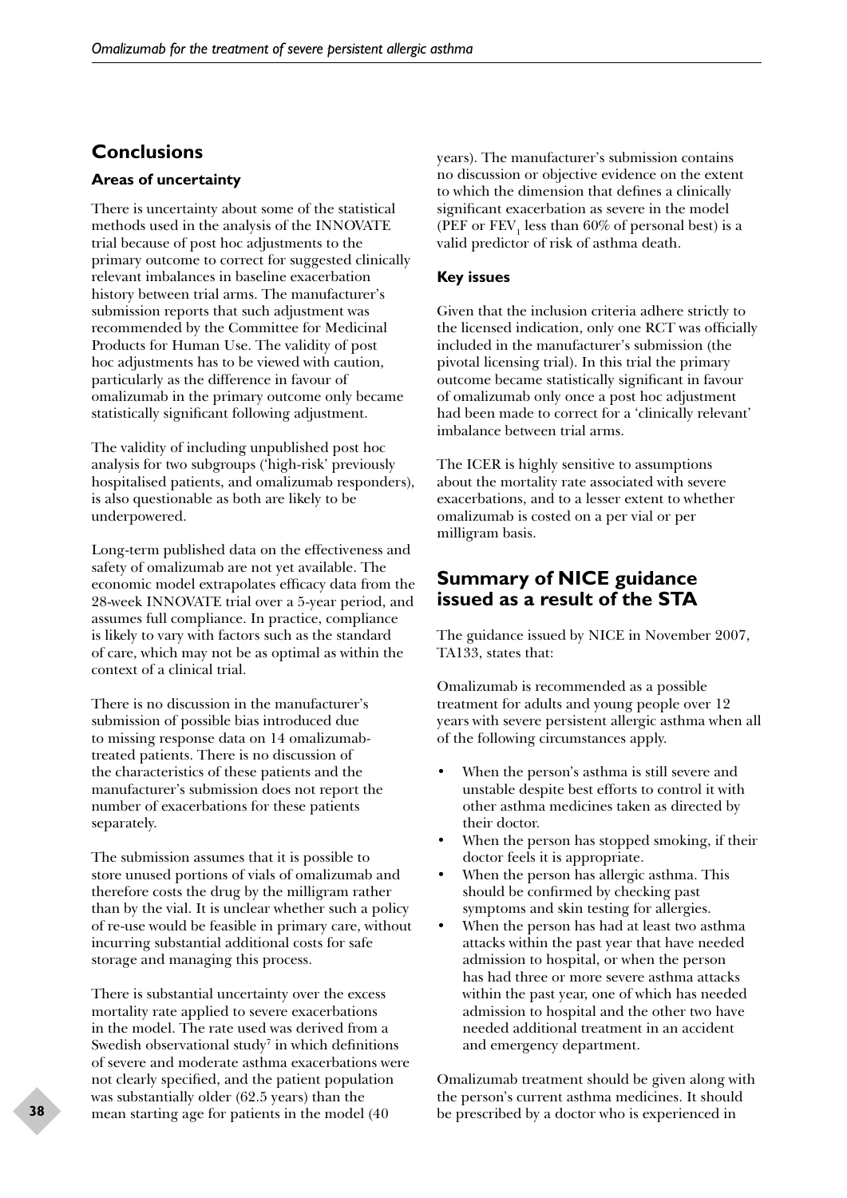## Conclusions

### Areas of uncertainty

There is uncertainty about some of the statistical methods used in the analysis of the INNOVATE trial because of post hoc adjustments to the primary outcome to correct for suggested clinically relevant imbalances in baseline exacerbation history between trial arms. The manufacturer's submission reports that such adjustment was recommended by the Committee for Medicinal Products for Human Use. The validity of post hoc adjustments has to be viewed with caution, particularly as the difference in favour of omalizumab in the primary outcome only became statistically significant following adjustment.

The validity of including unpublished post hoc analysis for two subgroups ('high-risk' previously hospitalised patients, and omalizumab responders), is also questionable as both are likely to be underpowered.

Long-term published data on the effectiveness and safety of omalizumab are not yet available. The economic model extrapolates efficacy data from the 28-week INNOVATE trial over a 5-year period, and assumes full compliance. In practice, compliance is likely to vary with factors such as the standard of care, which may not be as optimal as within the context of a clinical trial.

There is no discussion in the manufacturer's submission of possible bias introduced due to missing response data on 14 omalizumab-treated patients. There is no discussion of the characteristics of these patients and the manufacturer's submission does not report the number of exacerbations for these patients separately.

The submission assumes that it is possible to store unused portions of vials of omalizumab and therefore costs the drug by the milligram rather than by the vial. It is unclear whether such a policy of re-use would be feasible in primary care, without incurring substantial additional costs for safe storage and managing this process.

There is substantial uncertainty over the excess mortality rate applied to severe exacerbations in the model. The rate used was derived from a Swedish observational study[7] in which definitions of severe and moderate asthma exacerbations were not clearly specified, and the patient population was substantially older (62.5 years) than the mean starting age for patients in the model (40 years). The manufacturer's submission contains no discussion or objective evidence on the extent to which the dimension that defines a clinically significant exacerbation as severe in the model (PEF or $FEV_1$ less than 60% of personal best) is a valid predictor of risk of asthma death.

### Key issues

Given that the inclusion criteria adhere strictly to the licensed indication, only one RCT was officially included in the manufacturer's submission (the pivotal licensing trial). In this trial the primary outcome became statistically significant in favour of omalizumab only once a post hoc adjustment had been made to correct for a 'clinically relevant' imbalance between trial arms.

The ICER is highly sensitive to assumptions about the mortality rate associated with severe exacerbations, and to a lesser extent to whether omalizumab is costed on a per vial or per milligram basis.

## Summary of NICE guidance issued as a result of the STA

The guidance issued by NICE in November 2007, TA133, states that:

Omalizumab is recommended as a possible treatment for adults and young people over 12 years with severe persistent allergic asthma when all of the following circumstances apply.

- When the person's asthma is still severe and unstable despite best efforts to control it with other asthma medicines taken as directed by their doctor.
- When the person has stopped smoking, if their doctor feels it is appropriate.
- When the person has allergic asthma. This should be confirmed by checking past symptoms and skin testing for allergies.
- When the person has had at least two asthma attacks within the past year that have needed admission to hospital, or when the person has had three or more severe asthma attacks within the past year, one of which has needed admission to hospital and the other two have needed additional treatment in an accident and emergency department.

Omalizumab treatment should be given along with the person's current asthma medicines. It should be prescribed by a doctor who is experienced in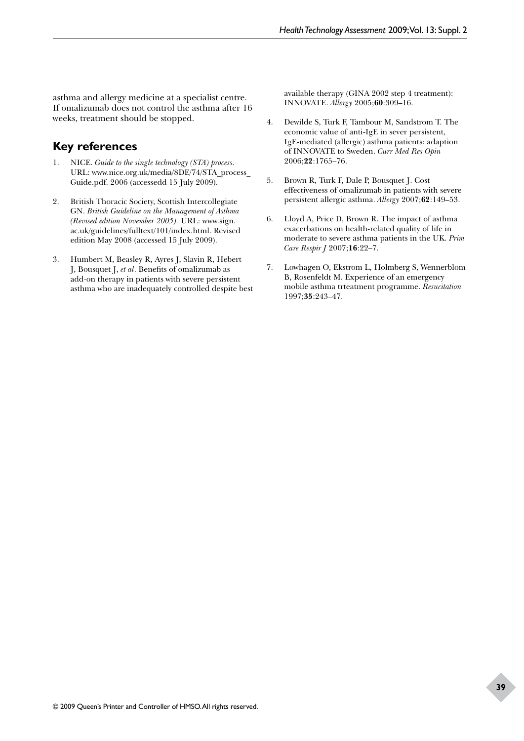asthma and allergy medicine at a specialist centre. If omalizumab does not control the asthma after 16 weeks, treatment should be stopped.

## Key references

1. NICE. *Guide to the single technology (STA) process*. URL: www.nice.org.uk/media/8DE/74/STA_process_Guide.pdf. 2006 (accessedd 15 July 2009).
2. British Thoracic Society, Scottish Intercollegiate GN. *British Guideline on the Management of Asthma (Revised edition November 2005).* URL: www.sign.ac.uk/guidelines/fulltext/101/index.html. Revised edition May 2008 (accessed 15 July 2009).
3. Humbert M, Beasley R, Ayres J, Slavin R, Hebert J, Bousquet J, *et al*. Benefits of omalizumab as add-on therapy in patients with severe persistent asthma who are inadequately controlled despite best available therapy (GINA 2002 step 4 treatment): INNOVATE. *Allergy* 2005;**60**:309–16.
4. Dewilde S, Turk F, Tambour M, Sandstrom T. The economic value of anti-IgE in sever persistent, IgE-mediated (allergic) asthma patients: adaption of INNOVATE to Sweden. *Curr Med Res Opin* 2006;**22**:1765–76.
5. Brown R, Turk F, Dale P, Bousquet J. Cost effectiveness of omalizumab in patients with severe persistent allergic asthma. *Allergy* 2007;**62**:149–53.
6. Lloyd A, Price D, Brown R. The impact of asthma exacerbations on health-related quality of life in moderate to severe asthma patients in the UK. *Prim Care Respir J* 2007;**16**:22–7.
7. Lowhagen O, Ekstrom L, Holmberg S, Wennerblom B, Rosenfeldt M. Experience of an emergency mobile asthma trteatment programme. *Resuscitation* 1997;**35**:243–47.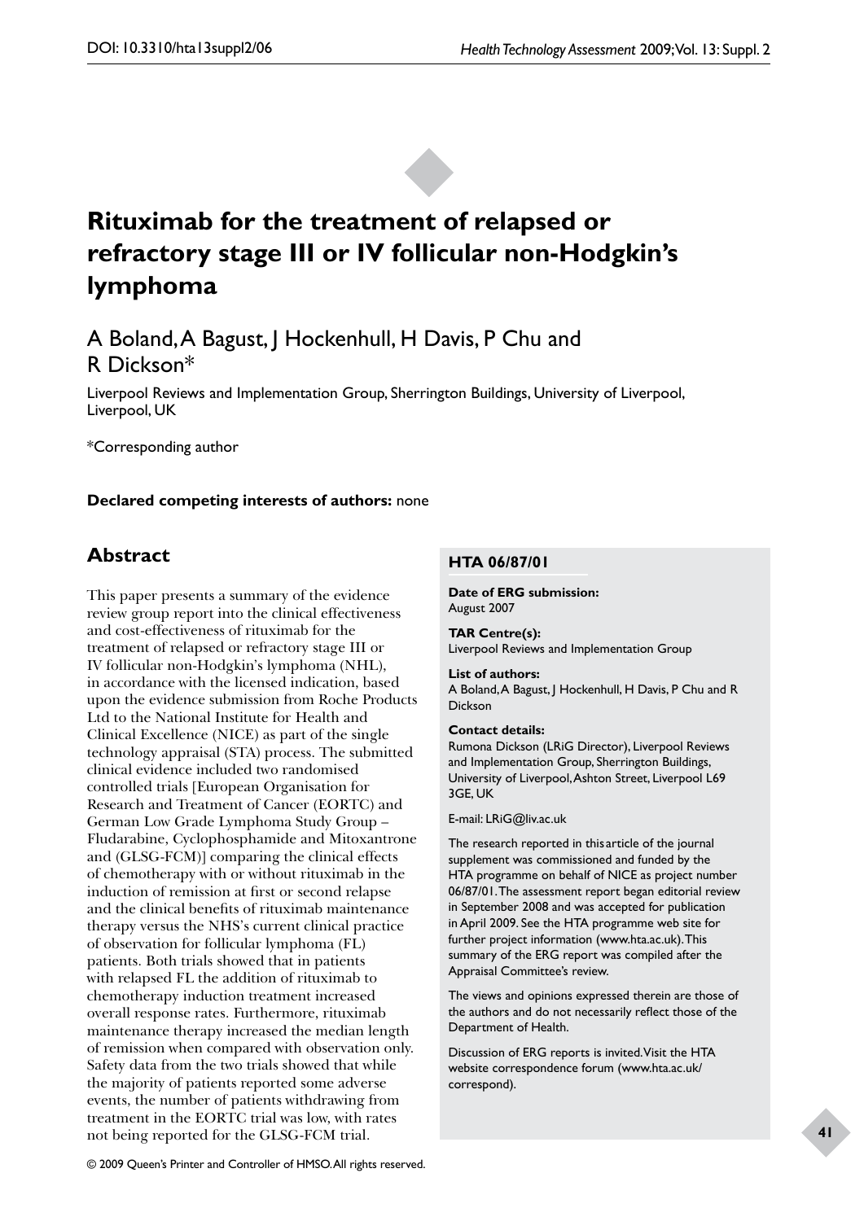# Rituximab for the treatment of relapsed or refractory stage III or IV follicular non-Hodgkin's lymphoma

A Boland, A Bagust, J Hockenhull, H Davis, P Chu and R Dickson*

Liverpool Reviews and Implementation Group, Sherrington Buildings, University of Liverpool, Liverpool, UK

*Corresponding author

**Declared competing interests of authors:** none

## Abstract

This paper presents a summary of the evidence review group report into the clinical effectiveness and cost-effectiveness of rituximab for the treatment of relapsed or refractory stage III or IV follicular non-Hodgkin's lymphoma (NHL), in accordance with the licensed indication, based upon the evidence submission from Roche Products Ltd to the National Institute for Health and Clinical Excellence (NICE) as part of the single technology appraisal (STA) process. The submitted clinical evidence included two randomised controlled trials [European Organisation for Research and Treatment of Cancer (EORTC) and German Low Grade Lymphoma Study Group – Fludarabine, Cyclophosphamide and Mitoxantrone and (GLSG-FCM)] comparing the clinical effects of chemotherapy with or without rituximab in the induction of remission at first or second relapse and the clinical benefits of rituximab maintenance therapy versus the NHS's current clinical practice of observation for follicular lymphoma (FL) patients. Both trials showed that in patients with relapsed FL the addition of rituximab to chemotherapy induction treatment increased overall response rates. Furthermore, rituximab maintenance therapy increased the median length of remission when compared with observation only. Safety data from the two trials showed that while the majority of patients reported some adverse events, the number of patients withdrawing from treatment in the EORTC trial was low, with rates not being reported for the GLSG-FCM trial.

**HTA 06/87/01**

**Date of ERG submission:**
August 2007

**TAR Centre(s):**
Liverpool Reviews and Implementation Group

**List of authors:**
A Boland, A Bagust, J Hockenhull, H Davis, P Chu and R Dickson

**Contact details:**
Rumona Dickson (LRiG Director), Liverpool Reviews and Implementation Group, Sherrington Buildings, University of Liverpool, Ashton Street, Liverpool L69 3GE, UK

E-mail: LRiG@liv.ac.uk

The research reported in this article of the journal supplement was commissioned and funded by the HTA programme on behalf of NICE as project number 06/87/01. The assessment report began editorial review in September 2008 and was accepted for publication in April 2009. See the HTA programme web site for further project information (www.hta.ac.uk). This summary of the ERG report was compiled after the Appraisal Committee's review.

The views and opinions expressed therein are those of the authors and do not necessarily reflect those of the Department of Health.

Discussion of ERG reports is invited. Visit the HTA website correspondence forum (www.hta.ac.uk/correspond).

© 2009 Queen's Printer and Controller of HMSO. All rights reserved.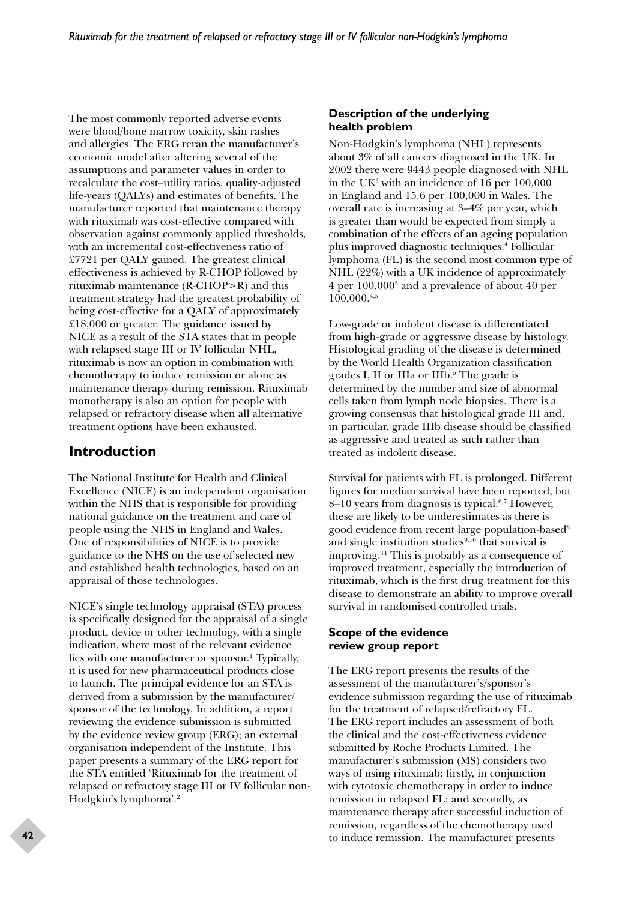The most commonly reported adverse events were blood/bone marrow toxicity, skin rashes and allergies. The ERG reran the manufacturer's economic model after altering several of the assumptions and parameter values in order to recalculate the cost–utility ratios, quality-adjusted life-years (QALYs) and estimates of benefits. The manufacturer reported that maintenance therapy with rituximab was cost-effective compared with observation against commonly applied thresholds, with an incremental cost-effectiveness ratio of £7721 per QALY gained. The greatest clinical effectiveness is achieved by R-CHOP followed by rituximab maintenance (R-CHOP>R) and this treatment strategy had the greatest probability of being cost-effective for a QALY of approximately £18,000 or greater. The guidance issued by NICE as a result of the STA states that in people with relapsed stage III or IV follicular NHL, rituximab is now an option in combination with chemotherapy to induce remission or alone as maintenance therapy during remission. Rituximab monotherapy is also an option for people with relapsed or refractory disease when all alternative treatment options have been exhausted.

## Introduction

The National Institute for Health and Clinical Excellence (NICE) is an independent organisation within the NHS that is responsible for providing national guidance on the treatment and care of people using the NHS in England and Wales. One of responsibilities of NICE is to provide guidance to the NHS on the use of selected new and established health technologies, based on an appraisal of those technologies.

NICE's single technology appraisal (STA) process is specifically designed for the appraisal of a single product, device or other technology, with a single indication, where most of the relevant evidence lies with one manufacturer or sponsor.[1] Typically, it is used for new pharmaceutical products close to launch. The principal evidence for an STA is derived from a submission by the manufacturer/sponsor of the technology. In addition, a report reviewing the evidence submission is submitted by the evidence review group (ERG); an external organisation independent of the Institute. This paper presents a summary of the ERG report for the STA entitled 'Rituximab for the treatment of relapsed or refractory stage III or IV follicular non-Hodgkin's lymphoma'.[2]

### Description of the underlying health problem

Non-Hodgkin's lymphoma (NHL) represents about 3% of all cancers diagnosed in the UK. In 2002 there were 9443 people diagnosed with NHL in the UK[3] with an incidence of 16 per 100,000 in England and 15.6 per 100,000 in Wales. The overall rate is increasing at 3–4% per year, which is greater than would be expected from simply a combination of the effects of an ageing population plus improved diagnostic techniques.[4] Follicular lymphoma (FL) is the second most common type of NHL (22%) with a UK incidence of approximately 4 per 100,000[5] and a prevalence of about 40 per 100,000.[4,5]

Low-grade or indolent disease is differentiated from high-grade or aggressive disease by histology. Histological grading of the disease is determined by the World Health Organization classification grades I, II or IIIa or IIIb.[5] The grade is determined by the number and size of abnormal cells taken from lymph node biopsies. There is a growing consensus that histological grade III and, in particular, grade IIIb disease should be classified as aggressive and treated as such rather than treated as indolent disease.

Survival for patients with FL is prolonged. Different figures for median survival have been reported, but 8–10 years from diagnosis is typical.[6,7] However, these are likely to be underestimates as there is good evidence from recent large population-based[8] and single institution studies[9,10] that survival is improving.[11] This is probably as a consequence of improved treatment, especially the introduction of rituximab, which is the first drug treatment for this disease to demonstrate an ability to improve overall survival in randomised controlled trials.

### Scope of the evidence review group report

The ERG report presents the results of the assessment of the manufacturer's/sponsor's evidence submission regarding the use of rituximab for the treatment of relapsed/refractory FL. The ERG report includes an assessment of both the clinical and the cost-effectiveness evidence submitted by Roche Products Limited. The manufacturer's submission (MS) considers two ways of using rituximab: firstly, in conjunction with cytotoxic chemotherapy in order to induce remission in relapsed FL; and secondly, as maintenance therapy after successful induction of remission, regardless of the chemotherapy used to induce remission. The manufacturer presents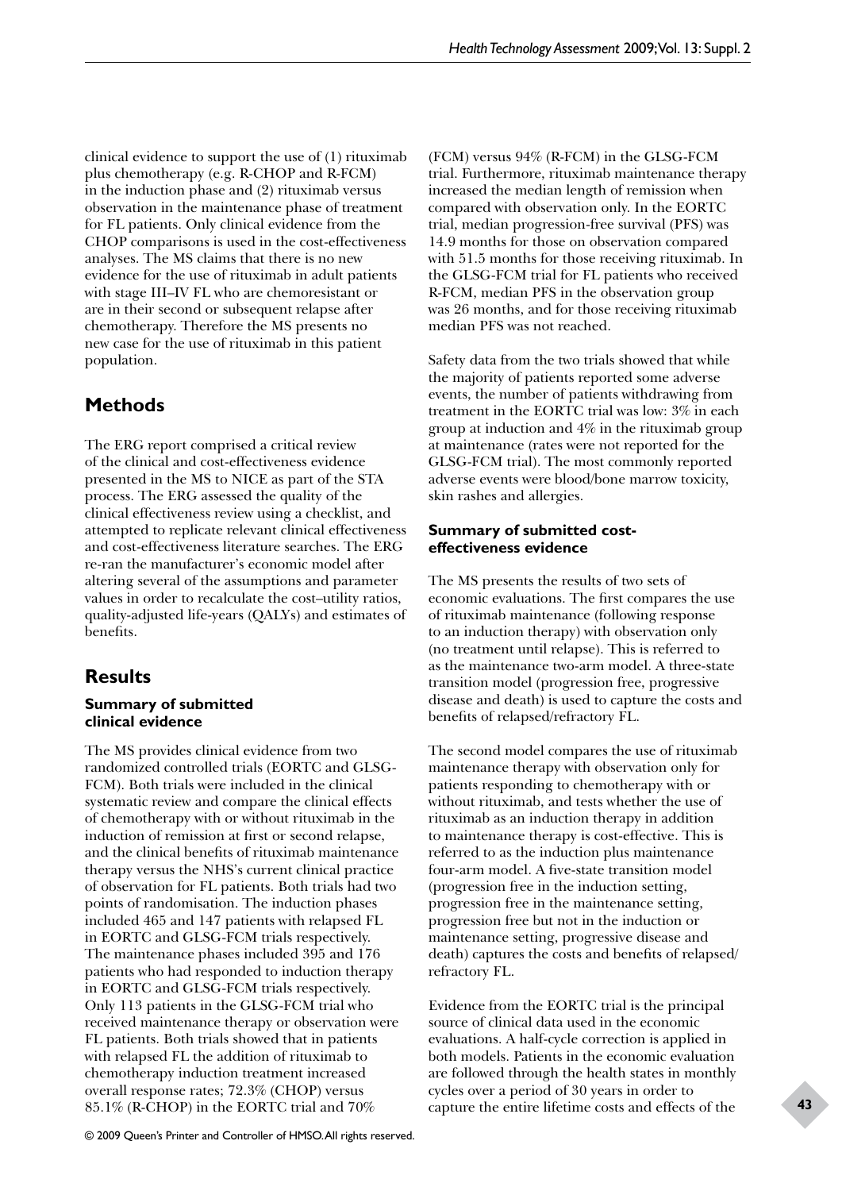clinical evidence to support the use of (1) rituximab plus chemotherapy (e.g. R-CHOP and R-FCM) in the induction phase and (2) rituximab versus observation in the maintenance phase of treatment for FL patients. Only clinical evidence from the CHOP comparisons is used in the cost-effectiveness analyses. The MS claims that there is no new evidence for the use of rituximab in adult patients with stage III–IV FL who are chemoresistant or are in their second or subsequent relapse after chemotherapy. Therefore the MS presents no new case for the use of rituximab in this patient population.

## Methods

The ERG report comprised a critical review of the clinical and cost-effectiveness evidence presented in the MS to NICE as part of the STA process. The ERG assessed the quality of the clinical effectiveness review using a checklist, and attempted to replicate relevant clinical effectiveness and cost-effectiveness literature searches. The ERG re-ran the manufacturer's economic model after altering several of the assumptions and parameter values in order to recalculate the cost–utility ratios, quality-adjusted life-years (QALYs) and estimates of benefits.

## Results

### Summary of submitted clinical evidence

The MS provides clinical evidence from two randomized controlled trials (EORTC and GLSG-FCM). Both trials were included in the clinical systematic review and compare the clinical effects of chemotherapy with or without rituximab in the induction of remission at first or second relapse, and the clinical benefits of rituximab maintenance therapy versus the NHS's current clinical practice of observation for FL patients. Both trials had two points of randomisation. The induction phases included 465 and 147 patients with relapsed FL in EORTC and GLSG-FCM trials respectively. The maintenance phases included 395 and 176 patients who had responded to induction therapy in EORTC and GLSG-FCM trials respectively. Only 113 patients in the GLSG-FCM trial who received maintenance therapy or observation were FL patients. Both trials showed that in patients with relapsed FL the addition of rituximab to chemotherapy induction treatment increased overall response rates; 72.3% (CHOP) versus 85.1% (R-CHOP) in the EORTC trial and 70% (FCM) versus 94% (R-FCM) in the GLSG-FCM trial. Furthermore, rituximab maintenance therapy increased the median length of remission when compared with observation only. In the EORTC trial, median progression-free survival (PFS) was 14.9 months for those on observation compared with 51.5 months for those receiving rituximab. In the GLSG-FCM trial for FL patients who received R-FCM, median PFS in the observation group was 26 months, and for those receiving rituximab median PFS was not reached.

Safety data from the two trials showed that while the majority of patients reported some adverse events, the number of patients withdrawing from treatment in the EORTC trial was low: 3% in each group at induction and 4% in the rituximab group at maintenance (rates were not reported for the GLSG-FCM trial). The most commonly reported adverse events were blood/bone marrow toxicity, skin rashes and allergies.

### Summary of submitted cost-effectiveness evidence

The MS presents the results of two sets of economic evaluations. The first compares the use of rituximab maintenance (following response to an induction therapy) with observation only (no treatment until relapse). This is referred to as the maintenance two-arm model. A three-state transition model (progression free, progressive disease and death) is used to capture the costs and benefits of relapsed/refractory FL.

The second model compares the use of rituximab maintenance therapy with observation only for patients responding to chemotherapy with or without rituximab, and tests whether the use of rituximab as an induction therapy in addition to maintenance therapy is cost-effective. This is referred to as the induction plus maintenance four-arm model. A five-state transition model (progression free in the induction setting, progression free in the maintenance setting, progression free but not in the induction or maintenance setting, progressive disease and death) captures the costs and benefits of relapsed/refractory FL.

Evidence from the EORTC trial is the principal source of clinical data used in the economic evaluations. A half-cycle correction is applied in both models. Patients in the economic evaluation are followed through the health states in monthly cycles over a period of 30 years in order to capture the entire lifetime costs and effects of the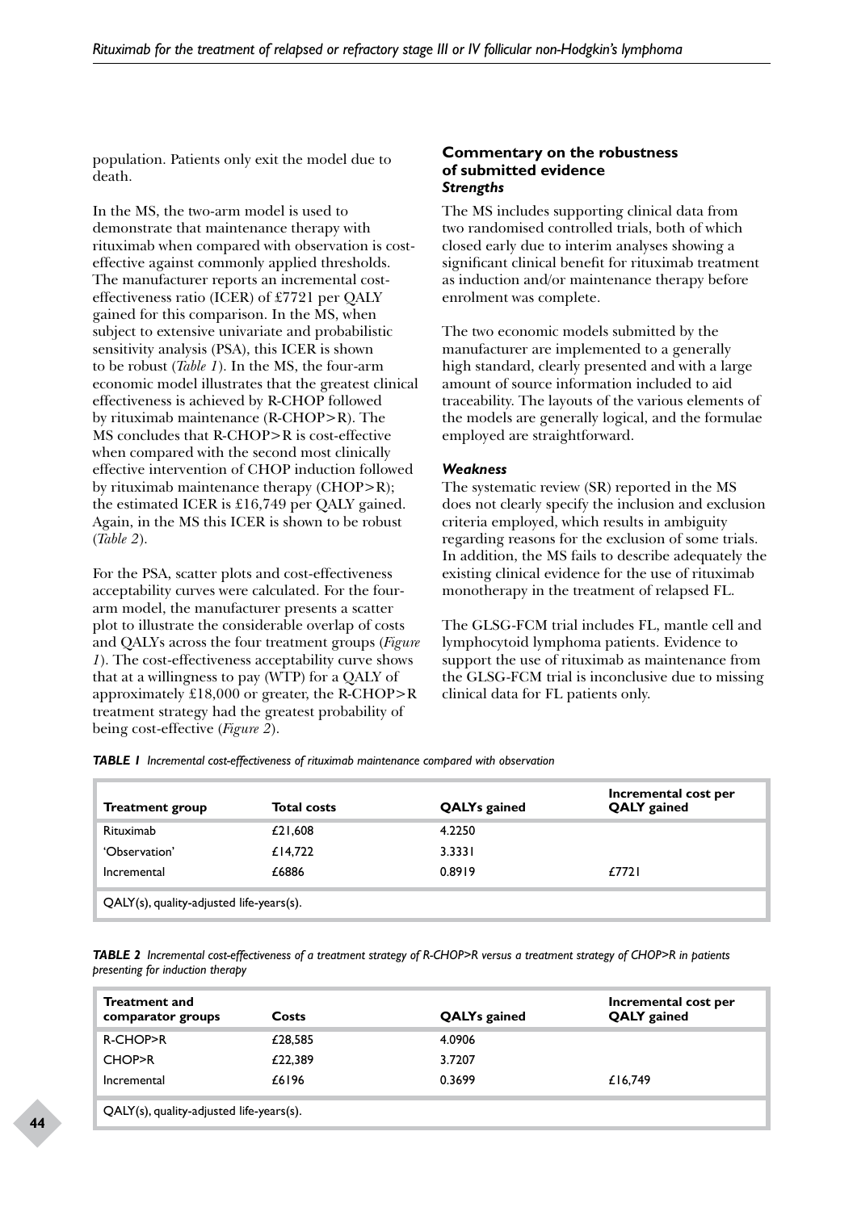population. Patients only exit the model due to death.

In the MS, the two-arm model is used to demonstrate that maintenance therapy with rituximab when compared with observation is cost-effective against commonly applied thresholds. The manufacturer reports an incremental cost-effectiveness ratio (ICER) of £7721 per QALY gained for this comparison. In the MS, when subject to extensive univariate and probabilistic sensitivity analysis (PSA), this ICER is shown to be robust (*Table 1*). In the MS, the four-arm economic model illustrates that the greatest clinical effectiveness is achieved by R-CHOP followed by rituximab maintenance (R-CHOP>R). The MS concludes that R-CHOP>R is cost-effective when compared with the second most clinically effective intervention of CHOP induction followed by rituximab maintenance therapy (CHOP>R); the estimated ICER is £16,749 per QALY gained. Again, in the MS this ICER is shown to be robust (*Table 2*).

For the PSA, scatter plots and cost-effectiveness acceptability curves were calculated. For the four-arm model, the manufacturer presents a scatter plot to illustrate the considerable overlap of costs and QALYs across the four treatment groups (*Figure 1*). The cost-effectiveness acceptability curve shows that at a willingness to pay (WTP) for a QALY of approximately £18,000 or greater, the R-CHOP>R treatment strategy had the greatest probability of being cost-effective (*Figure 2*).

### Commentary on the robustness of submitted evidence

#### *Strengths*

The MS includes supporting clinical data from two randomised controlled trials, both of which closed early due to interim analyses showing a significant clinical benefit for rituximab treatment as induction and/or maintenance therapy before enrolment was complete.

The two economic models submitted by the manufacturer are implemented to a generally high standard, clearly presented and with a large amount of source information included to aid traceability. The layouts of the various elements of the models are generally logical, and the formulae employed are straightforward.

#### *Weakness*

The systematic review (SR) reported in the MS does not clearly specify the inclusion and exclusion criteria employed, which results in ambiguity regarding reasons for the exclusion of some trials. In addition, the MS fails to describe adequately the existing clinical evidence for the use of rituximab monotherapy in the treatment of relapsed FL.

The GLSG-FCM trial includes FL, mantle cell and lymphocytoid lymphoma patients. Evidence to support the use of rituximab as maintenance from the GLSG-FCM trial is inconclusive due to missing clinical data for FL patients only.

***TABLE 1*** *Incremental cost-effectiveness of rituximab maintenance compared with observation*

| Treatment group | Total costs | QALYs gained | Incremental cost per QALY gained |
|---|---|---|---|
| Rituximab | £21,608 | 4.2250 | |
| 'Observation' | £14,722 | 3.3331 | |
| Incremental | £6886 | 0.8919 | £7721 |

QALY(s), quality-adjusted life-years(s).

***TABLE 2*** *Incremental cost-effectiveness of a treatment strategy of R-CHOP>R versus a treatment strategy of CHOP>R in patients presenting for induction therapy*

| Treatment and comparator groups | Costs | QALYs gained | Incremental cost per QALY gained |
|---|---|---|---|
| R-CHOP>R | £28,585 | 4.0906 | |
| CHOP>R | £22,389 | 3.7207 | |
| Incremental | £6196 | 0.3699 | £16,749 |

QALY(s), quality-adjusted life-years(s).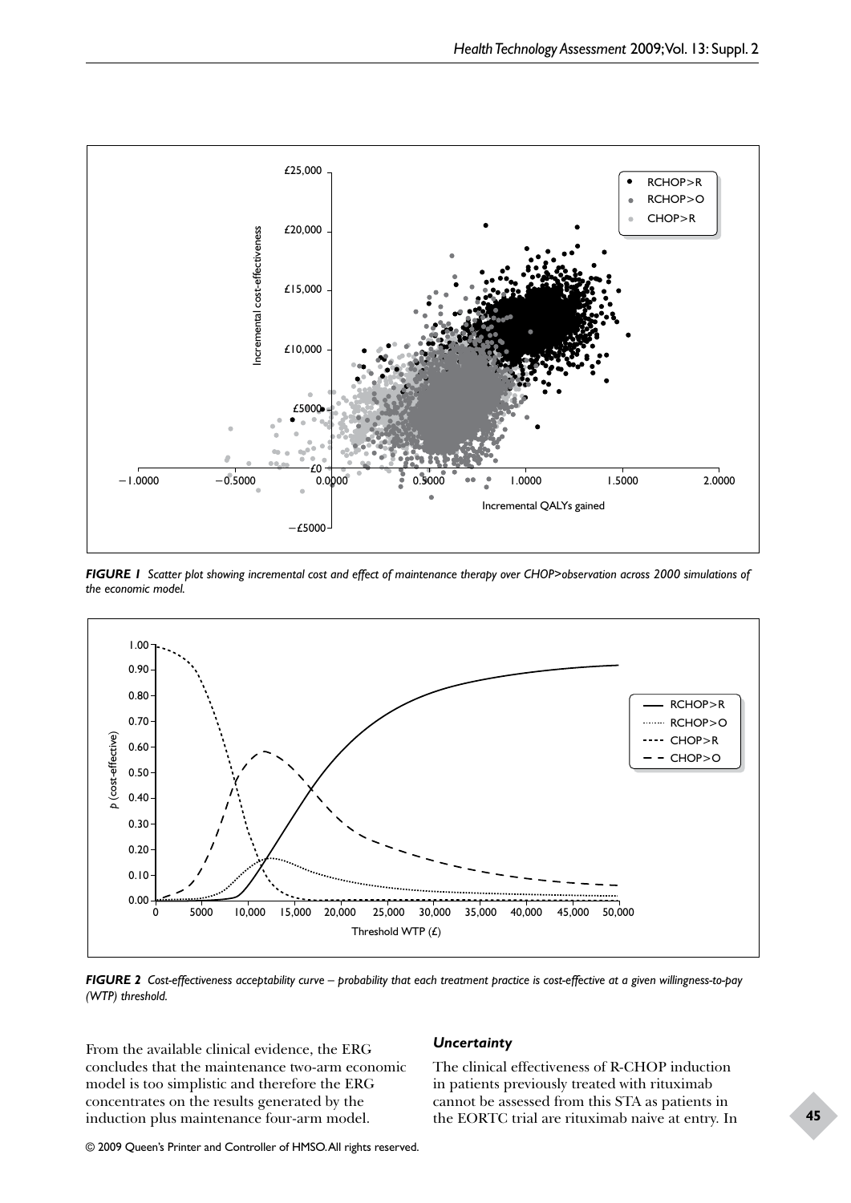**FIGURE 1** *Scatter plot showing incremental cost and effect of maintenance therapy over CHOP>observation across 2000 simulations of the economic model.*

**FIGURE 2** *Cost-effectiveness acceptability curve – probability that each treatment practice is cost-effective at a given willingness-to-pay (WTP) threshold.*

From the available clinical evidence, the ERG concludes that the maintenance two-arm economic model is too simplistic and therefore the ERG concentrates on the results generated by the induction plus maintenance four-arm model.

### *Uncertainty*

The clinical effectiveness of R-CHOP induction in patients previously treated with rituximab cannot be assessed from this STA as patients in the EORTC trial are rituximab naive at entry. In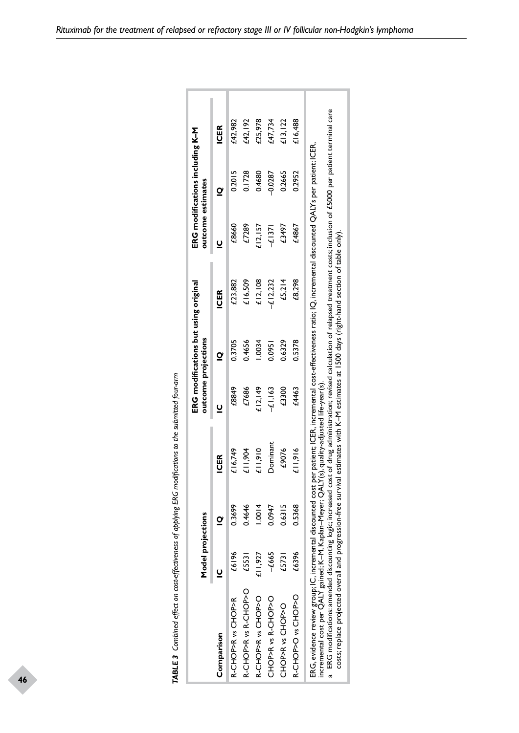**TABLE 3** *Combined effect on cost-effectiveness of applying ERG modifications to the submitted four-arm*

| Comparison | Model projections | | | ERG modifications but using original outcome projections | | | ERG modifications including K–M outcome estimates | | |
|---|---|---|---|---|---|---|---|---|---|
| | IC | IQ | ICER | IC | IQ | ICER | IC | IQ | ICER |
| R-CHOP>R vs CHOP>R | £6196 | 0.3699 | £16,749 | £8849 | 0.3705 | £23,882 | £8660 | 0.2015 | £42,982 |
| R-CHOP>R vs R-CHOP>O | £5531 | 0.4646 | £11,904 | £7686 | 0.4656 | £16,509 | £7289 | 0.1728 | £42,192 |
| R-CHOP>R vs CHOP>O | £11,927 | 1.0014 | £11,910 | £12,149 | 1.0034 | £12,108 | £12,157 | 0.4680 | £25,978 |
| CHOP>R vs R-CHOP>O | –£665 | 0.0947 | Dominant | –£1,163 | 0.0951 | –£12,232 | –£1371 | –0.0287 | £47,734 |
| CHOP>R vs CHOP>O | £5731 | 0.6315 | £9076 | £3300 | 0.6329 | £5,214 | £3497 | 0.2665 | £13,122 |
| R-CHOP>O vs CHOP>O | £6396 | 0.5368 | £11,916 | £4463 | 0.5378 | £8,298 | £4867 | 0.2952 | £16,488 |

ERG, evidence review group; IC, incremental discounted cost per patient; ICER, incremental cost-effectiveness ratio; IQ, incremental discounted QALYs per patient; ICER, incremental cost per QALY gained; K–M, Kaplan–Meyer; QALY(s), quality-adjusted life-year(s).

a ERG modifications: amended discounting logic; increased cost of drug administration; revised calculation of relapsed treatment costs; inclusion of £5000 per patient terminal care costs; replace projected overall and progression-free survival estimates with K–M estimates at 1500 days (right-hand section of table only).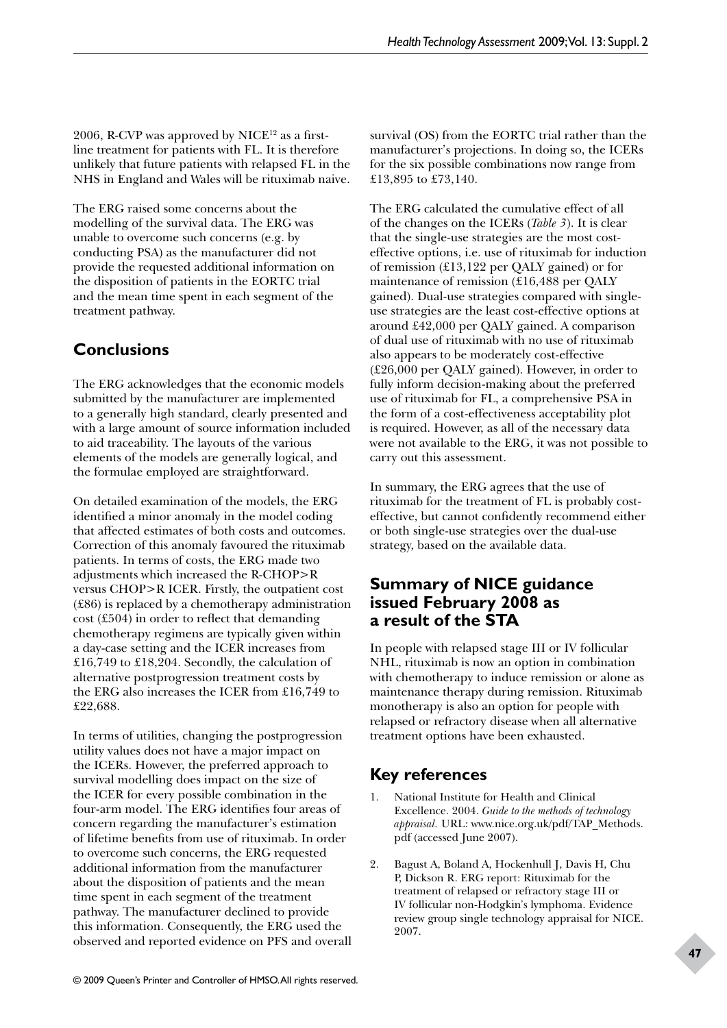2006, R-CVP was approved by NICE[12] as a first-line treatment for patients with FL. It is therefore unlikely that future patients with relapsed FL in the NHS in England and Wales will be rituximab naive.

The ERG raised some concerns about the modelling of the survival data. The ERG was unable to overcome such concerns (e.g. by conducting PSA) as the manufacturer did not provide the requested additional information on the disposition of patients in the EORTC trial and the mean time spent in each segment of the treatment pathway.

## Conclusions

The ERG acknowledges that the economic models submitted by the manufacturer are implemented to a generally high standard, clearly presented and with a large amount of source information included to aid traceability. The layouts of the various elements of the models are generally logical, and the formulae employed are straightforward.

On detailed examination of the models, the ERG identified a minor anomaly in the model coding that affected estimates of both costs and outcomes. Correction of this anomaly favoured the rituximab patients. In terms of costs, the ERG made two adjustments which increased the R-CHOP>R versus CHOP>R ICER. Firstly, the outpatient cost (£86) is replaced by a chemotherapy administration cost (£504) in order to reflect that demanding chemotherapy regimens are typically given within a day-case setting and the ICER increases from £16,749 to £18,204. Secondly, the calculation of alternative postprogression treatment costs by the ERG also increases the ICER from £16,749 to £22,688.

In terms of utilities, changing the postprogression utility values does not have a major impact on the ICERs. However, the preferred approach to survival modelling does impact on the size of the ICER for every possible combination in the four-arm model. The ERG identifies four areas of concern regarding the manufacturer's estimation of lifetime benefits from use of rituximab. In order to overcome such concerns, the ERG requested additional information from the manufacturer about the disposition of patients and the mean time spent in each segment of the treatment pathway. The manufacturer declined to provide this information. Consequently, the ERG used the observed and reported evidence on PFS and overall survival (OS) from the EORTC trial rather than the manufacturer's projections. In doing so, the ICERs for the six possible combinations now range from £13,895 to £73,140.

The ERG calculated the cumulative effect of all of the changes on the ICERs (*Table 3*). It is clear that the single-use strategies are the most cost-effective options, i.e. use of rituximab for induction of remission (£13,122 per QALY gained) or for maintenance of remission (£16,488 per QALY gained). Dual-use strategies compared with single-use strategies are the least cost-effective options at around £42,000 per QALY gained. A comparison of dual use of rituximab with no use of rituximab also appears to be moderately cost-effective (£26,000 per QALY gained). However, in order to fully inform decision-making about the preferred use of rituximab for FL, a comprehensive PSA in the form of a cost-effectiveness acceptability plot is required. However, as all of the necessary data were not available to the ERG, it was not possible to carry out this assessment.

In summary, the ERG agrees that the use of rituximab for the treatment of FL is probably cost-effective, but cannot confidently recommend either or both single-use strategies over the dual-use strategy, based on the available data.

## Summary of NICE guidance issued February 2008 as a result of the STA

In people with relapsed stage III or IV follicular NHL, rituximab is now an option in combination with chemotherapy to induce remission or alone as maintenance therapy during remission. Rituximab monotherapy is also an option for people with relapsed or refractory disease when all alternative treatment options have been exhausted.

## Key references

1. National Institute for Health and Clinical Excellence. 2004. *Guide to the methods of technology appraisal.* URL: www.nice.org.uk/pdf/TAP_Methods.pdf (accessed June 2007).
2. Bagust A, Boland A, Hockenhull J, Davis H, Chu P, Dickson R. ERG report: Rituximab for the treatment of relapsed or refractory stage III or IV follicular non-Hodgkin's lymphoma. Evidence review group single technology appraisal for NICE. 2007.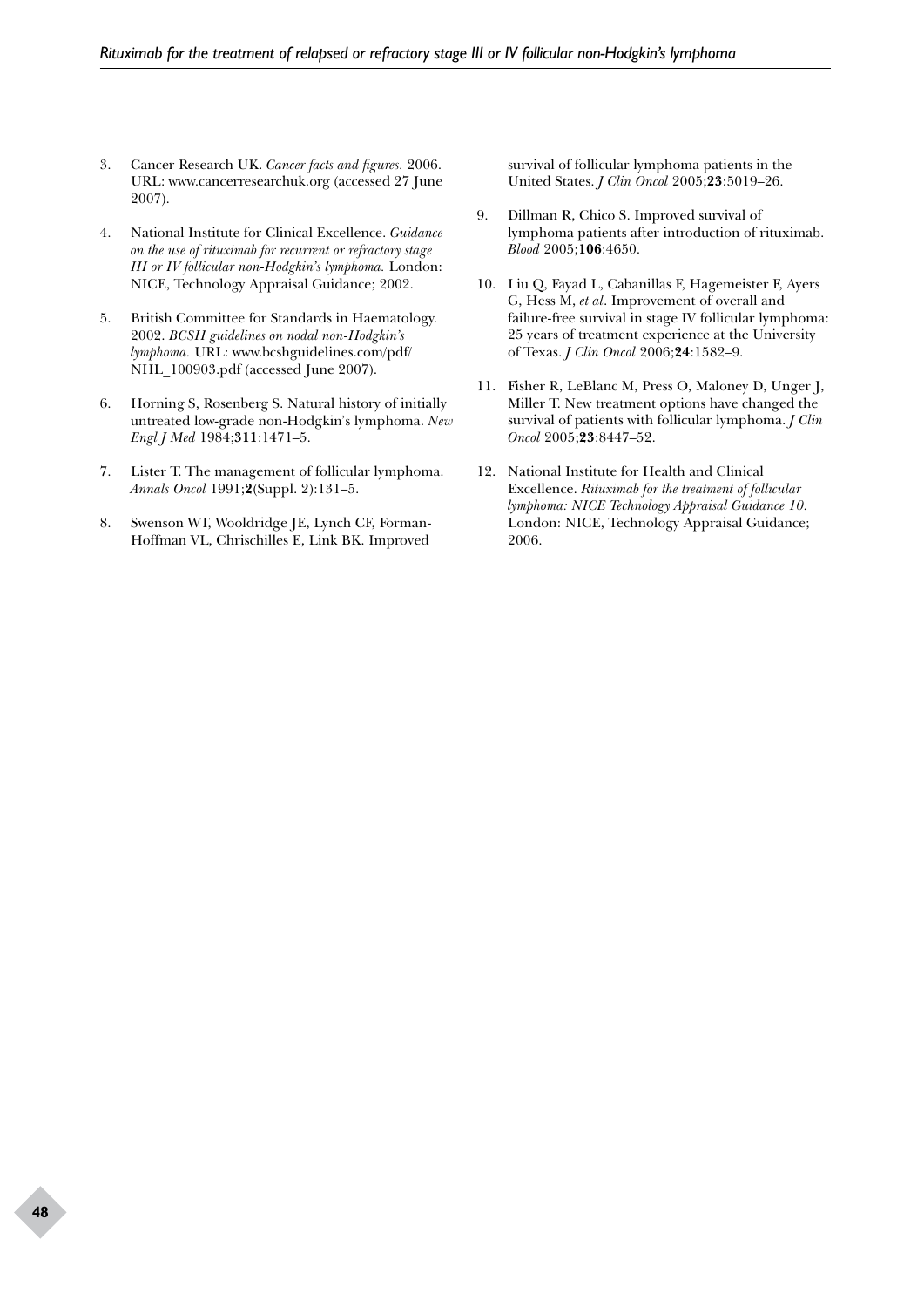3. Cancer Research UK. *Cancer facts and figures.* 2006. URL: www.cancerresearchuk.org (accessed 27 June 2007).

4. National Institute for Clinical Excellence. *Guidance on the use of rituximab for recurrent or refractory stage III or IV follicular non-Hodgkin's lymphoma.* London: NICE, Technology Appraisal Guidance; 2002.

5. British Committee for Standards in Haematology. 2002. *BCSH guidelines on nodal non-Hodgkin's lymphoma.* URL: www.bcshguidelines.com/pdf/NHL_100903.pdf (accessed June 2007).

6. Horning S, Rosenberg S. Natural history of initially untreated low-grade non-Hodgkin's lymphoma. *New Engl J Med* 1984;**311**:1471–5.

7. Lister T. The management of follicular lymphoma. *Annals Oncol* 1991;**2**(Suppl. 2):131–5.

8. Swenson WT, Wooldridge JE, Lynch CF, Forman-Hoffman VL, Chrischilles E, Link BK. Improved survival of follicular lymphoma patients in the United States. *J Clin Oncol* 2005;**23**:5019–26.

9. Dillman R, Chico S. Improved survival of lymphoma patients after introduction of rituximab. *Blood* 2005;**106**:4650.

10. Liu Q, Fayad L, Cabanillas F, Hagemeister F, Ayers G, Hess M, *et al*. Improvement of overall and failure-free survival in stage IV follicular lymphoma: 25 years of treatment experience at the University of Texas. *J Clin Oncol* 2006;**24**:1582–9.

11. Fisher R, LeBlanc M, Press O, Maloney D, Unger J, Miller T. New treatment options have changed the survival of patients with follicular lymphoma. *J Clin Oncol* 2005;**23**:8447–52.

12. National Institute for Health and Clinical Excellence. *Rituximab for the treatment of follicular lymphoma: NICE Technology Appraisal Guidance 10.* London: NICE, Technology Appraisal Guidance; 2006.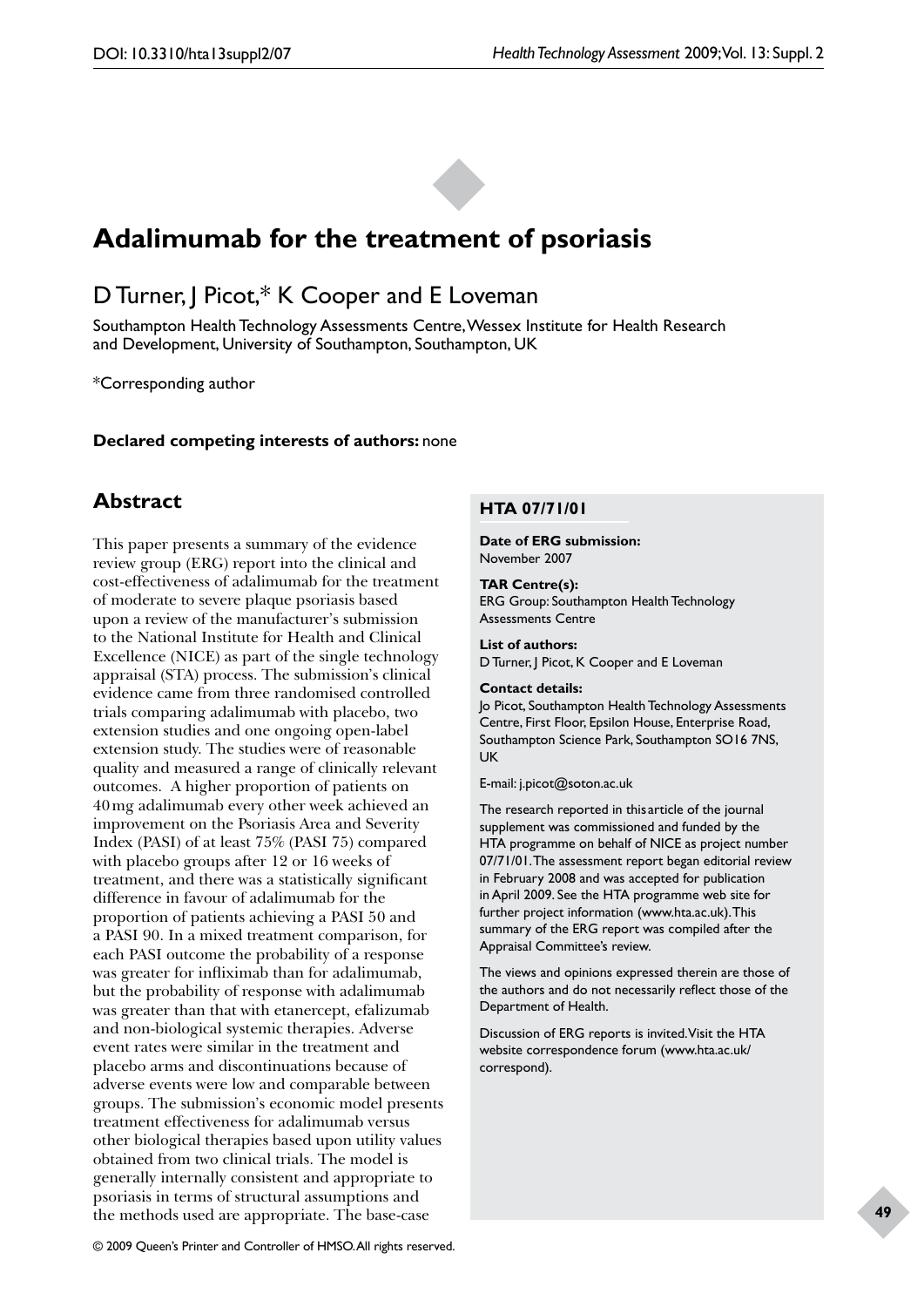# Adalimumab for the treatment of psoriasis

## D Turner, J Picot,* K Cooper and E Loveman

Southampton Health Technology Assessments Centre, Wessex Institute for Health Research and Development, University of Southampton, Southampton, UK

*Corresponding author

**Declared competing interests of authors:** none

## Abstract

This paper presents a summary of the evidence review group (ERG) report into the clinical and cost-effectiveness of adalimumab for the treatment of moderate to severe plaque psoriasis based upon a review of the manufacturer's submission to the National Institute for Health and Clinical Excellence (NICE) as part of the single technology appraisal (STA) process. The submission's clinical evidence came from three randomised controlled trials comparing adalimumab with placebo, two extension studies and one ongoing open-label extension study. The studies were of reasonable quality and measured a range of clinically relevant outcomes. A higher proportion of patients on 40 mg adalimumab every other week achieved an improvement on the Psoriasis Area and Severity Index (PASI) of at least 75% (PASI 75) compared with placebo groups after 12 or 16 weeks of treatment, and there was a statistically significant difference in favour of adalimumab for the proportion of patients achieving a PASI 50 and a PASI 90. In a mixed treatment comparison, for each PASI outcome the probability of a response was greater for infliximab than for adalimumab, but the probability of response with adalimumab was greater than that with etanercept, efalizumab and non-biological systemic therapies. Adverse event rates were similar in the treatment and placebo arms and discontinuations because of adverse events were low and comparable between groups. The submission's economic model presents treatment effectiveness for adalimumab versus other biological therapies based upon utility values obtained from two clinical trials. The model is generally internally consistent and appropriate to psoriasis in terms of structural assumptions and the methods used are appropriate. The base-case

**HTA 07/71/01**

**Date of ERG submission:**
November 2007

**TAR Centre(s):**
ERG Group: Southampton Health Technology Assessments Centre

**List of authors:**
D Turner, J Picot, K Cooper and E Loveman

**Contact details:**
Jo Picot, Southampton Health Technology Assessments Centre, First Floor, Epsilon House, Enterprise Road, Southampton Science Park, Southampton SO16 7NS, UK

E-mail: j.picot@soton.ac.uk

The research reported in this article of the journal supplement was commissioned and funded by the HTA programme on behalf of NICE as project number 07/71/01. The assessment report began editorial review in February 2008 and was accepted for publication in April 2009. See the HTA programme web site for further project information (www.hta.ac.uk). This summary of the ERG report was compiled after the Appraisal Committee's review.

The views and opinions expressed therein are those of the authors and do not necessarily reflect those of the Department of Health.

Discussion of ERG reports is invited. Visit the HTA website correspondence forum (www.hta.ac.uk/correspond).

© 2009 Queen's Printer and Controller of HMSO. All rights reserved.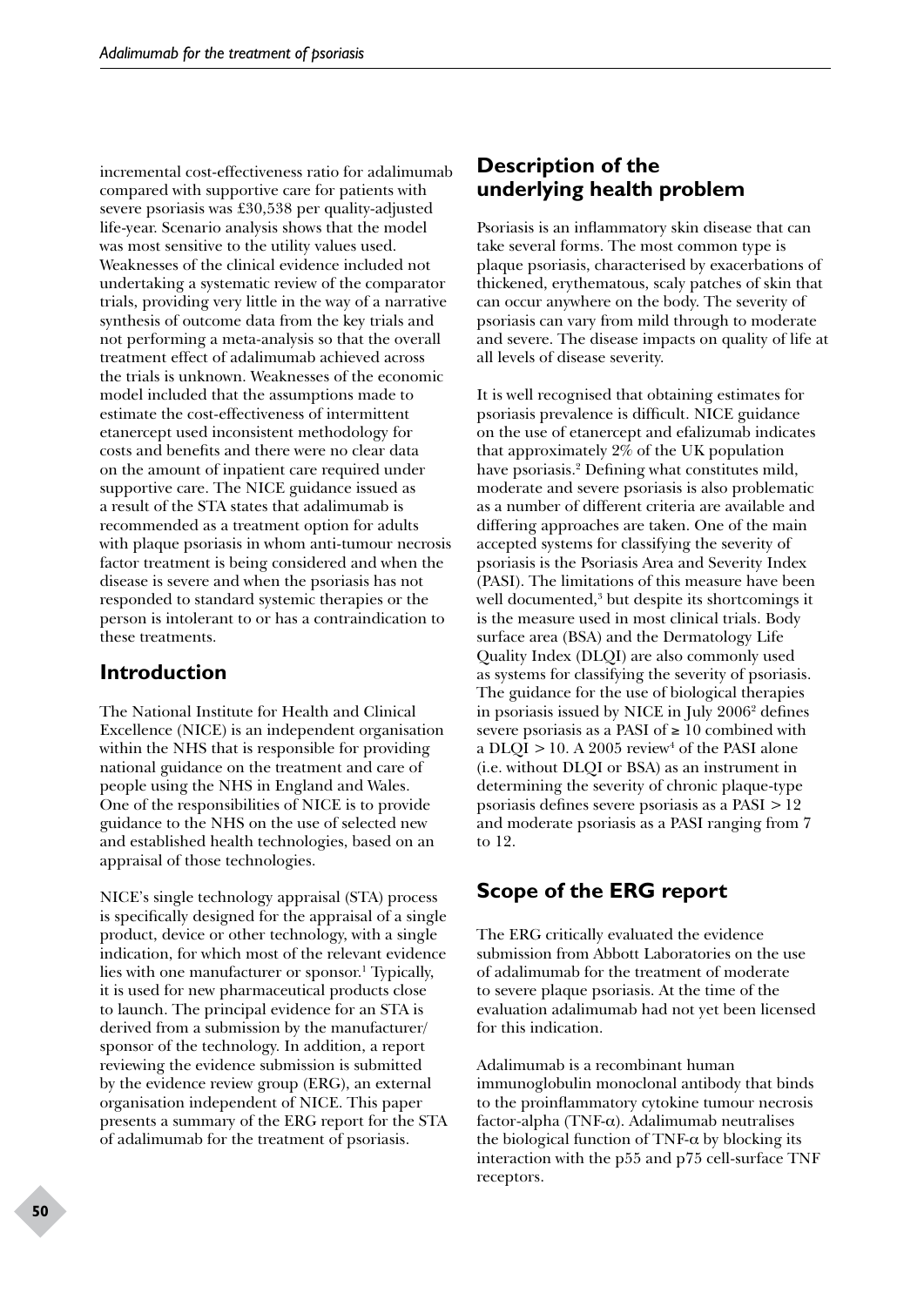incremental cost-effectiveness ratio for adalimumab compared with supportive care for patients with severe psoriasis was £30,538 per quality-adjusted life-year. Scenario analysis shows that the model was most sensitive to the utility values used. Weaknesses of the clinical evidence included not undertaking a systematic review of the comparator trials, providing very little in the way of a narrative synthesis of outcome data from the key trials and not performing a meta-analysis so that the overall treatment effect of adalimumab achieved across the trials is unknown. Weaknesses of the economic model included that the assumptions made to estimate the cost-effectiveness of intermittent etanercept used inconsistent methodology for costs and benefits and there were no clear data on the amount of inpatient care required under supportive care. The NICE guidance issued as a result of the STA states that adalimumab is recommended as a treatment option for adults with plaque psoriasis in whom anti-tumour necrosis factor treatment is being considered and when the disease is severe and when the psoriasis has not responded to standard systemic therapies or the person is intolerant to or has a contraindication to these treatments.

## Introduction

The National Institute for Health and Clinical Excellence (NICE) is an independent organisation within the NHS that is responsible for providing national guidance on the treatment and care of people using the NHS in England and Wales. One of the responsibilities of NICE is to provide guidance to the NHS on the use of selected new and established health technologies, based on an appraisal of those technologies.

NICE's single technology appraisal (STA) process is specifically designed for the appraisal of a single product, device or other technology, with a single indication, for which most of the relevant evidence lies with one manufacturer or sponsor.[1] Typically, it is used for new pharmaceutical products close to launch. The principal evidence for an STA is derived from a submission by the manufacturer/sponsor of the technology. In addition, a report reviewing the evidence submission is submitted by the evidence review group (ERG), an external organisation independent of NICE. This paper presents a summary of the ERG report for the STA of adalimumab for the treatment of psoriasis.

## Description of the underlying health problem

Psoriasis is an inflammatory skin disease that can take several forms. The most common type is plaque psoriasis, characterised by exacerbations of thickened, erythematous, scaly patches of skin that can occur anywhere on the body. The severity of psoriasis can vary from mild through to moderate and severe. The disease impacts on quality of life at all levels of disease severity.

It is well recognised that obtaining estimates for psoriasis prevalence is difficult. NICE guidance on the use of etanercept and efalizumab indicates that approximately 2% of the UK population have psoriasis.[2] Defining what constitutes mild, moderate and severe psoriasis is also problematic as a number of different criteria are available and differing approaches are taken. One of the main accepted systems for classifying the severity of psoriasis is the Psoriasis Area and Severity Index (PASI). The limitations of this measure have been well documented,[3] but despite its shortcomings it is the measure used in most clinical trials. Body surface area (BSA) and the Dermatology Life Quality Index (DLQI) are also commonly used as systems for classifying the severity of psoriasis. The guidance for the use of biological therapies in psoriasis issued by NICE in July 2006[2] defines severe psoriasis as a PASI of $\geq 10$ combined with a DLQI $> 10$. A 2005 review[4] of the PASI alone (i.e. without DLQI or BSA) as an instrument in determining the severity of chronic plaque-type psoriasis defines severe psoriasis as a PASI $> 12$ and moderate psoriasis as a PASI ranging from 7 to 12.

## Scope of the ERG report

The ERG critically evaluated the evidence submission from Abbott Laboratories on the use of adalimumab for the treatment of moderate to severe plaque psoriasis. At the time of the evaluation adalimumab had not yet been licensed for this indication.

Adalimumab is a recombinant human immunoglobulin monoclonal antibody that binds to the proinflammatory cytokine tumour necrosis factor-alpha (TNF-$\alpha$). Adalimumab neutralises the biological function of TNF-$\alpha$ by blocking its interaction with the p55 and p75 cell-surface TNF receptors.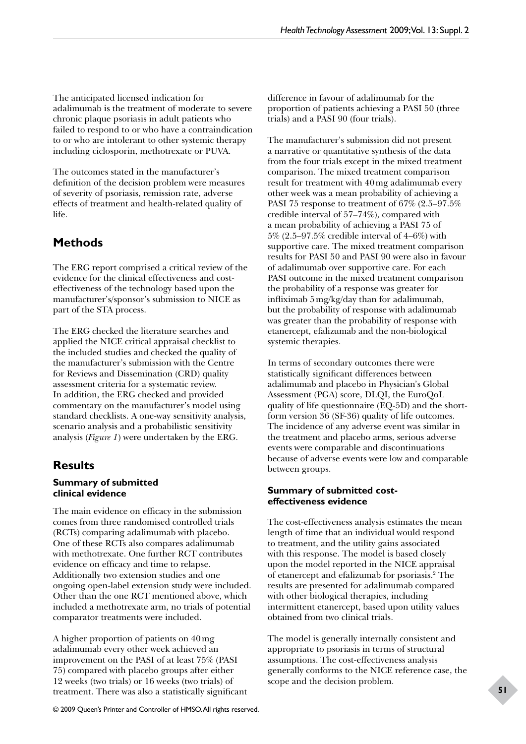The anticipated licensed indication for adalimumab is the treatment of moderate to severe chronic plaque psoriasis in adult patients who failed to respond to or who have a contraindication to or who are intolerant to other systemic therapy including ciclosporin, methotrexate or PUVA.

The outcomes stated in the manufacturer's definition of the decision problem were measures of severity of psoriasis, remission rate, adverse effects of treatment and health-related quality of life.

## Methods

The ERG report comprised a critical review of the evidence for the clinical effectiveness and cost-effectiveness of the technology based upon the manufacturer's/sponsor's submission to NICE as part of the STA process.

The ERG checked the literature searches and applied the NICE critical appraisal checklist to the included studies and checked the quality of the manufacturer's submission with the Centre for Reviews and Dissemination (CRD) quality assessment criteria for a systematic review. In addition, the ERG checked and provided commentary on the manufacturer's model using standard checklists. A one-way sensitivity analysis, scenario analysis and a probabilistic sensitivity analysis (*Figure 1*) were undertaken by the ERG.

## Results

### Summary of submitted clinical evidence

The main evidence on efficacy in the submission comes from three randomised controlled trials (RCTs) comparing adalimumab with placebo. One of these RCTs also compares adalimumab with methotrexate. One further RCT contributes evidence on efficacy and time to relapse. Additionally two extension studies and one ongoing open-label extension study were included. Other than the one RCT mentioned above, which included a methotrexate arm, no trials of potential comparator treatments were included.

A higher proportion of patients on 40 mg adalimumab every other week achieved an improvement on the PASI of at least 75% (PASI 75) compared with placebo groups after either 12 weeks (two trials) or 16 weeks (two trials) of treatment. There was also a statistically significant difference in favour of adalimumab for the proportion of patients achieving a PASI 50 (three trials) and a PASI 90 (four trials).

The manufacturer's submission did not present a narrative or quantitative synthesis of the data from the four trials except in the mixed treatment comparison. The mixed treatment comparison result for treatment with 40 mg adalimumab every other week was a mean probability of achieving a PASI 75 response to treatment of 67% (2.5–97.5% credible interval of 57–74%), compared with a mean probability of achieving a PASI 75 of 5% (2.5–97.5% credible interval of 4–6%) with supportive care. The mixed treatment comparison results for PASI 50 and PASI 90 were also in favour of adalimumab over supportive care. For each PASI outcome in the mixed treatment comparison the probability of a response was greater for infliximab 5 mg/kg/day than for adalimumab, but the probability of response with adalimumab was greater than the probability of response with etanercept, efalizumab and the non-biological systemic therapies.

In terms of secondary outcomes there were statistically significant differences between adalimumab and placebo in Physician's Global Assessment (PGA) score, DLQI, the EuroQoL quality of life questionnaire (EQ-5D) and the short-form version 36 (SF-36) quality of life outcomes. The incidence of any adverse event was similar in the treatment and placebo arms, serious adverse events were comparable and discontinuations because of adverse events were low and comparable between groups.

### Summary of submitted cost-effectiveness evidence

The cost-effectiveness analysis estimates the mean length of time that an individual would respond to treatment, and the utility gains associated with this response. The model is based closely upon the model reported in the NICE appraisal of etanercept and efalizumab for psoriasis.[2] The results are presented for adalimumab compared with other biological therapies, including intermittent etanercept, based upon utility values obtained from two clinical trials.

The model is generally internally consistent and appropriate to psoriasis in terms of structural assumptions. The cost-effectiveness analysis generally conforms to the NICE reference case, the scope and the decision problem.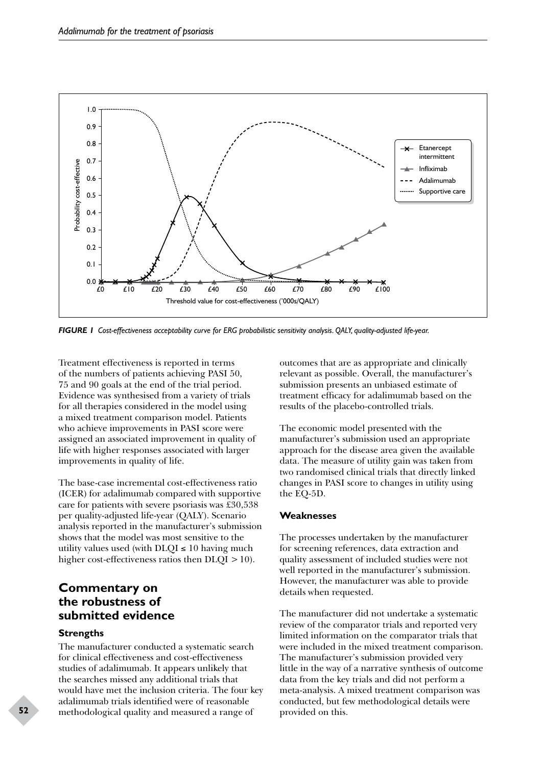FIGURE 1 Cost-effectiveness acceptability curve for ERG probabilistic sensitivity analysis. QALY, quality-adjusted life-year.

Treatment effectiveness is reported in terms of the numbers of patients achieving PASI 50, 75 and 90 goals at the end of the trial period. Evidence was synthesised from a variety of trials for all therapies considered in the model using a mixed treatment comparison model. Patients who achieve improvements in PASI score were assigned an associated improvement in quality of life with higher responses associated with larger improvements in quality of life.

The base-case incremental cost-effectiveness ratio (ICER) for adalimumab compared with supportive care for patients with severe psoriasis was £30,538 per quality-adjusted life-year (QALY). Scenario analysis reported in the manufacturer's submission shows that the model was most sensitive to the utility values used (with DLQI ≤ 10 having much higher cost-effectiveness ratios then DLQI > 10).

## Commentary on the robustness of submitted evidence

### Strengths

The manufacturer conducted a systematic search for clinical effectiveness and cost-effectiveness studies of adalimumab. It appears unlikely that the searches missed any additional trials that would have met the inclusion criteria. The four key adalimumab trials identified were of reasonable methodological quality and measured a range of outcomes that are as appropriate and clinically relevant as possible. Overall, the manufacturer's submission presents an unbiased estimate of treatment efficacy for adalimumab based on the results of the placebo-controlled trials.

The economic model presented with the manufacturer's submission used an appropriate approach for the disease area given the available data. The measure of utility gain was taken from two randomised clinical trials that directly linked changes in PASI score to changes in utility using the EQ-5D.

### Weaknesses

The processes undertaken by the manufacturer for screening references, data extraction and quality assessment of included studies were not well reported in the manufacturer's submission. However, the manufacturer was able to provide details when requested.

The manufacturer did not undertake a systematic review of the comparator trials and reported very limited information on the comparator trials that were included in the mixed treatment comparison. The manufacturer's submission provided very little in the way of a narrative synthesis of outcome data from the key trials and did not perform a meta-analysis. A mixed treatment comparison was conducted, but few methodological details were provided on this.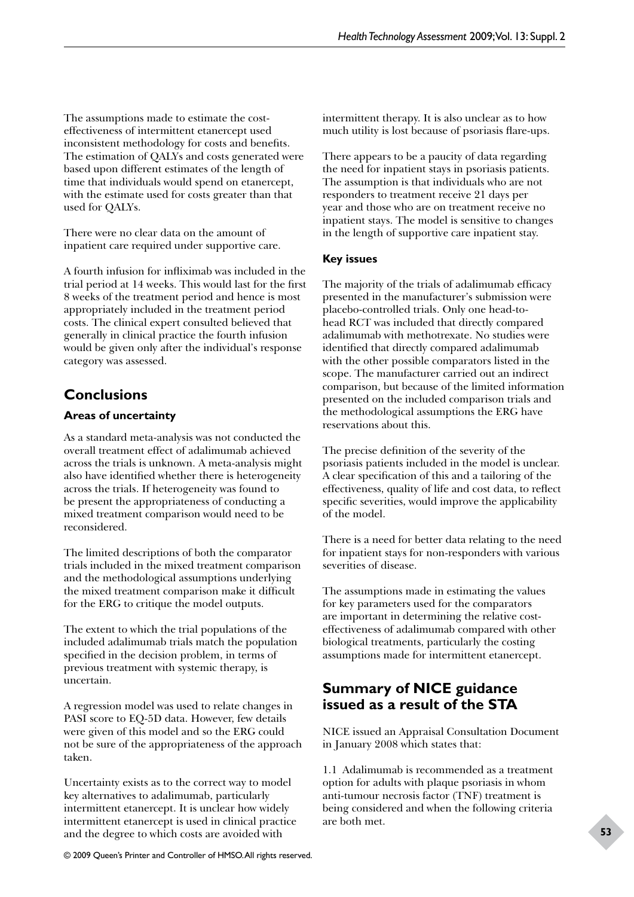The assumptions made to estimate the cost-effectiveness of intermittent etanercept used inconsistent methodology for costs and benefits. The estimation of QALYs and costs generated were based upon different estimates of the length of time that individuals would spend on etanercept, with the estimate used for costs greater than that used for QALYs.

There were no clear data on the amount of inpatient care required under supportive care.

A fourth infusion for infliximab was included in the trial period at 14 weeks. This would last for the first 8 weeks of the treatment period and hence is most appropriately included in the treatment period costs. The clinical expert consulted believed that generally in clinical practice the fourth infusion would be given only after the individual's response category was assessed.

## Conclusions

### Areas of uncertainty

As a standard meta-analysis was not conducted the overall treatment effect of adalimumab achieved across the trials is unknown. A meta-analysis might also have identified whether there is heterogeneity across the trials. If heterogeneity was found to be present the appropriateness of conducting a mixed treatment comparison would need to be reconsidered.

The limited descriptions of both the comparator trials included in the mixed treatment comparison and the methodological assumptions underlying the mixed treatment comparison make it difficult for the ERG to critique the model outputs.

The extent to which the trial populations of the included adalimumab trials match the population specified in the decision problem, in terms of previous treatment with systemic therapy, is uncertain.

A regression model was used to relate changes in PASI score to EQ-5D data. However, few details were given of this model and so the ERG could not be sure of the appropriateness of the approach taken.

Uncertainty exists as to the correct way to model key alternatives to adalimumab, particularly intermittent etanercept. It is unclear how widely intermittent etanercept is used in clinical practice and the degree to which costs are avoided with intermittent therapy. It is also unclear as to how much utility is lost because of psoriasis flare-ups.

There appears to be a paucity of data regarding the need for inpatient stays in psoriasis patients. The assumption is that individuals who are not responders to treatment receive 21 days per year and those who are on treatment receive no inpatient stays. The model is sensitive to changes in the length of supportive care inpatient stay.

### Key issues

The majority of the trials of adalimumab efficacy presented in the manufacturer's submission were placebo-controlled trials. Only one head-to-head RCT was included that directly compared adalimumab with methotrexate. No studies were identified that directly compared adalimumab with the other possible comparators listed in the scope. The manufacturer carried out an indirect comparison, but because of the limited information presented on the included comparison trials and the methodological assumptions the ERG have reservations about this.

The precise definition of the severity of the psoriasis patients included in the model is unclear. A clear specification of this and a tailoring of the effectiveness, quality of life and cost data, to reflect specific severities, would improve the applicability of the model.

There is a need for better data relating to the need for inpatient stays for non-responders with various severities of disease.

The assumptions made in estimating the values for key parameters used for the comparators are important in determining the relative cost-effectiveness of adalimumab compared with other biological treatments, particularly the costing assumptions made for intermittent etanercept.

## Summary of NICE guidance issued as a result of the STA

NICE issued an Appraisal Consultation Document in January 2008 which states that:

1.1 Adalimumab is recommended as a treatment option for adults with plaque psoriasis in whom anti-tumour necrosis factor (TNF) treatment is being considered and when the following criteria are both met.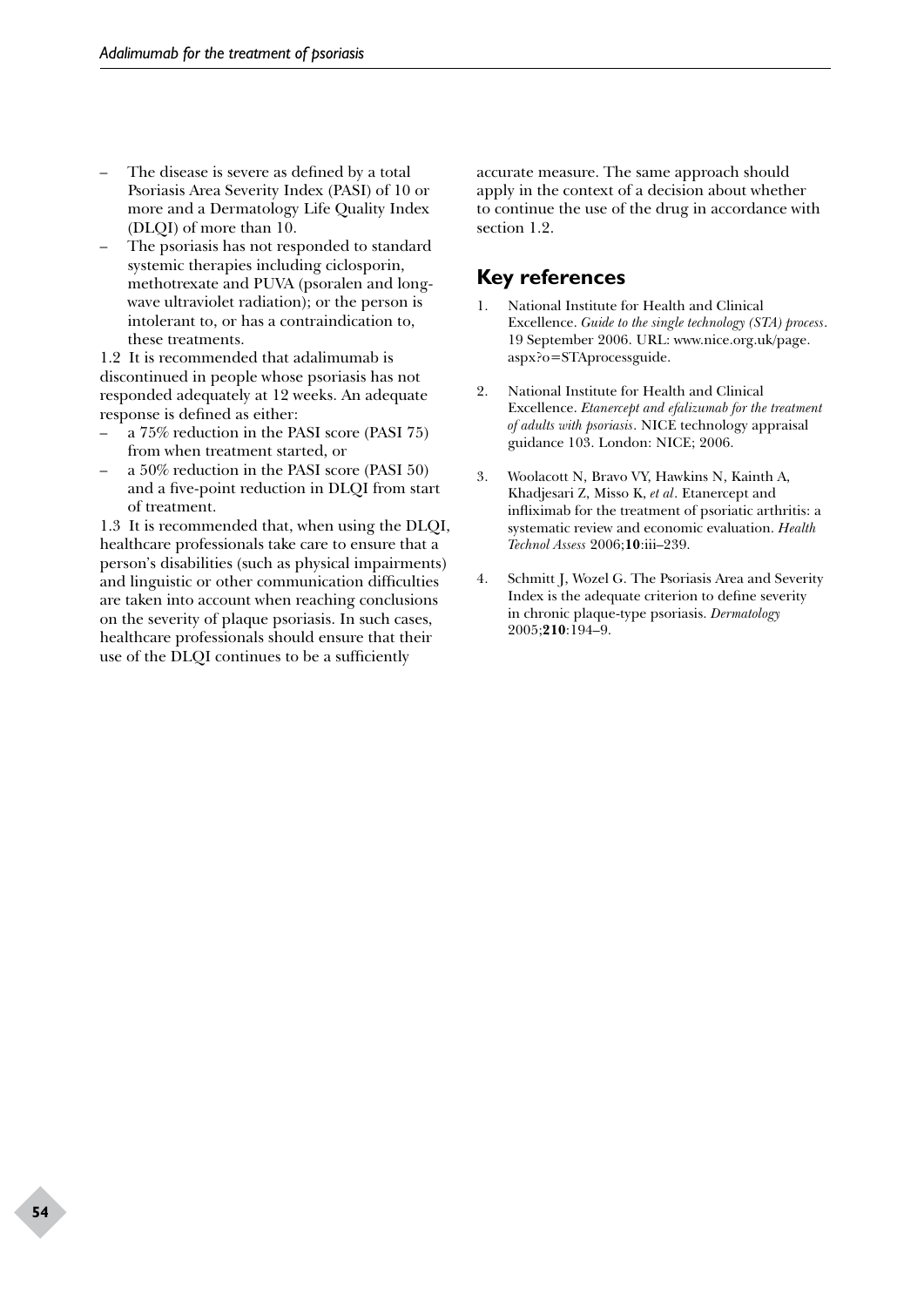- The disease is severe as defined by a total Psoriasis Area Severity Index (PASI) of 10 or more and a Dermatology Life Quality Index (DLQI) of more than 10.
- The psoriasis has not responded to standard systemic therapies including ciclosporin, methotrexate and PUVA (psoralen and long-wave ultraviolet radiation); or the person is intolerant to, or has a contraindication to, these treatments.

1.2 It is recommended that adalimumab is discontinued in people whose psoriasis has not responded adequately at 12 weeks. An adequate response is defined as either:

- a 75% reduction in the PASI score (PASI 75) from when treatment started, or
- a 50% reduction in the PASI score (PASI 50) and a five-point reduction in DLQI from start of treatment.

1.3 It is recommended that, when using the DLQI, healthcare professionals take care to ensure that a person's disabilities (such as physical impairments) and linguistic or other communication difficulties are taken into account when reaching conclusions on the severity of plaque psoriasis. In such cases, healthcare professionals should ensure that their use of the DLQI continues to be a sufficiently accurate measure. The same approach should apply in the context of a decision about whether to continue the use of the drug in accordance with section 1.2.

## Key references

1. National Institute for Health and Clinical Excellence. *Guide to the single technology (STA) process*. 19 September 2006. URL: www.nice.org.uk/page.aspx?o=STAprocessguide.
2. National Institute for Health and Clinical Excellence. *Etanercept and efalizumab for the treatment of adults with psoriasis*. NICE technology appraisal guidance 103. London: NICE; 2006.
3. Woolacott N, Bravo VY, Hawkins N, Kainth A, Khadjesari Z, Misso K, *et al*. Etanercept and infliximab for the treatment of psoriatic arthritis: a systematic review and economic evaluation. *Health Technol Assess* 2006;**10**:iii–239.
4. Schmitt J, Wozel G. The Psoriasis Area and Severity Index is the adequate criterion to define severity in chronic plaque-type psoriasis. *Dermatology* 2005;**210**:194–9.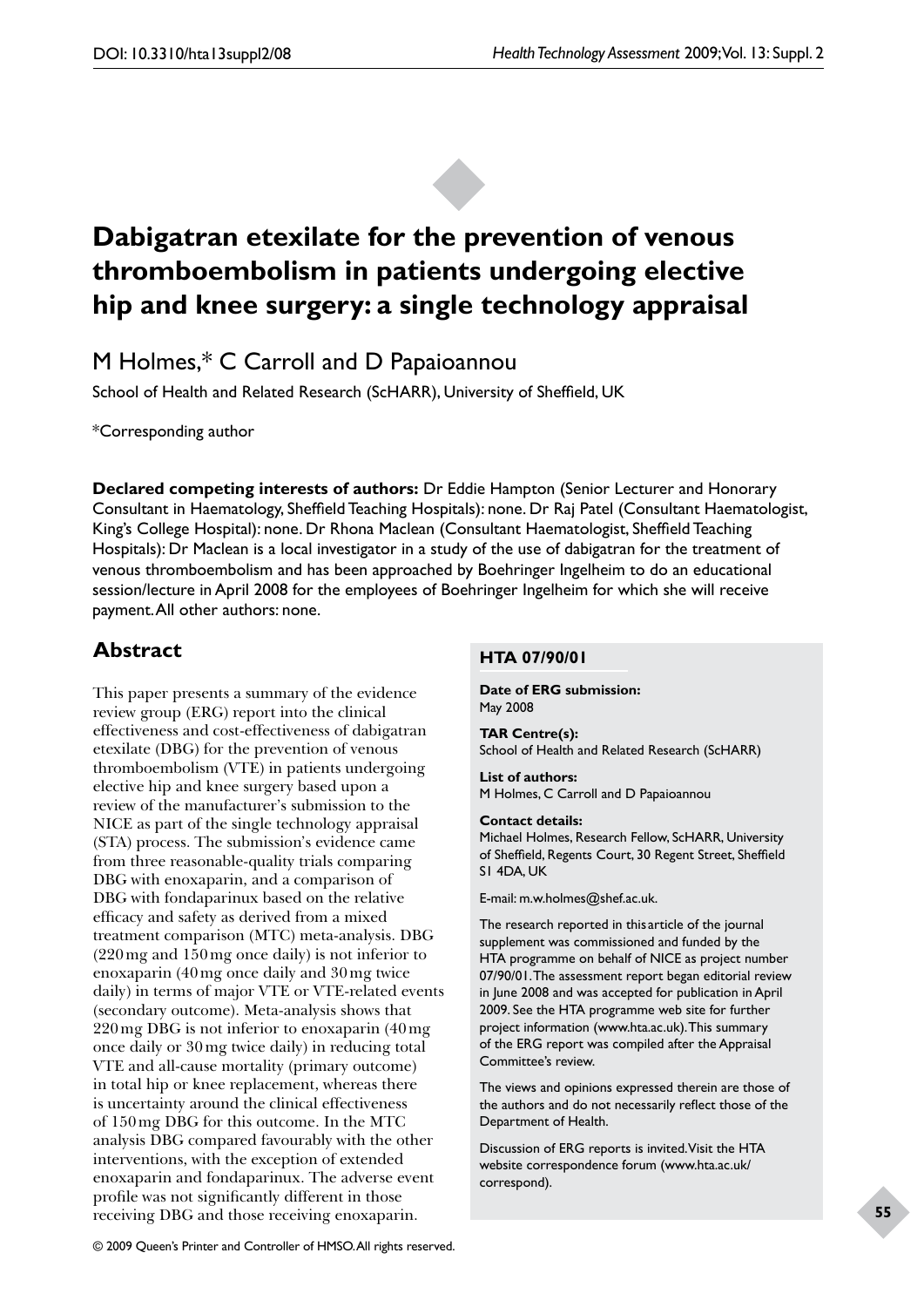# Dabigatran etexilate for the prevention of venous thromboembolism in patients undergoing elective hip and knee surgery: a single technology appraisal

M Holmes,* C Carroll and D Papaioannou

School of Health and Related Research (ScHARR), University of Sheffield, UK

*Corresponding author

**Declared competing interests of authors:** Dr Eddie Hampton (Senior Lecturer and Honorary Consultant in Haematology, Sheffield Teaching Hospitals): none. Dr Raj Patel (Consultant Haematologist, King's College Hospital): none. Dr Rhona Maclean (Consultant Haematologist, Sheffield Teaching Hospitals): Dr Maclean is a local investigator in a study of the use of dabigatran for the treatment of venous thromboembolism and has been approached by Boehringer Ingelheim to do an educational session/lecture in April 2008 for the employees of Boehringer Ingelheim for which she will receive payment. All other authors: none.

## Abstract

This paper presents a summary of the evidence review group (ERG) report into the clinical effectiveness and cost-effectiveness of dabigatran etexilate (DBG) for the prevention of venous thromboembolism (VTE) in patients undergoing elective hip and knee surgery based upon a review of the manufacturer's submission to the NICE as part of the single technology appraisal (STA) process. The submission's evidence came from three reasonable-quality trials comparing DBG with enoxaparin, and a comparison of DBG with fondaparinux based on the relative efficacy and safety as derived from a mixed treatment comparison (MTC) meta-analysis. DBG (220 mg and 150 mg once daily) is not inferior to enoxaparin (40 mg once daily and 30 mg twice daily) in terms of major VTE or VTE-related events (secondary outcome). Meta-analysis shows that 220 mg DBG is not inferior to enoxaparin (40 mg once daily or 30 mg twice daily) in reducing total VTE and all-cause mortality (primary outcome) in total hip or knee replacement, whereas there is uncertainty around the clinical effectiveness of 150 mg DBG for this outcome. In the MTC analysis DBG compared favourably with the other interventions, with the exception of extended enoxaparin and fondaparinux. The adverse event profile was not significantly different in those receiving DBG and those receiving enoxaparin.

**HTA 07/90/01**

**Date of ERG submission:**
May 2008

**TAR Centre(s):**
School of Health and Related Research (ScHARR)

**List of authors:**
M Holmes, C Carroll and D Papaioannou

**Contact details:**
Michael Holmes, Research Fellow, ScHARR, University of Sheffield, Regents Court, 30 Regent Street, Sheffield S1 4DA, UK

E-mail: m.w.holmes@shef.ac.uk.

The research reported in this article of the journal supplement was commissioned and funded by the HTA programme on behalf of NICE as project number 07/90/01. The assessment report began editorial review in June 2008 and was accepted for publication in April 2009. See the HTA programme web site for further project information (www.hta.ac.uk). This summary of the ERG report was compiled after the Appraisal Committee's review.

The views and opinions expressed therein are those of the authors and do not necessarily reflect those of the Department of Health.

Discussion of ERG reports is invited. Visit the HTA website correspondence forum (www.hta.ac.uk/correspond).

© 2009 Queen's Printer and Controller of HMSO. All rights reserved.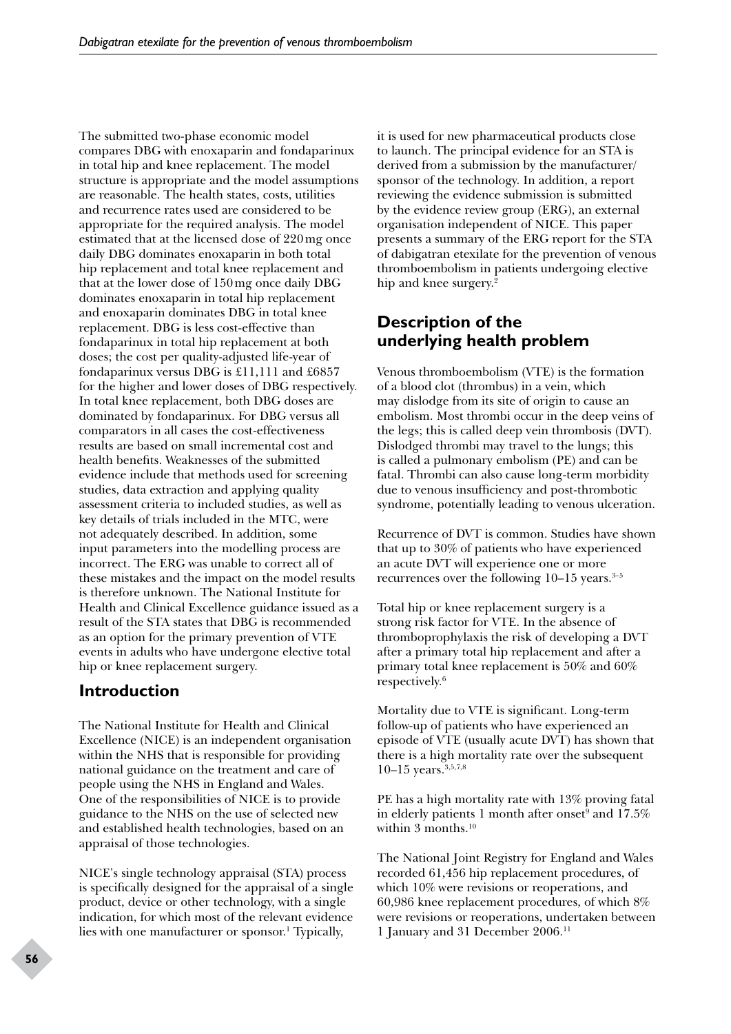The submitted two-phase economic model compares DBG with enoxaparin and fondaparinux in total hip and knee replacement. The model structure is appropriate and the model assumptions are reasonable. The health states, costs, utilities and recurrence rates used are considered to be appropriate for the required analysis. The model estimated that at the licensed dose of 220 mg once daily DBG dominates enoxaparin in both total hip replacement and total knee replacement and that at the lower dose of 150 mg once daily DBG dominates enoxaparin in total hip replacement and enoxaparin dominates DBG in total knee replacement. DBG is less cost-effective than fondaparinux in total hip replacement at both doses; the cost per quality-adjusted life-year of fondaparinux versus DBG is £11,111 and £6857 for the higher and lower doses of DBG respectively. In total knee replacement, both DBG doses are dominated by fondaparinux. For DBG versus all comparators in all cases the cost-effectiveness results are based on small incremental cost and health benefits. Weaknesses of the submitted evidence include that methods used for screening studies, data extraction and applying quality assessment criteria to included studies, as well as key details of trials included in the MTC, were not adequately described. In addition, some input parameters into the modelling process are incorrect. The ERG was unable to correct all of these mistakes and the impact on the model results is therefore unknown. The National Institute for Health and Clinical Excellence guidance issued as a result of the STA states that DBG is recommended as an option for the primary prevention of VTE events in adults who have undergone elective total hip or knee replacement surgery.

## Introduction

The National Institute for Health and Clinical Excellence (NICE) is an independent organisation within the NHS that is responsible for providing national guidance on the treatment and care of people using the NHS in England and Wales. One of the responsibilities of NICE is to provide guidance to the NHS on the use of selected new and established health technologies, based on an appraisal of those technologies.

NICE's single technology appraisal (STA) process is specifically designed for the appraisal of a single product, device or other technology, with a single indication, for which most of the relevant evidence lies with one manufacturer or sponsor.[1] Typically, it is used for new pharmaceutical products close to launch. The principal evidence for an STA is derived from a submission by the manufacturer/sponsor of the technology. In addition, a report reviewing the evidence submission is submitted by the evidence review group (ERG), an external organisation independent of NICE. This paper presents a summary of the ERG report for the STA of dabigatran etexilate for the prevention of venous thromboembolism in patients undergoing elective hip and knee surgery.[2]

## Description of the underlying health problem

Venous thromboembolism (VTE) is the formation of a blood clot (thrombus) in a vein, which may dislodge from its site of origin to cause an embolism. Most thrombi occur in the deep veins of the legs; this is called deep vein thrombosis (DVT). Dislodged thrombi may travel to the lungs; this is called a pulmonary embolism (PE) and can be fatal. Thrombi can also cause long-term morbidity due to venous insufficiency and post-thrombotic syndrome, potentially leading to venous ulceration.

Recurrence of DVT is common. Studies have shown that up to 30% of patients who have experienced an acute DVT will experience one or more recurrences over the following 10–15 years.[3–5]

Total hip or knee replacement surgery is a strong risk factor for VTE. In the absence of thromboprophylaxis the risk of developing a DVT after a primary total hip replacement and after a primary total knee replacement is 50% and 60% respectively.[6]

Mortality due to VTE is significant. Long-term follow-up of patients who have experienced an episode of VTE (usually acute DVT) has shown that there is a high mortality rate over the subsequent 10–15 years.[3,5,7,8]

PE has a high mortality rate with 13% proving fatal in elderly patients 1 month after onset[9] and 17.5% within 3 months.[10]

The National Joint Registry for England and Wales recorded 61,456 hip replacement procedures, of which 10% were revisions or reoperations, and 60,986 knee replacement procedures, of which 8% were revisions or reoperations, undertaken between 1 January and 31 December 2006.[11]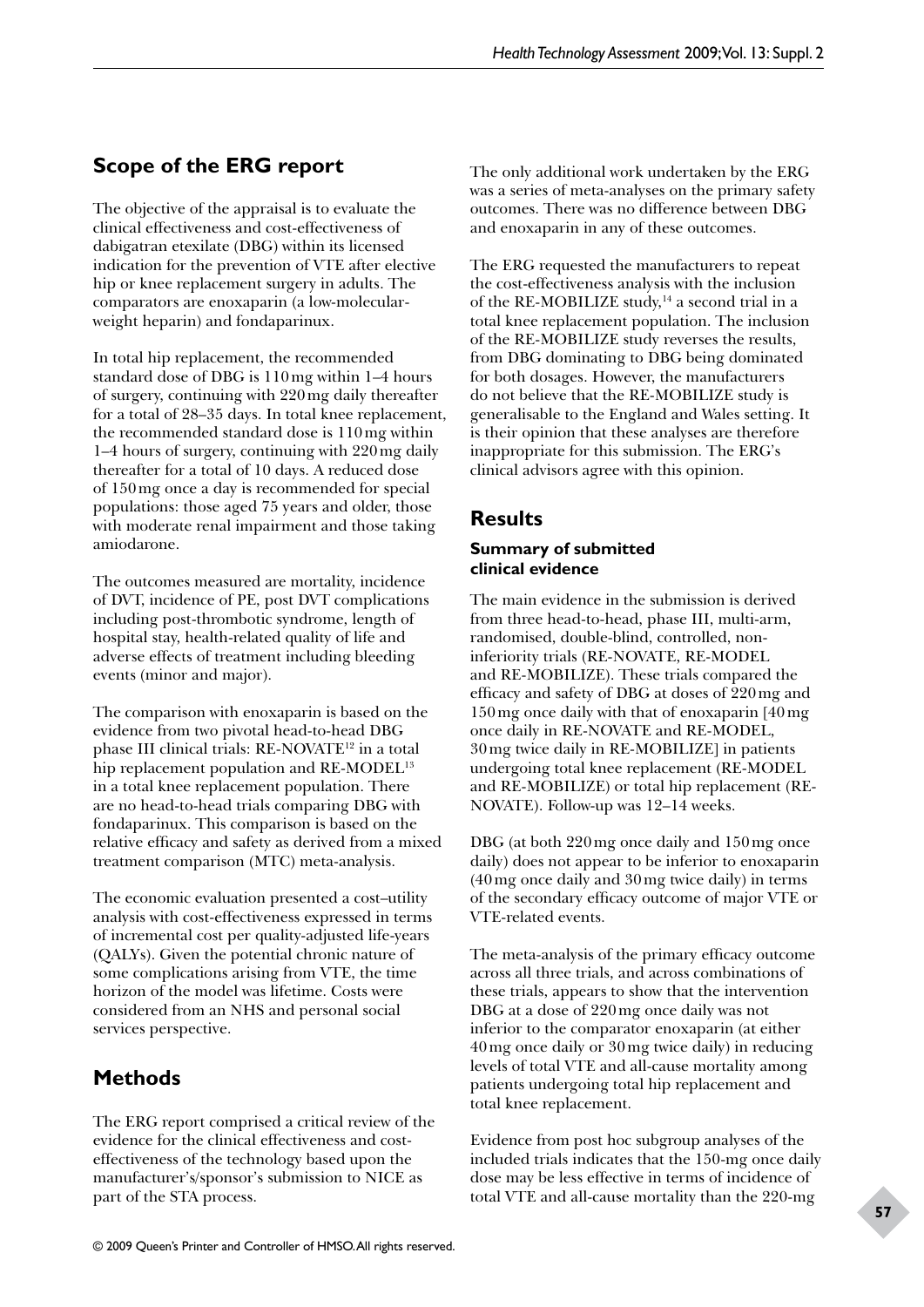## Scope of the ERG report

The objective of the appraisal is to evaluate the clinical effectiveness and cost-effectiveness of dabigatran etexilate (DBG) within its licensed indication for the prevention of VTE after elective hip or knee replacement surgery in adults. The comparators are enoxaparin (a low-molecular-weight heparin) and fondaparinux.

In total hip replacement, the recommended standard dose of DBG is 110 mg within 1–4 hours of surgery, continuing with 220 mg daily thereafter for a total of 28–35 days. In total knee replacement, the recommended standard dose is 110 mg within 1–4 hours of surgery, continuing with 220 mg daily thereafter for a total of 10 days. A reduced dose of 150 mg once a day is recommended for special populations: those aged 75 years and older, those with moderate renal impairment and those taking amiodarone.

The outcomes measured are mortality, incidence of DVT, incidence of PE, post DVT complications including post-thrombotic syndrome, length of hospital stay, health-related quality of life and adverse effects of treatment including bleeding events (minor and major).

The comparison with enoxaparin is based on the evidence from two pivotal head-to-head DBG phase III clinical trials: RE-NOVATE[12] in a total hip replacement population and RE-MODEL[13] in a total knee replacement population. There are no head-to-head trials comparing DBG with fondaparinux. This comparison is based on the relative efficacy and safety as derived from a mixed treatment comparison (MTC) meta-analysis.

The economic evaluation presented a cost–utility analysis with cost-effectiveness expressed in terms of incremental cost per quality-adjusted life-years (QALYs). Given the potential chronic nature of some complications arising from VTE, the time horizon of the model was lifetime. Costs were considered from an NHS and personal social services perspective.

## Methods

The ERG report comprised a critical review of the evidence for the clinical effectiveness and cost-effectiveness of the technology based upon the manufacturer's/sponsor's submission to NICE as part of the STA process.

The only additional work undertaken by the ERG was a series of meta-analyses on the primary safety outcomes. There was no difference between DBG and enoxaparin in any of these outcomes.

The ERG requested the manufacturers to repeat the cost-effectiveness analysis with the inclusion of the RE-MOBILIZE study,[14] a second trial in a total knee replacement population. The inclusion of the RE-MOBILIZE study reverses the results, from DBG dominating to DBG being dominated for both dosages. However, the manufacturers do not believe that the RE-MOBILIZE study is generalisable to the England and Wales setting. It is their opinion that these analyses are therefore inappropriate for this submission. The ERG's clinical advisors agree with this opinion.

## Results

### Summary of submitted clinical evidence

The main evidence in the submission is derived from three head-to-head, phase III, multi-arm, randomised, double-blind, controlled, non-inferiority trials (RE-NOVATE, RE-MODEL and RE-MOBILIZE). These trials compared the efficacy and safety of DBG at doses of 220 mg and 150 mg once daily with that of enoxaparin [40 mg once daily in RE-NOVATE and RE-MODEL, 30 mg twice daily in RE-MOBILIZE] in patients undergoing total knee replacement (RE-MODEL and RE-MOBILIZE) or total hip replacement (RE-NOVATE). Follow-up was 12–14 weeks.

DBG (at both 220 mg once daily and 150 mg once daily) does not appear to be inferior to enoxaparin (40 mg once daily and 30 mg twice daily) in terms of the secondary efficacy outcome of major VTE or VTE-related events.

The meta-analysis of the primary efficacy outcome across all three trials, and across combinations of these trials, appears to show that the intervention DBG at a dose of 220 mg once daily was not inferior to the comparator enoxaparin (at either 40 mg once daily or 30 mg twice daily) in reducing levels of total VTE and all-cause mortality among patients undergoing total hip replacement and total knee replacement.

Evidence from post hoc subgroup analyses of the included trials indicates that the 150-mg once daily dose may be less effective in terms of incidence of total VTE and all-cause mortality than the 220-mg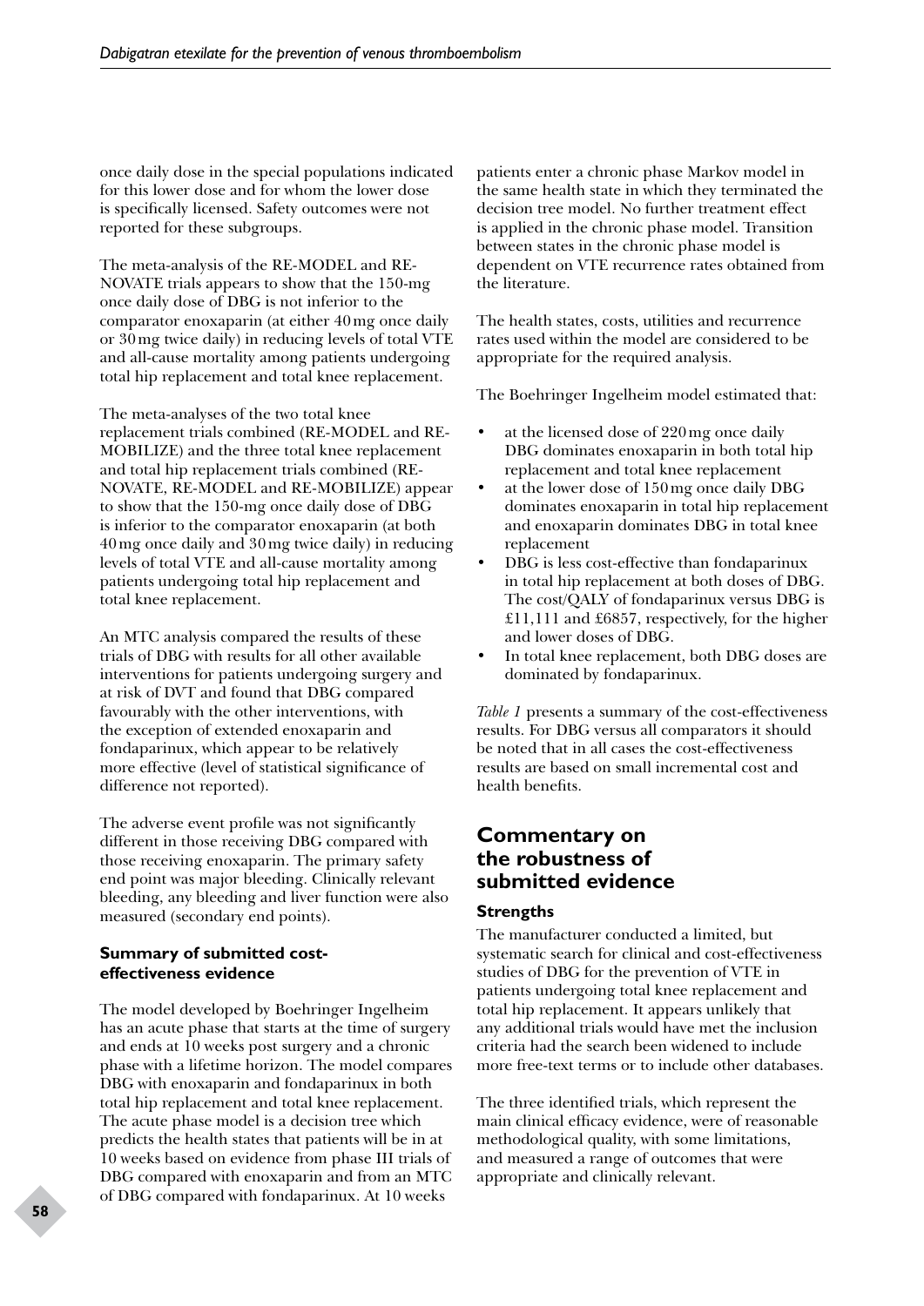once daily dose in the special populations indicated for this lower dose and for whom the lower dose is specifically licensed. Safety outcomes were not reported for these subgroups.

The meta-analysis of the RE-MODEL and RE-NOVATE trials appears to show that the 150-mg once daily dose of DBG is not inferior to the comparator enoxaparin (at either 40 mg once daily or 30 mg twice daily) in reducing levels of total VTE and all-cause mortality among patients undergoing total hip replacement and total knee replacement.

The meta-analyses of the two total knee replacement trials combined (RE-MODEL and RE-MOBILIZE) and the three total knee replacement and total hip replacement trials combined (RE-NOVATE, RE-MODEL and RE-MOBILIZE) appear to show that the 150-mg once daily dose of DBG is inferior to the comparator enoxaparin (at both 40 mg once daily and 30 mg twice daily) in reducing levels of total VTE and all-cause mortality among patients undergoing total hip replacement and total knee replacement.

An MTC analysis compared the results of these trials of DBG with results for all other available interventions for patients undergoing surgery and at risk of DVT and found that DBG compared favourably with the other interventions, with the exception of extended enoxaparin and fondaparinux, which appear to be relatively more effective (level of statistical significance of difference not reported).

The adverse event profile was not significantly different in those receiving DBG compared with those receiving enoxaparin. The primary safety end point was major bleeding. Clinically relevant bleeding, any bleeding and liver function were also measured (secondary end points).

### Summary of submitted cost-effectiveness evidence

The model developed by Boehringer Ingelheim has an acute phase that starts at the time of surgery and ends at 10 weeks post surgery and a chronic phase with a lifetime horizon. The model compares DBG with enoxaparin and fondaparinux in both total hip replacement and total knee replacement. The acute phase model is a decision tree which predicts the health states that patients will be in at 10 weeks based on evidence from phase III trials of DBG compared with enoxaparin and from an MTC of DBG compared with fondaparinux. At 10 weeks patients enter a chronic phase Markov model in the same health state in which they terminated the decision tree model. No further treatment effect is applied in the chronic phase model. Transition between states in the chronic phase model is dependent on VTE recurrence rates obtained from the literature.

The health states, costs, utilities and recurrence rates used within the model are considered to be appropriate for the required analysis.

The Boehringer Ingelheim model estimated that:

- at the licensed dose of 220 mg once daily DBG dominates enoxaparin in both total hip replacement and total knee replacement
- at the lower dose of 150 mg once daily DBG dominates enoxaparin in total hip replacement and enoxaparin dominates DBG in total knee replacement
- DBG is less cost-effective than fondaparinux in total hip replacement at both doses of DBG. The cost/QALY of fondaparinux versus DBG is £11,111 and £6857, respectively, for the higher and lower doses of DBG.
- In total knee replacement, both DBG doses are dominated by fondaparinux.

*Table 1* presents a summary of the cost-effectiveness results. For DBG versus all comparators it should be noted that in all cases the cost-effectiveness results are based on small incremental cost and health benefits.

## Commentary on the robustness of submitted evidence

### Strengths

The manufacturer conducted a limited, but systematic search for clinical and cost-effectiveness studies of DBG for the prevention of VTE in patients undergoing total knee replacement and total hip replacement. It appears unlikely that any additional trials would have met the inclusion criteria had the search been widened to include more free-text terms or to include other databases.

The three identified trials, which represent the main clinical efficacy evidence, were of reasonable methodological quality, with some limitations, and measured a range of outcomes that were appropriate and clinically relevant.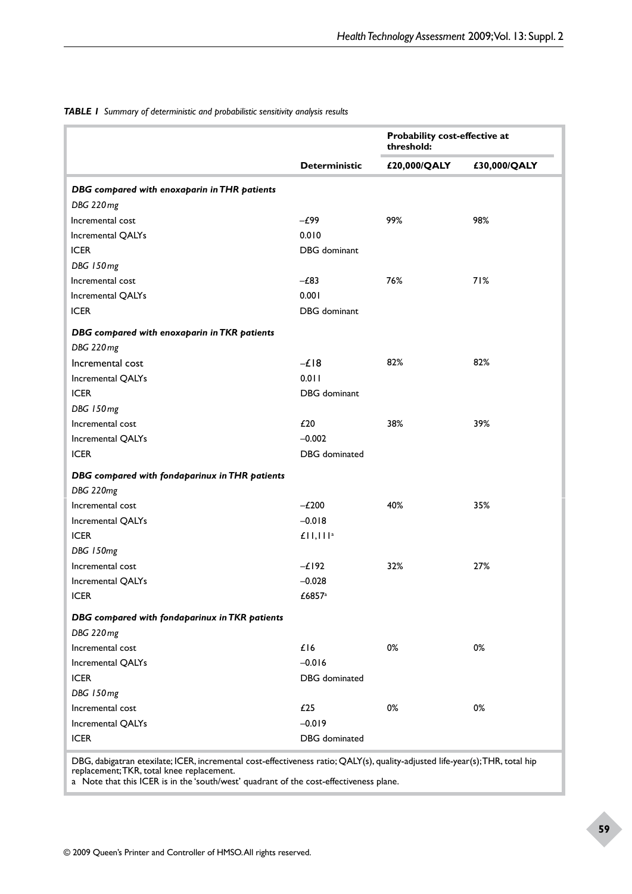*TABLE 1 Summary of deterministic and probabilistic sensitivity analysis results*

| | | Probability cost-effective at threshold: | |
|---|---|---|---|
| | **Deterministic** | **£20,000/QALY** | **£30,000/QALY** |
| ***DBG compared with enoxaparin in THR patients*** | | | |
| *DBG 220 mg* | | | |
| Incremental cost | –£99 | 99% | 98% |
| Incremental QALYs | 0.010 | | |
| ICER | DBG dominant | | |
| *DBG 150 mg* | | | |
| Incremental cost | –£83 | 76% | 71% |
| Incremental QALYs | 0.001 | | |
| ICER | DBG dominant | | |
| ***DBG compared with enoxaparin in TKR patients*** | | | |
| *DBG 220 mg* | | | |
| Incremental cost | –£18 | 82% | 82% |
| Incremental QALYs | 0.011 | | |
| ICER | DBG dominant | | |
| *DBG 150 mg* | | | |
| Incremental cost | £20 | 38% | 39% |
| Incremental QALYs | –0.002 | | |
| ICER | DBG dominated | | |
| ***DBG compared with fondaparinux in THR patients*** | | | |
| *DBG 220mg* | | | |
| Incremental cost | –£200 | 40% | 35% |
| Incremental QALYs | –0.018 | | |
| ICER | £11,111[a] | | |
| *DBG 150mg* | | | |
| Incremental cost | –£192 | 32% | 27% |
| Incremental QALYs | –0.028 | | |
| ICER | £6857[a] | | |
| ***DBG compared with fondaparinux in TKR patients*** | | | |
| *DBG 220 mg* | | | |
| Incremental cost | £16 | 0% | 0% |
| Incremental QALYs | –0.016 | | |
| ICER | DBG dominated | | |
| *DBG 150 mg* | | | |
| Incremental cost | £25 | 0% | 0% |
| Incremental QALYs | –0.019 | | |
| ICER | DBG dominated | | |

DBG, dabigatran etexilate; ICER, incremental cost-effectiveness ratio; QALY(s), quality-adjusted life-year(s); THR, total hip replacement; TKR, total knee replacement.
a Note that this ICER is in the 'south/west' quadrant of the cost-effectiveness plane.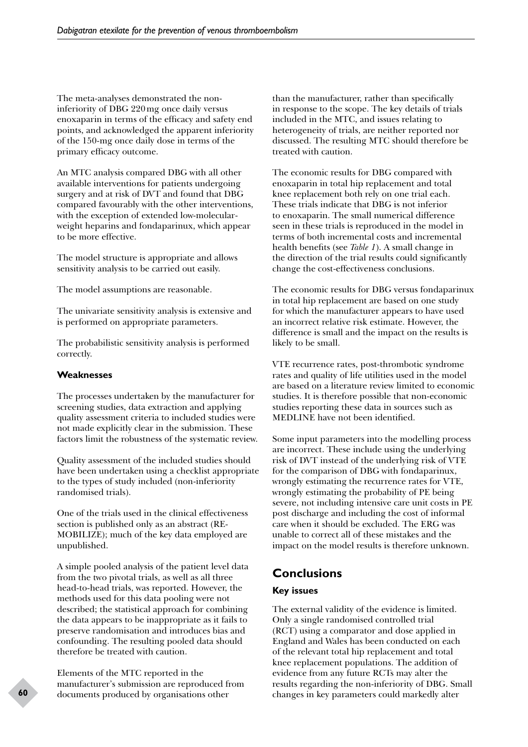The meta-analyses demonstrated the non-inferiority of DBG 220 mg once daily versus enoxaparin in terms of the efficacy and safety end points, and acknowledged the apparent inferiority of the 150-mg once daily dose in terms of the primary efficacy outcome.

An MTC analysis compared DBG with all other available interventions for patients undergoing surgery and at risk of DVT and found that DBG compared favourably with the other interventions, with the exception of extended low-molecular-weight heparins and fondaparinux, which appear to be more effective.

The model structure is appropriate and allows sensitivity analysis to be carried out easily.

The model assumptions are reasonable.

The univariate sensitivity analysis is extensive and is performed on appropriate parameters.

The probabilistic sensitivity analysis is performed correctly.

#### Weaknesses

The processes undertaken by the manufacturer for screening studies, data extraction and applying quality assessment criteria to included studies were not made explicitly clear in the submission. These factors limit the robustness of the systematic review.

Quality assessment of the included studies should have been undertaken using a checklist appropriate to the types of study included (non-inferiority randomised trials).

One of the trials used in the clinical effectiveness section is published only as an abstract (RE-MOBILIZE); much of the key data employed are unpublished.

A simple pooled analysis of the patient level data from the two pivotal trials, as well as all three head-to-head trials, was reported. However, the methods used for this data pooling were not described; the statistical approach for combining the data appears to be inappropriate as it fails to preserve randomisation and introduces bias and confounding. The resulting pooled data should therefore be treated with caution.

Elements of the MTC reported in the manufacturer's submission are reproduced from documents produced by organisations other than the manufacturer, rather than specifically in response to the scope. The key details of trials included in the MTC, and issues relating to heterogeneity of trials, are neither reported nor discussed. The resulting MTC should therefore be treated with caution.

The economic results for DBG compared with enoxaparin in total hip replacement and total knee replacement both rely on one trial each. These trials indicate that DBG is not inferior to enoxaparin. The small numerical difference seen in these trials is reproduced in the model in terms of both incremental costs and incremental health benefits (see *Table 1*). A small change in the direction of the trial results could significantly change the cost-effectiveness conclusions.

The economic results for DBG versus fondaparinux in total hip replacement are based on one study for which the manufacturer appears to have used an incorrect relative risk estimate. However, the difference is small and the impact on the results is likely to be small.

VTE recurrence rates, post-thrombotic syndrome rates and quality of life utilities used in the model are based on a literature review limited to economic studies. It is therefore possible that non-economic studies reporting these data in sources such as MEDLINE have not been identified.

Some input parameters into the modelling process are incorrect. These include using the underlying risk of DVT instead of the underlying risk of VTE for the comparison of DBG with fondaparinux, wrongly estimating the recurrence rates for VTE, wrongly estimating the probability of PE being severe, not including intensive care unit costs in PE post discharge and including the cost of informal care when it should be excluded. The ERG was unable to correct all of these mistakes and the impact on the model results is therefore unknown.

## Conclusions

### Key issues

The external validity of the evidence is limited. Only a single randomised controlled trial (RCT) using a comparator and dose applied in England and Wales has been conducted on each of the relevant total hip replacement and total knee replacement populations. The addition of evidence from any future RCTs may alter the results regarding the non-inferiority of DBG. Small changes in key parameters could markedly alter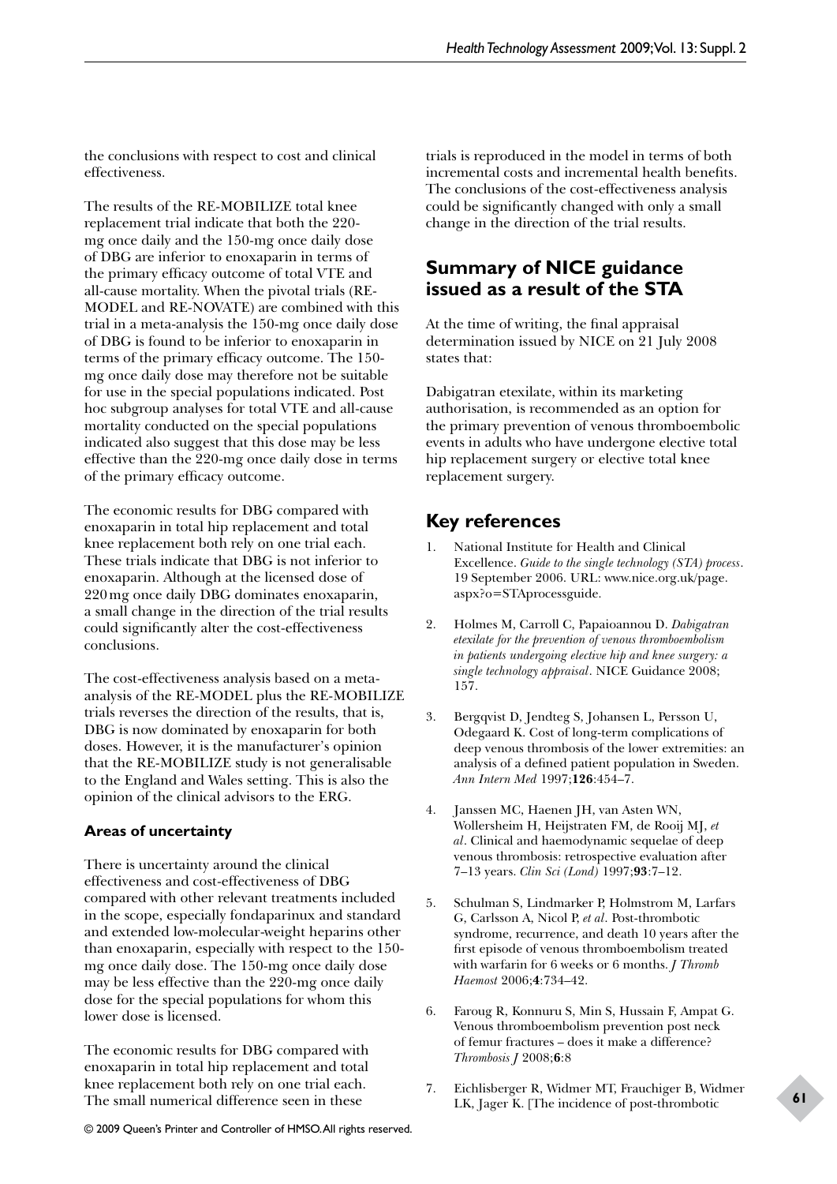the conclusions with respect to cost and clinical effectiveness.

The results of the RE-MOBILIZE total knee replacement trial indicate that both the 220-mg once daily and the 150-mg once daily dose of DBG are inferior to enoxaparin in terms of the primary efficacy outcome of total VTE and all-cause mortality. When the pivotal trials (RE-MODEL and RE-NOVATE) are combined with this trial in a meta-analysis the 150-mg once daily dose of DBG is found to be inferior to enoxaparin in terms of the primary efficacy outcome. The 150-mg once daily dose may therefore not be suitable for use in the special populations indicated. Post hoc subgroup analyses for total VTE and all-cause mortality conducted on the special populations indicated also suggest that this dose may be less effective than the 220-mg once daily dose in terms of the primary efficacy outcome.

The economic results for DBG compared with enoxaparin in total hip replacement and total knee replacement both rely on one trial each. These trials indicate that DBG is not inferior to enoxaparin. Although at the licensed dose of 220 mg once daily DBG dominates enoxaparin, a small change in the direction of the trial results could significantly alter the cost-effectiveness conclusions.

The cost-effectiveness analysis based on a meta-analysis of the RE-MODEL plus the RE-MOBILIZE trials reverses the direction of the results, that is, DBG is now dominated by enoxaparin for both doses. However, it is the manufacturer's opinion that the RE-MOBILIZE study is not generalisable to the England and Wales setting. This is also the opinion of the clinical advisors to the ERG.

### Areas of uncertainty

There is uncertainty around the clinical effectiveness and cost-effectiveness of DBG compared with other relevant treatments included in the scope, especially fondaparinux and standard and extended low-molecular-weight heparins other than enoxaparin, especially with respect to the 150-mg once daily dose. The 150-mg once daily dose may be less effective than the 220-mg once daily dose for the special populations for whom this lower dose is licensed.

The economic results for DBG compared with enoxaparin in total hip replacement and total knee replacement both rely on one trial each. The small numerical difference seen in these trials is reproduced in the model in terms of both incremental costs and incremental health benefits. The conclusions of the cost-effectiveness analysis could be significantly changed with only a small change in the direction of the trial results.

## Summary of NICE guidance issued as a result of the STA

At the time of writing, the final appraisal determination issued by NICE on 21 July 2008 states that:

Dabigatran etexilate, within its marketing authorisation, is recommended as an option for the primary prevention of venous thromboembolic events in adults who have undergone elective total hip replacement surgery or elective total knee replacement surgery.

## Key references

1. National Institute for Health and Clinical Excellence. *Guide to the single technology (STA) process*. 19 September 2006. URL: www.nice.org.uk/page.aspx?o=STAprocessguide.
2. Holmes M, Carroll C, Papaioannou D. *Dabigatran etexilate for the prevention of venous thromboembolism in patients undergoing elective hip and knee surgery: a single technology appraisal*. NICE Guidance 2008; 157.
3. Bergqvist D, Jendteg S, Johansen L, Persson U, Odegaard K. Cost of long-term complications of deep venous thrombosis of the lower extremities: an analysis of a defined patient population in Sweden. *Ann Intern Med* 1997;**126**:454–7.
4. Janssen MC, Haenen JH, van Asten WN, Wollersheim H, Heijstraten FM, de Rooij MJ, *et al*. Clinical and haemodynamic sequelae of deep venous thrombosis: retrospective evaluation after 7–13 years. *Clin Sci (Lond)* 1997;**93**:7–12.
5. Schulman S, Lindmarker P, Holmstrom M, Larfars G, Carlsson A, Nicol P, *et al*. Post-thrombotic syndrome, recurrence, and death 10 years after the first episode of venous thromboembolism treated with warfarin for 6 weeks or 6 months. *J Thromb Haemost* 2006;**4**:734–42.
6. Faroug R, Konnuru S, Min S, Hussain F, Ampat G. Venous thromboembolism prevention post neck of femur fractures – does it make a difference? *Thrombosis J* 2008;**6**:8
7. Eichlisberger R, Widmer MT, Frauchiger B, Widmer LK, Jager K. [The incidence of post-thrombotic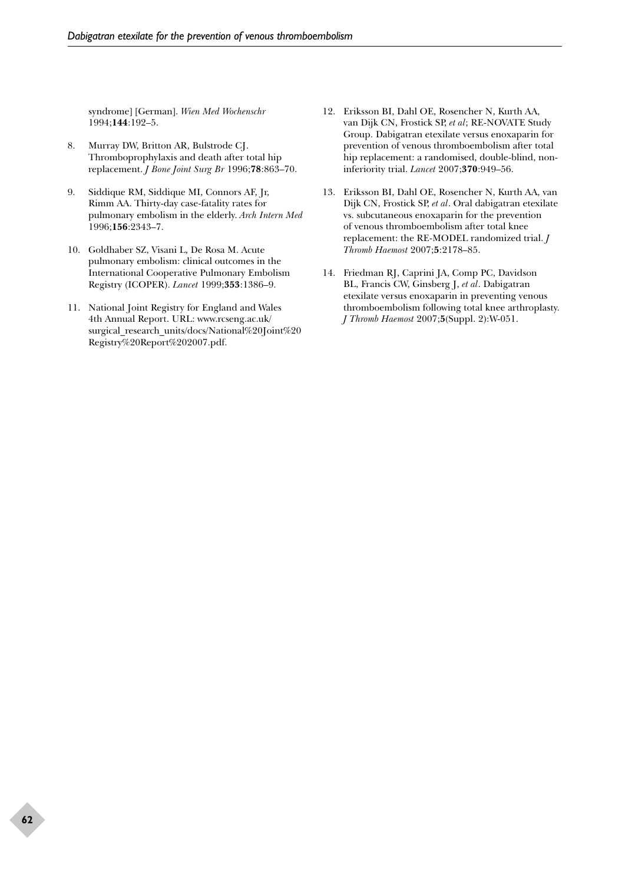syndrome] [German]. *Wien Med Wochenschr* 1994;**144**:192–5.

8. Murray DW, Britton AR, Bulstrode CJ. Thromboprophylaxis and death after total hip replacement. *J Bone Joint Surg Br* 1996;**78**:863–70.

9. Siddique RM, Siddique MI, Connors AF, Jr, Rimm AA. Thirty-day case-fatality rates for pulmonary embolism in the elderly. *Arch Intern Med* 1996;**156**:2343–7.

10. Goldhaber SZ, Visani L, De Rosa M. Acute pulmonary embolism: clinical outcomes in the International Cooperative Pulmonary Embolism Registry (ICOPER). *Lancet* 1999;**353**:1386–9.

11. National Joint Registry for England and Wales 4th Annual Report. URL: www.rcseng.ac.uk/surgical_research_units/docs/National%20Joint%20Registry%20Report%202007.pdf.

12. Eriksson BI, Dahl OE, Rosencher N, Kurth AA, van Dijk CN, Frostick SP, *et al*; RE-NOVATE Study Group. Dabigatran etexilate versus enoxaparin for prevention of venous thromboembolism after total hip replacement: a randomised, double-blind, non-inferiority trial. *Lancet* 2007;**370**:949–56.

13. Eriksson BI, Dahl OE, Rosencher N, Kurth AA, van Dijk CN, Frostick SP, *et al*. Oral dabigatran etexilate vs. subcutaneous enoxaparin for the prevention of venous thromboembolism after total knee replacement: the RE-MODEL randomized trial. *J Thromb Haemost* 2007;**5**:2178–85.

14. Friedman RJ, Caprini JA, Comp PC, Davidson BL, Francis CW, Ginsberg J, *et al*. Dabigatran etexilate versus enoxaparin in preventing venous thromboembolism following total knee arthroplasty. *J Thromb Haemost* 2007;**5**(Suppl. 2):W-051.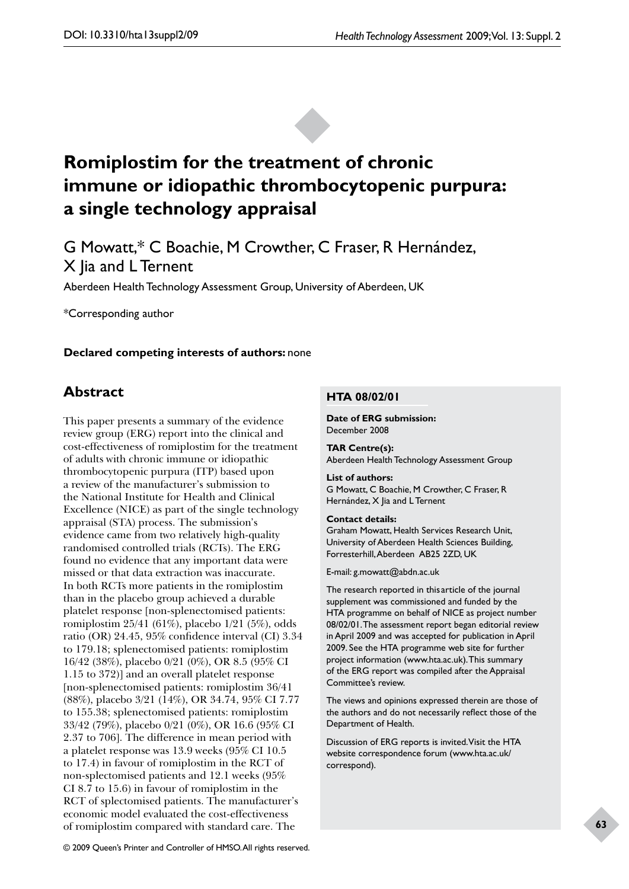# Romiplostim for the treatment of chronic immune or idiopathic thrombocytopenic purpura: a single technology appraisal

G Mowatt,* C Boachie, M Crowther, C Fraser, R Hernández, X Jia and L Ternent

Aberdeen Health Technology Assessment Group, University of Aberdeen, UK

*Corresponding author

**Declared competing interests of authors:** none

## Abstract

This paper presents a summary of the evidence review group (ERG) report into the clinical and cost-effectiveness of romiplostim for the treatment of adults with chronic immune or idiopathic thrombocytopenic purpura (ITP) based upon a review of the manufacturer's submission to the National Institute for Health and Clinical Excellence (NICE) as part of the single technology appraisal (STA) process. The submission's evidence came from two relatively high-quality randomised controlled trials (RCTs). The ERG found no evidence that any important data were missed or that data extraction was inaccurate. In both RCTs more patients in the romiplostim than in the placebo group achieved a durable platelet response [non-splenectomised patients: romiplostim 25/41 (61%), placebo 1/21 (5%), odds ratio (OR) 24.45, 95% confidence interval (CI) 3.34 to 179.18; splenectomised patients: romiplostim 16/42 (38%), placebo 0/21 (0%), OR 8.5 (95% CI 1.15 to 372)] and an overall platelet response [non-splenectomised patients: romiplostim 36/41 (88%), placebo 3/21 (14%), OR 34.74, 95% CI 7.77 to 155.38; splenectomised patients: romiplostim 33/42 (79%), placebo 0/21 (0%), OR 16.6 (95% CI 2.37 to 706]. The difference in mean period with a platelet response was 13.9 weeks (95% CI 10.5 to 17.4) in favour of romiplostim in the RCT of non-splectomised patients and 12.1 weeks (95% CI 8.7 to 15.6) in favour of romiplostim in the RCT of splectomised patients. The manufacturer's economic model evaluated the cost-effectiveness of romiplostim compared with standard care. The

**HTA 08/02/01**

**Date of ERG submission:**
December 2008

**TAR Centre(s):**
Aberdeen Health Technology Assessment Group

**List of authors:**
G Mowatt, C Boachie, M Crowther, C Fraser, R Hernández, X Jia and L Ternent

**Contact details:**
Graham Mowatt, Health Services Research Unit, University of Aberdeen Health Sciences Building, Forresterhill, Aberdeen AB25 2ZD, UK

E-mail: g.mowatt@abdn.ac.uk

The research reported in this article of the journal supplement was commissioned and funded by the HTA programme on behalf of NICE as project number 08/02/01. The assessment report began editorial review in April 2009 and was accepted for publication in April 2009. See the HTA programme web site for further project information (www.hta.ac.uk). This summary of the ERG report was compiled after the Appraisal Committee's review.

The views and opinions expressed therein are those of the authors and do not necessarily reflect those of the Department of Health.

Discussion of ERG reports is invited. Visit the HTA website correspondence forum (www.hta.ac.uk/correspond).

© 2009 Queen's Printer and Controller of HMSO. All rights reserved.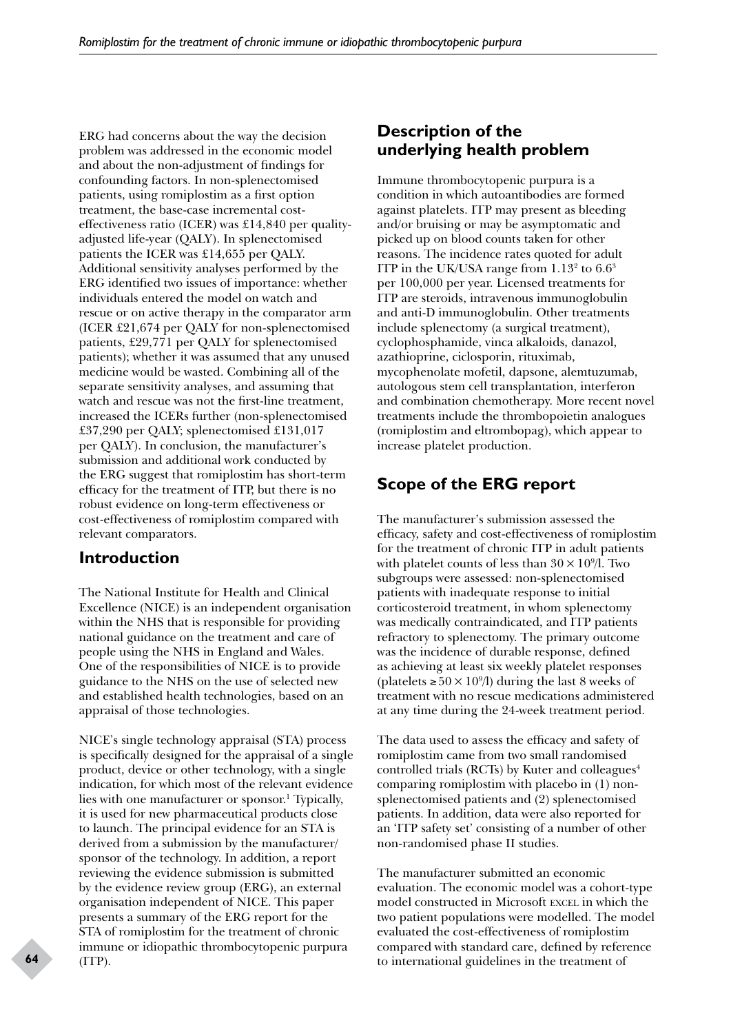ERG had concerns about the way the decision problem was addressed in the economic model and about the non-adjustment of findings for confounding factors. In non-splenectomised patients, using romiplostim as a first option treatment, the base-case incremental cost-effectiveness ratio (ICER) was £14,840 per quality-adjusted life-year (QALY). In splenectomised patients the ICER was £14,655 per QALY. Additional sensitivity analyses performed by the ERG identified two issues of importance: whether individuals entered the model on watch and rescue or on active therapy in the comparator arm (ICER £21,674 per QALY for non-splenectomised patients, £29,771 per QALY for splenectomised patients); whether it was assumed that any unused medicine would be wasted. Combining all of the separate sensitivity analyses, and assuming that watch and rescue was not the first-line treatment, increased the ICERs further (non-splenectomised £37,290 per QALY; splenectomised £131,017 per QALY). In conclusion, the manufacturer's submission and additional work conducted by the ERG suggest that romiplostim has short-term efficacy for the treatment of ITP, but there is no robust evidence on long-term effectiveness or cost-effectiveness of romiplostim compared with relevant comparators.

## Introduction

The National Institute for Health and Clinical Excellence (NICE) is an independent organisation within the NHS that is responsible for providing national guidance on the treatment and care of people using the NHS in England and Wales. One of the responsibilities of NICE is to provide guidance to the NHS on the use of selected new and established health technologies, based on an appraisal of those technologies.

NICE's single technology appraisal (STA) process is specifically designed for the appraisal of a single product, device or other technology, with a single indication, for which most of the relevant evidence lies with one manufacturer or sponsor.[1] Typically, it is used for new pharmaceutical products close to launch. The principal evidence for an STA is derived from a submission by the manufacturer/sponsor of the technology. In addition, a report reviewing the evidence submission is submitted by the evidence review group (ERG), an external organisation independent of NICE. This paper presents a summary of the ERG report for the STA of romiplostim for the treatment of chronic immune or idiopathic thrombocytopenic purpura (ITP).

## Description of the underlying health problem

Immune thrombocytopenic purpura is a condition in which autoantibodies are formed against platelets. ITP may present as bleeding and/or bruising or may be asymptomatic and picked up on blood counts taken for other reasons. The incidence rates quoted for adult ITP in the UK/USA range from 1.13[2] to 6.6[3] per 100,000 per year. Licensed treatments for ITP are steroids, intravenous immunoglobulin and anti-D immunoglobulin. Other treatments include splenectomy (a surgical treatment), cyclophosphamide, vinca alkaloids, danazol, azathioprine, ciclosporin, rituximab, mycophenolate mofetil, dapsone, alemtuzumab, autologous stem cell transplantation, interferon and combination chemotherapy. More recent novel treatments include the thrombopoietin analogues (romiplostim and eltrombopag), which appear to increase platelet production.

## Scope of the ERG report

The manufacturer's submission assessed the efficacy, safety and cost-effectiveness of romiplostim for the treatment of chronic ITP in adult patients with platelet counts of less than $30 \times 10^9$/l. Two subgroups were assessed: non-splenectomised patients with inadequate response to initial corticosteroid treatment, in whom splenectomy was medically contraindicated, and ITP patients refractory to splenectomy. The primary outcome was the incidence of durable response, defined as achieving at least six weekly platelet responses (platelets $\geq 50 \times 10^9$/l) during the last 8 weeks of treatment with no rescue medications administered at any time during the 24-week treatment period.

The data used to assess the efficacy and safety of romiplostim came from two small randomised controlled trials (RCTs) by Kuter and colleagues[4] comparing romiplostim with placebo in (1) non-splenectomised patients and (2) splenectomised patients. In addition, data were also reported for an 'ITP safety set' consisting of a number of other non-randomised phase II studies.

The manufacturer submitted an economic evaluation. The economic model was a cohort-type model constructed in Microsoft EXCEL in which the two patient populations were modelled. The model evaluated the cost-effectiveness of romiplostim compared with standard care, defined by reference to international guidelines in the treatment of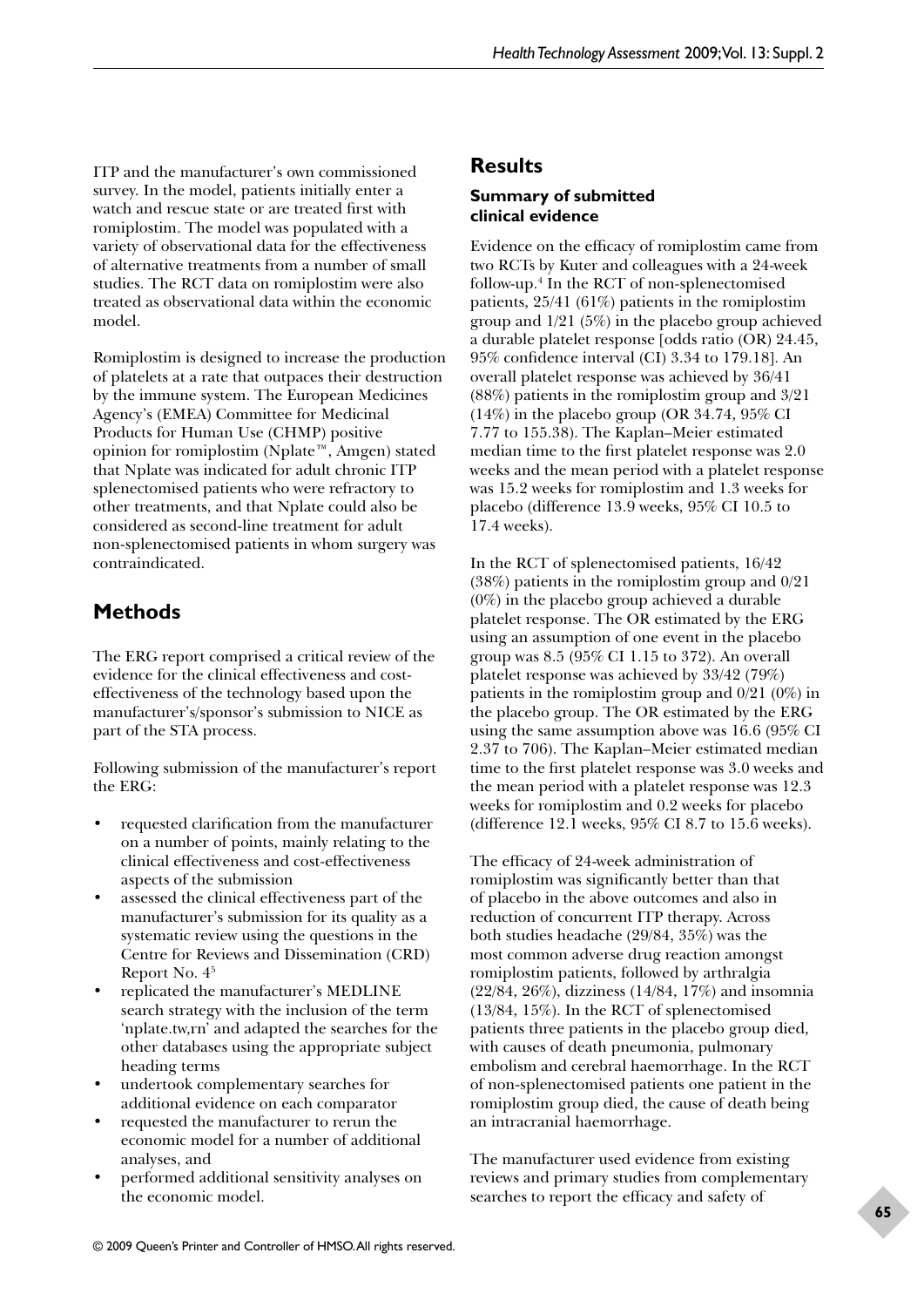ITP and the manufacturer's own commissioned survey. In the model, patients initially enter a watch and rescue state or are treated first with romiplostim. The model was populated with a variety of observational data for the effectiveness of alternative treatments from a number of small studies. The RCT data on romiplostim were also treated as observational data within the economic model.

Romiplostim is designed to increase the production of platelets at a rate that outpaces their destruction by the immune system. The European Medicines Agency's (EMEA) Committee for Medicinal Products for Human Use (CHMP) positive opinion for romiplostim (Nplate™, Amgen) stated that Nplate was indicated for adult chronic ITP splenectomised patients who were refractory to other treatments, and that Nplate could also be considered as second-line treatment for adult non-splenectomised patients in whom surgery was contraindicated.

## Methods

The ERG report comprised a critical review of the evidence for the clinical effectiveness and cost-effectiveness of the technology based upon the manufacturer's/sponsor's submission to NICE as part of the STA process.

Following submission of the manufacturer's report the ERG:

- requested clarification from the manufacturer on a number of points, mainly relating to the clinical effectiveness and cost-effectiveness aspects of the submission
- assessed the clinical effectiveness part of the manufacturer's submission for its quality as a systematic review using the questions in the Centre for Reviews and Dissemination (CRD) Report No. 4[5]
- replicated the manufacturer's MEDLINE search strategy with the inclusion of the term 'nplate.tw,rn' and adapted the searches for the other databases using the appropriate subject heading terms
- undertook complementary searches for additional evidence on each comparator
- requested the manufacturer to rerun the economic model for a number of additional analyses, and
- performed additional sensitivity analyses on the economic model.

## Results

### Summary of submitted clinical evidence

Evidence on the efficacy of romiplostim came from two RCTs by Kuter and colleagues with a 24-week follow-up.[4] In the RCT of non-splenectomised patients, 25/41 (61%) patients in the romiplostim group and 1/21 (5%) in the placebo group achieved a durable platelet response [odds ratio (OR) 24.45, 95% confidence interval (CI) 3.34 to 179.18]. An overall platelet response was achieved by 36/41 (88%) patients in the romiplostim group and 3/21 (14%) in the placebo group (OR 34.74, 95% CI 7.77 to 155.38). The Kaplan–Meier estimated median time to the first platelet response was 2.0 weeks and the mean period with a platelet response was 15.2 weeks for romiplostim and 1.3 weeks for placebo (difference 13.9 weeks, 95% CI 10.5 to 17.4 weeks).

In the RCT of splenectomised patients, 16/42 (38%) patients in the romiplostim group and 0/21 (0%) in the placebo group achieved a durable platelet response. The OR estimated by the ERG using an assumption of one event in the placebo group was 8.5 (95% CI 1.15 to 372). An overall platelet response was achieved by 33/42 (79%) patients in the romiplostim group and 0/21 (0%) in the placebo group. The OR estimated by the ERG using the same assumption above was 16.6 (95% CI 2.37 to 706). The Kaplan–Meier estimated median time to the first platelet response was 3.0 weeks and the mean period with a platelet response was 12.3 weeks for romiplostim and 0.2 weeks for placebo (difference 12.1 weeks, 95% CI 8.7 to 15.6 weeks).

The efficacy of 24-week administration of romiplostim was significantly better than that of placebo in the above outcomes and also in reduction of concurrent ITP therapy. Across both studies headache (29/84, 35%) was the most common adverse drug reaction amongst romiplostim patients, followed by arthralgia (22/84, 26%), dizziness (14/84, 17%) and insomnia (13/84, 15%). In the RCT of splenectomised patients three patients in the placebo group died, with causes of death pneumonia, pulmonary embolism and cerebral haemorrhage. In the RCT of non-splenectomised patients one patient in the romiplostim group died, the cause of death being an intracranial haemorrhage.

The manufacturer used evidence from existing reviews and primary studies from complementary searches to report the efficacy and safety of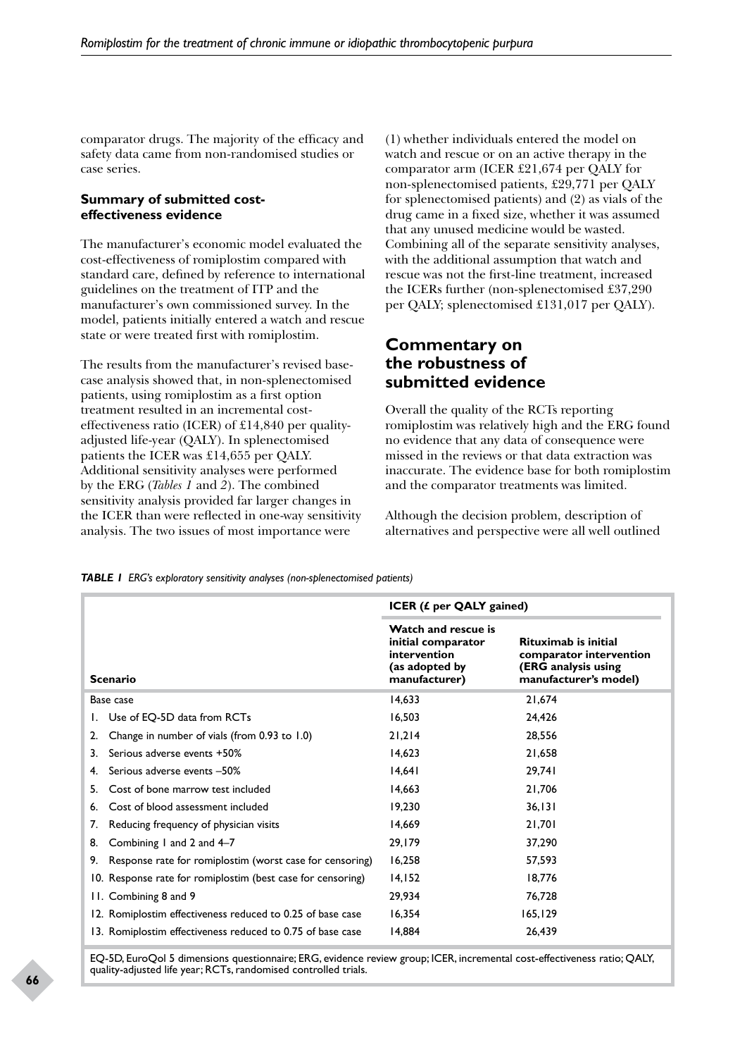comparator drugs. The majority of the efficacy and safety data came from non-randomised studies or case series.

### Summary of submitted cost-effectiveness evidence

The manufacturer's economic model evaluated the cost-effectiveness of romiplostim compared with standard care, defined by reference to international guidelines on the treatment of ITP and the manufacturer's own commissioned survey. In the model, patients initially entered a watch and rescue state or were treated first with romiplostim.

The results from the manufacturer's revised base-case analysis showed that, in non-splenectomised patients, using romiplostim as a first option treatment resulted in an incremental cost-effectiveness ratio (ICER) of £14,840 per quality-adjusted life-year (QALY). In splenectomised patients the ICER was £14,655 per QALY. Additional sensitivity analyses were performed by the ERG (*Tables 1* and *2*). The combined sensitivity analysis provided far larger changes in the ICER than were reflected in one-way sensitivity analysis. The two issues of most importance were (1) whether individuals entered the model on watch and rescue or on an active therapy in the comparator arm (ICER £21,674 per QALY for non-splenectomised patients, £29,771 per QALY for splenectomised patients) and (2) as vials of the drug came in a fixed size, whether it was assumed that any unused medicine would be wasted. Combining all of the separate sensitivity analyses, with the additional assumption that watch and rescue was not the first-line treatment, increased the ICERs further (non-splenectomised £37,290 per QALY; splenectomised £131,017 per QALY).

## Commentary on the robustness of submitted evidence

Overall the quality of the RCTs reporting romiplostim was relatively high and the ERG found no evidence that any data of consequence were missed in the reviews or that data extraction was inaccurate. The evidence base for both romiplostim and the comparator treatments was limited.

Although the decision problem, description of alternatives and perspective were all well outlined

***TABLE 1*** *ERG's exploratory sensitivity analyses (non-splenectomised patients)*

| Scenario | ICER (£ per QALY gained) | |
|---|---|---|
| | **Watch and rescue is initial comparator intervention (as adopted by manufacturer)** | **Rituximab is initial comparator intervention (ERG analysis using manufacturer's model)** |
| Base case | 14,633 | 21,674 |
| 1. Use of EQ-5D data from RCTs | 16,503 | 24,426 |
| 2. Change in number of vials (from 0.93 to 1.0) | 21,214 | 28,556 |
| 3. Serious adverse events +50% | 14,623 | 21,658 |
| 4. Serious adverse events –50% | 14,641 | 29,741 |
| 5. Cost of bone marrow test included | 14,663 | 21,706 |
| 6. Cost of blood assessment included | 19,230 | 36,131 |
| 7. Reducing frequency of physician visits | 14,669 | 21,701 |
| 8. Combining 1 and 2 and 4–7 | 29,179 | 37,290 |
| 9. Response rate for romiplostim (worst case for censoring) | 16,258 | 57,593 |
| 10. Response rate for romiplostim (best case for censoring) | 14,152 | 18,776 |
| 11. Combining 8 and 9 | 29,934 | 76,728 |
| 12. Romiplostim effectiveness reduced to 0.25 of base case | 16,354 | 165,129 |
| 13. Romiplostim effectiveness reduced to 0.75 of base case | 14,884 | 26,439 |

EQ-5D, EuroQol 5 dimensions questionnaire; ERG, evidence review group; ICER, incremental cost-effectiveness ratio; QALY, quality-adjusted life year; RCTs, randomised controlled trials.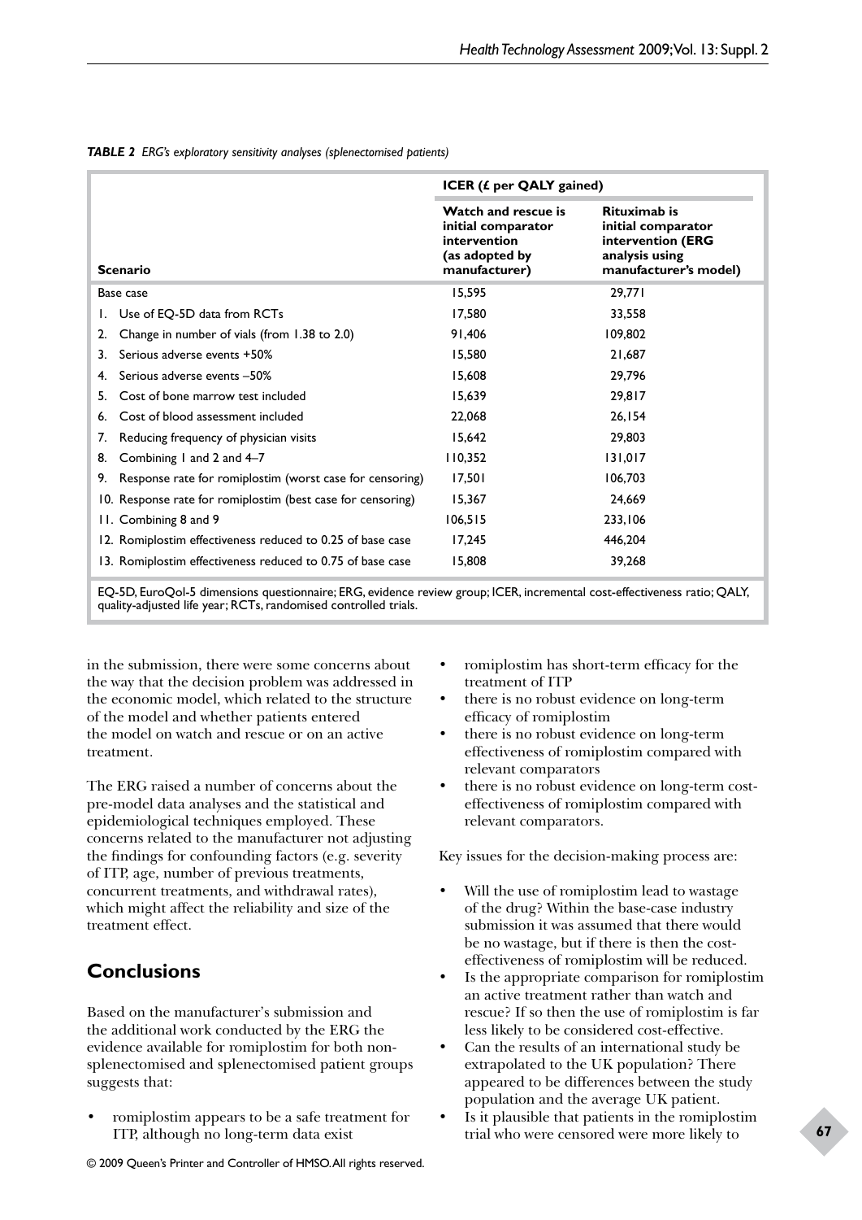*TABLE 2 ERG's exploratory sensitivity analyses (splenectomised patients)*

| Scenario | ICER (£ per QALY gained) | |
|---|---|---|
| | Watch and rescue is initial comparator intervention (as adopted by manufacturer) | Rituximab is initial comparator intervention (ERG analysis using manufacturer's model) |
| Base case | 15,595 | 29,771 |
| 1. Use of EQ-5D data from RCTs | 17,580 | 33,558 |
| 2. Change in number of vials (from 1.38 to 2.0) | 91,406 | 109,802 |
| 3. Serious adverse events +50% | 15,580 | 21,687 |
| 4. Serious adverse events –50% | 15,608 | 29,796 |
| 5. Cost of bone marrow test included | 15,639 | 29,817 |
| 6. Cost of blood assessment included | 22,068 | 26,154 |
| 7. Reducing frequency of physician visits | 15,642 | 29,803 |
| 8. Combining 1 and 2 and 4–7 | 110,352 | 131,017 |
| 9. Response rate for romiplostim (worst case for censoring) | 17,501 | 106,703 |
| 10. Response rate for romiplostim (best case for censoring) | 15,367 | 24,669 |
| 11. Combining 8 and 9 | 106,515 | 233,106 |
| 12. Romiplostim effectiveness reduced to 0.25 of base case | 17,245 | 446,204 |
| 13. Romiplostim effectiveness reduced to 0.75 of base case | 15,808 | 39,268 |

EQ-5D, EuroQol-5 dimensions questionnaire; ERG, evidence review group; ICER, incremental cost-effectiveness ratio; QALY, quality-adjusted life year; RCTs, randomised controlled trials.

in the submission, there were some concerns about the way that the decision problem was addressed in the economic model, which related to the structure of the model and whether patients entered the model on watch and rescue or on an active treatment.

The ERG raised a number of concerns about the pre-model data analyses and the statistical and epidemiological techniques employed. These concerns related to the manufacturer not adjusting the findings for confounding factors (e.g. severity of ITP, age, number of previous treatments, concurrent treatments, and withdrawal rates), which might affect the reliability and size of the treatment effect.

## Conclusions

Based on the manufacturer's submission and the additional work conducted by the ERG the evidence available for romiplostim for both non-splenectomised and splenectomised patient groups suggests that:

- romiplostim appears to be a safe treatment for ITP, although no long-term data exist
- romiplostim has short-term efficacy for the treatment of ITP
- there is no robust evidence on long-term efficacy of romiplostim
- there is no robust evidence on long-term effectiveness of romiplostim compared with relevant comparators
- there is no robust evidence on long-term cost-effectiveness of romiplostim compared with relevant comparators.

Key issues for the decision-making process are:

- Will the use of romiplostim lead to wastage of the drug? Within the base-case industry submission it was assumed that there would be no wastage, but if there is then the cost-effectiveness of romiplostim will be reduced.
- Is the appropriate comparison for romiplostim an active treatment rather than watch and rescue? If so then the use of romiplostim is far less likely to be considered cost-effective.
- Can the results of an international study be extrapolated to the UK population? There appeared to be differences between the study population and the average UK patient.
- Is it plausible that patients in the romiplostim trial who were censored were more likely to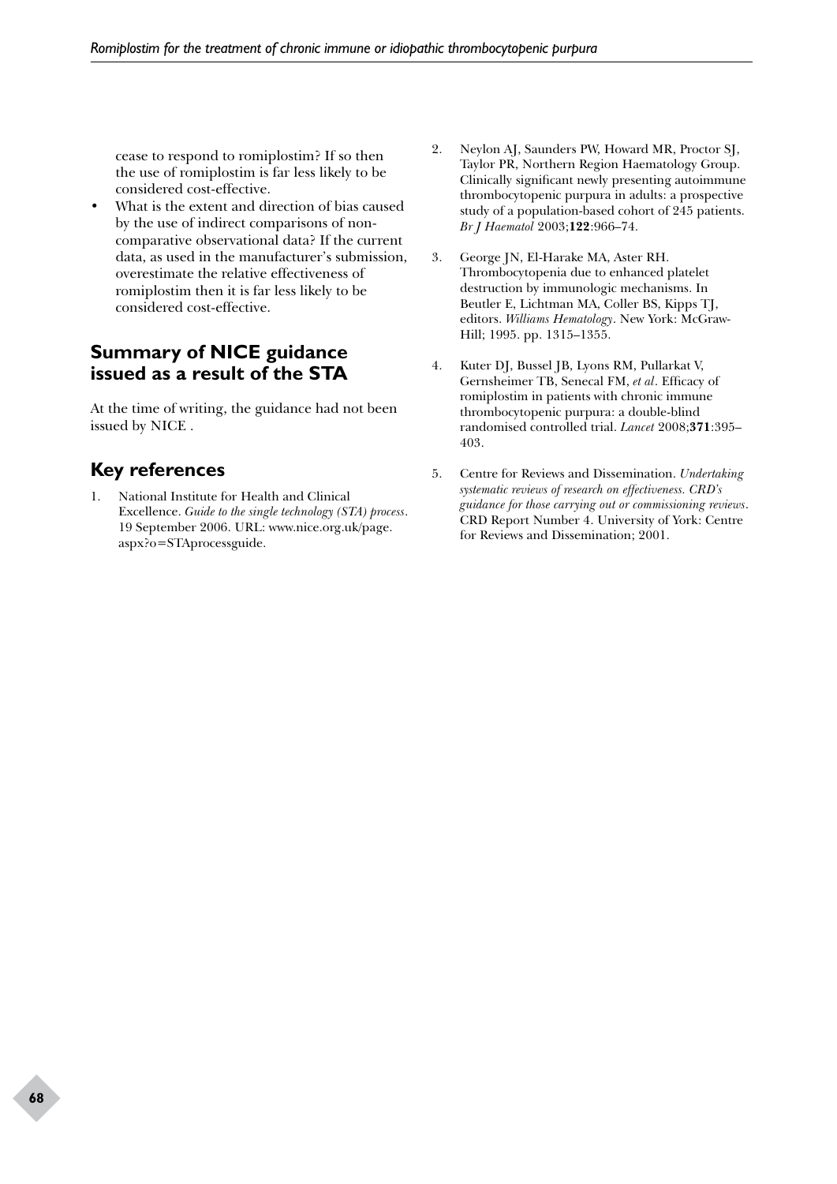cease to respond to romiplostim? If so then the use of romiplostim is far less likely to be considered cost-effective.

- What is the extent and direction of bias caused by the use of indirect comparisons of non-comparative observational data? If the current data, as used in the manufacturer's submission, overestimate the relative effectiveness of romiplostim then it is far less likely to be considered cost-effective.

## Summary of NICE guidance issued as a result of the STA

At the time of writing, the guidance had not been issued by NICE .

## Key references

1. National Institute for Health and Clinical Excellence. *Guide to the single technology (STA) process*. 19 September 2006. URL: www.nice.org.uk/page.aspx?o=STAprocessguide.
2. Neylon AJ, Saunders PW, Howard MR, Proctor SJ, Taylor PR, Northern Region Haematology Group. Clinically significant newly presenting autoimmune thrombocytopenic purpura in adults: a prospective study of a population-based cohort of 245 patients. *Br J Haematol* 2003;**122**:966–74.
3. George JN, El-Harake MA, Aster RH. Thrombocytopenia due to enhanced platelet destruction by immunologic mechanisms. In Beutler E, Lichtman MA, Coller BS, Kipps TJ, editors. *Williams Hematology*. New York: McGraw-Hill; 1995. pp. 1315–1355.
4. Kuter DJ, Bussel JB, Lyons RM, Pullarkat V, Gernsheimer TB, Senecal FM, *et al*. Efficacy of romiplostim in patients with chronic immune thrombocytopenic purpura: a double-blind randomised controlled trial. *Lancet* 2008;**371**:395–403.
5. Centre for Reviews and Dissemination. *Undertaking systematic reviews of research on effectiveness. CRD's guidance for those carrying out or commissioning reviews*. CRD Report Number 4. University of York: Centre for Reviews and Dissemination; 2001.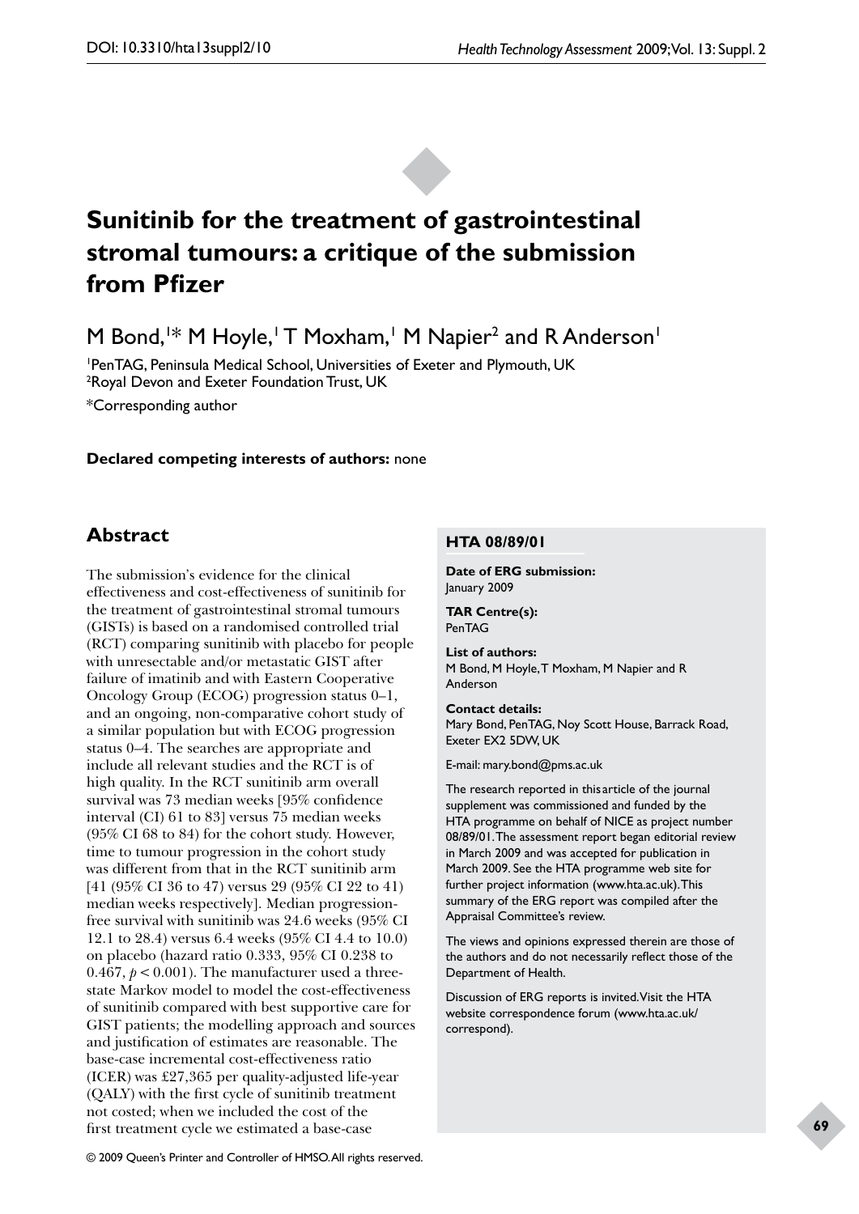DOI: 10.3310/hta13suppl2/10

# Sunitinib for the treatment of gastrointestinal stromal tumours: a critique of the submission from Pfizer

M Bond,[1]* M Hoyle,[1] T Moxham,[1] M Napier[2] and R Anderson[1]

[1]PenTAG, Peninsula Medical School, Universities of Exeter and Plymouth, UK
[2]Royal Devon and Exeter Foundation Trust, UK

*Corresponding author

**Declared competing interests of authors:** none

## Abstract

The submission's evidence for the clinical effectiveness and cost-effectiveness of sunitinib for the treatment of gastrointestinal stromal tumours (GISTs) is based on a randomised controlled trial (RCT) comparing sunitinib with placebo for people with unresectable and/or metastatic GIST after failure of imatinib and with Eastern Cooperative Oncology Group (ECOG) progression status 0–1, and an ongoing, non-comparative cohort study of a similar population but with ECOG progression status 0–4. The searches are appropriate and include all relevant studies and the RCT is of high quality. In the RCT sunitinib arm overall survival was 73 median weeks [95% confidence interval (CI) 61 to 83] versus 75 median weeks (95% CI 68 to 84) for the cohort study. However, time to tumour progression in the cohort study was different from that in the RCT sunitinib arm [41 (95% CI 36 to 47) versus 29 (95% CI 22 to 41) median weeks respectively]. Median progression-free survival with sunitinib was 24.6 weeks (95% CI 12.1 to 28.4) versus 6.4 weeks (95% CI 4.4 to 10.0) on placebo (hazard ratio 0.333, 95% CI 0.238 to 0.467, $p < 0.001$). The manufacturer used a three-state Markov model to model the cost-effectiveness of sunitinib compared with best supportive care for GIST patients; the modelling approach and sources and justification of estimates are reasonable. The base-case incremental cost-effectiveness ratio (ICER) was £27,365 per quality-adjusted life-year (QALY) with the first cycle of sunitinib treatment not costed; when we included the cost of the first treatment cycle we estimated a base-case

**HTA 08/89/01**

**Date of ERG submission:**
January 2009

**TAR Centre(s):**
PenTAG

**List of authors:**
M Bond, M Hoyle, T Moxham, M Napier and R Anderson

**Contact details:**
Mary Bond, PenTAG, Noy Scott House, Barrack Road, Exeter EX2 5DW, UK

E-mail: mary.bond@pms.ac.uk

The research reported in this article of the journal supplement was commissioned and funded by the HTA programme on behalf of NICE as project number 08/89/01. The assessment report began editorial review in March 2009 and was accepted for publication in March 2009. See the HTA programme web site for further project information (www.hta.ac.uk). This summary of the ERG report was compiled after the Appraisal Committee's review.

The views and opinions expressed therein are those of the authors and do not necessarily reflect those of the Department of Health.

Discussion of ERG reports is invited. Visit the HTA website correspondence forum (www.hta.ac.uk/correspond).

© 2009 Queen's Printer and Controller of HMSO. All rights reserved.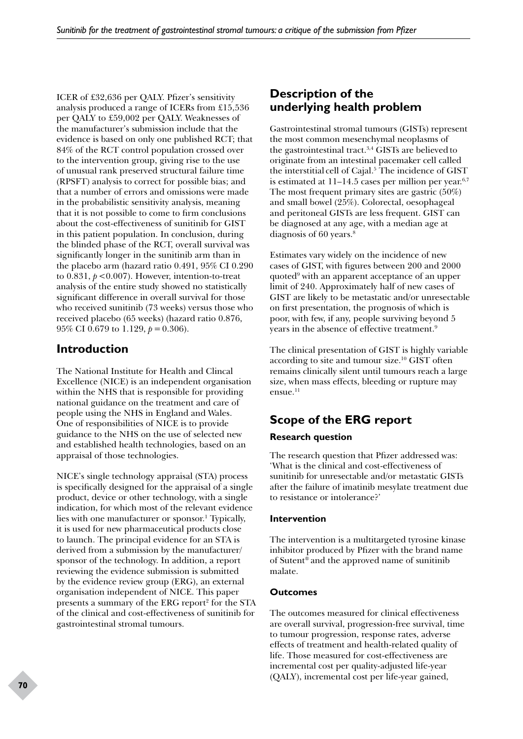ICER of £32,636 per QALY. Pfizer's sensitivity analysis produced a range of ICERs from £15,536 per QALY to £59,002 per QALY. Weaknesses of the manufacturer's submission include that the evidence is based on only one published RCT; that 84% of the RCT control population crossed over to the intervention group, giving rise to the use of unusual rank preserved structural failure time (RPSFT) analysis to correct for possible bias; and that a number of errors and omissions were made in the probabilistic sensitivity analysis, meaning that it is not possible to come to firm conclusions about the cost-effectiveness of sunitinib for GIST in this patient population. In conclusion, during the blinded phase of the RCT, overall survival was significantly longer in the sunitinib arm than in the placebo arm (hazard ratio 0.491, 95% CI 0.290 to 0.831, $p < 0.007$). However, intention-to-treat analysis of the entire study showed no statistically significant difference in overall survival for those who received sunitinib (73 weeks) versus those who received placebo (65 weeks) (hazard ratio 0.876, 95% CI 0.679 to 1.129, $p = 0.306$).

## Introduction

The National Institute for Health and Clincal Excellence (NICE) is an independent organisation within the NHS that is responsible for providing national guidance on the treatment and care of people using the NHS in England and Wales. One of responsibilities of NICE is to provide guidance to the NHS on the use of selected new and established health technologies, based on an appraisal of those technologies.

NICE's single technology appraisal (STA) process is specifically designed for the appraisal of a single product, device or other technology, with a single indication, for which most of the relevant evidence lies with one manufacturer or sponsor.[1] Typically, it is used for new pharmaceutical products close to launch. The principal evidence for an STA is derived from a submission by the manufacturer/sponsor of the technology. In addition, a report reviewing the evidence submission is submitted by the evidence review group (ERG), an external organisation independent of NICE. This paper presents a summary of the ERG report[2] for the STA of the clinical and cost-effectiveness of sunitinib for gastrointestinal stromal tumours.

## Description of the underlying health problem

Gastrointestinal stromal tumours (GISTs) represent the most common mesenchymal neoplasms of the gastrointestinal tract.[3,4] GISTs are believed to originate from an intestinal pacemaker cell called the interstitial cell of Cajal.[5] The incidence of GIST is estimated at 11–14.5 cases per million per year.[6,7] The most frequent primary sites are gastric (50%) and small bowel (25%). Colorectal, oesophageal and peritoneal GISTs are less frequent. GIST can be diagnosed at any age, with a median age at diagnosis of 60 years.[8]

Estimates vary widely on the incidence of new cases of GIST, with figures between 200 and 2000 quoted[9] with an apparent acceptance of an upper limit of 240. Approximately half of new cases of GIST are likely to be metastatic and/or unresectable on first presentation, the prognosis of which is poor, with few, if any, people surviving beyond 5 years in the absence of effective treatment.[9]

The clinical presentation of GIST is highly variable according to site and tumour size.[10] GIST often remains clinically silent until tumours reach a large size, when mass effects, bleeding or rupture may ensue.[11]

## Scope of the ERG report

### Research question

The research question that Pfizer addressed was: 'What is the clinical and cost-effectiveness of sunitinib for unresectable and/or metastatic GISTs after the failure of imatinib mesylate treatment due to resistance or intolerance?'

### Intervention

The intervention is a multitargeted tyrosine kinase inhibitor produced by Pfizer with the brand name of Sutent® and the approved name of sunitinib malate.

### Outcomes

The outcomes measured for clinical effectiveness are overall survival, progression-free survival, time to tumour progression, response rates, adverse effects of treatment and health-related quality of life. Those measured for cost-effectiveness are incremental cost per quality-adjusted life-year (QALY), incremental cost per life-year gained,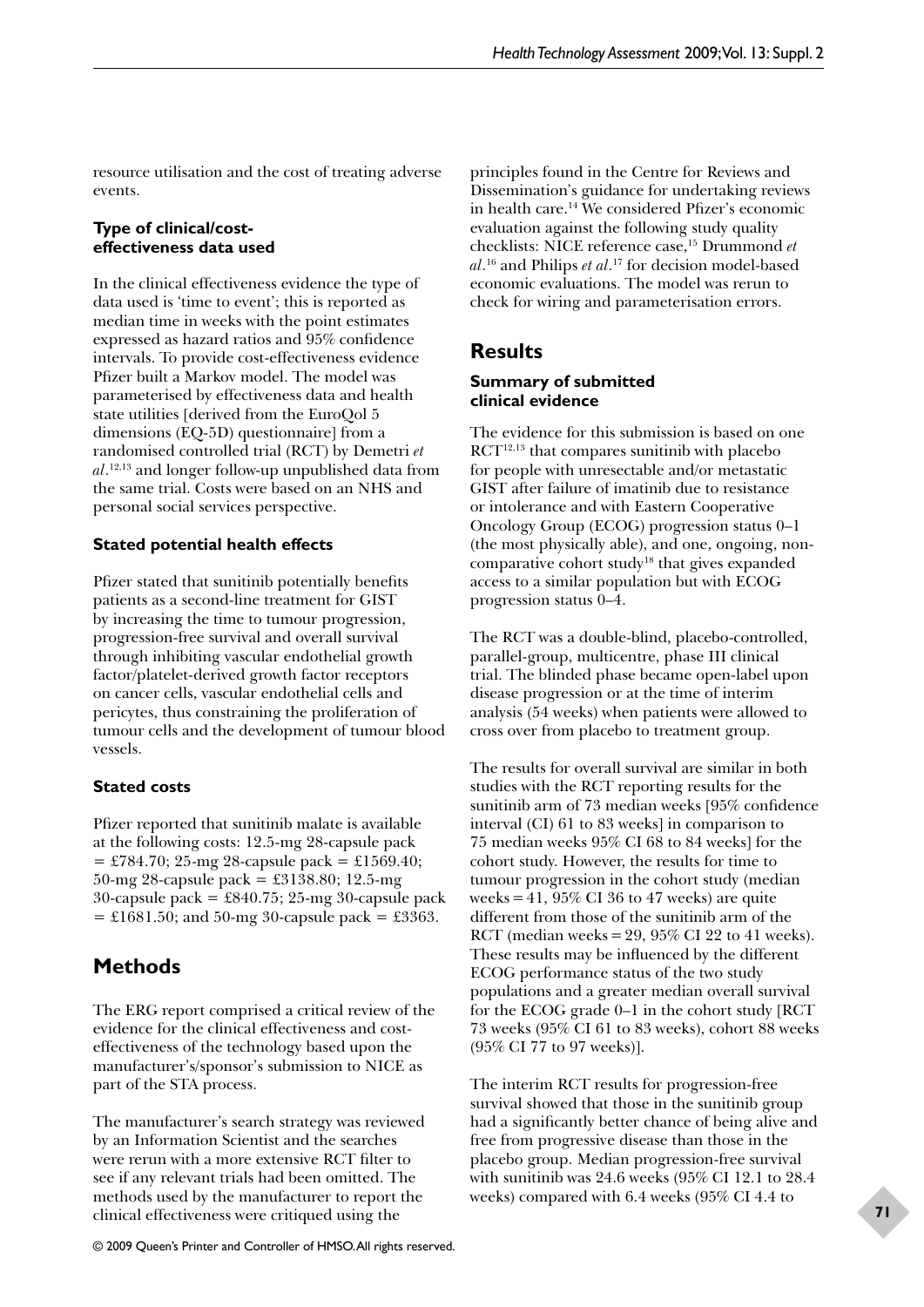resource utilisation and the cost of treating adverse events.

### Type of clinical/cost-effectiveness data used

In the clinical effectiveness evidence the type of data used is 'time to event'; this is reported as median time in weeks with the point estimates expressed as hazard ratios and 95% confidence intervals. To provide cost-effectiveness evidence Pfizer built a Markov model. The model was parameterised by effectiveness data and health state utilities [derived from the EuroQol 5 dimensions (EQ-5D) questionnaire] from a randomised controlled trial (RCT) by Demetri *et al*.[12,13] and longer follow-up unpublished data from the same trial. Costs were based on an NHS and personal social services perspective.

### Stated potential health effects

Pfizer stated that sunitinib potentially benefits patients as a second-line treatment for GIST by increasing the time to tumour progression, progression-free survival and overall survival through inhibiting vascular endothelial growth factor/platelet-derived growth factor receptors on cancer cells, vascular endothelial cells and pericytes, thus constraining the proliferation of tumour cells and the development of tumour blood vessels.

### Stated costs

Pfizer reported that sunitinib malate is available at the following costs: 12.5-mg 28-capsule pack = £784.70; 25-mg 28-capsule pack = £1569.40; 50-mg 28-capsule pack = £3138.80; 12.5-mg 30-capsule pack = £840.75; 25-mg 30-capsule pack = £1681.50; and 50-mg 30-capsule pack = £3363.

## Methods

The ERG report comprised a critical review of the evidence for the clinical effectiveness and cost-effectiveness of the technology based upon the manufacturer's/sponsor's submission to NICE as part of the STA process.

The manufacturer's search strategy was reviewed by an Information Scientist and the searches were rerun with a more extensive RCT filter to see if any relevant trials had been omitted. The methods used by the manufacturer to report the clinical effectiveness were critiqued using the principles found in the Centre for Reviews and Dissemination's guidance for undertaking reviews in health care.[14] We considered Pfizer's economic evaluation against the following study quality checklists: NICE reference case,[15] Drummond *et al*.[16] and Philips *et al*.[17] for decision model-based economic evaluations. The model was rerun to check for wiring and parameterisation errors.

## Results

### Summary of submitted clinical evidence

The evidence for this submission is based on one RCT[12,13] that compares sunitinib with placebo for people with unresectable and/or metastatic GIST after failure of imatinib due to resistance or intolerance and with Eastern Cooperative Oncology Group (ECOG) progression status 0–1 (the most physically able), and one, ongoing, non-comparative cohort study[18] that gives expanded access to a similar population but with ECOG progression status 0–4.

The RCT was a double-blind, placebo-controlled, parallel-group, multicentre, phase III clinical trial. The blinded phase became open-label upon disease progression or at the time of interim analysis (54 weeks) when patients were allowed to cross over from placebo to treatment group.

The results for overall survival are similar in both studies with the RCT reporting results for the sunitinib arm of 73 median weeks [95% confidence interval (CI) 61 to 83 weeks] in comparison to 75 median weeks 95% CI 68 to 84 weeks] for the cohort study. However, the results for time to tumour progression in the cohort study (median weeks = 41, 95% CI 36 to 47 weeks) are quite different from those of the sunitinib arm of the RCT (median weeks = 29, 95% CI 22 to 41 weeks). These results may be influenced by the different ECOG performance status of the two study populations and a greater median overall survival for the ECOG grade 0–1 in the cohort study [RCT 73 weeks (95% CI 61 to 83 weeks), cohort 88 weeks (95% CI 77 to 97 weeks)].

The interim RCT results for progression-free survival showed that those in the sunitinib group had a significantly better chance of being alive and free from progressive disease than those in the placebo group. Median progression-free survival with sunitinib was 24.6 weeks (95% CI 12.1 to 28.4 weeks) compared with 6.4 weeks (95% CI 4.4 to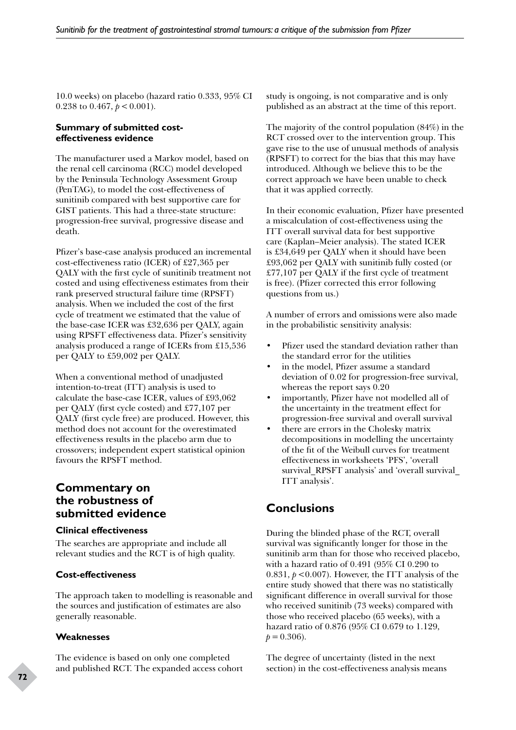10.0 weeks) on placebo (hazard ratio 0.333, 95% CI 0.238 to 0.467, $p < 0.001$).

#### Summary of submitted cost-effectiveness evidence

The manufacturer used a Markov model, based on the renal cell carcinoma (RCC) model developed by the Peninsula Technology Assessment Group (PenTAG), to model the cost-effectiveness of sunitinib compared with best supportive care for GIST patients. This had a three-state structure: progression-free survival, progressive disease and death.

Pfizer's base-case analysis produced an incremental cost-effectiveness ratio (ICER) of £27,365 per QALY with the first cycle of sunitinib treatment not costed and using effectiveness estimates from their rank preserved structural failure time (RPSFT) analysis. When we included the cost of the first cycle of treatment we estimated that the value of the base-case ICER was £32,636 per QALY, again using RPSFT effectiveness data. Pfizer's sensitivity analysis produced a range of ICERs from £15,536 per QALY to £59,002 per QALY.

When a conventional method of unadjusted intention-to-treat (ITT) analysis is used to calculate the base-case ICER, values of £93,062 per QALY (first cycle costed) and £77,107 per QALY (first cycle free) are produced. However, this method does not account for the overestimated effectiveness results in the placebo arm due to crossovers; independent expert statistical opinion favours the RPSFT method.

## Commentary on the robustness of submitted evidence

#### Clinical effectiveness

The searches are appropriate and include all relevant studies and the RCT is of high quality.

#### Cost-effectiveness

The approach taken to modelling is reasonable and the sources and justification of estimates are also generally reasonable.

#### Weaknesses

The evidence is based on only one completed and published RCT. The expanded access cohort study is ongoing, is not comparative and is only published as an abstract at the time of this report.

The majority of the control population (84%) in the RCT crossed over to the intervention group. This gave rise to the use of unusual methods of analysis (RPSFT) to correct for the bias that this may have introduced. Although we believe this to be the correct approach we have been unable to check that it was applied correctly.

In their economic evaluation, Pfizer have presented a miscalculation of cost-effectiveness using the ITT overall survival data for best supportive care (Kaplan–Meier analysis). The stated ICER is £34,649 per QALY when it should have been £93,062 per QALY with sunitinib fully costed (or £77,107 per QALY if the first cycle of treatment is free). (Pfizer corrected this error following questions from us.)

A number of errors and omissions were also made in the probabilistic sensitivity analysis:

- Pfizer used the standard deviation rather than the standard error for the utilities
- in the model, Pfizer assume a standard deviation of 0.02 for progression-free survival, whereas the report says 0.20
- importantly, Pfizer have not modelled all of the uncertainty in the treatment effect for progression-free survival and overall survival
- there are errors in the Cholesky matrix decompositions in modelling the uncertainty of the fit of the Weibull curves for treatment effectiveness in worksheets 'PFS', 'overall survival_RPSFT analysis' and 'overall survival_ITT analysis'.

## Conclusions

During the blinded phase of the RCT, overall survival was significantly longer for those in the sunitinib arm than for those who received placebo, with a hazard ratio of 0.491 (95% CI 0.290 to 0.831, $p < 0.007$). However, the ITT analysis of the entire study showed that there was no statistically significant difference in overall survival for those who received sunitinib (73 weeks) compared with those who received placebo (65 weeks), with a hazard ratio of 0.876 (95% CI 0.679 to 1.129, $p = 0.306$).

The degree of uncertainty (listed in the next section) in the cost-effectiveness analysis means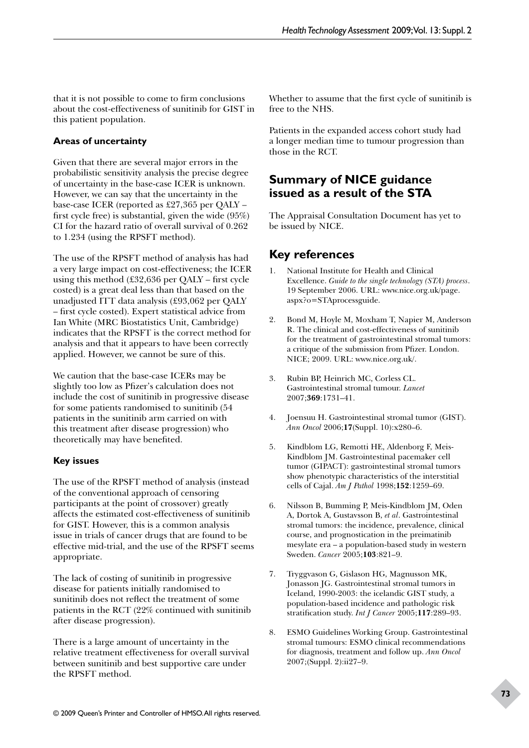that it is not possible to come to firm conclusions about the cost-effectiveness of sunitinib for GIST in this patient population.

#### Areas of uncertainty

Given that there are several major errors in the probabilistic sensitivity analysis the precise degree of uncertainty in the base-case ICER is unknown. However, we can say that the uncertainty in the base-case ICER (reported as £27,365 per QALY – first cycle free) is substantial, given the wide (95%) CI for the hazard ratio of overall survival of 0.262 to 1.234 (using the RPSFT method).

The use of the RPSFT method of analysis has had a very large impact on cost-effectiveness; the ICER using this method (£32,636 per QALY – first cycle costed) is a great deal less than that based on the unadjusted ITT data analysis (£93,062 per QALY – first cycle costed). Expert statistical advice from Ian White (MRC Biostatistics Unit, Cambridge) indicates that the RPSFT is the correct method for analysis and that it appears to have been correctly applied. However, we cannot be sure of this.

We caution that the base-case ICERs may be slightly too low as Pfizer's calculation does not include the cost of sunitinib in progressive disease for some patients randomised to sunitinib (54 patients in the sunitinib arm carried on with this treatment after disease progression) who theoretically may have benefited.

#### Key issues

The use of the RPSFT method of analysis (instead of the conventional approach of censoring participants at the point of crossover) greatly affects the estimated cost-effectiveness of sunitinib for GIST. However, this is a common analysis issue in trials of cancer drugs that are found to be effective mid-trial, and the use of the RPSFT seems appropriate.

The lack of costing of sunitinib in progressive disease for patients initially randomised to sunitinib does not reflect the treatment of some patients in the RCT (22% continued with sunitinib after disease progression).

There is a large amount of uncertainty in the relative treatment effectiveness for overall survival between sunitinib and best supportive care under the RPSFT method.

Whether to assume that the first cycle of sunitinib is free to the NHS.

Patients in the expanded access cohort study had a longer median time to tumour progression than those in the RCT.

## Summary of NICE guidance issued as a result of the STA

The Appraisal Consultation Document has yet to be issued by NICE.

## Key references

1. National Institute for Health and Clinical Excellence. *Guide to the single technology (STA) process*. 19 September 2006. URL: www.nice.org.uk/page.aspx?o=STAprocessguide.
2. Bond M, Hoyle M, Moxham T, Napier M, Anderson R. The clinical and cost-effectiveness of sunitinib for the treatment of gastrointestinal stromal tumors: a critique of the submission from Pfizer. London. NICE; 2009. URL: www.nice.org.uk/.
3. Rubin BP, Heinrich MC, Corless CL. Gastrointestinal stromal tumour. *Lancet* 2007;**369**:1731–41.
4. Joensuu H. Gastrointestinal stromal tumor (GIST). *Ann Oncol* 2006;**17**(Suppl. 10):x280–6.
5. Kindblom LG, Remotti HE, Aldenborg F, Meis-Kindblom JM. Gastrointestinal pacemaker cell tumor (GIPACT): gastrointestinal stromal tumors show phenotypic characteristics of the interstitial cells of Cajal. *Am J Pathol* 1998;**152**:1259–69.
6. Nilsson B, Bumming P, Meis-Kindblom JM, Oden A, Dortok A, Gustavsson B, *et al*. Gastrointestinal stromal tumors: the incidence, prevalence, clinical course, and prognostication in the preimatinib mesylate era – a population-based study in western Sweden. *Cancer* 2005;**103**:821–9.
7. Tryggvason G, Gislason HG, Magnusson MK, Jonasson JG. Gastrointestinal stromal tumors in Iceland, 1990-2003: the icelandic GIST study, a population-based incidence and pathologic risk stratification study. *Int J Cancer* 2005;**117**:289–93.
8. ESMO Guidelines Working Group. Gastrointestinal stromal tumours: ESMO clinical recommendations for diagnosis, treatment and follow up. *Ann Oncol* 2007;(Suppl. 2):ii27–9.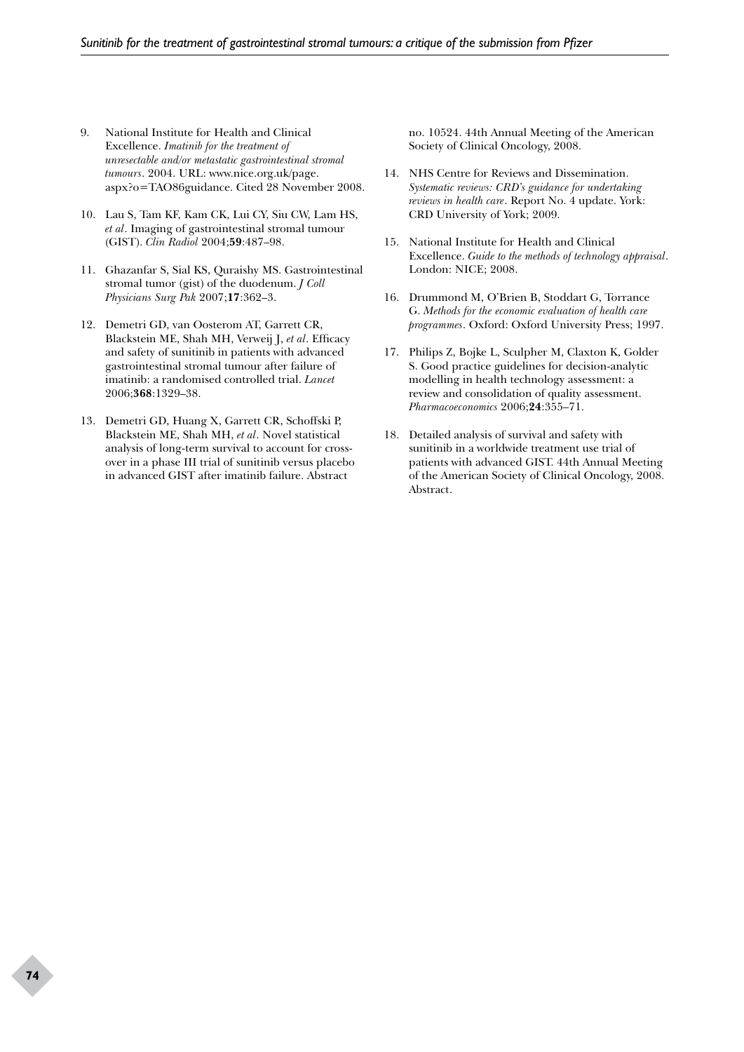9. National Institute for Health and Clinical Excellence. *Imatinib for the treatment of unresectable and/or metastatic gastrointestinal stromal tumours*. 2004. URL: www.nice.org.uk/page.aspx?o=TAO86guidance. Cited 28 November 2008.

10. Lau S, Tam KF, Kam CK, Lui CY, Siu CW, Lam HS, *et al*. Imaging of gastrointestinal stromal tumour (GIST). *Clin Radiol* 2004;**59**:487–98.

11. Ghazanfar S, Sial KS, Quraishy MS. Gastrointestinal stromal tumor (gist) of the duodenum. *J Coll Physicians Surg Pak* 2007;**17**:362–3.

12. Demetri GD, van Oosterom AT, Garrett CR, Blackstein ME, Shah MH, Verweij J, *et al*. Efficacy and safety of sunitinib in patients with advanced gastrointestinal stromal tumour after failure of imatinib: a randomised controlled trial. *Lancet* 2006;**368**:1329–38.

13. Demetri GD, Huang X, Garrett CR, Schoffski P, Blackstein ME, Shah MH, *et al*. Novel statistical analysis of long-term survival to account for cross-over in a phase III trial of sunitinib versus placebo in advanced GIST after imatinib failure. Abstract no. 10524. 44th Annual Meeting of the American Society of Clinical Oncology, 2008.

14. NHS Centre for Reviews and Dissemination. *Systematic reviews: CRD's guidance for undertaking reviews in health care*. Report No. 4 update. York: CRD University of York; 2009.

15. National Institute for Health and Clinical Excellence. *Guide to the methods of technology appraisal*. London: NICE; 2008.

16. Drummond M, O'Brien B, Stoddart G, Torrance G. *Methods for the economic evaluation of health care programmes*. Oxford: Oxford University Press; 1997.

17. Philips Z, Bojke L, Sculpher M, Claxton K, Golder S. Good practice guidelines for decision-analytic modelling in health technology assessment: a review and consolidation of quality assessment. *Pharmacoeconomics* 2006;**24**:355–71.

18. Detailed analysis of survival and safety with sunitinib in a worldwide treatment use trial of patients with advanced GIST. 44th Annual Meeting of the American Society of Clinical Oncology, 2008. Abstract.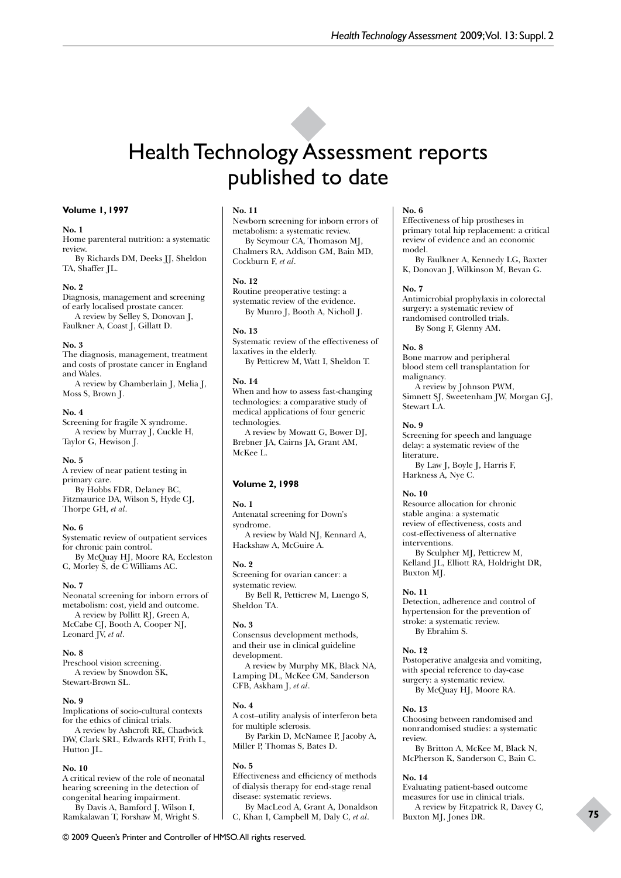# Health Technology Assessment reports published to date

### Volume 1, 1997

**No. 1**
Home parenteral nutrition: a systematic review.
By Richards DM, Deeks JJ, Sheldon TA, Shaffer JL.

**No. 2**
Diagnosis, management and screening of early localised prostate cancer.
A review by Selley S, Donovan J, Faulkner A, Coast J, Gillatt D.

**No. 3**
The diagnosis, management, treatment and costs of prostate cancer in England and Wales.
A review by Chamberlain J, Melia J, Moss S, Brown J.

**No. 4**
Screening for fragile X syndrome.
A review by Murray J, Cuckle H, Taylor G, Hewison J.

**No. 5**
A review of near patient testing in primary care.
By Hobbs FDR, Delaney BC, Fitzmaurice DA, Wilson S, Hyde CJ, Thorpe GH, *et al*.

**No. 6**
Systematic review of outpatient services for chronic pain control.
By McQuay HJ, Moore RA, Eccleston C, Morley S, de C Williams AC.

**No. 7**
Neonatal screening for inborn errors of metabolism: cost, yield and outcome.
A review by Pollitt RJ, Green A, McCabe CJ, Booth A, Cooper NJ, Leonard JV, *et al*.

**No. 8**
Preschool vision screening.
A review by Snowdon SK, Stewart-Brown SL.

**No. 9**
Implications of socio-cultural contexts for the ethics of clinical trials.
A review by Ashcroft RE, Chadwick DW, Clark SRL, Edwards RHT, Frith L, Hutton JL.

**No. 10**
A critical review of the role of neonatal hearing screening in the detection of congenital hearing impairment.
By Davis A, Bamford J, Wilson I, Ramkalawan T, Forshaw M, Wright S.

**No. 11**
Newborn screening for inborn errors of metabolism: a systematic review.
By Seymour CA, Thomason MJ, Chalmers RA, Addison GM, Bain MD, Cockburn F, *et al*.

**No. 12**
Routine preoperative testing: a systematic review of the evidence.
By Munro J, Booth A, Nicholl J.

**No. 13**
Systematic review of the effectiveness of laxatives in the elderly.
By Petticrew M, Watt I, Sheldon T.

**No. 14**
When and how to assess fast-changing technologies: a comparative study of medical applications of four generic technologies.
A review by Mowatt G, Bower DJ, Brebner JA, Cairns JA, Grant AM, McKee L.

### Volume 2, 1998

**No. 1**
Antenatal screening for Down's syndrome.
A review by Wald NJ, Kennard A, Hackshaw A, McGuire A.

**No. 2**
Screening for ovarian cancer: a systematic review.
By Bell R, Petticrew M, Luengo S, Sheldon TA.

**No. 3**
Consensus development methods, and their use in clinical guideline development.
A review by Murphy MK, Black NA, Lamping DL, McKee CM, Sanderson CFB, Askham J, *et al*.

**No. 4**
A cost–utility analysis of interferon beta for multiple sclerosis.
By Parkin D, McNamee P, Jacoby A, Miller P, Thomas S, Bates D.

**No. 5**
Effectiveness and efficiency of methods of dialysis therapy for end-stage renal disease: systematic reviews.
By MacLeod A, Grant A, Donaldson C, Khan I, Campbell M, Daly C, *et al*.

**No. 6**
Effectiveness of hip prostheses in primary total hip replacement: a critical review of evidence and an economic model.
By Faulkner A, Kennedy LG, Baxter K, Donovan J, Wilkinson M, Bevan G.

**No. 7**
Antimicrobial prophylaxis in colorectal surgery: a systematic review of randomised controlled trials.
By Song F, Glenny AM.

**No. 8**
Bone marrow and peripheral blood stem cell transplantation for malignancy.
A review by Johnson PWM, Simnett SJ, Sweetenham JW, Morgan GJ, Stewart LA.

**No. 9**
Screening for speech and language delay: a systematic review of the literature.
By Law J, Boyle J, Harris F, Harkness A, Nye C.

**No. 10**
Resource allocation for chronic stable angina: a systematic review of effectiveness, costs and cost-effectiveness of alternative interventions.
By Sculpher MJ, Petticrew M, Kelland JL, Elliott RA, Holdright DR, Buxton MJ.

**No. 11**
Detection, adherence and control of hypertension for the prevention of stroke: a systematic review.
By Ebrahim S.

**No. 12**
Postoperative analgesia and vomiting, with special reference to day-case surgery: a systematic review.
By McQuay HJ, Moore RA.

**No. 13**
Choosing between randomised and nonrandomised studies: a systematic review.
By Britton A, McKee M, Black N, McPherson K, Sanderson C, Bain C.

**No. 14**
Evaluating patient-based outcome measures for use in clinical trials.
A review by Fitzpatrick R, Davey C, Buxton MJ, Jones DR.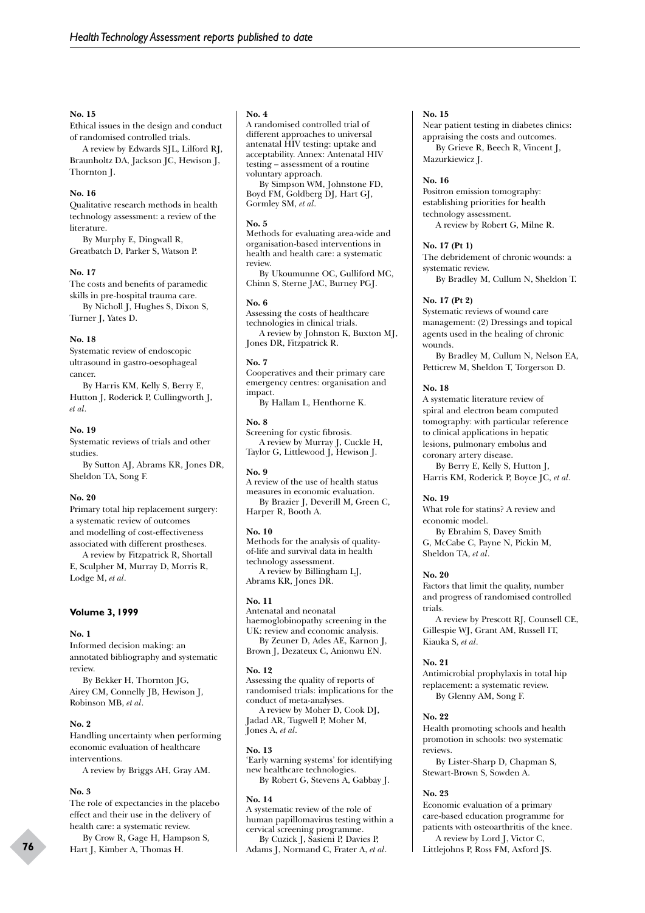**No. 15**

Ethical issues in the design and conduct of randomised controlled trials.

A review by Edwards SJL, Lilford RJ, Braunholtz DA, Jackson JC, Hewison J, Thornton J.

**No. 16**

Qualitative research methods in health technology assessment: a review of the literature.

By Murphy E, Dingwall R, Greatbatch D, Parker S, Watson P.

**No. 17**

The costs and benefits of paramedic skills in pre-hospital trauma care.

By Nicholl J, Hughes S, Dixon S, Turner J, Yates D.

**No. 18**

Systematic review of endoscopic ultrasound in gastro-oesophageal cancer.

By Harris KM, Kelly S, Berry E, Hutton J, Roderick P, Cullingworth J, *et al*.

**No. 19**

Systematic reviews of trials and other studies.

By Sutton AJ, Abrams KR, Jones DR, Sheldon TA, Song F.

**No. 20**

Primary total hip replacement surgery: a systematic review of outcomes and modelling of cost-effectiveness associated with different prostheses.

A review by Fitzpatrick R, Shortall E, Sculpher M, Murray D, Morris R, Lodge M, *et al*.

### Volume 3, 1999

**No. 1**

Informed decision making: an annotated bibliography and systematic review.

By Bekker H, Thornton JG, Airey CM, Connelly JB, Hewison J, Robinson MB, *et al*.

**No. 2**

Handling uncertainty when performing economic evaluation of healthcare interventions.

A review by Briggs AH, Gray AM.

**No. 3**

The role of expectancies in the placebo effect and their use in the delivery of health care: a systematic review.

By Crow R, Gage H, Hampson S, Hart J, Kimber A, Thomas H.

**No. 4**

A randomised controlled trial of different approaches to universal antenatal HIV testing: uptake and acceptability. Annex: Antenatal HIV testing – assessment of a routine voluntary approach.

By Simpson WM, Johnstone FD, Boyd FM, Goldberg DJ, Hart GJ, Gormley SM, *et al*.

**No. 5**

Methods for evaluating area-wide and organisation-based interventions in health and health care: a systematic review.

By Ukoumunne OC, Gulliford MC, Chinn S, Sterne JAC, Burney PGJ.

**No. 6**

Assessing the costs of healthcare technologies in clinical trials.

A review by Johnston K, Buxton MJ, Jones DR, Fitzpatrick R.

**No. 7**

Cooperatives and their primary care emergency centres: organisation and impact.

By Hallam L, Henthorne K.

**No. 8**

Screening for cystic fibrosis.

A review by Murray J, Cuckle H, Taylor G, Littlewood J, Hewison J.

**No. 9**

A review of the use of health status measures in economic evaluation.

By Brazier J, Deverill M, Green C, Harper R, Booth A.

**No. 10**

Methods for the analysis of quality-of-life and survival data in health technology assessment.

A review by Billingham LJ, Abrams KR, Jones DR.

**No. 11**

Antenatal and neonatal haemoglobinopathy screening in the UK: review and economic analysis.

By Zeuner D, Ades AE, Karnon J, Brown J, Dezateux C, Anionwu EN.

**No. 12**

Assessing the quality of reports of randomised trials: implications for the conduct of meta-analyses.

A review by Moher D, Cook DJ, Jadad AR, Tugwell P, Moher M, Jones A, *et al*.

**No. 13**

'Early warning systems' for identifying new healthcare technologies.

By Robert G, Stevens A, Gabbay J.

**No. 14**

A systematic review of the role of human papillomavirus testing within a cervical screening programme.

By Cuzick J, Sasieni P, Davies P, Adams J, Normand C, Frater A, *et al*.

**No. 15**

Near patient testing in diabetes clinics: appraising the costs and outcomes.

By Grieve R, Beech R, Vincent J, Mazurkiewicz J.

**No. 16**

Positron emission tomography: establishing priorities for health technology assessment.

A review by Robert G, Milne R.

**No. 17 (Pt 1)**

The debridement of chronic wounds: a systematic review.

By Bradley M, Cullum N, Sheldon T.

**No. 17 (Pt 2)**

Systematic reviews of wound care management: (2) Dressings and topical agents used in the healing of chronic wounds.

By Bradley M, Cullum N, Nelson EA, Petticrew M, Sheldon T, Torgerson D.

**No. 18**

A systematic literature review of spiral and electron beam computed tomography: with particular reference to clinical applications in hepatic lesions, pulmonary embolus and coronary artery disease.

By Berry E, Kelly S, Hutton J, Harris KM, Roderick P, Boyce JC, *et al*.

**No. 19**

What role for statins? A review and economic model.

By Ebrahim S, Davey Smith G, McCabe C, Payne N, Pickin M, Sheldon TA, *et al*.

**No. 20**

Factors that limit the quality, number and progress of randomised controlled trials.

A review by Prescott RJ, Counsell CE, Gillespie WJ, Grant AM, Russell IT, Kiauka S, *et al*.

**No. 21**

Antimicrobial prophylaxis in total hip replacement: a systematic review.

By Glenny AM, Song F.

**No. 22**

Health promoting schools and health promotion in schools: two systematic reviews.

By Lister-Sharp D, Chapman S, Stewart-Brown S, Sowden A.

**No. 23**

Economic evaluation of a primary care-based education programme for patients with osteoarthritis of the knee.

A review by Lord J, Victor C, Littlejohns P, Ross FM, Axford JS.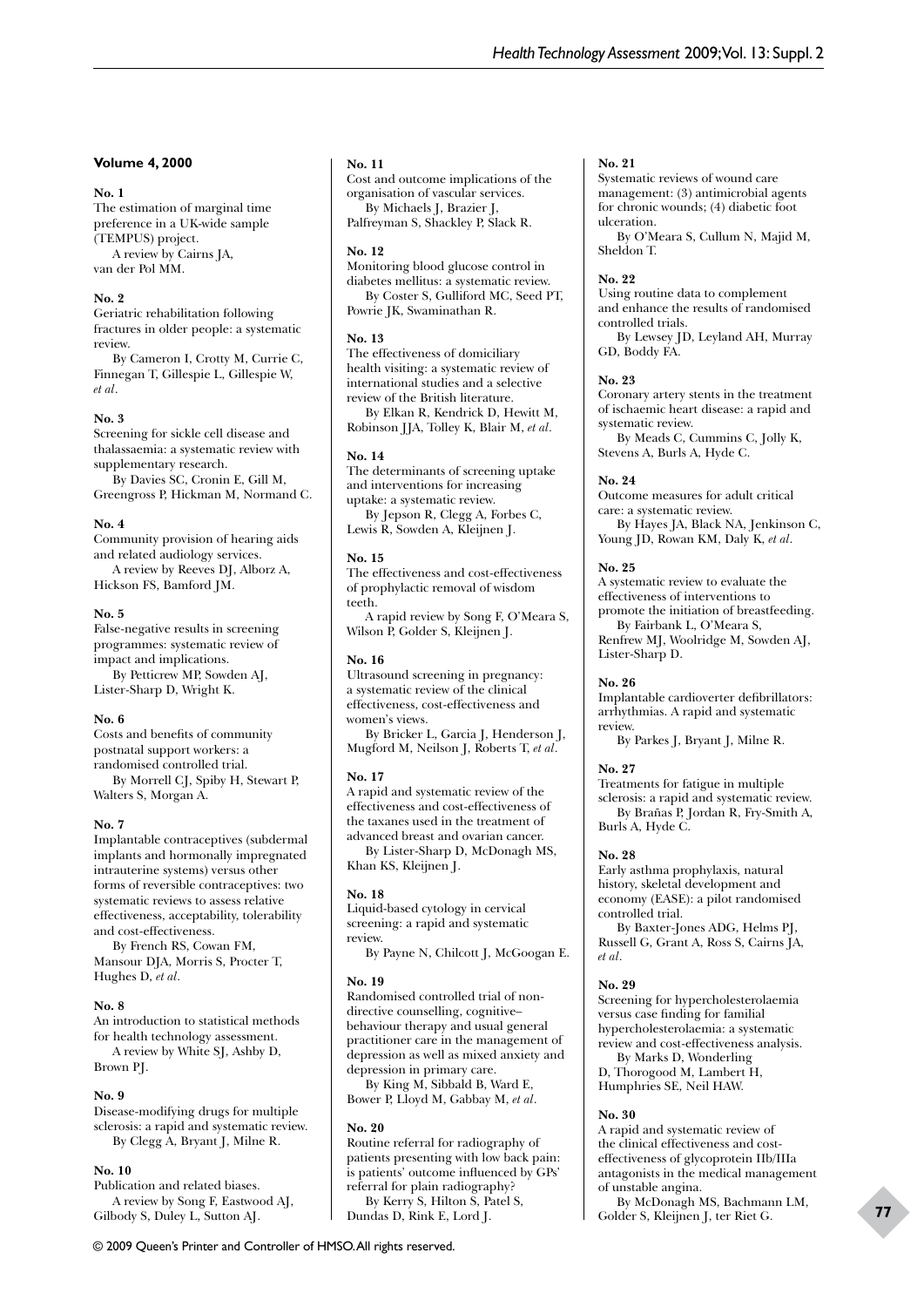### Volume 4, 2000

**No. 1**
The estimation of marginal time preference in a UK-wide sample (TEMPUS) project.
A review by Cairns JA, van der Pol MM.

**No. 2**
Geriatric rehabilitation following fractures in older people: a systematic review.
By Cameron I, Crotty M, Currie C, Finnegan T, Gillespie L, Gillespie W, *et al*.

**No. 3**
Screening for sickle cell disease and thalassaemia: a systematic review with supplementary research.
By Davies SC, Cronin E, Gill M, Greengross P, Hickman M, Normand C.

**No. 4**
Community provision of hearing aids and related audiology services.
A review by Reeves DJ, Alborz A, Hickson FS, Bamford JM.

**No. 5**
False-negative results in screening programmes: systematic review of impact and implications.
By Petticrew MP, Sowden AJ, Lister-Sharp D, Wright K.

**No. 6**
Costs and benefits of community postnatal support workers: a randomised controlled trial.
By Morrell CJ, Spiby H, Stewart P, Walters S, Morgan A.

**No. 7**
Implantable contraceptives (subdermal implants and hormonally impregnated intrauterine systems) versus other forms of reversible contraceptives: two systematic reviews to assess relative effectiveness, acceptability, tolerability and cost-effectiveness.
By French RS, Cowan FM, Mansour DJA, Morris S, Procter T, Hughes D, *et al*.

**No. 8**
An introduction to statistical methods for health technology assessment.
A review by White SJ, Ashby D, Brown PJ.

**No. 9**
Disease-modifying drugs for multiple sclerosis: a rapid and systematic review.
By Clegg A, Bryant J, Milne R.

**No. 10**
Publication and related biases.
A review by Song F, Eastwood AJ, Gilbody S, Duley L, Sutton AJ.

**No. 11**
Cost and outcome implications of the organisation of vascular services.
By Michaels J, Brazier J, Palfreyman S, Shackley P, Slack R.

**No. 12**
Monitoring blood glucose control in diabetes mellitus: a systematic review.
By Coster S, Gulliford MC, Seed PT, Powrie JK, Swaminathan R.

**No. 13**
The effectiveness of domiciliary health visiting: a systematic review of international studies and a selective review of the British literature.
By Elkan R, Kendrick D, Hewitt M, Robinson JJA, Tolley K, Blair M, *et al*.

**No. 14**
The determinants of screening uptake and interventions for increasing uptake: a systematic review.
By Jepson R, Clegg A, Forbes C, Lewis R, Sowden A, Kleijnen J.

**No. 15**
The effectiveness and cost-effectiveness of prophylactic removal of wisdom teeth.
A rapid review by Song F, O'Meara S, Wilson P, Golder S, Kleijnen J.

**No. 16**
Ultrasound screening in pregnancy: a systematic review of the clinical effectiveness, cost-effectiveness and women's views.
By Bricker L, Garcia J, Henderson J, Mugford M, Neilson J, Roberts T, *et al*.

**No. 17**
A rapid and systematic review of the effectiveness and cost-effectiveness of the taxanes used in the treatment of advanced breast and ovarian cancer.
By Lister-Sharp D, McDonagh MS, Khan KS, Kleijnen J.

**No. 18**
Liquid-based cytology in cervical screening: a rapid and systematic review.
By Payne N, Chilcott J, McGoogan E.

**No. 19**
Randomised controlled trial of non-directive counselling, cognitive–behaviour therapy and usual general practitioner care in the management of depression as well as mixed anxiety and depression in primary care.
By King M, Sibbald B, Ward E, Bower P, Lloyd M, Gabbay M, *et al*.

**No. 20**
Routine referral for radiography of patients presenting with low back pain: is patients' outcome influenced by GPs' referral for plain radiography?
By Kerry S, Hilton S, Patel S, Dundas D, Rink E, Lord J.

**No. 21**
Systematic reviews of wound care management: (3) antimicrobial agents for chronic wounds; (4) diabetic foot ulceration.
By O'Meara S, Cullum N, Majid M, Sheldon T.

**No. 22**
Using routine data to complement and enhance the results of randomised controlled trials.
By Lewsey JD, Leyland AH, Murray GD, Boddy FA.

**No. 23**
Coronary artery stents in the treatment of ischaemic heart disease: a rapid and systematic review.
By Meads C, Cummins C, Jolly K, Stevens A, Burls A, Hyde C.

**No. 24**
Outcome measures for adult critical care: a systematic review.
By Hayes JA, Black NA, Jenkinson C, Young JD, Rowan KM, Daly K, *et al*.

**No. 25**
A systematic review to evaluate the effectiveness of interventions to promote the initiation of breastfeeding.
By Fairbank L, O'Meara S, Renfrew MJ, Woolridge M, Sowden AJ, Lister-Sharp D.

**No. 26**
Implantable cardioverter defibrillators: arrhythmias. A rapid and systematic review.
By Parkes J, Bryant J, Milne R.

**No. 27**
Treatments for fatigue in multiple sclerosis: a rapid and systematic review.
By Brañas P, Jordan R, Fry-Smith A, Burls A, Hyde C.

**No. 28**
Early asthma prophylaxis, natural history, skeletal development and economy (EASE): a pilot randomised controlled trial.
By Baxter-Jones ADG, Helms PJ, Russell G, Grant A, Ross S, Cairns JA, *et al*.

**No. 29**
Screening for hypercholesterolaemia versus case finding for familial hypercholesterolaemia: a systematic review and cost-effectiveness analysis.
By Marks D, Wonderling D, Thorogood M, Lambert H, Humphries SE, Neil HAW.

**No. 30**
A rapid and systematic review of the clinical effectiveness and cost-effectiveness of glycoprotein IIb/IIIa antagonists in the medical management of unstable angina.
By McDonagh MS, Bachmann LM, Golder S, Kleijnen J, ter Riet G.

© 2009 Queen's Printer and Controller of HMSO. All rights reserved.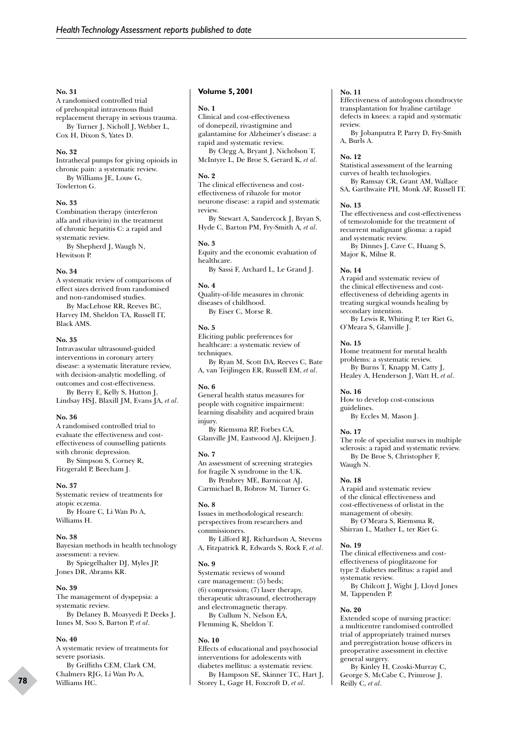**No. 31**
A randomised controlled trial of prehospital intravenous fluid replacement therapy in serious trauma.
By Turner J, Nicholl J, Webber L, Cox H, Dixon S, Yates D.

**No. 32**
Intrathecal pumps for giving opioids in chronic pain: a systematic review.
By Williams JE, Louw G, Towlerton G.

**No. 33**
Combination therapy (interferon alfa and ribavirin) in the treatment of chronic hepatitis C: a rapid and systematic review.
By Shepherd J, Waugh N, Hewitson P.

**No. 34**
A systematic review of comparisons of effect sizes derived from randomised and non-randomised studies.
By MacLehose RR, Reeves BC, Harvey IM, Sheldon TA, Russell IT, Black AMS.

**No. 35**
Intravascular ultrasound-guided interventions in coronary artery disease: a systematic literature review, with decision-analytic modelling, of outcomes and cost-effectiveness.
By Berry E, Kelly S, Hutton J, Lindsay HSJ, Blaxill JM, Evans JA, *et al*.

**No. 36**
A randomised controlled trial to evaluate the effectiveness and cost-effectiveness of counselling patients with chronic depression.
By Simpson S, Corney R, Fitzgerald P, Beecham J.

**No. 37**
Systematic review of treatments for atopic eczema.
By Hoare C, Li Wan Po A, Williams H.

**No. 38**
Bayesian methods in health technology assessment: a review.
By Spiegelhalter DJ, Myles JP, Jones DR, Abrams KR.

**No. 39**
The management of dyspepsia: a systematic review.
By Delaney B, Moayyedi P, Deeks J, Innes M, Soo S, Barton P, *et al*.

**No. 40**
A systematic review of treatments for severe psoriasis.
By Griffiths CEM, Clark CM, Chalmers RJG, Li Wan Po A, Williams HC.

## Volume 5, 2001

**No. 1**
Clinical and cost-effectiveness of donepezil, rivastigmine and galantamine for Alzheimer's disease: a rapid and systematic review.
By Clegg A, Bryant J, Nicholson T, McIntyre L, De Broe S, Gerard K, *et al*.

**No. 2**
The clinical effectiveness and cost-effectiveness of riluzole for motor neurone disease: a rapid and systematic review.
By Stewart A, Sandercock J, Bryan S, Hyde C, Barton PM, Fry-Smith A, *et al*.

**No. 3**
Equity and the economic evaluation of healthcare.
By Sassi F, Archard L, Le Grand J.

**No. 4**
Quality-of-life measures in chronic diseases of childhood.
By Eiser C, Morse R.

**No. 5**
Eliciting public preferences for healthcare: a systematic review of techniques.
By Ryan M, Scott DA, Reeves C, Bate A, van Teijlingen ER, Russell EM, *et al*.

**No. 6**
General health status measures for people with cognitive impairment: learning disability and acquired brain injury.
By Riemsma RP, Forbes CA, Glanville JM, Eastwood AJ, Kleijnen J.

**No. 7**
An assessment of screening strategies for fragile X syndrome in the UK.
By Pembrey ME, Barnicoat AJ, Carmichael B, Bobrow M, Turner G.

**No. 8**
Issues in methodological research: perspectives from researchers and commissioners.
By Lilford RJ, Richardson A, Stevens A, Fitzpatrick R, Edwards S, Rock F, *et al*.

**No. 9**
Systematic reviews of wound care management: (5) beds; (6) compression; (7) laser therapy, therapeutic ultrasound, electrotherapy and electromagnetic therapy.
By Cullum N, Nelson EA, Flemming K, Sheldon T.

**No. 10**
Effects of educational and psychosocial interventions for adolescents with diabetes mellitus: a systematic review.
By Hampson SE, Skinner TC, Hart J, Storey L, Gage H, Foxcroft D, *et al*.

**No. 11**
Effectiveness of autologous chondrocyte transplantation for hyaline cartilage defects in knees: a rapid and systematic review.
By Jobanputra P, Parry D, Fry-Smith A, Burls A.

**No. 12**
Statistical assessment of the learning curves of health technologies.
By Ramsay CR, Grant AM, Wallace SA, Garthwaite PH, Monk AF, Russell IT.

**No. 13**
The effectiveness and cost-effectiveness of temozolomide for the treatment of recurrent malignant glioma: a rapid and systematic review.
By Dinnes J, Cave C, Huang S, Major K, Milne R.

**No. 14**
A rapid and systematic review of the clinical effectiveness and cost-effectiveness of debriding agents in treating surgical wounds healing by secondary intention.
By Lewis R, Whiting P, ter Riet G, O'Meara S, Glanville J.

**No. 15**
Home treatment for mental health problems: a systematic review.
By Burns T, Knapp M, Catty J, Healey A, Henderson J, Watt H, *et al*.

**No. 16**
How to develop cost-conscious guidelines.
By Eccles M, Mason J.

**No. 17**
The role of specialist nurses in multiple sclerosis: a rapid and systematic review.
By De Broe S, Christopher F, Waugh N.

**No. 18**
A rapid and systematic review of the clinical effectiveness and cost-effectiveness of orlistat in the management of obesity.
By O'Meara S, Riemsma R, Shirran L, Mather L, ter Riet G.

**No. 19**
The clinical effectiveness and cost-effectiveness of pioglitazone for type 2 diabetes mellitus: a rapid and systematic review.
By Chilcott J, Wight J, Lloyd Jones M, Tappenden P.

**No. 20**
Extended scope of nursing practice: a multicentre randomised controlled trial of appropriately trained nurses and preregistration house officers in preoperative assessment in elective general surgery.
By Kinley H, Czoski-Murray C, George S, McCabe C, Primrose J, Reilly C, *et al*.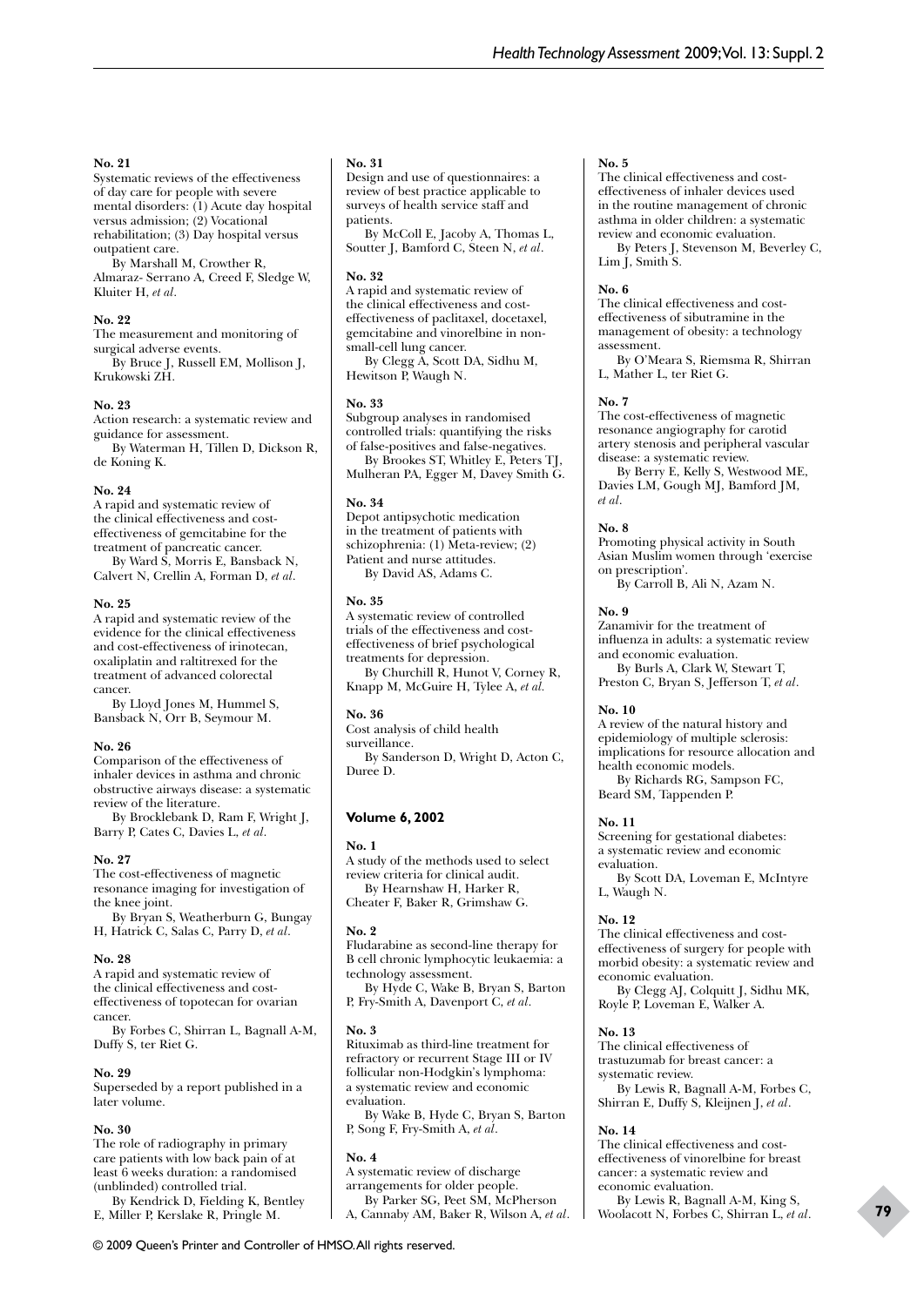**No. 21**
Systematic reviews of the effectiveness of day care for people with severe mental disorders: (1) Acute day hospital versus admission; (2) Vocational rehabilitation; (3) Day hospital versus outpatient care.
By Marshall M, Crowther R, Almaraz- Serrano A, Creed F, Sledge W, Kluiter H, *et al*.

**No. 22**
The measurement and monitoring of surgical adverse events.
By Bruce J, Russell EM, Mollison J, Krukowski ZH.

**No. 23**
Action research: a systematic review and guidance for assessment.
By Waterman H, Tillen D, Dickson R, de Koning K.

**No. 24**
A rapid and systematic review of the clinical effectiveness and cost-effectiveness of gemcitabine for the treatment of pancreatic cancer.
By Ward S, Morris E, Bansback N, Calvert N, Crellin A, Forman D, *et al*.

**No. 25**
A rapid and systematic review of the evidence for the clinical effectiveness and cost-effectiveness of irinotecan, oxaliplatin and raltitrexed for the treatment of advanced colorectal cancer.
By Lloyd Jones M, Hummel S, Bansback N, Orr B, Seymour M.

**No. 26**
Comparison of the effectiveness of inhaler devices in asthma and chronic obstructive airways disease: a systematic review of the literature.
By Brocklebank D, Ram F, Wright J, Barry P, Cates C, Davies L, *et al*.

**No. 27**
The cost-effectiveness of magnetic resonance imaging for investigation of the knee joint.
By Bryan S, Weatherburn G, Bungay H, Hatrick C, Salas C, Parry D, *et al*.

**No. 28**
A rapid and systematic review of the clinical effectiveness and cost-effectiveness of topotecan for ovarian cancer.
By Forbes C, Shirran L, Bagnall A-M, Duffy S, ter Riet G.

**No. 29**
Superseded by a report published in a later volume.

**No. 30**
The role of radiography in primary care patients with low back pain of at least 6 weeks duration: a randomised (unblinded) controlled trial.
By Kendrick D, Fielding K, Bentley E, Miller P, Kerslake R, Pringle M.

**No. 31**
Design and use of questionnaires: a review of best practice applicable to surveys of health service staff and patients.
By McColl E, Jacoby A, Thomas L, Soutter J, Bamford C, Steen N, *et al*.

**No. 32**
A rapid and systematic review of the clinical effectiveness and cost-effectiveness of paclitaxel, docetaxel, gemcitabine and vinorelbine in non-small-cell lung cancer.
By Clegg A, Scott DA, Sidhu M, Hewitson P, Waugh N.

**No. 33**
Subgroup analyses in randomised controlled trials: quantifying the risks of false-positives and false-negatives.
By Brookes ST, Whitley E, Peters TJ, Mulheran PA, Egger M, Davey Smith G.

**No. 34**
Depot antipsychotic medication in the treatment of patients with schizophrenia: (1) Meta-review; (2) Patient and nurse attitudes.
By David AS, Adams C.

**No. 35**
A systematic review of controlled trials of the effectiveness and cost-effectiveness of brief psychological treatments for depression.
By Churchill R, Hunot V, Corney R, Knapp M, McGuire H, Tylee A, *et al*.

**No. 36**
Cost analysis of child health surveillance.
By Sanderson D, Wright D, Acton C, Duree D.

## Volume 6, 2002

**No. 1**
A study of the methods used to select review criteria for clinical audit.
By Hearnshaw H, Harker R, Cheater F, Baker R, Grimshaw G.

**No. 2**
Fludarabine as second-line therapy for B cell chronic lymphocytic leukaemia: a technology assessment.
By Hyde C, Wake B, Bryan S, Barton P, Fry-Smith A, Davenport C, *et al*.

**No. 3**
Rituximab as third-line treatment for refractory or recurrent Stage III or IV follicular non-Hodgkin's lymphoma: a systematic review and economic evaluation.
By Wake B, Hyde C, Bryan S, Barton P, Song F, Fry-Smith A, *et al*.

**No. 4**
A systematic review of discharge arrangements for older people.
By Parker SG, Peet SM, McPherson A, Cannaby AM, Baker R, Wilson A, *et al*.

**No. 5**
The clinical effectiveness and cost-effectiveness of inhaler devices used in the routine management of chronic asthma in older children: a systematic review and economic evaluation.
By Peters J, Stevenson M, Beverley C, Lim J, Smith S.

**No. 6**
The clinical effectiveness and cost-effectiveness of sibutramine in the management of obesity: a technology assessment.
By O'Meara S, Riemsma R, Shirran L, Mather L, ter Riet G.

**No. 7**
The cost-effectiveness of magnetic resonance angiography for carotid artery stenosis and peripheral vascular disease: a systematic review.
By Berry E, Kelly S, Westwood ME, Davies LM, Gough MJ, Bamford JM, *et al*.

**No. 8**
Promoting physical activity in South Asian Muslim women through 'exercise on prescription'.
By Carroll B, Ali N, Azam N.

**No. 9**
Zanamivir for the treatment of influenza in adults: a systematic review and economic evaluation.
By Burls A, Clark W, Stewart T, Preston C, Bryan S, Jefferson T, *et al*.

**No. 10**
A review of the natural history and epidemiology of multiple sclerosis: implications for resource allocation and health economic models.
By Richards RG, Sampson FC, Beard SM, Tappenden P.

**No. 11**
Screening for gestational diabetes: a systematic review and economic evaluation.
By Scott DA, Loveman E, McIntyre L, Waugh N.

**No. 12**
The clinical effectiveness and cost-effectiveness of surgery for people with morbid obesity: a systematic review and economic evaluation.
By Clegg AJ, Colquitt J, Sidhu MK, Royle P, Loveman E, Walker A.

**No. 13**
The clinical effectiveness of trastuzumab for breast cancer: a systematic review.
By Lewis R, Bagnall A-M, Forbes C, Shirran E, Duffy S, Kleijnen J, *et al*.

**No. 14**
The clinical effectiveness and cost-effectiveness of vinorelbine for breast cancer: a systematic review and economic evaluation.
By Lewis R, Bagnall A-M, King S, Woolacott N, Forbes C, Shirran L, *et al*.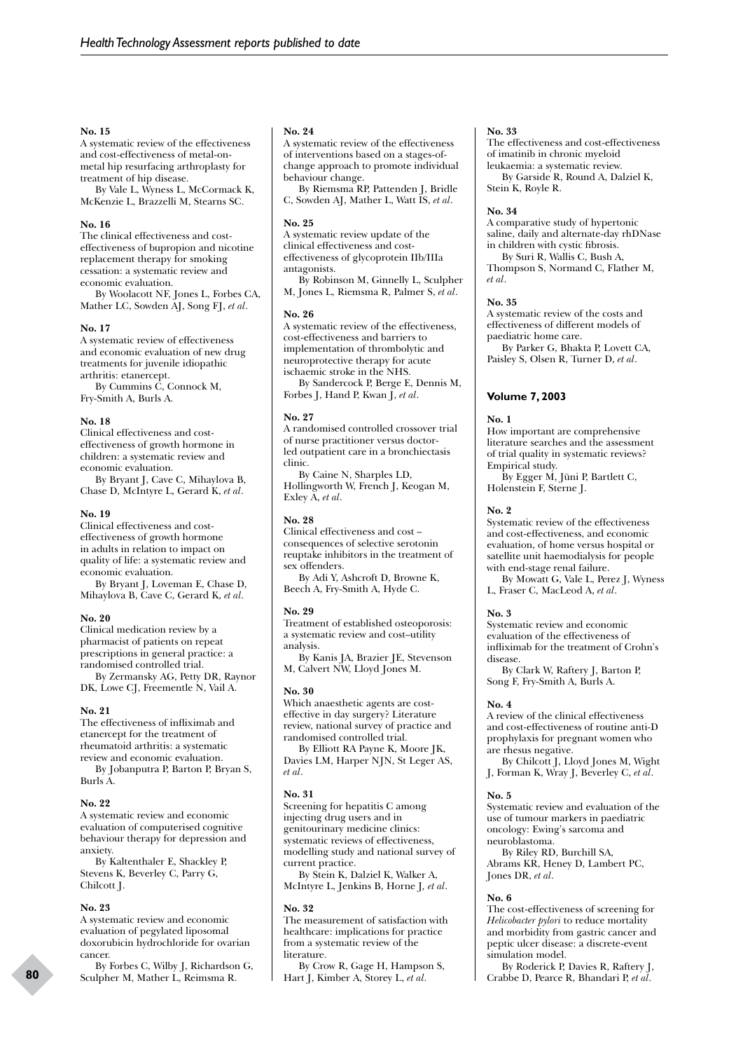**No. 15**
A systematic review of the effectiveness and cost-effectiveness of metal-on-metal hip resurfacing arthroplasty for treatment of hip disease.
By Vale L, Wyness L, McCormack K, McKenzie L, Brazzelli M, Stearns SC.

**No. 16**
The clinical effectiveness and cost-effectiveness of bupropion and nicotine replacement therapy for smoking cessation: a systematic review and economic evaluation.
By Woolacott NF, Jones L, Forbes CA, Mather LC, Sowden AJ, Song FJ, *et al*.

**No. 17**
A systematic review of effectiveness and economic evaluation of new drug treatments for juvenile idiopathic arthritis: etanercept.
By Cummins C, Connock M, Fry-Smith A, Burls A.

**No. 18**
Clinical effectiveness and cost-effectiveness of growth hormone in children: a systematic review and economic evaluation.
By Bryant J, Cave C, Mihaylova B, Chase D, McIntyre L, Gerard K, *et al*.

**No. 19**
Clinical effectiveness and cost-effectiveness of growth hormone in adults in relation to impact on quality of life: a systematic review and economic evaluation.
By Bryant J, Loveman E, Chase D, Mihaylova B, Cave C, Gerard K, *et al*.

**No. 20**
Clinical medication review by a pharmacist of patients on repeat prescriptions in general practice: a randomised controlled trial.
By Zermansky AG, Petty DR, Raynor DK, Lowe CJ, Freementle N, Vail A.

**No. 21**
The effectiveness of infliximab and etanercept for the treatment of rheumatoid arthritis: a systematic review and economic evaluation.
By Jobanputra P, Barton P, Bryan S, Burls A.

**No. 22**
A systematic review and economic evaluation of computerised cognitive behaviour therapy for depression and anxiety.
By Kaltenthaler E, Shackley P, Stevens K, Beverley C, Parry G, Chilcott J.

**No. 23**
A systematic review and economic evaluation of pegylated liposomal doxorubicin hydrochloride for ovarian cancer.
By Forbes C, Wilby J, Richardson G, Sculpher M, Mather L, Reimsma R.

**No. 24**
A systematic review of the effectiveness of interventions based on a stages-of-change approach to promote individual behaviour change.
By Riemsma RP, Pattenden J, Bridle C, Sowden AJ, Mather L, Watt IS, *et al*.

**No. 25**
A systematic review update of the clinical effectiveness and cost-effectiveness of glycoprotein IIb/IIIa antagonists.
By Robinson M, Ginnelly L, Sculpher M, Jones L, Riemsma R, Palmer S, *et al*.

**No. 26**
A systematic review of the effectiveness, cost-effectiveness and barriers to implementation of thrombolytic and neuroprotective therapy for acute ischaemic stroke in the NHS.
By Sandercock P, Berge E, Dennis M, Forbes J, Hand P, Kwan J, *et al*.

**No. 27**
A randomised controlled crossover trial of nurse practitioner versus doctor-led outpatient care in a bronchiectasis clinic.
By Caine N, Sharples LD, Hollingworth W, French J, Keogan M, Exley A, *et al*.

**No. 28**
Clinical effectiveness and cost – consequences of selective serotonin reuptake inhibitors in the treatment of sex offenders.
By Adi Y, Ashcroft D, Browne K, Beech A, Fry-Smith A, Hyde C.

**No. 29**
Treatment of established osteoporosis: a systematic review and cost–utility analysis.
By Kanis JA, Brazier JE, Stevenson M, Calvert NW, Lloyd Jones M.

**No. 30**
Which anaesthetic agents are cost-effective in day surgery? Literature review, national survey of practice and randomised controlled trial.
By Elliott RA Payne K, Moore JK, Davies LM, Harper NJN, St Leger AS, *et al*.

**No. 31**
Screening for hepatitis C among injecting drug users and in genitourinary medicine clinics: systematic reviews of effectiveness, modelling study and national survey of current practice.
By Stein K, Dalziel K, Walker A, McIntyre L, Jenkins B, Horne J, *et al*.

**No. 32**
The measurement of satisfaction with healthcare: implications for practice from a systematic review of the literature.
By Crow R, Gage H, Hampson S, Hart J, Kimber A, Storey L, *et al*.

**No. 33**
The effectiveness and cost-effectiveness of imatinib in chronic myeloid leukaemia: a systematic review.
By Garside R, Round A, Dalziel K, Stein K, Royle R.

**No. 34**
A comparative study of hypertonic saline, daily and alternate-day rhDNase in children with cystic fibrosis.
By Suri R, Wallis C, Bush A, Thompson S, Normand C, Flather M, *et al*.

**No. 35**
A systematic review of the costs and effectiveness of different models of paediatric home care.
By Parker G, Bhakta P, Lovett CA, Paisley S, Olsen R, Turner D, *et al*.

## Volume 7, 2003

**No. 1**
How important are comprehensive literature searches and the assessment of trial quality in systematic reviews? Empirical study.
By Egger M, Jüni P, Bartlett C, Holenstein F, Sterne J.

**No. 2**
Systematic review of the effectiveness and cost-effectiveness, and economic evaluation, of home versus hospital or satellite unit haemodialysis for people with end-stage renal failure.
By Mowatt G, Vale L, Perez J, Wyness L, Fraser C, MacLeod A, *et al*.

**No. 3**
Systematic review and economic evaluation of the effectiveness of infliximab for the treatment of Crohn's disease.
By Clark W, Raftery J, Barton P, Song F, Fry-Smith A, Burls A.

**No. 4**
A review of the clinical effectiveness and cost-effectiveness of routine anti-D prophylaxis for pregnant women who are rhesus negative.
By Chilcott J, Lloyd Jones M, Wight J, Forman K, Wray J, Beverley C, *et al*.

**No. 5**
Systematic review and evaluation of the use of tumour markers in paediatric oncology: Ewing's sarcoma and neuroblastoma.
By Riley RD, Burchill SA, Abrams KR, Heney D, Lambert PC, Jones DR, *et al*.

**No. 6**
The cost-effectiveness of screening for *Helicobacter pylori* to reduce mortality and morbidity from gastric cancer and peptic ulcer disease: a discrete-event simulation model.
By Roderick P, Davies R, Raftery J, Crabbe D, Pearce R, Bhandari P, *et al*.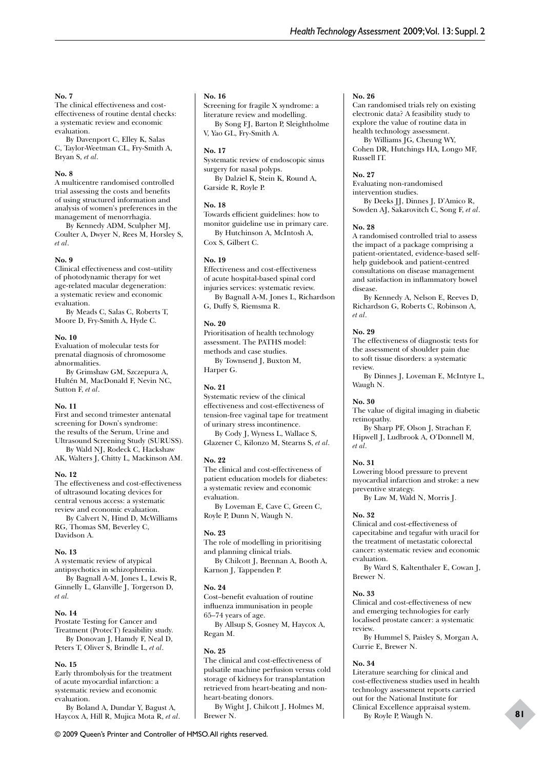**No. 7**
The clinical effectiveness and cost-effectiveness of routine dental checks: a systematic review and economic evaluation.
By Davenport C, Elley K, Salas C, Taylor-Weetman CL, Fry-Smith A, Bryan S, *et al*.

**No. 8**
A multicentre randomised controlled trial assessing the costs and benefits of using structured information and analysis of women's preferences in the management of menorrhagia.
By Kennedy ADM, Sculpher MJ, Coulter A, Dwyer N, Rees M, Horsley S, *et al*.

**No. 9**
Clinical effectiveness and cost–utility of photodynamic therapy for wet age-related macular degeneration: a systematic review and economic evaluation.
By Meads C, Salas C, Roberts T, Moore D, Fry-Smith A, Hyde C.

**No. 10**
Evaluation of molecular tests for prenatal diagnosis of chromosome abnormalities.
By Grimshaw GM, Szczepura A, Hultén M, MacDonald F, Nevin NC, Sutton F, *et al*.

**No. 11**
First and second trimester antenatal screening for Down's syndrome: the results of the Serum, Urine and Ultrasound Screening Study (SURUSS).
By Wald NJ, Rodeck C, Hackshaw AK, Walters J, Chitty L, Mackinson AM.

**No. 12**
The effectiveness and cost-effectiveness of ultrasound locating devices for central venous access: a systematic review and economic evaluation.
By Calvert N, Hind D, McWilliams RG, Thomas SM, Beverley C, Davidson A.

**No. 13**
A systematic review of atypical antipsychotics in schizophrenia.
By Bagnall A-M, Jones L, Lewis R, Ginnelly L, Glanville J, Torgerson D, *et al.*

**No. 14**
Prostate Testing for Cancer and Treatment (ProtecT) feasibility study.
By Donovan J, Hamdy F, Neal D, Peters T, Oliver S, Brindle L, *et al*.

**No. 15**
Early thrombolysis for the treatment of acute myocardial infarction: a systematic review and economic evaluation.
By Boland A, Dundar Y, Bagust A, Haycox A, Hill R, Mujica Mota R, *et al*.

**No. 16**
Screening for fragile X syndrome: a literature review and modelling.
By Song FJ, Barton P, Sleightholme V, Yao GL, Fry-Smith A.

**No. 17**
Systematic review of endoscopic sinus surgery for nasal polyps.
By Dalziel K, Stein K, Round A, Garside R, Royle P.

**No. 18**
Towards efficient guidelines: how to monitor guideline use in primary care.
By Hutchinson A, McIntosh A, Cox S, Gilbert C.

**No. 19**
Effectiveness and cost-effectiveness of acute hospital-based spinal cord injuries services: systematic review.
By Bagnall A-M, Jones L, Richardson G, Duffy S, Riemsma R.

**No. 20**
Prioritisation of health technology assessment. The PATHS model: methods and case studies.
By Townsend J, Buxton M, Harper G.

**No. 21**
Systematic review of the clinical effectiveness and cost-effectiveness of tension-free vaginal tape for treatment of urinary stress incontinence.
By Cody J, Wyness L, Wallace S, Glazener C, Kilonzo M, Stearns S, *et al*.

**No. 22**
The clinical and cost-effectiveness of patient education models for diabetes: a systematic review and economic evaluation.
By Loveman E, Cave C, Green C, Royle P, Dunn N, Waugh N.

**No. 23**
The role of modelling in prioritising and planning clinical trials.
By Chilcott J, Brennan A, Booth A, Karnon J, Tappenden P.

**No. 24**
Cost–benefit evaluation of routine influenza immunisation in people 65–74 years of age.
By Allsup S, Gosney M, Haycox A, Regan M.

**No. 25**
The clinical and cost-effectiveness of pulsatile machine perfusion versus cold storage of kidneys for transplantation retrieved from heart-beating and non-heart-beating donors.
By Wight J, Chilcott J, Holmes M, Brewer N.

**No. 26**
Can randomised trials rely on existing electronic data? A feasibility study to explore the value of routine data in health technology assessment.
By Williams JG, Cheung WY, Cohen DR, Hutchings HA, Longo MF, Russell IT.

**No. 27**
Evaluating non-randomised intervention studies.
By Deeks JJ, Dinnes J, D'Amico R, Sowden AJ, Sakarovitch C, Song F, *et al*.

**No. 28**
A randomised controlled trial to assess the impact of a package comprising a patient-orientated, evidence-based self-help guidebook and patient-centred consultations on disease management and satisfaction in inflammatory bowel disease.
By Kennedy A, Nelson E, Reeves D, Richardson G, Roberts C, Robinson A, *et al*.

**No. 29**
The effectiveness of diagnostic tests for the assessment of shoulder pain due to soft tissue disorders: a systematic review.
By Dinnes J, Loveman E, McIntyre L, Waugh N.

**No. 30**
The value of digital imaging in diabetic retinopathy.
By Sharp PF, Olson J, Strachan F, Hipwell J, Ludbrook A, O'Donnell M, *et al*.

**No. 31**
Lowering blood pressure to prevent myocardial infarction and stroke: a new preventive strategy.
By Law M, Wald N, Morris J.

**No. 32**
Clinical and cost-effectiveness of capecitabine and tegafur with uracil for the treatment of metastatic colorectal cancer: systematic review and economic evaluation.
By Ward S, Kaltenthaler E, Cowan J, Brewer N.

**No. 33**
Clinical and cost-effectiveness of new and emerging technologies for early localised prostate cancer: a systematic review.
By Hummel S, Paisley S, Morgan A, Currie E, Brewer N.

**No. 34**
Literature searching for clinical and cost-effectiveness studies used in health technology assessment reports carried out for the National Institute for Clinical Excellence appraisal system.
By Royle P, Waugh N.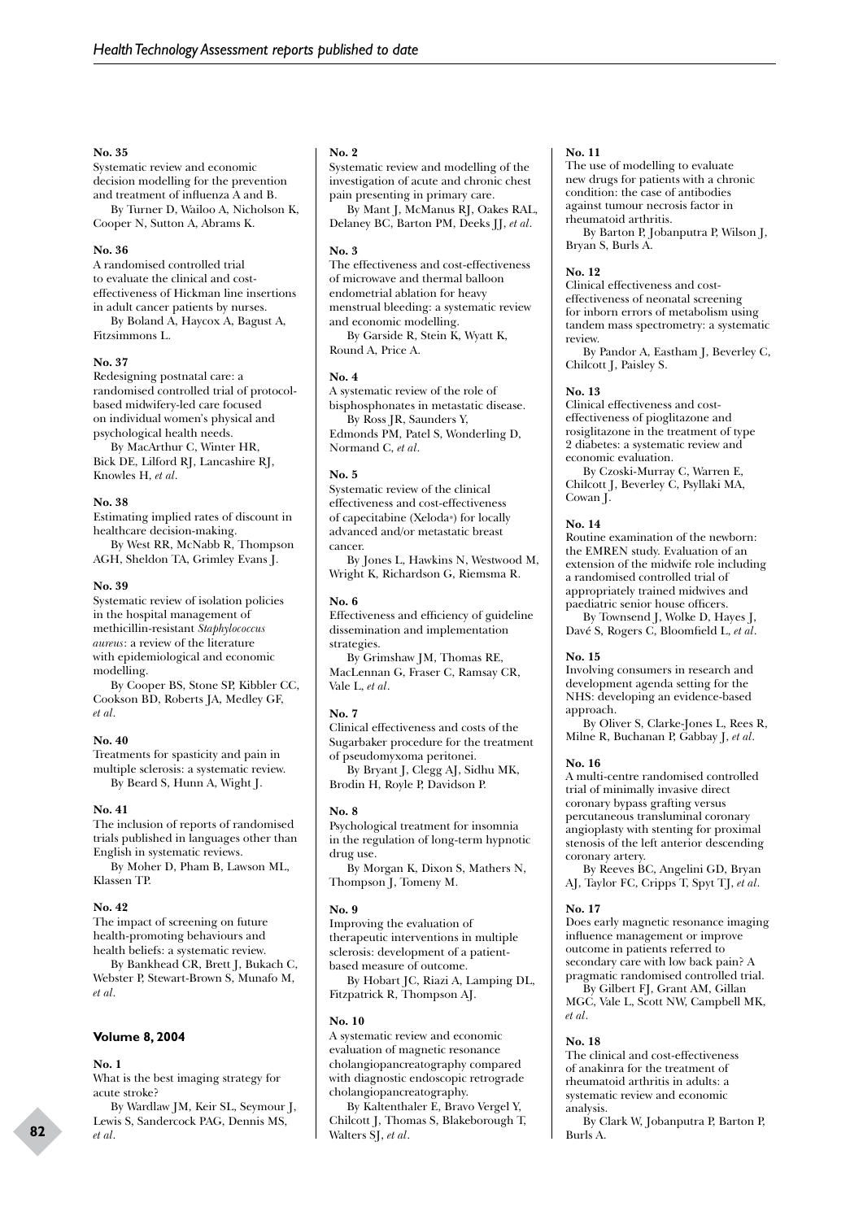**No. 35**
Systematic review and economic decision modelling for the prevention and treatment of influenza A and B.
By Turner D, Wailoo A, Nicholson K, Cooper N, Sutton A, Abrams K.

**No. 36**
A randomised controlled trial to evaluate the clinical and cost-effectiveness of Hickman line insertions in adult cancer patients by nurses.
By Boland A, Haycox A, Bagust A, Fitzsimmons L.

**No. 37**
Redesigning postnatal care: a randomised controlled trial of protocol-based midwifery-led care focused on individual women's physical and psychological health needs.
By MacArthur C, Winter HR, Bick DE, Lilford RJ, Lancashire RJ, Knowles H, *et al*.

**No. 38**
Estimating implied rates of discount in healthcare decision-making.
By West RR, McNabb R, Thompson AGH, Sheldon TA, Grimley Evans J.

**No. 39**
Systematic review of isolation policies in the hospital management of methicillin-resistant *Staphylococcus aureus*: a review of the literature with epidemiological and economic modelling.
By Cooper BS, Stone SP, Kibbler CC, Cookson BD, Roberts JA, Medley GF, *et al*.

**No. 40**
Treatments for spasticity and pain in multiple sclerosis: a systematic review.
By Beard S, Hunn A, Wight J.

**No. 41**
The inclusion of reports of randomised trials published in languages other than English in systematic reviews.
By Moher D, Pham B, Lawson ML, Klassen TP.

**No. 42**
The impact of screening on future health-promoting behaviours and health beliefs: a systematic review.
By Bankhead CR, Brett J, Bukach C, Webster P, Stewart-Brown S, Munafo M, *et al*.

## Volume 8, 2004

**No. 1**
What is the best imaging strategy for acute stroke?
By Wardlaw JM, Keir SL, Seymour J, Lewis S, Sandercock PAG, Dennis MS, *et al*.

**No. 2**
Systematic review and modelling of the investigation of acute and chronic chest pain presenting in primary care.
By Mant J, McManus RJ, Oakes RAL, Delaney BC, Barton PM, Deeks JJ, *et al*.

**No. 3**
The effectiveness and cost-effectiveness of microwave and thermal balloon endometrial ablation for heavy menstrual bleeding: a systematic review and economic modelling.
By Garside R, Stein K, Wyatt K, Round A, Price A.

**No. 4**
A systematic review of the role of bisphosphonates in metastatic disease.
By Ross JR, Saunders Y, Edmonds PM, Patel S, Wonderling D, Normand C, *et al*.

**No. 5**
Systematic review of the clinical effectiveness and cost-effectiveness of capecitabine (Xeloda®) for locally advanced and/or metastatic breast cancer.
By Jones L, Hawkins N, Westwood M, Wright K, Richardson G, Riemsma R.

**No. 6**
Effectiveness and efficiency of guideline dissemination and implementation strategies.
By Grimshaw JM, Thomas RE, MacLennan G, Fraser C, Ramsay CR, Vale L, *et al*.

**No. 7**
Clinical effectiveness and costs of the Sugarbaker procedure for the treatment of pseudomyxoma peritonei.
By Bryant J, Clegg AJ, Sidhu MK, Brodin H, Royle P, Davidson P.

**No. 8**
Psychological treatment for insomnia in the regulation of long-term hypnotic drug use.
By Morgan K, Dixon S, Mathers N, Thompson J, Tomeny M.

**No. 9**
Improving the evaluation of therapeutic interventions in multiple sclerosis: development of a patient-based measure of outcome.
By Hobart JC, Riazi A, Lamping DL, Fitzpatrick R, Thompson AJ.

**No. 10**
A systematic review and economic evaluation of magnetic resonance cholangiopancreatography compared with diagnostic endoscopic retrograde cholangiopancreatography.
By Kaltenthaler E, Bravo Vergel Y, Chilcott J, Thomas S, Blakeborough T, Walters SJ, *et al*.

**No. 11**
The use of modelling to evaluate new drugs for patients with a chronic condition: the case of antibodies against tumour necrosis factor in rheumatoid arthritis.
By Barton P, Jobanputra P, Wilson J, Bryan S, Burls A.

**No. 12**
Clinical effectiveness and cost-effectiveness of neonatal screening for inborn errors of metabolism using tandem mass spectrometry: a systematic review.
By Pandor A, Eastham J, Beverley C, Chilcott J, Paisley S.

**No. 13**
Clinical effectiveness and cost-effectiveness of pioglitazone and rosiglitazone in the treatment of type 2 diabetes: a systematic review and economic evaluation.
By Czoski-Murray C, Warren E, Chilcott J, Beverley C, Psyllaki MA, Cowan J.

**No. 14**
Routine examination of the newborn: the EMREN study. Evaluation of an extension of the midwife role including a randomised controlled trial of appropriately trained midwives and paediatric senior house officers.
By Townsend J, Wolke D, Hayes J, Davé S, Rogers C, Bloomfield L, *et al*.

**No. 15**
Involving consumers in research and development agenda setting for the NHS: developing an evidence-based approach.
By Oliver S, Clarke-Jones L, Rees R, Milne R, Buchanan P, Gabbay J, *et al*.

**No. 16**
A multi-centre randomised controlled trial of minimally invasive direct coronary bypass grafting versus percutaneous transluminal coronary angioplasty with stenting for proximal stenosis of the left anterior descending coronary artery.
By Reeves BC, Angelini GD, Bryan AJ, Taylor FC, Cripps T, Spyt TJ, *et al*.

**No. 17**
Does early magnetic resonance imaging influence management or improve outcome in patients referred to secondary care with low back pain? A pragmatic randomised controlled trial.
By Gilbert FJ, Grant AM, Gillan MGC, Vale L, Scott NW, Campbell MK, *et al*.

**No. 18**
The clinical and cost-effectiveness of anakinra for the treatment of rheumatoid arthritis in adults: a systematic review and economic analysis.
By Clark W, Jobanputra P, Barton P, Burls A.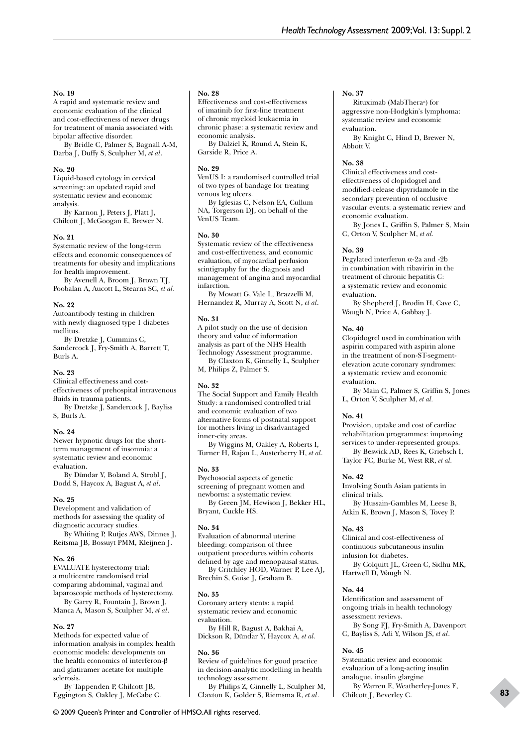**No. 19**

A rapid and systematic review and economic evaluation of the clinical and cost-effectiveness of newer drugs for treatment of mania associated with bipolar affective disorder.

By Bridle C, Palmer S, Bagnall A-M, Darba J, Duffy S, Sculpher M, *et al*.

**No. 20**

Liquid-based cytology in cervical screening: an updated rapid and systematic review and economic analysis.

By Karnon J, Peters J, Platt J, Chilcott J, McGoogan E, Brewer N.

**No. 21**

Systematic review of the long-term effects and economic consequences of treatments for obesity and implications for health improvement.

By Avenell A, Broom J, Brown TJ, Poobalan A, Aucott L, Stearns SC, *et al*.

**No. 22**

Autoantibody testing in children with newly diagnosed type 1 diabetes mellitus.

By Dretzke J, Cummins C, Sandercock J, Fry-Smith A, Barrett T, Burls A.

**No. 23**

Clinical effectiveness and cost-effectiveness of prehospital intravenous fluids in trauma patients.

By Dretzke J, Sandercock J, Bayliss S, Burls A.

**No. 24**

Newer hypnotic drugs for the short-term management of insomnia: a systematic review and economic evaluation.

By Dündar Y, Boland A, Strobl J, Dodd S, Haycox A, Bagust A, *et al*.

**No. 25**

Development and validation of methods for assessing the quality of diagnostic accuracy studies.

By Whiting P, Rutjes AWS, Dinnes J, Reitsma JB, Bossuyt PMM, Kleijnen J.

**No. 26**

EVALUATE hysterectomy trial: a multicentre randomised trial comparing abdominal, vaginal and laparoscopic methods of hysterectomy.

By Garry R, Fountain J, Brown J, Manca A, Mason S, Sculpher M, *et al*.

**No. 27**

Methods for expected value of information analysis in complex health economic models: developments on the health economics of interferon-β and glatiramer acetate for multiple sclerosis.

By Tappenden P, Chilcott JB, Eggington S, Oakley J, McCabe C.

**No. 28**

Effectiveness and cost-effectiveness of imatinib for first-line treatment of chronic myeloid leukaemia in chronic phase: a systematic review and economic analysis.

By Dalziel K, Round A, Stein K, Garside R, Price A.

**No. 29**

VenUS I: a randomised controlled trial of two types of bandage for treating venous leg ulcers.

By Iglesias C, Nelson EA, Cullum NA, Torgerson DJ, on behalf of the VenUS Team.

**No. 30**

Systematic review of the effectiveness and cost-effectiveness, and economic evaluation, of myocardial perfusion scintigraphy for the diagnosis and management of angina and myocardial infarction.

By Mowatt G, Vale L, Brazzelli M, Hernandez R, Murray A, Scott N, *et al*.

**No. 31**

A pilot study on the use of decision theory and value of information analysis as part of the NHS Health Technology Assessment programme.

By Claxton K, Ginnelly L, Sculpher M, Philips Z, Palmer S.

**No. 32**

The Social Support and Family Health Study: a randomised controlled trial and economic evaluation of two alternative forms of postnatal support for mothers living in disadvantaged inner-city areas.

By Wiggins M, Oakley A, Roberts I, Turner H, Rajan L, Austerberry H, *et al*.

**No. 33**

Psychosocial aspects of genetic screening of pregnant women and newborns: a systematic review.

By Green JM, Hewison J, Bekker HL, Bryant, Cuckle HS.

**No. 34**

Evaluation of abnormal uterine bleeding: comparison of three outpatient procedures within cohorts defined by age and menopausal status.

By Critchley HOD, Warner P, Lee AJ, Brechin S, Guise J, Graham B.

**No. 35**

Coronary artery stents: a rapid systematic review and economic evaluation.

By Hill R, Bagust A, Bakhai A, Dickson R, Dündar Y, Haycox A, *et al*.

**No. 36**

Review of guidelines for good practice in decision-analytic modelling in health technology assessment.

By Philips Z, Ginnelly L, Sculpher M, Claxton K, Golder S, Riemsma R, *et al*.

**No. 37**

Rituximab (MabThera®) for aggressive non-Hodgkin's lymphoma: systematic review and economic evaluation.

By Knight C, Hind D, Brewer N, Abbott V.

**No. 38**

Clinical effectiveness and cost-effectiveness of clopidogrel and modified-release dipyridamole in the secondary prevention of occlusive vascular events: a systematic review and economic evaluation.

By Jones L, Griffin S, Palmer S, Main C, Orton V, Sculpher M, *et al.*

**No. 39**

Pegylated interferon α-2a and -2b in combination with ribavirin in the treatment of chronic hepatitis C: a systematic review and economic evaluation.

By Shepherd J, Brodin H, Cave C, Waugh N, Price A, Gabbay J.

**No. 40**

Clopidogrel used in combination with aspirin compared with aspirin alone in the treatment of non-ST-segment-elevation acute coronary syndromes: a systematic review and economic evaluation.

By Main C, Palmer S, Griffin S, Jones L, Orton V, Sculpher M, *et al.*

**No. 41**

Provision, uptake and cost of cardiac rehabilitation programmes: improving services to under-represented groups.

By Beswick AD, Rees K, Griebsch I, Taylor FC, Burke M, West RR, *et al.*

**No. 42**

Involving South Asian patients in clinical trials.

By Hussain-Gambles M, Leese B, Atkin K, Brown J, Mason S, Tovey P.

**No. 43**

Clinical and cost-effectiveness of continuous subcutaneous insulin infusion for diabetes.

By Colquitt JL, Green C, Sidhu MK, Hartwell D, Waugh N.

**No. 44**

Identification and assessment of ongoing trials in health technology assessment reviews.

By Song FJ, Fry-Smith A, Davenport C, Bayliss S, Adi Y, Wilson JS, *et al*.

**No. 45**

Systematic review and economic evaluation of a long-acting insulin analogue, insulin glargine

By Warren E, Weatherley-Jones E, Chilcott J, Beverley C.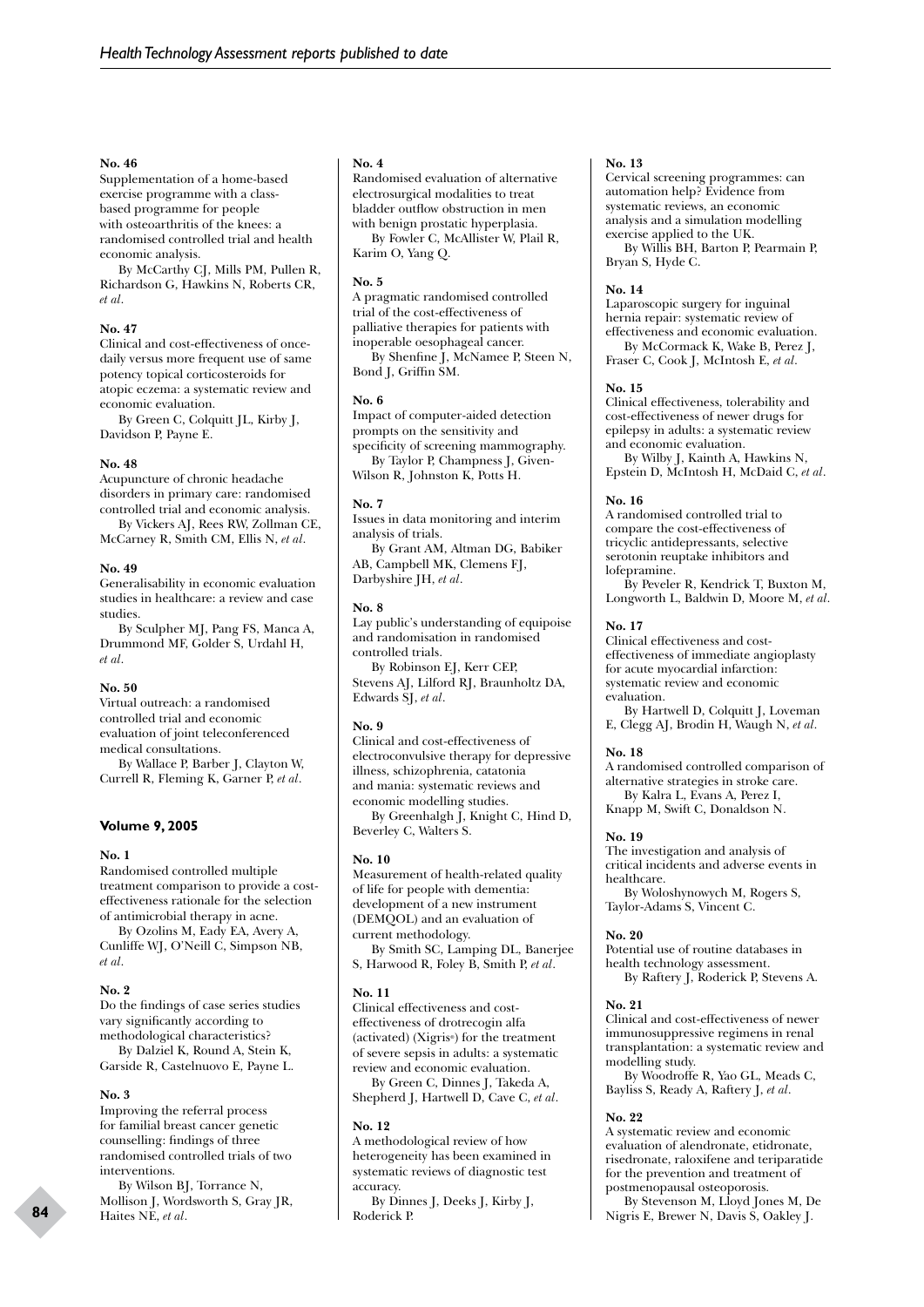**No. 46**
Supplementation of a home-based exercise programme with a class-based programme for people with osteoarthritis of the knees: a randomised controlled trial and health economic analysis.

By McCarthy CJ, Mills PM, Pullen R, Richardson G, Hawkins N, Roberts CR, *et al*.

**No. 47**
Clinical and cost-effectiveness of once-daily versus more frequent use of same potency topical corticosteroids for atopic eczema: a systematic review and economic evaluation.

By Green C, Colquitt JL, Kirby J, Davidson P, Payne E.

**No. 48**
Acupuncture of chronic headache disorders in primary care: randomised controlled trial and economic analysis.

By Vickers AJ, Rees RW, Zollman CE, McCarney R, Smith CM, Ellis N, *et al*.

**No. 49**
Generalisability in economic evaluation studies in healthcare: a review and case studies.

By Sculpher MJ, Pang FS, Manca A, Drummond MF, Golder S, Urdahl H, *et al*.

**No. 50**
Virtual outreach: a randomised controlled trial and economic evaluation of joint teleconferenced medical consultations.

By Wallace P, Barber J, Clayton W, Currell R, Fleming K, Garner P, *et al*.

## Volume 9, 2005

**No. 1**
Randomised controlled multiple treatment comparison to provide a cost-effectiveness rationale for the selection of antimicrobial therapy in acne.

By Ozolins M, Eady EA, Avery A, Cunliffe WJ, O'Neill C, Simpson NB, *et al*.

**No. 2**
Do the findings of case series studies vary significantly according to methodological characteristics?

By Dalziel K, Round A, Stein K, Garside R, Castelnuovo E, Payne L.

**No. 3**
Improving the referral process for familial breast cancer genetic counselling: findings of three randomised controlled trials of two interventions.

By Wilson BJ, Torrance N, Mollison J, Wordsworth S, Gray JR, Haites NE, *et al*.

**No. 4**
Randomised evaluation of alternative electrosurgical modalities to treat bladder outflow obstruction in men with benign prostatic hyperplasia.

By Fowler C, McAllister W, Plail R, Karim O, Yang Q.

**No. 5**
A pragmatic randomised controlled trial of the cost-effectiveness of palliative therapies for patients with inoperable oesophageal cancer.

By Shenfine J, McNamee P, Steen N, Bond J, Griffin SM.

**No. 6**
Impact of computer-aided detection prompts on the sensitivity and specificity of screening mammography.

By Taylor P, Champness J, Given-Wilson R, Johnston K, Potts H.

**No. 7**
Issues in data monitoring and interim analysis of trials.

By Grant AM, Altman DG, Babiker AB, Campbell MK, Clemens FJ, Darbyshire JH, *et al*.

**No. 8**
Lay public's understanding of equipoise and randomisation in randomised controlled trials.

By Robinson EJ, Kerr CEP, Stevens AJ, Lilford RJ, Braunholtz DA, Edwards SJ, *et al*.

**No. 9**
Clinical and cost-effectiveness of electroconvulsive therapy for depressive illness, schizophrenia, catatonia and mania: systematic reviews and economic modelling studies.

By Greenhalgh J, Knight C, Hind D, Beverley C, Walters S.

**No. 10**
Measurement of health-related quality of life for people with dementia: development of a new instrument (DEMQOL) and an evaluation of current methodology.

By Smith SC, Lamping DL, Banerjee S, Harwood R, Foley B, Smith P, *et al*.

**No. 11**
Clinical effectiveness and cost-effectiveness of drotrecogin alfa (activated) (Xigris®) for the treatment of severe sepsis in adults: a systematic review and economic evaluation.

By Green C, Dinnes J, Takeda A, Shepherd J, Hartwell D, Cave C, *et al*.

**No. 12**
A methodological review of how heterogeneity has been examined in systematic reviews of diagnostic test accuracy.

By Dinnes J, Deeks J, Kirby J, Roderick P.

**No. 13**
Cervical screening programmes: can automation help? Evidence from systematic reviews, an economic analysis and a simulation modelling exercise applied to the UK.

By Willis BH, Barton P, Pearmain P, Bryan S, Hyde C.

**No. 14**
Laparoscopic surgery for inguinal hernia repair: systematic review of effectiveness and economic evaluation.

By McCormack K, Wake B, Perez J, Fraser C, Cook J, McIntosh E, *et al*.

**No. 15**
Clinical effectiveness, tolerability and cost-effectiveness of newer drugs for epilepsy in adults: a systematic review and economic evaluation.

By Wilby J, Kainth A, Hawkins N, Epstein D, McIntosh H, McDaid C, *et al*.

**No. 16**
A randomised controlled trial to compare the cost-effectiveness of tricyclic antidepressants, selective serotonin reuptake inhibitors and lofepramine.

By Peveler R, Kendrick T, Buxton M, Longworth L, Baldwin D, Moore M, *et al*.

**No. 17**
Clinical effectiveness and cost-effectiveness of immediate angioplasty for acute myocardial infarction: systematic review and economic evaluation.

By Hartwell D, Colquitt J, Loveman E, Clegg AJ, Brodin H, Waugh N, *et al*.

**No. 18**
A randomised controlled comparison of alternative strategies in stroke care.

By Kalra L, Evans A, Perez I, Knapp M, Swift C, Donaldson N.

**No. 19**
The investigation and analysis of critical incidents and adverse events in healthcare.

By Woloshynowych M, Rogers S, Taylor-Adams S, Vincent C.

**No. 20**
Potential use of routine databases in health technology assessment.

By Raftery J, Roderick P, Stevens A.

**No. 21**
Clinical and cost-effectiveness of newer immunosuppressive regimens in renal transplantation: a systematic review and modelling study.

By Woodroffe R, Yao GL, Meads C, Bayliss S, Ready A, Raftery J, *et al*.

**No. 22**
A systematic review and economic evaluation of alendronate, etidronate, risedronate, raloxifene and teriparatide for the prevention and treatment of postmenopausal osteoporosis.

By Stevenson M, Lloyd Jones M, De Nigris E, Brewer N, Davis S, Oakley J.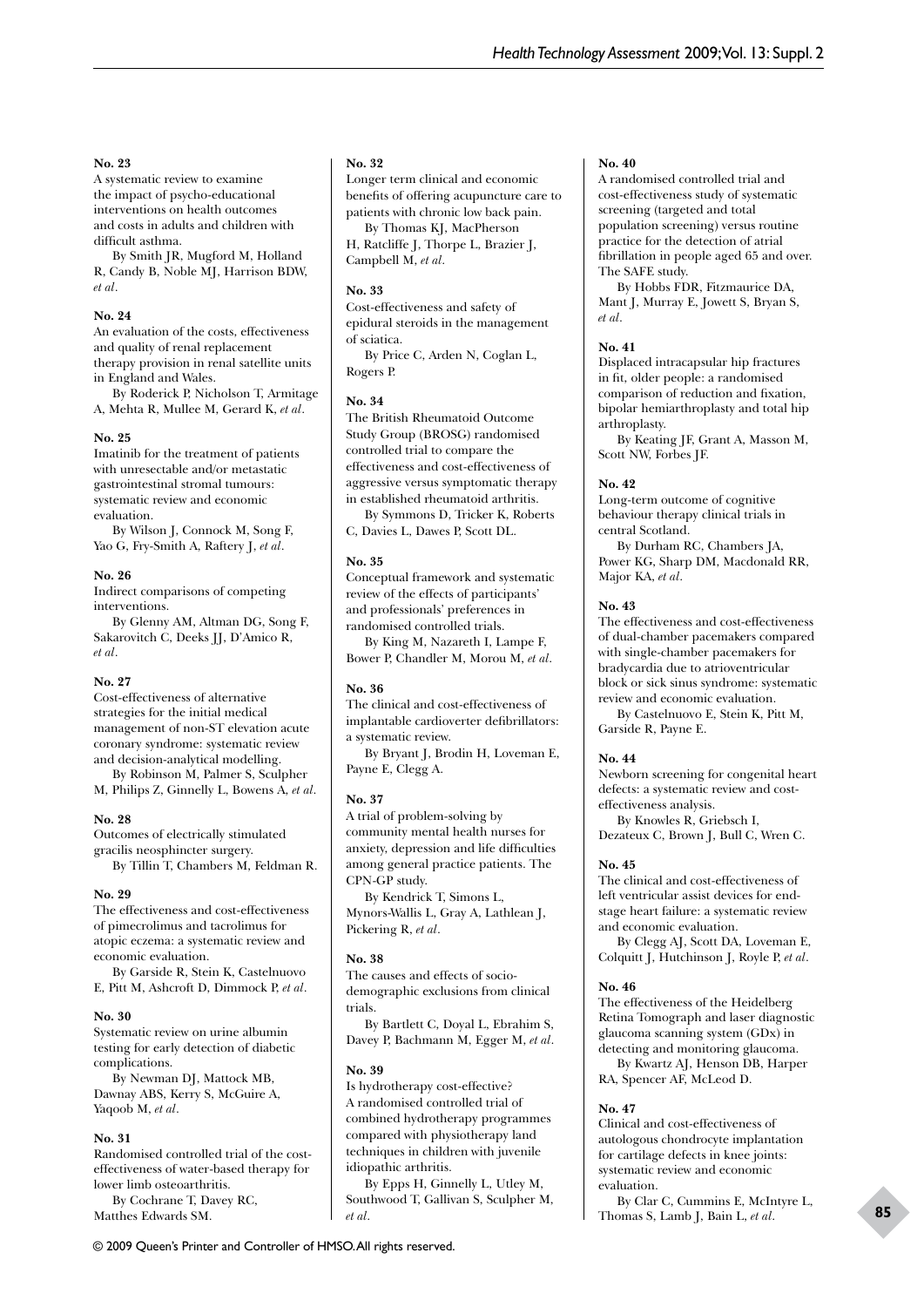**No. 23**
A systematic review to examine the impact of psycho-educational interventions on health outcomes and costs in adults and children with difficult asthma.
By Smith JR, Mugford M, Holland R, Candy B, Noble MJ, Harrison BDW, *et al*.

**No. 24**
An evaluation of the costs, effectiveness and quality of renal replacement therapy provision in renal satellite units in England and Wales.
By Roderick P, Nicholson T, Armitage A, Mehta R, Mullee M, Gerard K, *et al*.

**No. 25**
Imatinib for the treatment of patients with unresectable and/or metastatic gastrointestinal stromal tumours: systematic review and economic evaluation.
By Wilson J, Connock M, Song F, Yao G, Fry-Smith A, Raftery J, *et al*.

**No. 26**
Indirect comparisons of competing interventions.
By Glenny AM, Altman DG, Song F, Sakarovitch C, Deeks JJ, D'Amico R, *et al*.

**No. 27**
Cost-effectiveness of alternative strategies for the initial medical management of non-ST elevation acute coronary syndrome: systematic review and decision-analytical modelling.
By Robinson M, Palmer S, Sculpher M, Philips Z, Ginnelly L, Bowens A, *et al*.

**No. 28**
Outcomes of electrically stimulated gracilis neosphincter surgery.
By Tillin T, Chambers M, Feldman R.

**No. 29**
The effectiveness and cost-effectiveness of pimecrolimus and tacrolimus for atopic eczema: a systematic review and economic evaluation.
By Garside R, Stein K, Castelnuovo E, Pitt M, Ashcroft D, Dimmock P, *et al*.

**No. 30**
Systematic review on urine albumin testing for early detection of diabetic complications.
By Newman DJ, Mattock MB, Dawnay ABS, Kerry S, McGuire A, Yaqoob M, *et al*.

**No. 31**
Randomised controlled trial of the cost-effectiveness of water-based therapy for lower limb osteoarthritis.
By Cochrane T, Davey RC, Matthes Edwards SM.

**No. 32**
Longer term clinical and economic benefits of offering acupuncture care to patients with chronic low back pain.
By Thomas KJ, MacPherson H, Ratcliffe J, Thorpe L, Brazier J, Campbell M, *et al*.

**No. 33**
Cost-effectiveness and safety of epidural steroids in the management of sciatica.
By Price C, Arden N, Coglan L, Rogers P.

**No. 34**
The British Rheumatoid Outcome Study Group (BROSG) randomised controlled trial to compare the effectiveness and cost-effectiveness of aggressive versus symptomatic therapy in established rheumatoid arthritis.
By Symmons D, Tricker K, Roberts C, Davies L, Dawes P, Scott DL.

**No. 35**
Conceptual framework and systematic review of the effects of participants' and professionals' preferences in randomised controlled trials.
By King M, Nazareth I, Lampe F, Bower P, Chandler M, Morou M, *et al*.

**No. 36**
The clinical and cost-effectiveness of implantable cardioverter defibrillators: a systematic review.
By Bryant J, Brodin H, Loveman E, Payne E, Clegg A.

**No. 37**
A trial of problem-solving by community mental health nurses for anxiety, depression and life difficulties among general practice patients. The CPN-GP study.
By Kendrick T, Simons L, Mynors-Wallis L, Gray A, Lathlean J, Pickering R, *et al*.

**No. 38**
The causes and effects of socio-demographic exclusions from clinical trials.
By Bartlett C, Doyal L, Ebrahim S, Davey P, Bachmann M, Egger M, *et al*.

**No. 39**
Is hydrotherapy cost-effective? A randomised controlled trial of combined hydrotherapy programmes compared with physiotherapy land techniques in children with juvenile idiopathic arthritis.
By Epps H, Ginnelly L, Utley M, Southwood T, Gallivan S, Sculpher M, *et al*.

**No. 40**
A randomised controlled trial and cost-effectiveness study of systematic screening (targeted and total population screening) versus routine practice for the detection of atrial fibrillation in people aged 65 and over. The SAFE study.
By Hobbs FDR, Fitzmaurice DA, Mant J, Murray E, Jowett S, Bryan S, *et al*.

**No. 41**
Displaced intracapsular hip fractures in fit, older people: a randomised comparison of reduction and fixation, bipolar hemiarthroplasty and total hip arthroplasty.
By Keating JF, Grant A, Masson M, Scott NW, Forbes JF.

**No. 42**
Long-term outcome of cognitive behaviour therapy clinical trials in central Scotland.
By Durham RC, Chambers JA, Power KG, Sharp DM, Macdonald RR, Major KA, *et al*.

**No. 43**
The effectiveness and cost-effectiveness of dual-chamber pacemakers compared with single-chamber pacemakers for bradycardia due to atrioventricular block or sick sinus syndrome: systematic review and economic evaluation.
By Castelnuovo E, Stein K, Pitt M, Garside R, Payne E.

**No. 44**
Newborn screening for congenital heart defects: a systematic review and cost-effectiveness analysis.
By Knowles R, Griebsch I, Dezateux C, Brown J, Bull C, Wren C.

**No. 45**
The clinical and cost-effectiveness of left ventricular assist devices for end-stage heart failure: a systematic review and economic evaluation.
By Clegg AJ, Scott DA, Loveman E, Colquitt J, Hutchinson J, Royle P, *et al*.

**No. 46**
The effectiveness of the Heidelberg Retina Tomograph and laser diagnostic glaucoma scanning system (GDx) in detecting and monitoring glaucoma.
By Kwartz AJ, Henson DB, Harper RA, Spencer AF, McLeod D.

**No. 47**
Clinical and cost-effectiveness of autologous chondrocyte implantation for cartilage defects in knee joints: systematic review and economic evaluation.
By Clar C, Cummins E, McIntyre L, Thomas S, Lamb J, Bain L, *et al*.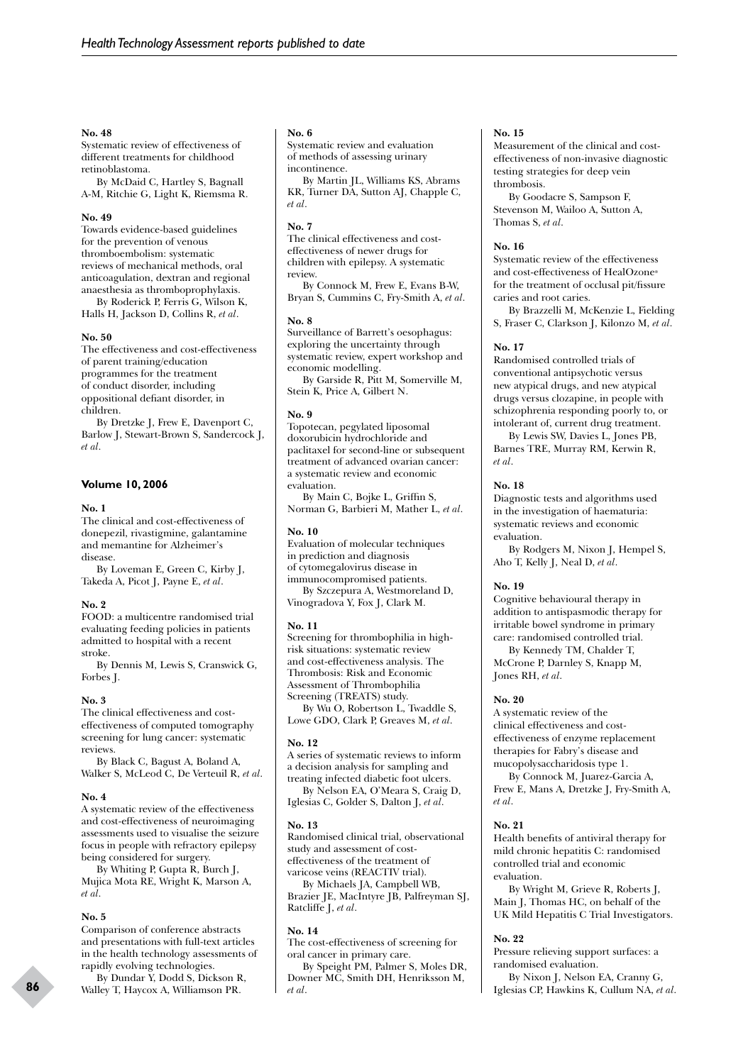**No. 48**
Systematic review of effectiveness of different treatments for childhood retinoblastoma.

By McDaid C, Hartley S, Bagnall A-M, Ritchie G, Light K, Riemsma R.

**No. 49**
Towards evidence-based guidelines for the prevention of venous thromboembolism: systematic reviews of mechanical methods, oral anticoagulation, dextran and regional anaesthesia as thromboprophylaxis.

By Roderick P, Ferris G, Wilson K, Halls H, Jackson D, Collins R, *et al*.

**No. 50**
The effectiveness and cost-effectiveness of parent training/education programmes for the treatment of conduct disorder, including oppositional defiant disorder, in children.

By Dretzke J, Frew E, Davenport C, Barlow J, Stewart-Brown S, Sandercock J, *et al*.

## Volume 10, 2006

**No. 1**
The clinical and cost-effectiveness of donepezil, rivastigmine, galantamine and memantine for Alzheimer's disease.

By Loveman E, Green C, Kirby J, Takeda A, Picot J, Payne E, *et al*.

**No. 2**
FOOD: a multicentre randomised trial evaluating feeding policies in patients admitted to hospital with a recent stroke.

By Dennis M, Lewis S, Cranswick G, Forbes J.

**No. 3**
The clinical effectiveness and cost-effectiveness of computed tomography screening for lung cancer: systematic reviews.

By Black C, Bagust A, Boland A, Walker S, McLeod C, De Verteuil R, *et al*.

**No. 4**
A systematic review of the effectiveness and cost-effectiveness of neuroimaging assessments used to visualise the seizure focus in people with refractory epilepsy being considered for surgery.

By Whiting P, Gupta R, Burch J, Mujica Mota RE, Wright K, Marson A, *et al*.

**No. 5**
Comparison of conference abstracts and presentations with full-text articles in the health technology assessments of rapidly evolving technologies.

By Dundar Y, Dodd S, Dickson R, Walley T, Haycox A, Williamson PR.

**No. 6**
Systematic review and evaluation of methods of assessing urinary incontinence.

By Martin JL, Williams KS, Abrams KR, Turner DA, Sutton AJ, Chapple C, *et al*.

**No. 7**
The clinical effectiveness and cost-effectiveness of newer drugs for children with epilepsy. A systematic review.

By Connock M, Frew E, Evans B-W, Bryan S, Cummins C, Fry-Smith A, *et al*.

**No. 8**
Surveillance of Barrett's oesophagus: exploring the uncertainty through systematic review, expert workshop and economic modelling.

By Garside R, Pitt M, Somerville M, Stein K, Price A, Gilbert N.

**No. 9**
Topotecan, pegylated liposomal doxorubicin hydrochloride and paclitaxel for second-line or subsequent treatment of advanced ovarian cancer: a systematic review and economic evaluation.

By Main C, Bojke L, Griffin S, Norman G, Barbieri M, Mather L, *et al*.

**No. 10**
Evaluation of molecular techniques in prediction and diagnosis of cytomegalovirus disease in immunocompromised patients.

By Szczepura A, Westmoreland D, Vinogradova Y, Fox J, Clark M.

**No. 11**
Screening for thrombophilia in high-risk situations: systematic review and cost-effectiveness analysis. The Thrombosis: Risk and Economic Assessment of Thrombophilia Screening (TREATS) study.

By Wu O, Robertson L, Twaddle S, Lowe GDO, Clark P, Greaves M, *et al*.

**No. 12**
A series of systematic reviews to inform a decision analysis for sampling and treating infected diabetic foot ulcers.

By Nelson EA, O'Meara S, Craig D, Iglesias C, Golder S, Dalton J, *et al*.

**No. 13**
Randomised clinical trial, observational study and assessment of cost-effectiveness of the treatment of varicose veins (REACTIV trial).

By Michaels JA, Campbell WB, Brazier JE, MacIntyre JB, Palfreyman SJ, Ratcliffe J, *et al*.

**No. 14**
The cost-effectiveness of screening for oral cancer in primary care.

By Speight PM, Palmer S, Moles DR, Downer MC, Smith DH, Henriksson M, *et al*.

**No. 15**
Measurement of the clinical and cost-effectiveness of non-invasive diagnostic testing strategies for deep vein thrombosis.

By Goodacre S, Sampson F, Stevenson M, Wailoo A, Sutton A, Thomas S, *et al*.

**No. 16**
Systematic review of the effectiveness and cost-effectiveness of HealOzone® for the treatment of occlusal pit/fissure caries and root caries.

By Brazzelli M, McKenzie L, Fielding S, Fraser C, Clarkson J, Kilonzo M, *et al*.

**No. 17**
Randomised controlled trials of conventional antipsychotic versus new atypical drugs, and new atypical drugs versus clozapine, in people with schizophrenia responding poorly to, or intolerant of, current drug treatment.

By Lewis SW, Davies L, Jones PB, Barnes TRE, Murray RM, Kerwin R, *et al*.

**No. 18**
Diagnostic tests and algorithms used in the investigation of haematuria: systematic reviews and economic evaluation.

By Rodgers M, Nixon J, Hempel S, Aho T, Kelly J, Neal D, *et al*.

**No. 19**
Cognitive behavioural therapy in addition to antispasmodic therapy for irritable bowel syndrome in primary care: randomised controlled trial.

By Kennedy TM, Chalder T, McCrone P, Darnley S, Knapp M, Jones RH, *et al*.

**No. 20**
A systematic review of the clinical effectiveness and cost-effectiveness of enzyme replacement therapies for Fabry's disease and mucopolysaccharidosis type 1.

By Connock M, Juarez-Garcia A, Frew E, Mans A, Dretzke J, Fry-Smith A, *et al*.

**No. 21**
Health benefits of antiviral therapy for mild chronic hepatitis C: randomised controlled trial and economic evaluation.

By Wright M, Grieve R, Roberts J, Main J, Thomas HC, on behalf of the UK Mild Hepatitis C Trial Investigators.

**No. 22**
Pressure relieving support surfaces: a randomised evaluation.

By Nixon J, Nelson EA, Cranny G, Iglesias CP, Hawkins K, Cullum NA, *et al*.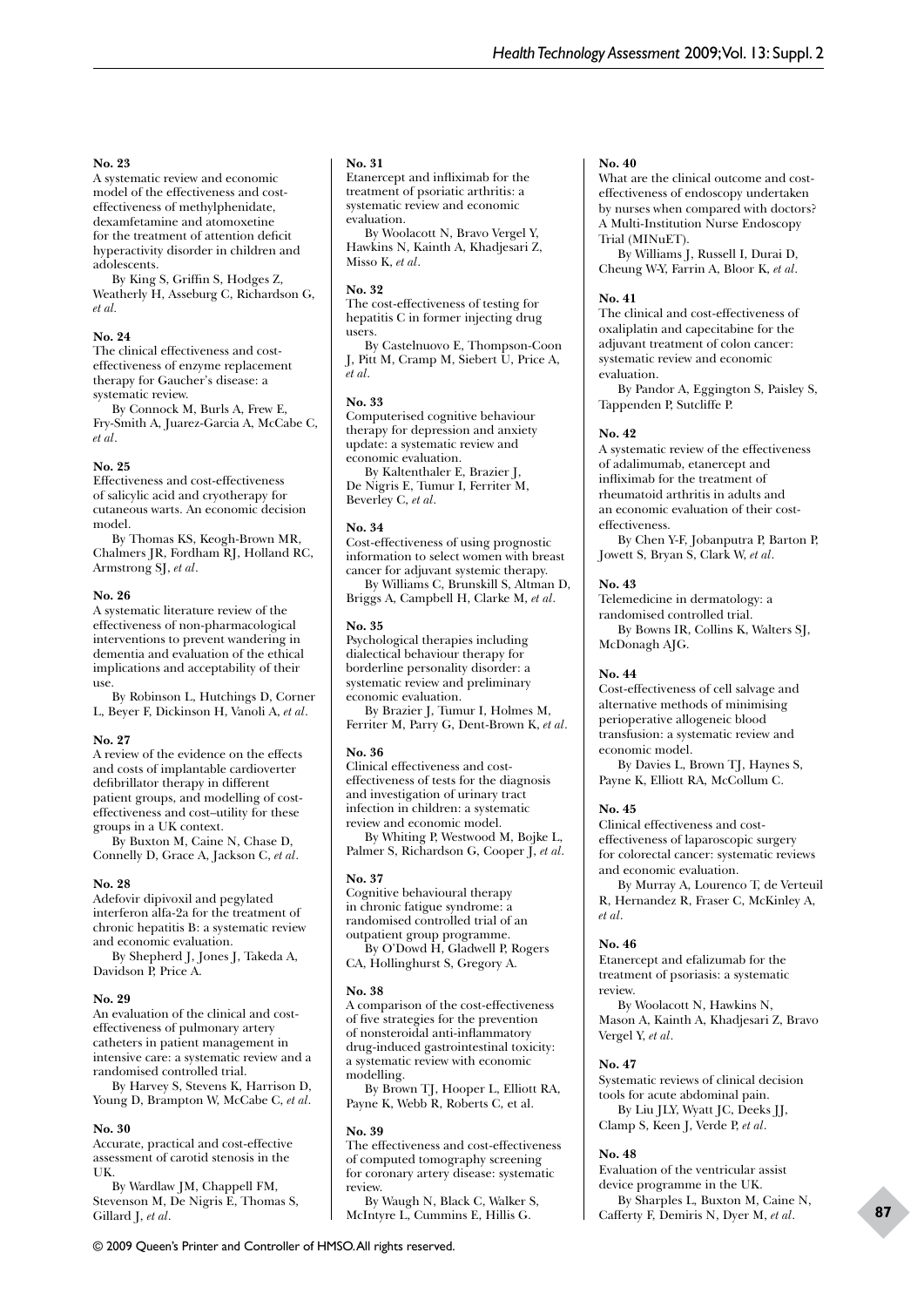**No. 23**
A systematic review and economic model of the effectiveness and cost-effectiveness of methylphenidate, dexamfetamine and atomoxetine for the treatment of attention deficit hyperactivity disorder in children and adolescents.
By King S, Griffin S, Hodges Z, Weatherly H, Asseburg C, Richardson G, *et al*.

**No. 24**
The clinical effectiveness and cost-effectiveness of enzyme replacement therapy for Gaucher's disease: a systematic review.
By Connock M, Burls A, Frew E, Fry-Smith A, Juarez-Garcia A, McCabe C, *et al*.

**No. 25**
Effectiveness and cost-effectiveness of salicylic acid and cryotherapy for cutaneous warts. An economic decision model.
By Thomas KS, Keogh-Brown MR, Chalmers JR, Fordham RJ, Holland RC, Armstrong SJ, *et al*.

**No. 26**
A systematic literature review of the effectiveness of non-pharmacological interventions to prevent wandering in dementia and evaluation of the ethical implications and acceptability of their use.
By Robinson L, Hutchings D, Corner L, Beyer F, Dickinson H, Vanoli A, *et al*.

**No. 27**
A review of the evidence on the effects and costs of implantable cardioverter defibrillator therapy in different patient groups, and modelling of cost-effectiveness and cost–utility for these groups in a UK context.
By Buxton M, Caine N, Chase D, Connelly D, Grace A, Jackson C, *et al*.

**No. 28**
Adefovir dipivoxil and pegylated interferon alfa-2a for the treatment of chronic hepatitis B: a systematic review and economic evaluation.
By Shepherd J, Jones J, Takeda A, Davidson P, Price A.

**No. 29**
An evaluation of the clinical and cost-effectiveness of pulmonary artery catheters in patient management in intensive care: a systematic review and a randomised controlled trial.
By Harvey S, Stevens K, Harrison D, Young D, Brampton W, McCabe C, *et al*.

**No. 30**
Accurate, practical and cost-effective assessment of carotid stenosis in the UK.
By Wardlaw JM, Chappell FM, Stevenson M, De Nigris E, Thomas S, Gillard J, *et al*.

**No. 31**
Etanercept and infliximab for the treatment of psoriatic arthritis: a systematic review and economic evaluation.
By Woolacott N, Bravo Vergel Y, Hawkins N, Kainth A, Khadjesari Z, Misso K, *et al*.

**No. 32**
The cost-effectiveness of testing for hepatitis C in former injecting drug users.
By Castelnuovo E, Thompson-Coon J, Pitt M, Cramp M, Siebert U, Price A, *et al*.

**No. 33**
Computerised cognitive behaviour therapy for depression and anxiety update: a systematic review and economic evaluation.
By Kaltenthaler E, Brazier J, De Nigris E, Tumur I, Ferriter M, Beverley C, *et al*.

**No. 34**
Cost-effectiveness of using prognostic information to select women with breast cancer for adjuvant systemic therapy.
By Williams C, Brunskill S, Altman D, Briggs A, Campbell H, Clarke M, *et al*.

**No. 35**
Psychological therapies including dialectical behaviour therapy for borderline personality disorder: a systematic review and preliminary economic evaluation.
By Brazier J, Tumur I, Holmes M, Ferriter M, Parry G, Dent-Brown K, *et al*.

**No. 36**
Clinical effectiveness and cost-effectiveness of tests for the diagnosis and investigation of urinary tract infection in children: a systematic review and economic model.
By Whiting P, Westwood M, Bojke L, Palmer S, Richardson G, Cooper J, *et al*.

**No. 37**
Cognitive behavioural therapy in chronic fatigue syndrome: a randomised controlled trial of an outpatient group programme.
By O'Dowd H, Gladwell P, Rogers CA, Hollinghurst S, Gregory A.

**No. 38**
A comparison of the cost-effectiveness of five strategies for the prevention of nonsteroidal anti-inflammatory drug-induced gastrointestinal toxicity: a systematic review with economic modelling.
By Brown TJ, Hooper L, Elliott RA, Payne K, Webb R, Roberts C, et al.

**No. 39**
The effectiveness and cost-effectiveness of computed tomography screening for coronary artery disease: systematic review.
By Waugh N, Black C, Walker S, McIntyre L, Cummins E, Hillis G.

**No. 40**
What are the clinical outcome and cost-effectiveness of endoscopy undertaken by nurses when compared with doctors? A Multi-Institution Nurse Endoscopy Trial (MINuET).
By Williams J, Russell I, Durai D, Cheung W-Y, Farrin A, Bloor K, *et al*.

**No. 41**
The clinical and cost-effectiveness of oxaliplatin and capecitabine for the adjuvant treatment of colon cancer: systematic review and economic evaluation.
By Pandor A, Eggington S, Paisley S, Tappenden P, Sutcliffe P.

**No. 42**
A systematic review of the effectiveness of adalimumab, etanercept and infliximab for the treatment of rheumatoid arthritis in adults and an economic evaluation of their cost-effectiveness.
By Chen Y-F, Jobanputra P, Barton P, Jowett S, Bryan S, Clark W, *et al*.

**No. 43**
Telemedicine in dermatology: a randomised controlled trial.
By Bowns IR, Collins K, Walters SJ, McDonagh AJG.

**No. 44**
Cost-effectiveness of cell salvage and alternative methods of minimising perioperative allogeneic blood transfusion: a systematic review and economic model.
By Davies L, Brown TJ, Haynes S, Payne K, Elliott RA, McCollum C.

**No. 45**
Clinical effectiveness and cost-effectiveness of laparoscopic surgery for colorectal cancer: systematic reviews and economic evaluation.
By Murray A, Lourenco T, de Verteuil R, Hernandez R, Fraser C, McKinley A, *et al*.

**No. 46**
Etanercept and efalizumab for the treatment of psoriasis: a systematic review.
By Woolacott N, Hawkins N, Mason A, Kainth A, Khadjesari Z, Bravo Vergel Y, *et al*.

**No. 47**
Systematic reviews of clinical decision tools for acute abdominal pain.
By Liu JLY, Wyatt JC, Deeks JJ, Clamp S, Keen J, Verde P, *et al*.

**No. 48**
Evaluation of the ventricular assist device programme in the UK.
By Sharples L, Buxton M, Caine N, Cafferty F, Demiris N, Dyer M, *et al*.

© 2009 Queen's Printer and Controller of HMSO. All rights reserved.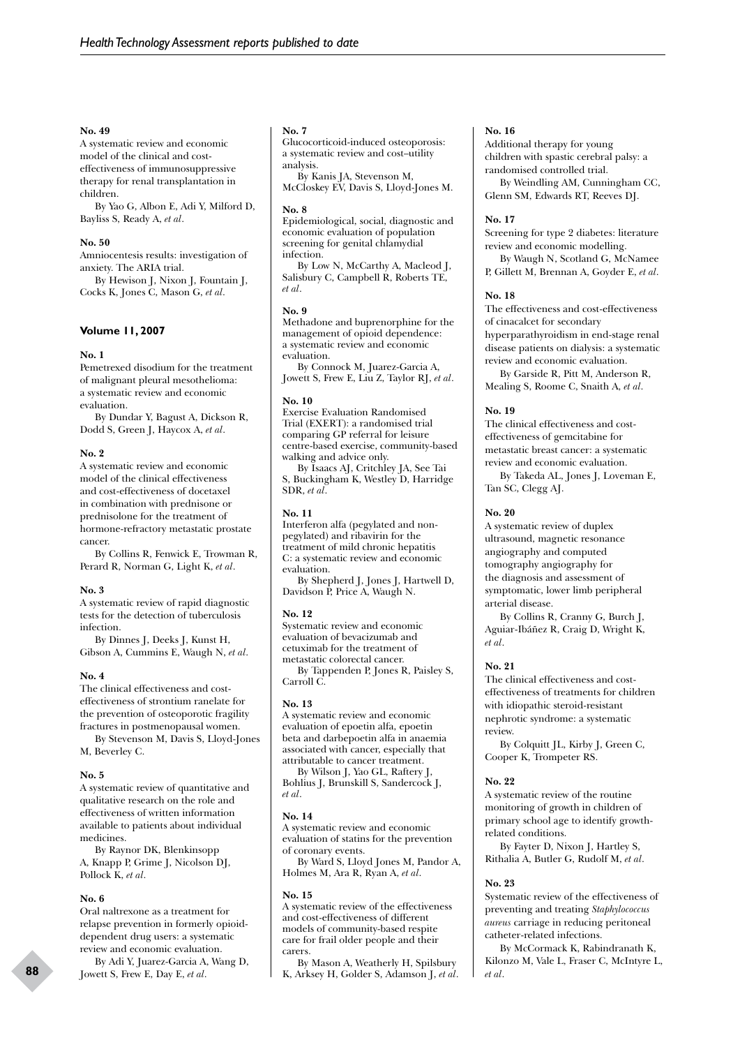**No. 49**
A systematic review and economic model of the clinical and cost-effectiveness of immunosuppressive therapy for renal transplantation in children.

By Yao G, Albon E, Adi Y, Milford D, Bayliss S, Ready A, *et al*.

**No. 50**
Amniocentesis results: investigation of anxiety. The ARIA trial.

By Hewison J, Nixon J, Fountain J, Cocks K, Jones C, Mason G, *et al*.

### Volume 11, 2007

**No. 1**
Pemetrexed disodium for the treatment of malignant pleural mesothelioma: a systematic review and economic evaluation.

By Dundar Y, Bagust A, Dickson R, Dodd S, Green J, Haycox A, *et al*.

**No. 2**
A systematic review and economic model of the clinical effectiveness and cost-effectiveness of docetaxel in combination with prednisone or prednisolone for the treatment of hormone-refractory metastatic prostate cancer.

By Collins R, Fenwick E, Trowman R, Perard R, Norman G, Light K, *et al*.

**No. 3**
A systematic review of rapid diagnostic tests for the detection of tuberculosis infection.

By Dinnes J, Deeks J, Kunst H, Gibson A, Cummins E, Waugh N, *et al*.

**No. 4**
The clinical effectiveness and cost-effectiveness of strontium ranelate for the prevention of osteoporotic fragility fractures in postmenopausal women.

By Stevenson M, Davis S, Lloyd-Jones M, Beverley C.

**No. 5**
A systematic review of quantitative and qualitative research on the role and effectiveness of written information available to patients about individual medicines.

By Raynor DK, Blenkinsopp A, Knapp P, Grime J, Nicolson DJ, Pollock K, *et al*.

**No. 6**
Oral naltrexone as a treatment for relapse prevention in formerly opioid-dependent drug users: a systematic review and economic evaluation.

By Adi Y, Juarez-Garcia A, Wang D, Jowett S, Frew E, Day E, *et al*.

**No. 7**
Glucocorticoid-induced osteoporosis: a systematic review and cost–utility analysis.

By Kanis JA, Stevenson M, McCloskey EV, Davis S, Lloyd-Jones M.

**No. 8**
Epidemiological, social, diagnostic and economic evaluation of population screening for genital chlamydial infection.

By Low N, McCarthy A, Macleod J, Salisbury C, Campbell R, Roberts TE, *et al*.

**No. 9**
Methadone and buprenorphine for the management of opioid dependence: a systematic review and economic evaluation.

By Connock M, Juarez-Garcia A, Jowett S, Frew E, Liu Z, Taylor RJ, *et al*.

**No. 10**
Exercise Evaluation Randomised Trial (EXERT): a randomised trial comparing GP referral for leisure centre-based exercise, community-based walking and advice only.

By Isaacs AJ, Critchley JA, See Tai S, Buckingham K, Westley D, Harridge SDR, *et al*.

**No. 11**
Interferon alfa (pegylated and non-pegylated) and ribavirin for the treatment of mild chronic hepatitis C: a systematic review and economic evaluation.

By Shepherd J, Jones J, Hartwell D, Davidson P, Price A, Waugh N.

**No. 12**
Systematic review and economic evaluation of bevacizumab and cetuximab for the treatment of metastatic colorectal cancer.

By Tappenden P, Jones R, Paisley S, Carroll C.

**No. 13**
A systematic review and economic evaluation of epoetin alfa, epoetin beta and darbepoetin alfa in anaemia associated with cancer, especially that attributable to cancer treatment.

By Wilson J, Yao GL, Raftery J, Bohlius J, Brunskill S, Sandercock J, *et al*.

**No. 14**
A systematic review and economic evaluation of statins for the prevention of coronary events.

By Ward S, Lloyd Jones M, Pandor A, Holmes M, Ara R, Ryan A, *et al*.

**No. 15**
A systematic review of the effectiveness and cost-effectiveness of different models of community-based respite care for frail older people and their carers.

By Mason A, Weatherly H, Spilsbury K, Arksey H, Golder S, Adamson J, *et al*.

**No. 16**
Additional therapy for young children with spastic cerebral palsy: a randomised controlled trial.

By Weindling AM, Cunningham CC, Glenn SM, Edwards RT, Reeves DJ.

**No. 17**
Screening for type 2 diabetes: literature review and economic modelling.

By Waugh N, Scotland G, McNamee P, Gillett M, Brennan A, Goyder E, *et al*.

**No. 18**
The effectiveness and cost-effectiveness of cinacalcet for secondary hyperparathyroidism in end-stage renal disease patients on dialysis: a systematic review and economic evaluation.

By Garside R, Pitt M, Anderson R, Mealing S, Roome C, Snaith A, *et al*.

**No. 19**
The clinical effectiveness and cost-effectiveness of gemcitabine for metastatic breast cancer: a systematic review and economic evaluation.

By Takeda AL, Jones J, Loveman E, Tan SC, Clegg AJ.

**No. 20**
A systematic review of duplex ultrasound, magnetic resonance angiography and computed tomography angiography for the diagnosis and assessment of symptomatic, lower limb peripheral arterial disease.

By Collins R, Cranny G, Burch J, Aguiar-Ibáñez R, Craig D, Wright K, *et al*.

**No. 21**
The clinical effectiveness and cost-effectiveness of treatments for children with idiopathic steroid-resistant nephrotic syndrome: a systematic review.

By Colquitt JL, Kirby J, Green C, Cooper K, Trompeter RS.

**No. 22**
A systematic review of the routine monitoring of growth in children of primary school age to identify growth-related conditions.

By Fayter D, Nixon J, Hartley S, Rithalia A, Butler G, Rudolf M, *et al*.

**No. 23**
Systematic review of the effectiveness of preventing and treating *Staphylococcus aureus* carriage in reducing peritoneal catheter-related infections.

By McCormack K, Rabindranath K, Kilonzo M, Vale L, Fraser C, McIntyre L, *et al*.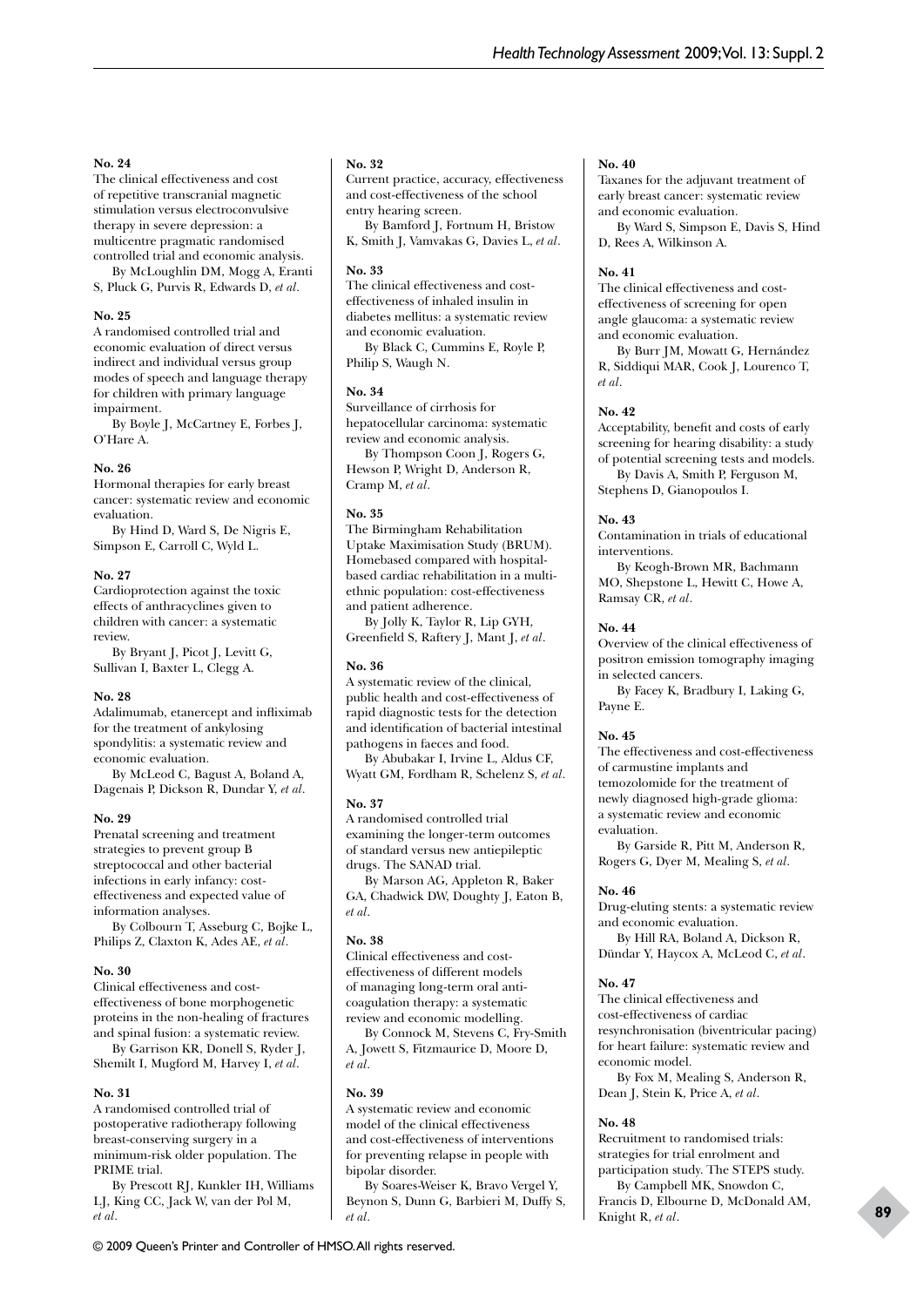**No. 24**
The clinical effectiveness and cost of repetitive transcranial magnetic stimulation versus electroconvulsive therapy in severe depression: a multicentre pragmatic randomised controlled trial and economic analysis.

By McLoughlin DM, Mogg A, Eranti S, Pluck G, Purvis R, Edwards D, *et al*.

**No. 25**
A randomised controlled trial and economic evaluation of direct versus indirect and individual versus group modes of speech and language therapy for children with primary language impairment.

By Boyle J, McCartney E, Forbes J, O'Hare A.

**No. 26**
Hormonal therapies for early breast cancer: systematic review and economic evaluation.

By Hind D, Ward S, De Nigris E, Simpson E, Carroll C, Wyld L.

**No. 27**
Cardioprotection against the toxic effects of anthracyclines given to children with cancer: a systematic review.

By Bryant J, Picot J, Levitt G, Sullivan I, Baxter L, Clegg A.

**No. 28**
Adalimumab, etanercept and infliximab for the treatment of ankylosing spondylitis: a systematic review and economic evaluation.

By McLeod C, Bagust A, Boland A, Dagenais P, Dickson R, Dundar Y, *et al*.

**No. 29**
Prenatal screening and treatment strategies to prevent group B streptococcal and other bacterial infections in early infancy: cost-effectiveness and expected value of information analyses.

By Colbourn T, Asseburg C, Bojke L, Philips Z, Claxton K, Ades AE, *et al*.

**No. 30**
Clinical effectiveness and cost-effectiveness of bone morphogenetic proteins in the non-healing of fractures and spinal fusion: a systematic review.

By Garrison KR, Donell S, Ryder J, Shemilt I, Mugford M, Harvey I, *et al*.

**No. 31**
A randomised controlled trial of postoperative radiotherapy following breast-conserving surgery in a minimum-risk older population. The PRIME trial.

By Prescott RJ, Kunkler IH, Williams LJ, King CC, Jack W, van der Pol M, *et al*.

**No. 32**
Current practice, accuracy, effectiveness and cost-effectiveness of the school entry hearing screen.

By Bamford J, Fortnum H, Bristow K, Smith J, Vamvakas G, Davies L, *et al*.

**No. 33**
The clinical effectiveness and cost-effectiveness of inhaled insulin in diabetes mellitus: a systematic review and economic evaluation.

By Black C, Cummins E, Royle P, Philip S, Waugh N.

**No. 34**
Surveillance of cirrhosis for hepatocellular carcinoma: systematic review and economic analysis.

By Thompson Coon J, Rogers G, Hewson P, Wright D, Anderson R, Cramp M, *et al*.

**No. 35**
The Birmingham Rehabilitation Uptake Maximisation Study (BRUM). Homebased compared with hospital-based cardiac rehabilitation in a multi-ethnic population: cost-effectiveness and patient adherence.

By Jolly K, Taylor R, Lip GYH, Greenfield S, Raftery J, Mant J, *et al*.

**No. 36**
A systematic review of the clinical, public health and cost-effectiveness of rapid diagnostic tests for the detection and identification of bacterial intestinal pathogens in faeces and food.

By Abubakar I, Irvine L, Aldus CF, Wyatt GM, Fordham R, Schelenz S, *et al*.

**No. 37**
A randomised controlled trial examining the longer-term outcomes of standard versus new antiepileptic drugs. The SANAD trial.

By Marson AG, Appleton R, Baker GA, Chadwick DW, Doughty J, Eaton B, *et al*.

**No. 38**
Clinical effectiveness and cost-effectiveness of different models of managing long-term oral anti-coagulation therapy: a systematic review and economic modelling.

By Connock M, Stevens C, Fry-Smith A, Jowett S, Fitzmaurice D, Moore D, *et al*.

**No. 39**
A systematic review and economic model of the clinical effectiveness and cost-effectiveness of interventions for preventing relapse in people with bipolar disorder.

By Soares-Weiser K, Bravo Vergel Y, Beynon S, Dunn G, Barbieri M, Duffy S, *et al*.

**No. 40**
Taxanes for the adjuvant treatment of early breast cancer: systematic review and economic evaluation.

By Ward S, Simpson E, Davis S, Hind D, Rees A, Wilkinson A.

**No. 41**
The clinical effectiveness and cost-effectiveness of screening for open angle glaucoma: a systematic review and economic evaluation.

By Burr JM, Mowatt G, Hernández R, Siddiqui MAR, Cook J, Lourenco T, *et al*.

**No. 42**
Acceptability, benefit and costs of early screening for hearing disability: a study of potential screening tests and models.

By Davis A, Smith P, Ferguson M, Stephens D, Gianopoulos I.

**No. 43**
Contamination in trials of educational interventions.

By Keogh-Brown MR, Bachmann MO, Shepstone L, Hewitt C, Howe A, Ramsay CR, *et al*.

**No. 44**
Overview of the clinical effectiveness of positron emission tomography imaging in selected cancers.

By Facey K, Bradbury I, Laking G, Payne E.

**No. 45**
The effectiveness and cost-effectiveness of carmustine implants and temozolomide for the treatment of newly diagnosed high-grade glioma: a systematic review and economic evaluation.

By Garside R, Pitt M, Anderson R, Rogers G, Dyer M, Mealing S, *et al*.

**No. 46**
Drug-eluting stents: a systematic review and economic evaluation.

By Hill RA, Boland A, Dickson R, Dündar Y, Haycox A, McLeod C, *et al*.

**No. 47**
The clinical effectiveness and cost-effectiveness of cardiac resynchronisation (biventricular pacing) for heart failure: systematic review and economic model.

By Fox M, Mealing S, Anderson R, Dean J, Stein K, Price A, *et al*.

**No. 48**
Recruitment to randomised trials: strategies for trial enrolment and participation study. The STEPS study.

By Campbell MK, Snowdon C, Francis D, Elbourne D, McDonald AM, Knight R, *et al*.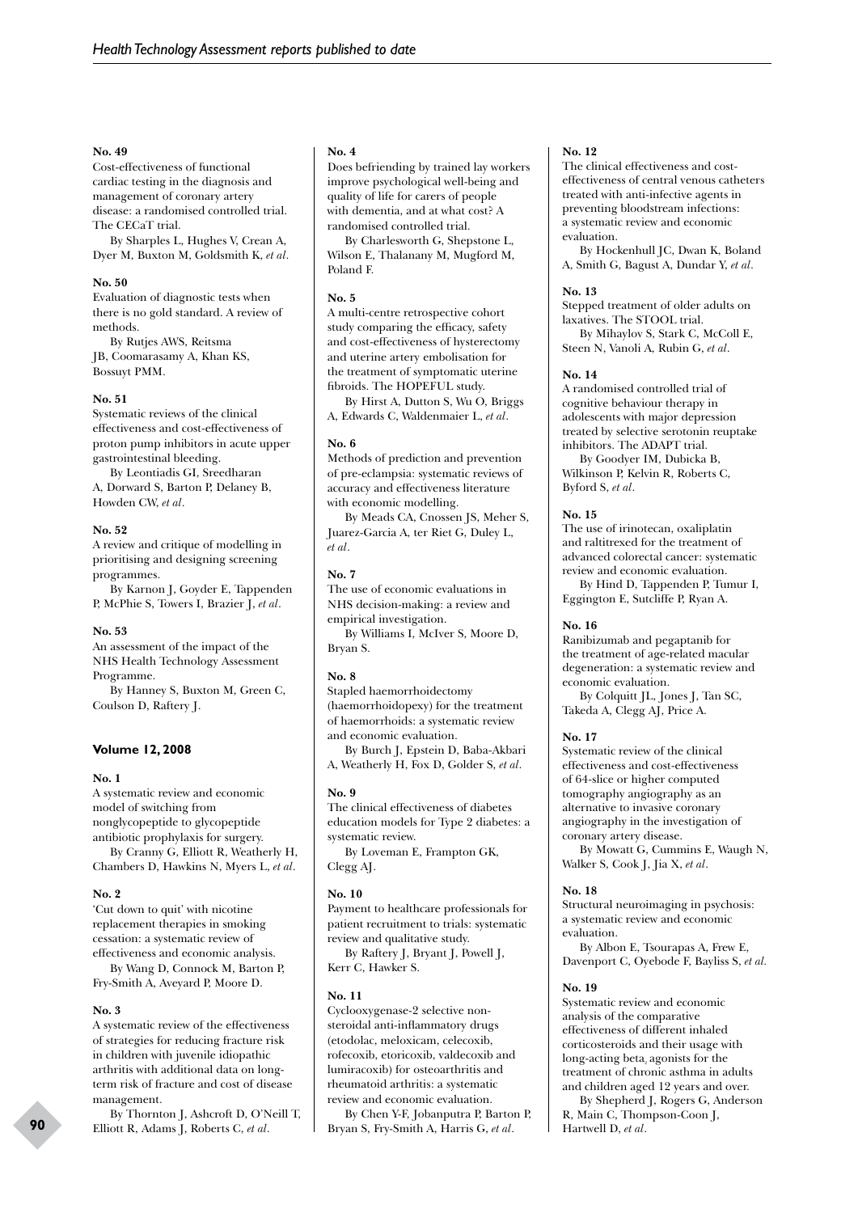**No. 49**
Cost-effectiveness of functional cardiac testing in the diagnosis and management of coronary artery disease: a randomised controlled trial. The CECaT trial.

By Sharples L, Hughes V, Crean A, Dyer M, Buxton M, Goldsmith K, *et al*.

**No. 50**
Evaluation of diagnostic tests when there is no gold standard. A review of methods.

By Rutjes AWS, Reitsma JB, Coomarasamy A, Khan KS, Bossuyt PMM.

**No. 51**
Systematic reviews of the clinical effectiveness and cost-effectiveness of proton pump inhibitors in acute upper gastrointestinal bleeding.

By Leontiadis GI, Sreedharan A, Dorward S, Barton P, Delaney B, Howden CW, *et al*.

**No. 52**
A review and critique of modelling in prioritising and designing screening programmes.

By Karnon J, Goyder E, Tappenden P, McPhie S, Towers I, Brazier J, *et al*.

**No. 53**
An assessment of the impact of the NHS Health Technology Assessment Programme.

By Hanney S, Buxton M, Green C, Coulson D, Raftery J.

### Volume 12, 2008

**No. 1**
A systematic review and economic model of switching from nonglycopeptide to glycopeptide antibiotic prophylaxis for surgery.

By Cranny G, Elliott R, Weatherly H, Chambers D, Hawkins N, Myers L, *et al*.

**No. 2**
'Cut down to quit' with nicotine replacement therapies in smoking cessation: a systematic review of effectiveness and economic analysis.

By Wang D, Connock M, Barton P, Fry-Smith A, Aveyard P, Moore D.

**No. 3**
A systematic review of the effectiveness of strategies for reducing fracture risk in children with juvenile idiopathic arthritis with additional data on long-term risk of fracture and cost of disease management.

By Thornton J, Ashcroft D, O'Neill T, Elliott R, Adams J, Roberts C, *et al*.

**No. 4**
Does befriending by trained lay workers improve psychological well-being and quality of life for carers of people with dementia, and at what cost? A randomised controlled trial.

By Charlesworth G, Shepstone L, Wilson E, Thalanany M, Mugford M, Poland F.

**No. 5**
A multi-centre retrospective cohort study comparing the efficacy, safety and cost-effectiveness of hysterectomy and uterine artery embolisation for the treatment of symptomatic uterine fibroids. The HOPEFUL study.

By Hirst A, Dutton S, Wu O, Briggs A, Edwards C, Waldenmaier L, *et al*.

**No. 6**
Methods of prediction and prevention of pre-eclampsia: systematic reviews of accuracy and effectiveness literature with economic modelling.

By Meads CA, Cnossen JS, Meher S, Juarez-Garcia A, ter Riet G, Duley L, *et al*.

**No. 7**
The use of economic evaluations in NHS decision-making: a review and empirical investigation.

By Williams I, McIver S, Moore D, Bryan S.

**No. 8**
Stapled haemorrhoidectomy (haemorrhoidopexy) for the treatment of haemorrhoids: a systematic review and economic evaluation.

By Burch J, Epstein D, Baba-Akbari A, Weatherly H, Fox D, Golder S, *et al*.

**No. 9**
The clinical effectiveness of diabetes education models for Type 2 diabetes: a systematic review.

By Loveman E, Frampton GK, Clegg AJ.

**No. 10**
Payment to healthcare professionals for patient recruitment to trials: systematic review and qualitative study.

By Raftery J, Bryant J, Powell J, Kerr C, Hawker S.

**No. 11**
Cyclooxygenase-2 selective non-steroidal anti-inflammatory drugs (etodolac, meloxicam, celecoxib, rofecoxib, etoricoxib, valdecoxib and lumiracoxib) for osteoarthritis and rheumatoid arthritis: a systematic review and economic evaluation.

By Chen Y-F, Jobanputra P, Barton P, Bryan S, Fry-Smith A, Harris G, *et al*.

**No. 12**
The clinical effectiveness and cost-effectiveness of central venous catheters treated with anti-infective agents in preventing bloodstream infections: a systematic review and economic evaluation.

By Hockenhull JC, Dwan K, Boland A, Smith G, Bagust A, Dundar Y, *et al*.

**No. 13**
Stepped treatment of older adults on laxatives. The STOOL trial.

By Mihaylov S, Stark C, McColl E, Steen N, Vanoli A, Rubin G, *et al*.

**No. 14**
A randomised controlled trial of cognitive behaviour therapy in adolescents with major depression treated by selective serotonin reuptake inhibitors. The ADAPT trial.

By Goodyer IM, Dubicka B, Wilkinson P, Kelvin R, Roberts C, Byford S, *et al*.

**No. 15**
The use of irinotecan, oxaliplatin and raltitrexed for the treatment of advanced colorectal cancer: systematic review and economic evaluation.

By Hind D, Tappenden P, Tumur I, Eggington E, Sutcliffe P, Ryan A.

**No. 16**
Ranibizumab and pegaptanib for the treatment of age-related macular degeneration: a systematic review and economic evaluation.

By Colquitt JL, Jones J, Tan SC, Takeda A, Clegg AJ, Price A.

**No. 17**
Systematic review of the clinical effectiveness and cost-effectiveness of 64-slice or higher computed tomography angiography as an alternative to invasive coronary angiography in the investigation of coronary artery disease.

By Mowatt G, Cummins E, Waugh N, Walker S, Cook J, Jia X, *et al*.

**No. 18**
Structural neuroimaging in psychosis: a systematic review and economic evaluation.

By Albon E, Tsourapas A, Frew E, Davenport C, Oyebode F, Bayliss S, *et al.*

**No. 19**
Systematic review and economic analysis of the comparative effectiveness of different inhaled corticosteroids and their usage with long-acting beta$_2$ agonists for the treatment of chronic asthma in adults and children aged 12 years and over.

By Shepherd J, Rogers G, Anderson R, Main C, Thompson-Coon J, Hartwell D, *et al*.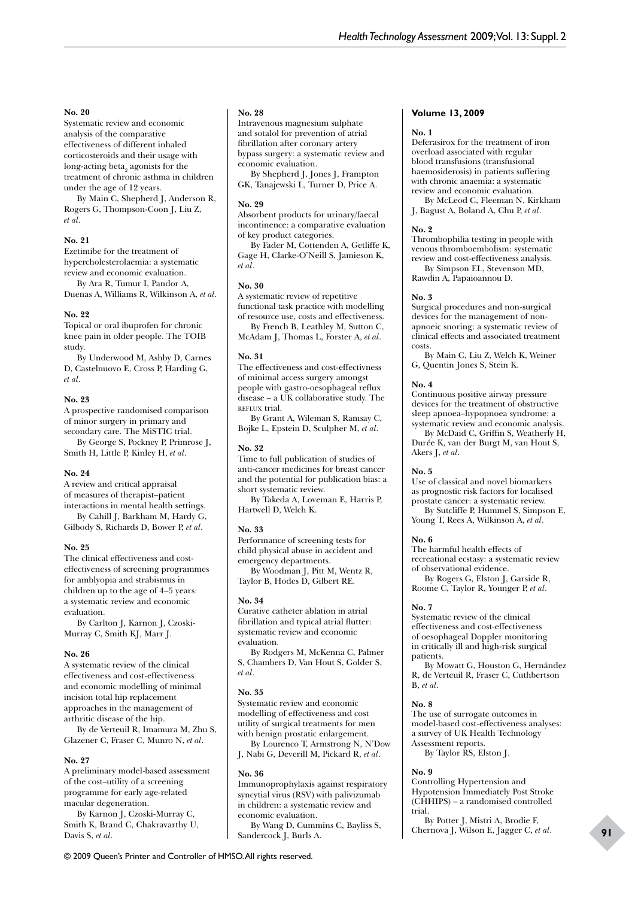**No. 20**
Systematic review and economic analysis of the comparative effectiveness of different inhaled corticosteroids and their usage with long-acting $beta_2$ agonists for the treatment of chronic asthma in children under the age of 12 years.

By Main C, Shepherd J, Anderson R, Rogers G, Thompson-Coon J, Liu Z, *et al*.

**No. 21**
Ezetimibe for the treatment of hypercholesterolaemia: a systematic review and economic evaluation.

By Ara R, Tumur I, Pandor A, Duenas A, Williams R, Wilkinson A, *et al*.

**No. 22**
Topical or oral ibuprofen for chronic knee pain in older people. The TOIB study.

By Underwood M, Ashby D, Carnes D, Castelnuovo E, Cross P, Harding G, *et al*.

**No. 23**
A prospective randomised comparison of minor surgery in primary and secondary care. The MiSTIC trial.

By George S, Pockney P, Primrose J, Smith H, Little P, Kinley H, *et al*.

**No. 24**
A review and critical appraisal of measures of therapist–patient interactions in mental health settings.

By Cahill J, Barkham M, Hardy G, Gilbody S, Richards D, Bower P, *et al*.

**No. 25**
The clinical effectiveness and cost-effectiveness of screening programmes for amblyopia and strabismus in children up to the age of 4–5 years: a systematic review and economic evaluation.

By Carlton J, Karnon J, Czoski-Murray C, Smith KJ, Marr J.

**No. 26**
A systematic review of the clinical effectiveness and cost-effectiveness and economic modelling of minimal incision total hip replacement approaches in the management of arthritic disease of the hip.

By de Verteuil R, Imamura M, Zhu S, Glazener C, Fraser C, Munro N, *et al*.

**No. 27**
A preliminary model-based assessment of the cost–utility of a screening programme for early age-related macular degeneration.

By Karnon J, Czoski-Murray C, Smith K, Brand C, Chakravarthy U, Davis S, *et al*.

**No. 28**
Intravenous magnesium sulphate and sotalol for prevention of atrial fibrillation after coronary artery bypass surgery: a systematic review and economic evaluation.

By Shepherd J, Jones J, Frampton GK, Tanajewski L, Turner D, Price A.

**No. 29**
Absorbent products for urinary/faecal incontinence: a comparative evaluation of key product categories.

By Fader M, Cottenden A, Getliffe K, Gage H, Clarke-O'Neill S, Jamieson K, *et al*.

**No. 30**
A systematic review of repetitive functional task practice with modelling of resource use, costs and effectiveness.

By French B, Leathley M, Sutton C, McAdam J, Thomas L, Forster A, *et al*.

**No. 31**
The effectiveness and cost-effectivness of minimal access surgery amongst people with gastro-oesophageal reflux disease – a UK collaborative study. The REFLUX trial.

By Grant A, Wileman S, Ramsay C, Bojke L, Epstein D, Sculpher M, *et al*.

**No. 32**
Time to full publication of studies of anti-cancer medicines for breast cancer and the potential for publication bias: a short systematic review.

By Takeda A, Loveman E, Harris P, Hartwell D, Welch K.

**No. 33**
Performance of screening tests for child physical abuse in accident and emergency departments.

By Woodman J, Pitt M, Wentz R, Taylor B, Hodes D, Gilbert RE.

**No. 34**
Curative catheter ablation in atrial fibrillation and typical atrial flutter: systematic review and economic evaluation.

By Rodgers M, McKenna C, Palmer S, Chambers D, Van Hout S, Golder S, *et al*.

**No. 35**
Systematic review and economic modelling of effectiveness and cost utility of surgical treatments for men with benign prostatic enlargement.

By Lourenco T, Armstrong N, N'Dow J, Nabi G, Deverill M, Pickard R, *et al*.

**No. 36**
Immunoprophylaxis against respiratory syncytial virus (RSV) with palivizumab in children: a systematic review and economic evaluation.

By Wang D, Cummins C, Bayliss S, Sandercock J, Burls A.

## Volume 13, 2009

**No. 1**
Deferasirox for the treatment of iron overload associated with regular blood transfusions (transfusional haemosiderosis) in patients suffering with chronic anaemia: a systematic review and economic evaluation.

By McLeod C, Fleeman N, Kirkham J, Bagust A, Boland A, Chu P, *et al*.

**No. 2**
Thrombophilia testing in people with venous thromboembolism: systematic review and cost-effectiveness analysis.

By Simpson EL, Stevenson MD, Rawdin A, Papaioannou D.

**No. 3**
Surgical procedures and non-surgical devices for the management of non-apnoeic snoring: a systematic review of clinical effects and associated treatment costs.

By Main C, Liu Z, Welch K, Weiner G, Quentin Jones S, Stein K.

**No. 4**
Continuous positive airway pressure devices for the treatment of obstructive sleep apnoea–hypopnoea syndrome: a systematic review and economic analysis.

By McDaid C, Griffin S, Weatherly H, Durée K, van der Burgt M, van Hout S, Akers J, *et al*.

**No. 5**
Use of classical and novel biomarkers as prognostic risk factors for localised prostate cancer: a systematic review.

By Sutcliffe P, Hummel S, Simpson E, Young T, Rees A, Wilkinson A, *et al*.

**No. 6**
The harmful health effects of recreational ecstasy: a systematic review of observational evidence.

By Rogers G, Elston J, Garside R, Roome C, Taylor R, Younger P, *et al*.

**No. 7**
Systematic review of the clinical effectiveness and cost-effectiveness of oesophageal Doppler monitoring in critically ill and high-risk surgical patients.

By Mowatt G, Houston G, Hernández R, de Verteuil R, Fraser C, Cuthbertson B, *et al*.

**No. 8**
The use of surrogate outcomes in model-based cost-effectiveness analyses: a survey of UK Health Technology Assessment reports.

By Taylor RS, Elston J.

**No. 9**
Controlling Hypertension and Hypotension Immediately Post Stroke (CHHIPS) – a randomised controlled trial.

By Potter J, Mistri A, Brodie F, Chernova J, Wilson E, Jagger C, *et al*.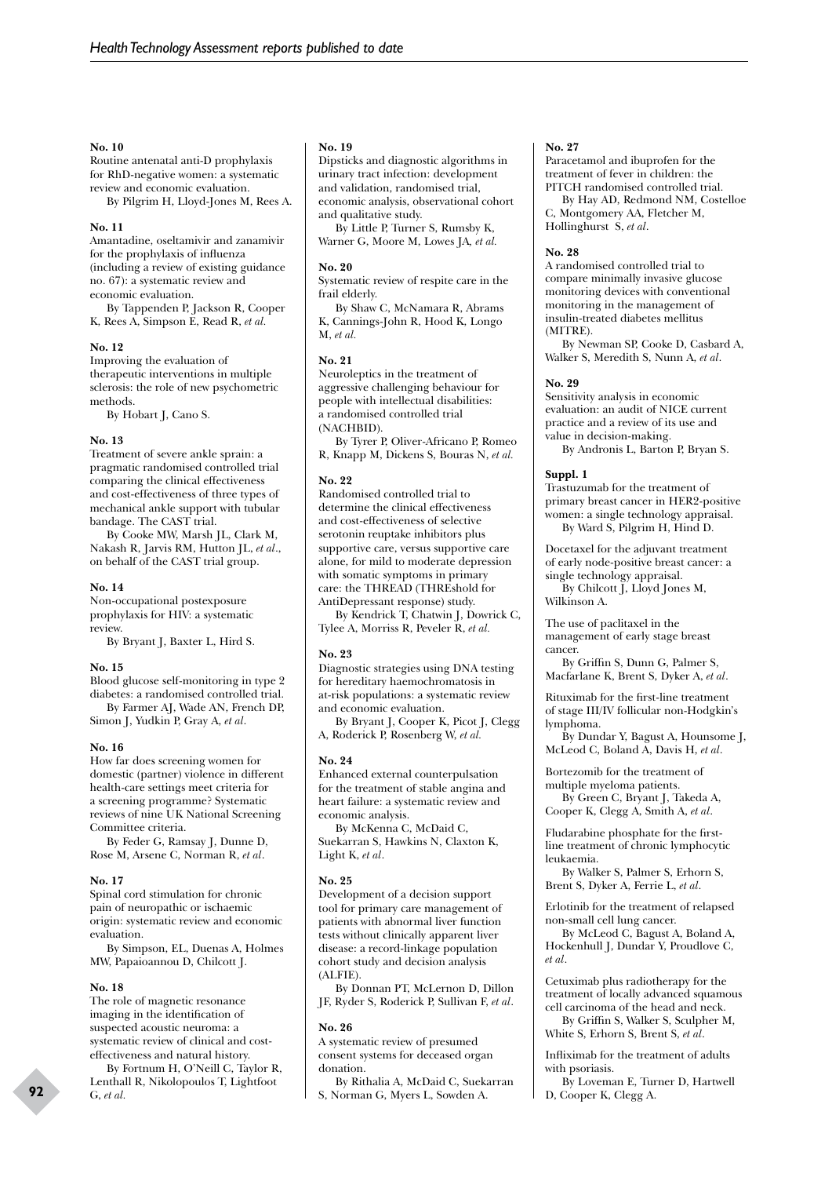**No. 10**
Routine antenatal anti-D prophylaxis for RhD-negative women: a systematic review and economic evaluation.
By Pilgrim H, Lloyd-Jones M, Rees A.

**No. 11**
Amantadine, oseltamivir and zanamivir for the prophylaxis of influenza (including a review of existing guidance no. 67): a systematic review and economic evaluation.
By Tappenden P, Jackson R, Cooper K, Rees A, Simpson E, Read R, *et al.*

**No. 12**
Improving the evaluation of therapeutic interventions in multiple sclerosis: the role of new psychometric methods.
By Hobart J, Cano S.

**No. 13**
Treatment of severe ankle sprain: a pragmatic randomised controlled trial comparing the clinical effectiveness and cost-effectiveness of three types of mechanical ankle support with tubular bandage. The CAST trial.
By Cooke MW, Marsh JL, Clark M, Nakash R, Jarvis RM, Hutton JL, *et al*., on behalf of the CAST trial group.

**No. 14**
Non-occupational postexposure prophylaxis for HIV: a systematic review.
By Bryant J, Baxter L, Hird S.

**No. 15**
Blood glucose self-monitoring in type 2 diabetes: a randomised controlled trial.
By Farmer AJ, Wade AN, French DP, Simon J, Yudkin P, Gray A, *et al*.

**No. 16**
How far does screening women for domestic (partner) violence in different health-care settings meet criteria for a screening programme? Systematic reviews of nine UK National Screening Committee criteria.
By Feder G, Ramsay J, Dunne D, Rose M, Arsene C, Norman R, *et al*.

**No. 17**
Spinal cord stimulation for chronic pain of neuropathic or ischaemic origin: systematic review and economic evaluation.
By Simpson, EL, Duenas A, Holmes MW, Papaioannou D, Chilcott J.

**No. 18**
The role of magnetic resonance imaging in the identification of suspected acoustic neuroma: a systematic review of clinical and cost-effectiveness and natural history.
By Fortnum H, O'Neill C, Taylor R, Lenthall R, Nikolopoulos T, Lightfoot G, *et al.*

**No. 19**
Dipsticks and diagnostic algorithms in urinary tract infection: development and validation, randomised trial, economic analysis, observational cohort and qualitative study.
By Little P, Turner S, Rumsby K, Warner G, Moore M, Lowes JA, *et al.*

**No. 20**
Systematic review of respite care in the frail elderly.
By Shaw C, McNamara R, Abrams K, Cannings-John R, Hood K, Longo M, *et al.*

**No. 21**
Neuroleptics in the treatment of aggressive challenging behaviour for people with intellectual disabilities: a randomised controlled trial (NACHBID).
By Tyrer P, Oliver-Africano P, Romeo R, Knapp M, Dickens S, Bouras N, *et al.*

**No. 22**
Randomised controlled trial to determine the clinical effectiveness and cost-effectiveness of selective serotonin reuptake inhibitors plus supportive care, versus supportive care alone, for mild to moderate depression with somatic symptoms in primary care: the THREAD (THREshold for AntiDepressant response) study.
By Kendrick T, Chatwin J, Dowrick C, Tylee A, Morriss R, Peveler R, *et al.*

**No. 23**
Diagnostic strategies using DNA testing for hereditary haemochromatosis in at-risk populations: a systematic review and economic evaluation.
By Bryant J, Cooper K, Picot J, Clegg A, Roderick P, Rosenberg W, *et al.*

**No. 24**
Enhanced external counterpulsation for the treatment of stable angina and heart failure: a systematic review and economic analysis.
By McKenna C, McDaid C, Suekarran S, Hawkins N, Claxton K, Light K, *et al*.

**No. 25**
Development of a decision support tool for primary care management of patients with abnormal liver function tests without clinically apparent liver disease: a record-linkage population cohort study and decision analysis (ALFIE).
By Donnan PT, McLernon D, Dillon JF, Ryder S, Roderick P, Sullivan F, *et al*.

**No. 26**
A systematic review of presumed consent systems for deceased organ donation.
By Rithalia A, McDaid C, Suekarran S, Norman G, Myers L, Sowden A.

**No. 27**
Paracetamol and ibuprofen for the treatment of fever in children: the PITCH randomised controlled trial.
By Hay AD, Redmond NM, Costelloe C, Montgomery AA, Fletcher M, Hollinghurst S, *et al*.

**No. 28**
A randomised controlled trial to compare minimally invasive glucose monitoring devices with conventional monitoring in the management of insulin-treated diabetes mellitus (MITRE).
By Newman SP, Cooke D, Casbard A, Walker S, Meredith S, Nunn A, *et al*.

**No. 29**
Sensitivity analysis in economic evaluation: an audit of NICE current practice and a review of its use and value in decision-making.
By Andronis L, Barton P, Bryan S.

**Suppl. 1**
Trastuzumab for the treatment of primary breast cancer in HER2-positive women: a single technology appraisal.
By Ward S, Pilgrim H, Hind D.

Docetaxel for the adjuvant treatment of early node-positive breast cancer: a single technology appraisal.
By Chilcott J, Lloyd Jones M, Wilkinson A.

The use of paclitaxel in the management of early stage breast cancer.
By Griffin S, Dunn G, Palmer S, Macfarlane K, Brent S, Dyker A, *et al*.

Rituximab for the first-line treatment of stage III/IV follicular non-Hodgkin's lymphoma.
By Dundar Y, Bagust A, Hounsome J, McLeod C, Boland A, Davis H, *et al*.

Bortezomib for the treatment of multiple myeloma patients.
By Green C, Bryant J, Takeda A, Cooper K, Clegg A, Smith A, *et al*.

Fludarabine phosphate for the first-line treatment of chronic lymphocytic leukaemia.
By Walker S, Palmer S, Erhorn S, Brent S, Dyker A, Ferrie L, *et al*.

Erlotinib for the treatment of relapsed non-small cell lung cancer.
By McLeod C, Bagust A, Boland A, Hockenhull J, Dundar Y, Proudlove C, *et al*.

Cetuximab plus radiotherapy for the treatment of locally advanced squamous cell carcinoma of the head and neck.
By Griffin S, Walker S, Sculpher M, White S, Erhorn S, Brent S, *et al*.

Infliximab for the treatment of adults with psoriasis.
By Loveman E, Turner D, Hartwell D, Cooper K, Clegg A.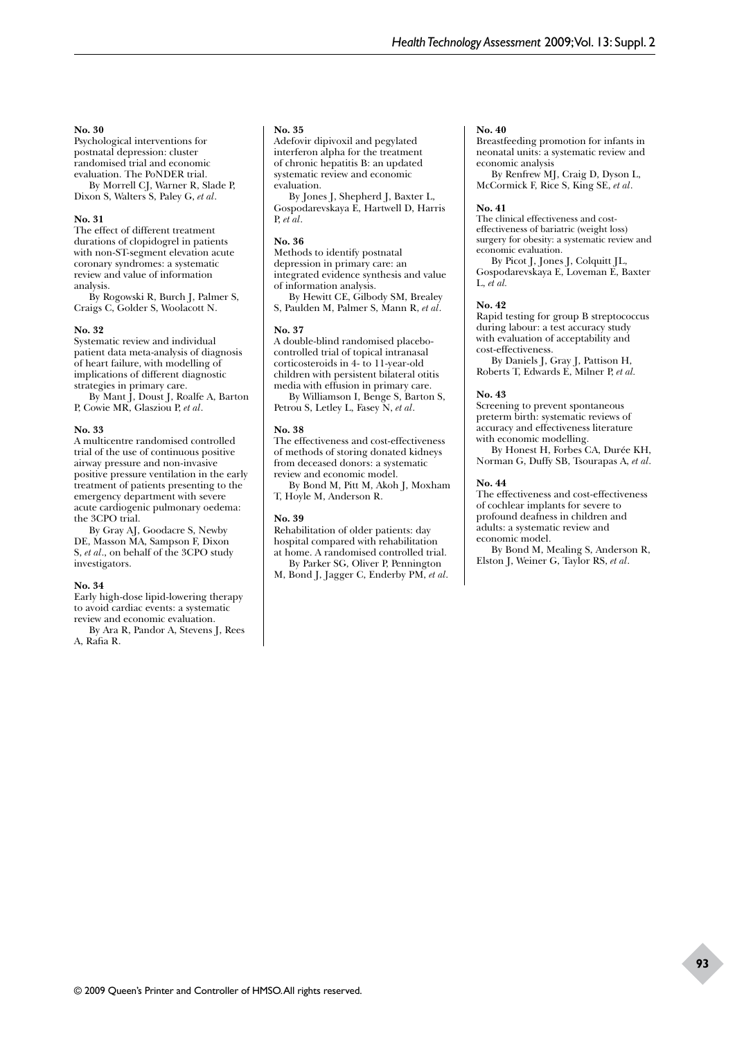**No. 30**
Psychological interventions for postnatal depression: cluster randomised trial and economic evaluation. The PoNDER trial.
By Morrell CJ, Warner R, Slade P, Dixon S, Walters S, Paley G, *et al*.

**No. 31**
The effect of different treatment durations of clopidogrel in patients with non-ST-segment elevation acute coronary syndromes: a systematic review and value of information analysis.
By Rogowski R, Burch J, Palmer S, Craigs C, Golder S, Woolacott N.

**No. 32**
Systematic review and individual patient data meta-analysis of diagnosis of heart failure, with modelling of implications of different diagnostic strategies in primary care.
By Mant J, Doust J, Roalfe A, Barton P, Cowie MR, Glasziou P, *et al*.

**No. 33**
A multicentre randomised controlled trial of the use of continuous positive airway pressure and non-invasive positive pressure ventilation in the early treatment of patients presenting to the emergency department with severe acute cardiogenic pulmonary oedema: the 3CPO trial.
By Gray AJ, Goodacre S, Newby DE, Masson MA, Sampson F, Dixon S, *et al*., on behalf of the 3CPO study investigators.

**No. 34**
Early high-dose lipid-lowering therapy to avoid cardiac events: a systematic review and economic evaluation.
By Ara R, Pandor A, Stevens J, Rees A, Rafia R.

**No. 35**
Adefovir dipivoxil and pegylated interferon alpha for the treatment of chronic hepatitis B: an updated systematic review and economic evaluation.
By Jones J, Shepherd J, Baxter L, Gospodarevskaya E, Hartwell D, Harris P, *et al*.

**No. 36**
Methods to identify postnatal depression in primary care: an integrated evidence synthesis and value of information analysis.
By Hewitt CE, Gilbody SM, Brealey S, Paulden M, Palmer S, Mann R, *et al*.

**No. 37**
A double-blind randomised placebo-controlled trial of topical intranasal corticosteroids in 4- to 11-year-old children with persistent bilateral otitis media with effusion in primary care.
By Williamson I, Benge S, Barton S, Petrou S, Letley L, Fasey N, *et al*.

**No. 38**
The effectiveness and cost-effectiveness of methods of storing donated kidneys from deceased donors: a systematic review and economic model.
By Bond M, Pitt M, Akoh J, Moxham T, Hoyle M, Anderson R.

**No. 39**
Rehabilitation of older patients: day hospital compared with rehabilitation at home. A randomised controlled trial.
By Parker SG, Oliver P, Pennington M, Bond J, Jagger C, Enderby PM, *et al*.

**No. 40**
Breastfeeding promotion for infants in neonatal units: a systematic review and economic analysis
By Renfrew MJ, Craig D, Dyson L, McCormick F, Rice S, King SE, *et al*.

**No. 41**
The clinical effectiveness and cost-effectiveness of bariatric (weight loss) surgery for obesity: a systematic review and economic evaluation.
By Picot J, Jones J, Colquitt JL, Gospodarevskaya E, Loveman E, Baxter L, *et al*.

**No. 42**
Rapid testing for group B streptococcus during labour: a test accuracy study with evaluation of acceptability and cost-effectiveness.
By Daniels J, Gray J, Pattison H, Roberts T, Edwards E, Milner P, *et al*.

**No. 43**
Screening to prevent spontaneous preterm birth: systematic reviews of accuracy and effectiveness literature with economic modelling.
By Honest H, Forbes CA, Durée KH, Norman G, Duffy SB, Tsourapas A, *et al*.

**No. 44**
The effectiveness and cost-effectiveness of cochlear implants for severe to profound deafness in children and adults: a systematic review and economic model.
By Bond M, Mealing S, Anderson R, Elston J, Weiner G, Taylor RS, *et al*.

© 2009 Queen's Printer and Controller of HMSO. All rights reserved.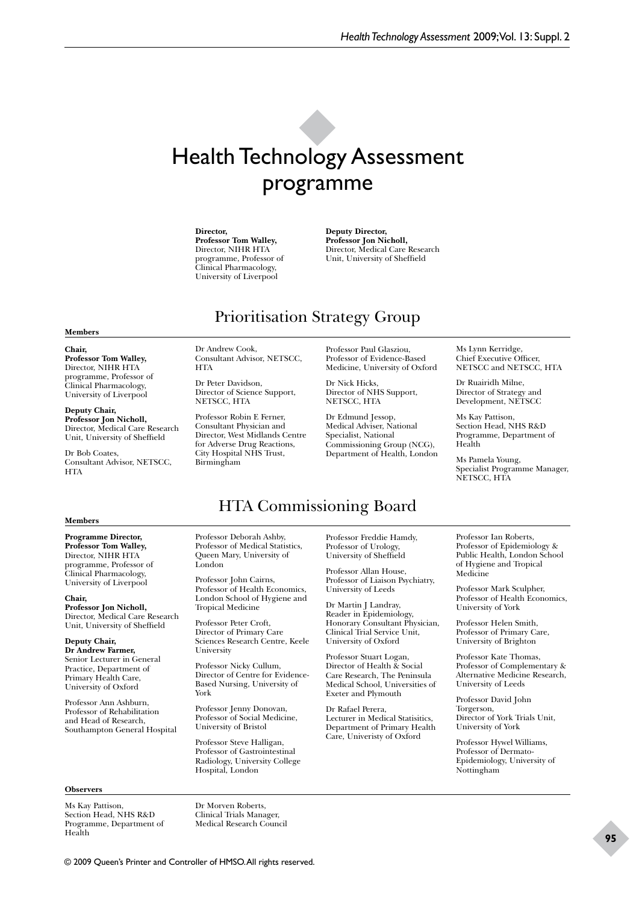# Health Technology Assessment programme

**Director,**
**Professor Tom Walley,**
Director, NIHR HTA programme, Professor of Clinical Pharmacology, University of Liverpool

**Deputy Director,**
**Professor Jon Nicholl,**
Director, Medical Care Research Unit, University of Sheffield

## Prioritisation Strategy Group

**Members**

**Chair,**
**Professor Tom Walley,**
Director, NIHR HTA programme, Professor of Clinical Pharmacology, University of Liverpool

**Deputy Chair,**
**Professor Jon Nicholl,**
Director, Medical Care Research Unit, University of Sheffield

Dr Bob Coates,
Consultant Advisor, NETSCC, HTA

Dr Andrew Cook,
Consultant Advisor, NETSCC, HTA

Dr Peter Davidson,
Director of Science Support, NETSCC, HTA

Professor Robin E Ferner,
Consultant Physician and Director, West Midlands Centre for Adverse Drug Reactions, City Hospital NHS Trust, Birmingham

Professor Paul Glasziou,
Professor of Evidence-Based Medicine, University of Oxford

Dr Nick Hicks,
Director of NHS Support, NETSCC, HTA

Dr Edmund Jessop,
Medical Adviser, National Specialist, National Commissioning Group (NCG), Department of Health, London

Ms Lynn Kerridge,
Chief Executive Officer, NETSCC and NETSCC, HTA

Dr Ruairidh Milne,
Director of Strategy and Development, NETSCC

Ms Kay Pattison,
Section Head, NHS R&D Programme, Department of Health

Ms Pamela Young,
Specialist Programme Manager, NETSCC, HTA

## HTA Commissioning Board

**Members**

**Programme Director,**
**Professor Tom Walley,**
Director, NIHR HTA programme, Professor of Clinical Pharmacology, University of Liverpool

**Chair,**
**Professor Jon Nicholl,**
Director, Medical Care Research Unit, University of Sheffield

**Deputy Chair,**
**Dr Andrew Farmer,**
Senior Lecturer in General Practice, Department of Primary Health Care, University of Oxford

Professor Ann Ashburn,
Professor of Rehabilitation and Head of Research, Southampton General Hospital

Professor Deborah Ashby,
Professor of Medical Statistics, Queen Mary, University of London

Professor John Cairns,
Professor of Health Economics, London School of Hygiene and Tropical Medicine

Professor Peter Croft,
Director of Primary Care Sciences Research Centre, Keele University

Professor Nicky Cullum,
Director of Centre for Evidence-Based Nursing, University of York

Professor Jenny Donovan,
Professor of Social Medicine, University of Bristol

Professor Steve Halligan,
Professor of Gastrointestinal Radiology, University College Hospital, London

Professor Freddie Hamdy,
Professor of Urology, University of Sheffield

Professor Allan House,
Professor of Liaison Psychiatry, University of Leeds

Dr Martin J Landray,
Reader in Epidemiology, Honorary Consultant Physician, Clinical Trial Service Unit, University of Oxford

Professor Stuart Logan,
Director of Health & Social Care Research, The Peninsula Medical School, Universities of Exeter and Plymouth

Dr Rafael Perera,
Lecturer in Medical Statisitics, Department of Primary Health Care, Univeristy of Oxford

Professor Ian Roberts,
Professor of Epidemiology & Public Health, London School of Hygiene and Tropical Medicine

Professor Mark Sculpher,
Professor of Health Economics, University of York

Professor Helen Smith,
Professor of Primary Care, University of Brighton

Professor Kate Thomas,
Professor of Complementary & Alternative Medicine Research, University of Leeds

Professor David John Torgerson,
Director of York Trials Unit, University of York

Professor Hywel Williams,
Professor of Dermato-Epidemiology, University of Nottingham

**Observers**

Ms Kay Pattison,
Section Head, NHS R&D Programme, Department of Health

Dr Morven Roberts,
Clinical Trials Manager, Medical Research Council

© 2009 Queen's Printer and Controller of HMSO. All rights reserved.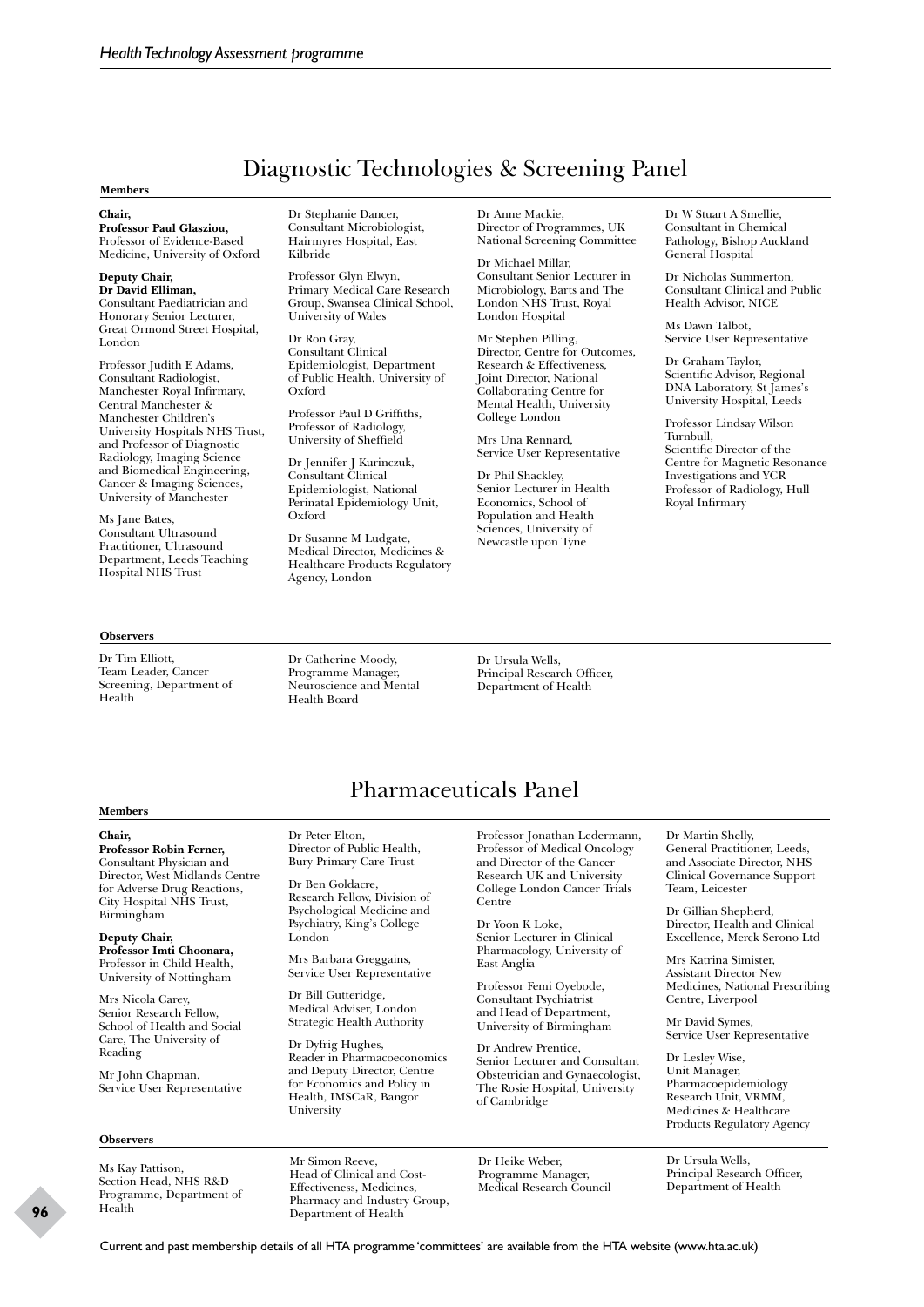# Diagnostic Technologies & Screening Panel

**Members**

**Chair,**
**Professor Paul Glasziou,**
Professor of Evidence-Based Medicine, University of Oxford

**Deputy Chair,**
**Dr David Elliman,**
Consultant Paediatrician and Honorary Senior Lecturer, Great Ormond Street Hospital, London

Professor Judith E Adams, Consultant Radiologist, Manchester Royal Infirmary, Central Manchester & Manchester Children's University Hospitals NHS Trust, and Professor of Diagnostic Radiology, Imaging Science and Biomedical Engineering, Cancer & Imaging Sciences, University of Manchester

Ms Jane Bates, Consultant Ultrasound Practitioner, Ultrasound Department, Leeds Teaching Hospital NHS Trust

Dr Stephanie Dancer, Consultant Microbiologist, Hairmyres Hospital, East Kilbride

Professor Glyn Elwyn, Primary Medical Care Research Group, Swansea Clinical School, University of Wales

Dr Ron Gray, Consultant Clinical Epidemiologist, Department of Public Health, University of Oxford

Professor Paul D Griffiths, Professor of Radiology, University of Sheffield

Dr Jennifer J Kurinczuk, Consultant Clinical Epidemiologist, National Perinatal Epidemiology Unit, Oxford

Dr Susanne M Ludgate, Medical Director, Medicines & Healthcare Products Regulatory Agency, London

Dr Anne Mackie, Director of Programmes, UK National Screening Committee

Dr Michael Millar, Consultant Senior Lecturer in Microbiology, Barts and The London NHS Trust, Royal London Hospital

Mr Stephen Pilling, Director, Centre for Outcomes, Research & Effectiveness, Joint Director, National Collaborating Centre for Mental Health, University College London

Mrs Una Rennard, Service User Representative

Dr Phil Shackley, Senior Lecturer in Health Economics, School of Population and Health Sciences, University of Newcastle upon Tyne

Dr W Stuart A Smellie, Consultant in Chemical Pathology, Bishop Auckland General Hospital

Dr Nicholas Summerton, Consultant Clinical and Public Health Advisor, NICE

Ms Dawn Talbot, Service User Representative

Dr Graham Taylor, Scientific Advisor, Regional DNA Laboratory, St James's University Hospital, Leeds

Professor Lindsay Wilson Turnbull, Scientific Director of the Centre for Magnetic Resonance Investigations and YCR Professor of Radiology, Hull Royal Infirmary

**Observers**

Dr Tim Elliott, Team Leader, Cancer Screening, Department of Health

Dr Catherine Moody, Programme Manager, Neuroscience and Mental Health Board

Dr Ursula Wells, Principal Research Officer, Department of Health

# Pharmaceuticals Panel

**Members**

**Chair,**
**Professor Robin Ferner,**
Consultant Physician and Director, West Midlands Centre for Adverse Drug Reactions, City Hospital NHS Trust, Birmingham

**Deputy Chair,**
**Professor Imti Choonara,**
Professor in Child Health, University of Nottingham

Mrs Nicola Carey, Senior Research Fellow, School of Health and Social Care, The University of Reading

Mr John Chapman, Service User Representative

Dr Peter Elton, Director of Public Health, Bury Primary Care Trust

Dr Ben Goldacre, Research Fellow, Division of Psychological Medicine and Psychiatry, King's College London

Mrs Barbara Greggains, Service User Representative

Dr Bill Gutteridge, Medical Adviser, London Strategic Health Authority

Dr Dyfrig Hughes, Reader in Pharmacoeconomics and Deputy Director, Centre for Economics and Policy in Health, IMSCaR, Bangor University

Professor Jonathan Ledermann, Professor of Medical Oncology and Director of the Cancer Research UK and University College London Cancer Trials Centre

Dr Yoon K Loke, Senior Lecturer in Clinical Pharmacology, University of East Anglia

Professor Femi Oyebode, Consultant Psychiatrist and Head of Department, University of Birmingham

Dr Andrew Prentice, Senior Lecturer and Consultant Obstetrician and Gynaecologist, The Rosie Hospital, University of Cambridge

Dr Martin Shelly, General Practitioner, Leeds, and Associate Director, NHS Clinical Governance Support Team, Leicester

Dr Gillian Shepherd, Director, Health and Clinical Excellence, Merck Serono Ltd

Mrs Katrina Simister, Assistant Director New Medicines, National Prescribing Centre, Liverpool

Mr David Symes, Service User Representative

Dr Lesley Wise, Unit Manager, Pharmacoepidemiology Research Unit, VRMM, Medicines & Healthcare Products Regulatory Agency

**Observers**

Ms Kay Pattison, Section Head, NHS R&D Programme, Department of Health

Mr Simon Reeve, Head of Clinical and Cost-Effectiveness, Medicines, Pharmacy and Industry Group, Department of Health

Dr Heike Weber, Programme Manager, Medical Research Council

Dr Ursula Wells, Principal Research Officer, Department of Health

Current and past membership details of all HTA programme 'committees' are available from the HTA website (www.hta.ac.uk)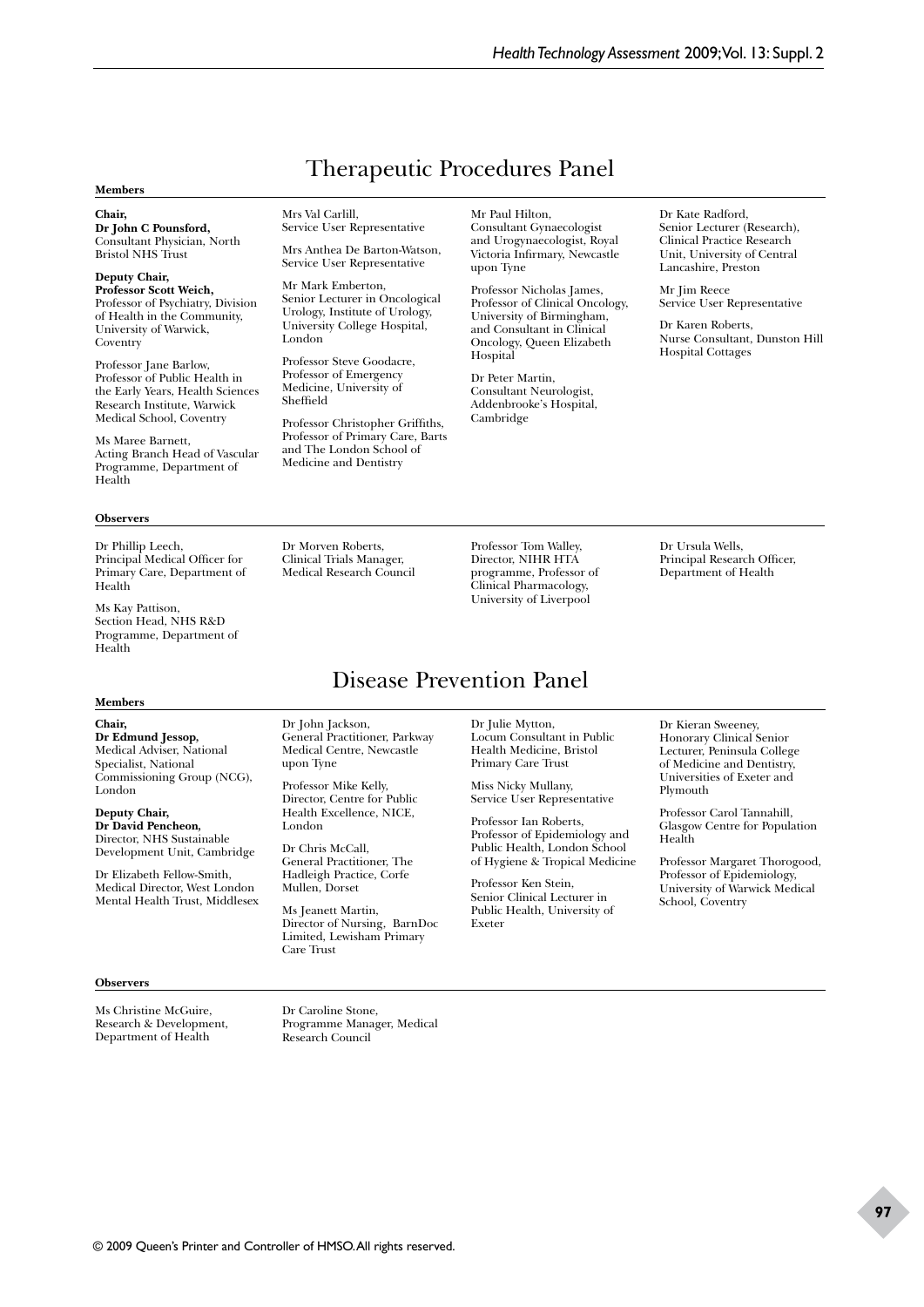## Therapeutic Procedures Panel

**Members**

**Chair,**
**Dr John C Pounsford,**
Consultant Physician, North Bristol NHS Trust

**Deputy Chair,**
**Professor Scott Weich,**
Professor of Psychiatry, Division of Health in the Community, University of Warwick, Coventry

Professor Jane Barlow,
Professor of Public Health in the Early Years, Health Sciences Research Institute, Warwick Medical School, Coventry

Ms Maree Barnett,
Acting Branch Head of Vascular Programme, Department of Health

Mrs Val Carlill,
Service User Representative

Mrs Anthea De Barton-Watson,
Service User Representative

Mr Mark Emberton,
Senior Lecturer in Oncological Urology, Institute of Urology, University College Hospital, London

Professor Steve Goodacre,
Professor of Emergency Medicine, University of Sheffield

Professor Christopher Griffiths,
Professor of Primary Care, Barts and The London School of Medicine and Dentistry

Mr Paul Hilton,
Consultant Gynaecologist and Urogynaecologist, Royal Victoria Infirmary, Newcastle upon Tyne

Professor Nicholas James,
Professor of Clinical Oncology, University of Birmingham, and Consultant in Clinical Oncology, Queen Elizabeth Hospital

Dr Peter Martin,
Consultant Neurologist, Addenbrooke's Hospital, Cambridge

Dr Kate Radford,
Senior Lecturer (Research), Clinical Practice Research Unit, University of Central Lancashire, Preston

Mr Jim Reece
Service User Representative

Dr Karen Roberts,
Nurse Consultant, Dunston Hill Hospital Cottages

**Observers**

Dr Phillip Leech,
Principal Medical Officer for Primary Care, Department of Health

Ms Kay Pattison,
Section Head, NHS R&D Programme, Department of Health

Dr Morven Roberts,
Clinical Trials Manager, Medical Research Council

Professor Tom Walley,
Director, NIHR HTA programme, Professor of Clinical Pharmacology, University of Liverpool

Dr Ursula Wells,
Principal Research Officer, Department of Health

## Disease Prevention Panel

**Members**

**Chair,**
**Dr Edmund Jessop,**
Medical Adviser, National Specialist, National Commissioning Group (NCG), London

**Deputy Chair,**
**Dr David Pencheon,**
Director, NHS Sustainable Development Unit, Cambridge

Dr Elizabeth Fellow-Smith,
Medical Director, West London Mental Health Trust, Middlesex

Dr John Jackson,
General Practitioner, Parkway Medical Centre, Newcastle upon Tyne

Professor Mike Kelly,
Director, Centre for Public Health Excellence, NICE, London

Dr Chris McCall,
General Practitioner, The Hadleigh Practice, Corfe Mullen, Dorset

Ms Jeanett Martin,
Director of Nursing, BarnDoc Limited, Lewisham Primary Care Trust

Dr Julie Mytton,
Locum Consultant in Public Health Medicine, Bristol Primary Care Trust

Miss Nicky Mullany,
Service User Representative

Professor Ian Roberts,
Professor of Epidemiology and Public Health, London School of Hygiene & Tropical Medicine

Professor Ken Stein,
Senior Clinical Lecturer in Public Health, University of Exeter

Dr Kieran Sweeney,
Honorary Clinical Senior Lecturer, Peninsula College of Medicine and Dentistry, Universities of Exeter and Plymouth

Professor Carol Tannahill,
Glasgow Centre for Population Health

Professor Margaret Thorogood,
Professor of Epidemiology, University of Warwick Medical School, Coventry

**Observers**

Ms Christine McGuire,
Research & Development, Department of Health

Dr Caroline Stone,
Programme Manager, Medical Research Council

© 2009 Queen's Printer and Controller of HMSO. All rights reserved.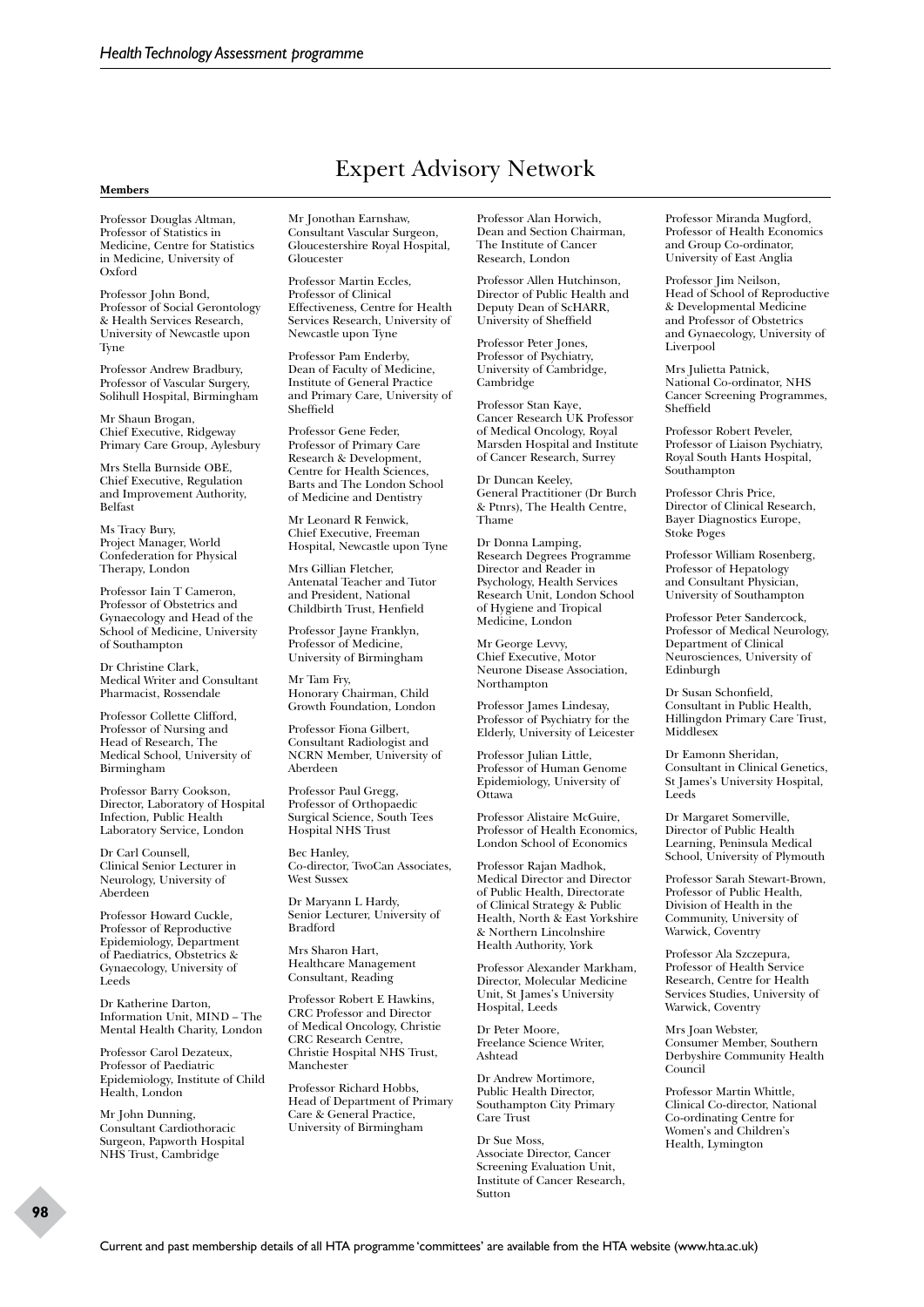# Expert Advisory Network

**Members**

Professor Douglas Altman, Professor of Statistics in Medicine, Centre for Statistics in Medicine, University of Oxford

Professor John Bond, Professor of Social Gerontology & Health Services Research, University of Newcastle upon Tyne

Professor Andrew Bradbury, Professor of Vascular Surgery, Solihull Hospital, Birmingham

Mr Shaun Brogan, Chief Executive, Ridgeway Primary Care Group, Aylesbury

Mrs Stella Burnside OBE, Chief Executive, Regulation and Improvement Authority, Belfast

Ms Tracy Bury, Project Manager, World Confederation for Physical Therapy, London

Professor Iain T Cameron, Professor of Obstetrics and Gynaecology and Head of the School of Medicine, University of Southampton

Dr Christine Clark, Medical Writer and Consultant Pharmacist, Rossendale

Professor Collette Clifford, Professor of Nursing and Head of Research, The Medical School, University of Birmingham

Professor Barry Cookson, Director, Laboratory of Hospital Infection, Public Health Laboratory Service, London

Dr Carl Counsell, Clinical Senior Lecturer in Neurology, University of Aberdeen

Professor Howard Cuckle, Professor of Reproductive Epidemiology, Department of Paediatrics, Obstetrics & Gynaecology, University of Leeds

Dr Katherine Darton, Information Unit, MIND – The Mental Health Charity, London

Professor Carol Dezateux, Professor of Paediatric Epidemiology, Institute of Child Health, London

Mr John Dunning, Consultant Cardiothoracic Surgeon, Papworth Hospital NHS Trust, Cambridge

Mr Jonothan Earnshaw, Consultant Vascular Surgeon, Gloucestershire Royal Hospital, Gloucester

Professor Martin Eccles, Professor of Clinical Effectiveness, Centre for Health Services Research, University of Newcastle upon Tyne

Professor Pam Enderby, Dean of Faculty of Medicine, Institute of General Practice and Primary Care, University of Sheffield

Professor Gene Feder, Professor of Primary Care Research & Development, Centre for Health Sciences, Barts and The London School of Medicine and Dentistry

Mr Leonard R Fenwick, Chief Executive, Freeman Hospital, Newcastle upon Tyne

Mrs Gillian Fletcher, Antenatal Teacher and Tutor and President, National Childbirth Trust, Henfield

Professor Jayne Franklyn, Professor of Medicine, University of Birmingham

Mr Tam Fry, Honorary Chairman, Child Growth Foundation, London

Professor Fiona Gilbert, Consultant Radiologist and NCRN Member, University of Aberdeen

Professor Paul Gregg, Professor of Orthopaedic Surgical Science, South Tees Hospital NHS Trust

Bec Hanley, Co-director, TwoCan Associates, West Sussex

Dr Maryann L Hardy, Senior Lecturer, University of Bradford

Mrs Sharon Hart, Healthcare Management Consultant, Reading

Professor Robert E Hawkins, CRC Professor and Director of Medical Oncology, Christie CRC Research Centre, Christie Hospital NHS Trust, Manchester

Professor Richard Hobbs, Head of Department of Primary Care & General Practice, University of Birmingham

Professor Alan Horwich, Dean and Section Chairman, The Institute of Cancer Research, London

Professor Allen Hutchinson, Director of Public Health and Deputy Dean of ScHARR, University of Sheffield

Professor Peter Jones, Professor of Psychiatry, University of Cambridge, Cambridge

Professor Stan Kaye, Cancer Research UK Professor of Medical Oncology, Royal Marsden Hospital and Institute of Cancer Research, Surrey

Dr Duncan Keeley, General Practitioner (Dr Burch & Ptnrs), The Health Centre, Thame

Dr Donna Lamping, Research Degrees Programme Director and Reader in Psychology, Health Services Research Unit, London School of Hygiene and Tropical Medicine, London

Mr George Levvy, Chief Executive, Motor Neurone Disease Association, Northampton

Professor James Lindesay, Professor of Psychiatry for the Elderly, University of Leicester

Professor Julian Little, Professor of Human Genome Epidemiology, University of Ottawa

Professor Alistaire McGuire, Professor of Health Economics, London School of Economics

Professor Rajan Madhok, Medical Director and Director of Public Health, Directorate of Clinical Strategy & Public Health, North & East Yorkshire & Northern Lincolnshire Health Authority, York

Professor Alexander Markham, Director, Molecular Medicine Unit, St James's University Hospital, Leeds

Dr Peter Moore, Freelance Science Writer, Ashtead

Dr Andrew Mortimore, Public Health Director, Southampton City Primary Care Trust

Dr Sue Moss, Associate Director, Cancer Screening Evaluation Unit, Institute of Cancer Research, Sutton

Professor Miranda Mugford, Professor of Health Economics and Group Co-ordinator, University of East Anglia

Professor Jim Neilson, Head of School of Reproductive & Developmental Medicine and Professor of Obstetrics and Gynaecology, University of Liverpool

Mrs Julietta Patnick, National Co-ordinator, NHS Cancer Screening Programmes, Sheffield

Professor Robert Peveler, Professor of Liaison Psychiatry, Royal South Hants Hospital, Southampton

Professor Chris Price, Director of Clinical Research, Bayer Diagnostics Europe, Stoke Poges

Professor William Rosenberg, Professor of Hepatology and Consultant Physician, University of Southampton

Professor Peter Sandercock, Professor of Medical Neurology, Department of Clinical Neurosciences, University of Edinburgh

Dr Susan Schonfield, Consultant in Public Health, Hillingdon Primary Care Trust, Middlesex

Dr Eamonn Sheridan, Consultant in Clinical Genetics, St James's University Hospital, Leeds

Dr Margaret Somerville, Director of Public Health Learning, Peninsula Medical School, University of Plymouth

Professor Sarah Stewart-Brown, Professor of Public Health, Division of Health in the Community, University of Warwick, Coventry

Professor Ala Szczepura, Professor of Health Service Research, Centre for Health Services Studies, University of Warwick, Coventry

Mrs Joan Webster, Consumer Member, Southern Derbyshire Community Health Council

Professor Martin Whittle, Clinical Co-director, National Co-ordinating Centre for Women's and Children's Health, Lymington

Current and past membership details of all HTA programme 'committees' are available from the HTA website (www.hta.ac.uk)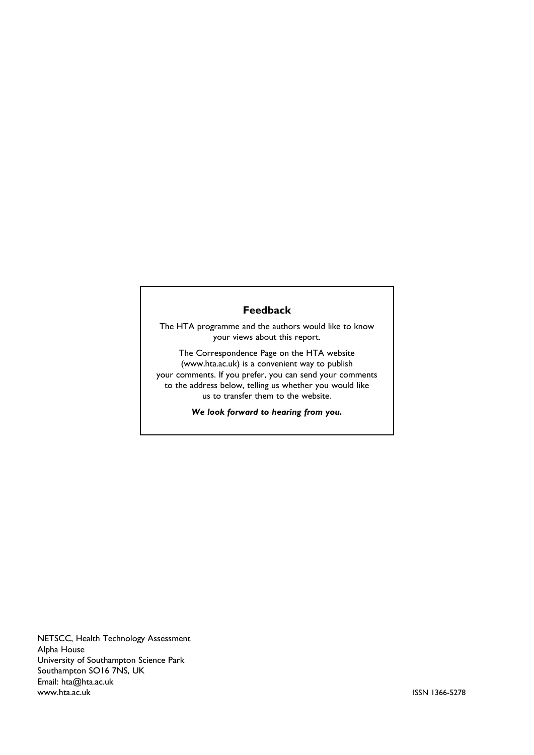## Feedback

The HTA programme and the authors would like to know your views about this report.

The Correspondence Page on the HTA website (www.hta.ac.uk) is a convenient way to publish your comments. If you prefer, you can send your comments to the address below, telling us whether you would like us to transfer them to the website.

***We look forward to hearing from you.***

NETSCC, Health Technology Assessment
Alpha House
University of Southampton Science Park
Southampton SO16 7NS, UK
Email: hta@hta.ac.uk
www.hta.ac.uk

ISSN 1366-5278